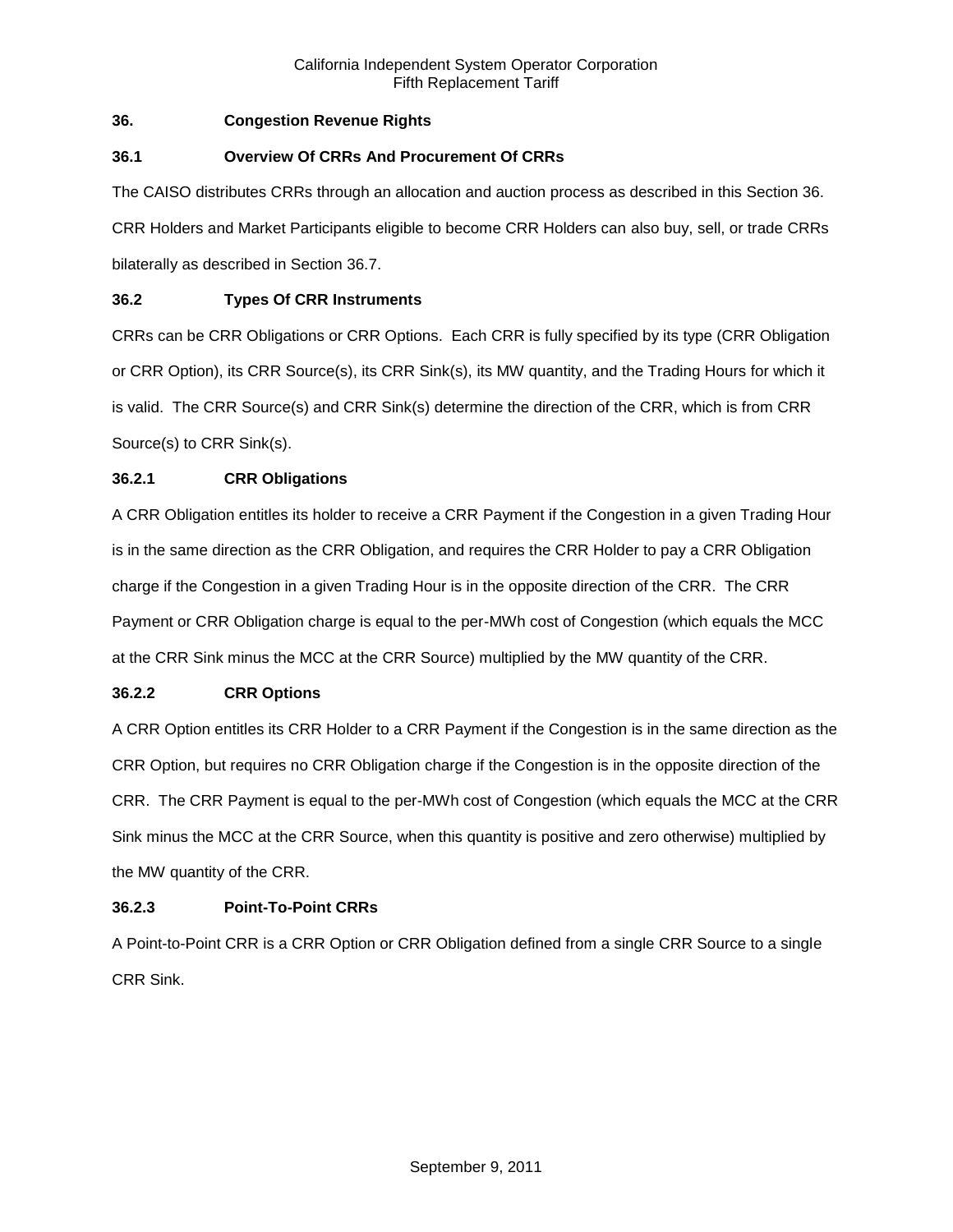# 36. Congestion Revenue Rights

## 36.1 Overview Of CRRs And Procurement Of CRRs

The CAISO distributes CRRs through an allocation and auction process as described in this Section 36. CRR Holders and Market Participants eligible to become CRR Holders can also buy, sell, or trade CRRs bilaterally as described in Section 36.7.

## 36.2 Types Of CRR Instruments

CRRs can be CRR Obligations or CRR Options. Each CRR is fully specified by its type (CRR Obligation or CRR Option), its CRR Source(s), its CRR Sink(s), its MW quantity, and the Trading Hours for which it is valid. The CRR Source(s) and CRR Sink(s) determine the direction of the CRR, which is from CRR Source(s) to CRR Sink(s).

### 36.2.1 CRR Obligations

A CRR Obligation entitles its holder to receive a CRR Payment if the Congestion in a given Trading Hour is in the same direction as the CRR Obligation, and requires the CRR Holder to pay a CRR Obligation charge if the Congestion in a given Trading Hour is in the opposite direction of the CRR. The CRR Payment or CRR Obligation charge is equal to the per-MWh cost of Congestion (which equals the MCC at the CRR Sink minus the MCC at the CRR Source) multiplied by the MW quantity of the CRR.

### 36.2.2 CRR Options

A CRR Option entitles its CRR Holder to a CRR Payment if the Congestion is in the same direction as the CRR Option, but requires no CRR Obligation charge if the Congestion is in the opposite direction of the CRR. The CRR Payment is equal to the per-MWh cost of Congestion (which equals the MCC at the CRR Sink minus the MCC at the CRR Source, when this quantity is positive and zero otherwise) multiplied by the MW quantity of the CRR.

### 36.2.3 Point-To-Point CRRs

A Point-to-Point CRR is a CRR Option or CRR Obligation defined from a single CRR Source to a single CRR Sink.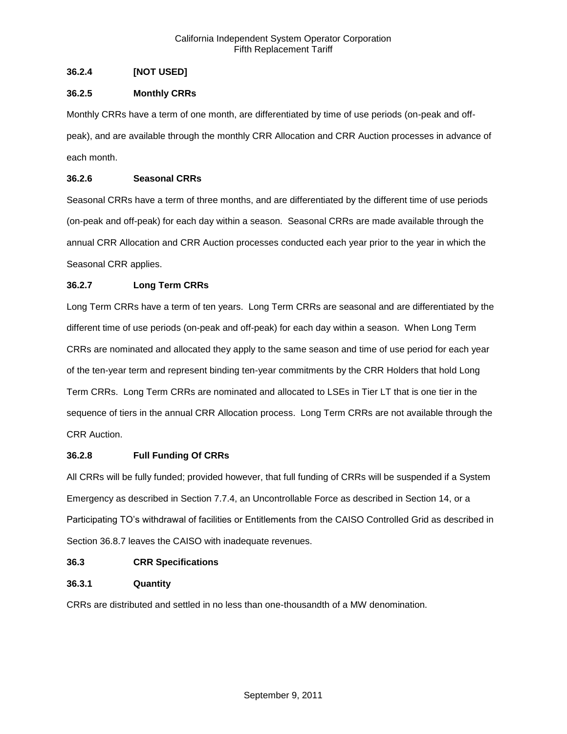### 36.2.4 [NOT USED]

### 36.2.5 Monthly CRRs

Monthly CRRs have a term of one month, are differentiated by time of use periods (on-peak and off-peak), and are available through the monthly CRR Allocation and CRR Auction processes in advance of each month.

### 36.2.6 Seasonal CRRs

Seasonal CRRs have a term of three months, and are differentiated by the different time of use periods (on-peak and off-peak) for each day within a season. Seasonal CRRs are made available through the annual CRR Allocation and CRR Auction processes conducted each year prior to the year in which the Seasonal CRR applies.

### 36.2.7 Long Term CRRs

Long Term CRRs have a term of ten years. Long Term CRRs are seasonal and are differentiated by the different time of use periods (on-peak and off-peak) for each day within a season. When Long Term CRRs are nominated and allocated they apply to the same season and time of use period for each year of the ten-year term and represent binding ten-year commitments by the CRR Holders that hold Long Term CRRs. Long Term CRRs are nominated and allocated to LSEs in Tier LT that is one tier in the sequence of tiers in the annual CRR Allocation process. Long Term CRRs are not available through the CRR Auction.

### 36.2.8 Full Funding Of CRRs

All CRRs will be fully funded; provided however, that full funding of CRRs will be suspended if a System Emergency as described in Section 7.7.4, an Uncontrollable Force as described in Section 14, or a Participating TO's withdrawal of facilities or Entitlements from the CAISO Controlled Grid as described in Section 36.8.7 leaves the CAISO with inadequate revenues.

## 36.3 CRR Specifications

### 36.3.1 Quantity

CRRs are distributed and settled in no less than one-thousandth of a MW denomination.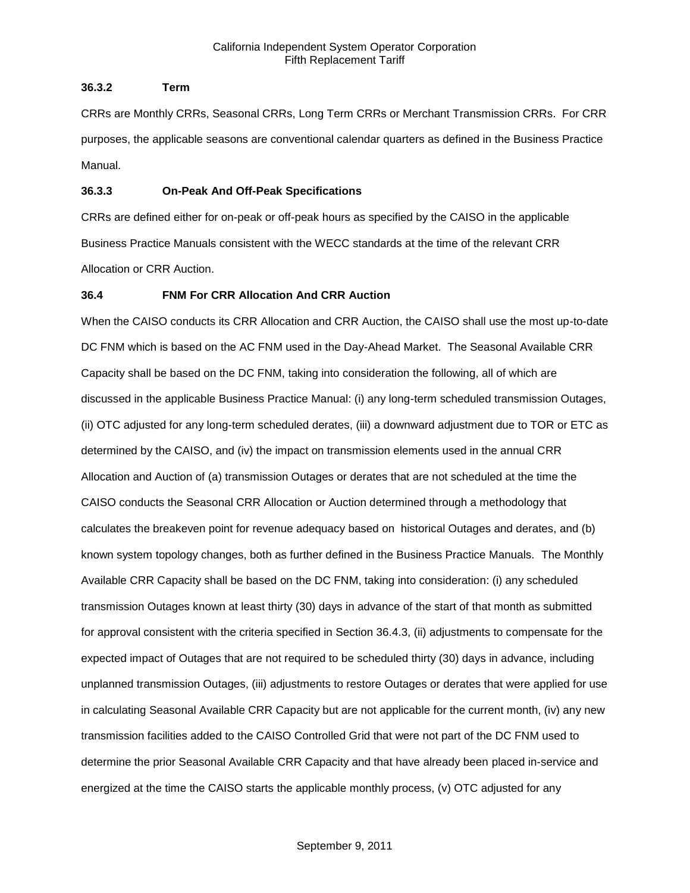### 36.3.2 Term

CRRs are Monthly CRRs, Seasonal CRRs, Long Term CRRs or Merchant Transmission CRRs. For CRR purposes, the applicable seasons are conventional calendar quarters as defined in the Business Practice Manual.

### 36.3.3 On-Peak And Off-Peak Specifications

CRRs are defined either for on-peak or off-peak hours as specified by the CAISO in the applicable Business Practice Manuals consistent with the WECC standards at the time of the relevant CRR Allocation or CRR Auction.

## 36.4 FNM For CRR Allocation And CRR Auction

When the CAISO conducts its CRR Allocation and CRR Auction, the CAISO shall use the most up-to-date DC FNM which is based on the AC FNM used in the Day-Ahead Market. The Seasonal Available CRR Capacity shall be based on the DC FNM, taking into consideration the following, all of which are discussed in the applicable Business Practice Manual: (i) any long-term scheduled transmission Outages, (ii) OTC adjusted for any long-term scheduled derates, (iii) a downward adjustment due to TOR or ETC as determined by the CAISO, and (iv) the impact on transmission elements used in the annual CRR Allocation and Auction of (a) transmission Outages or derates that are not scheduled at the time the CAISO conducts the Seasonal CRR Allocation or Auction determined through a methodology that calculates the breakeven point for revenue adequacy based on historical Outages and derates, and (b) known system topology changes, both as further defined in the Business Practice Manuals. The Monthly Available CRR Capacity shall be based on the DC FNM, taking into consideration: (i) any scheduled transmission Outages known at least thirty (30) days in advance of the start of that month as submitted for approval consistent with the criteria specified in Section 36.4.3, (ii) adjustments to compensate for the expected impact of Outages that are not required to be scheduled thirty (30) days in advance, including unplanned transmission Outages, (iii) adjustments to restore Outages or derates that were applied for use in calculating Seasonal Available CRR Capacity but are not applicable for the current month, (iv) any new transmission facilities added to the CAISO Controlled Grid that were not part of the DC FNM used to determine the prior Seasonal Available CRR Capacity and that have already been placed in-service and energized at the time the CAISO starts the applicable monthly process, (v) OTC adjusted for any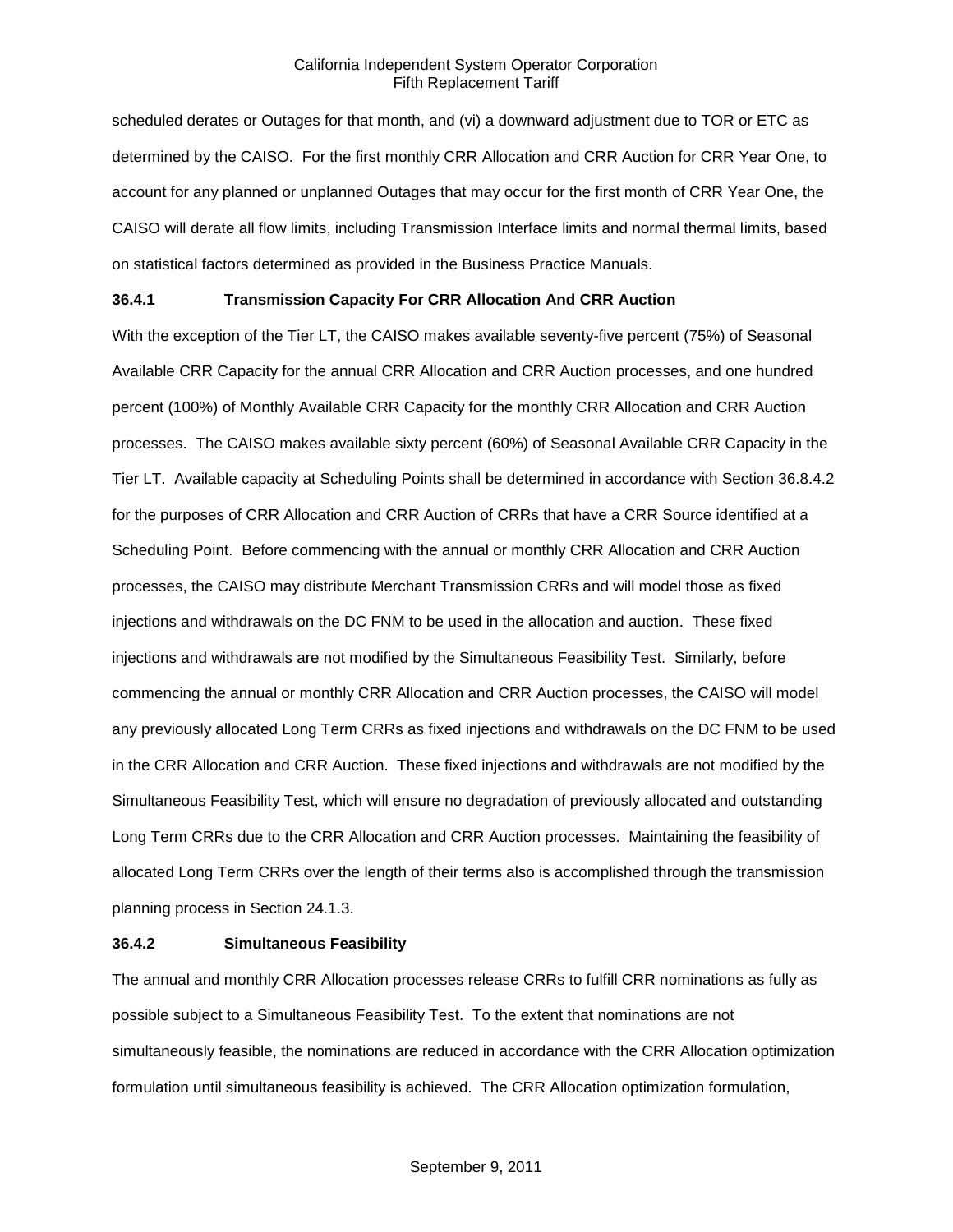scheduled derates or Outages for that month, and (vi) a downward adjustment due to TOR or ETC as determined by the CAISO. For the first monthly CRR Allocation and CRR Auction for CRR Year One, to account for any planned or unplanned Outages that may occur for the first month of CRR Year One, the CAISO will derate all flow limits, including Transmission Interface limits and normal thermal limits, based on statistical factors determined as provided in the Business Practice Manuals.

### 36.4.1 Transmission Capacity For CRR Allocation And CRR Auction

With the exception of the Tier LT, the CAISO makes available seventy-five percent (75%) of Seasonal Available CRR Capacity for the annual CRR Allocation and CRR Auction processes, and one hundred percent (100%) of Monthly Available CRR Capacity for the monthly CRR Allocation and CRR Auction processes. The CAISO makes available sixty percent (60%) of Seasonal Available CRR Capacity in the Tier LT. Available capacity at Scheduling Points shall be determined in accordance with Section 36.8.4.2 for the purposes of CRR Allocation and CRR Auction of CRRs that have a CRR Source identified at a Scheduling Point. Before commencing with the annual or monthly CRR Allocation and CRR Auction processes, the CAISO may distribute Merchant Transmission CRRs and will model those as fixed injections and withdrawals on the DC FNM to be used in the allocation and auction. These fixed injections and withdrawals are not modified by the Simultaneous Feasibility Test. Similarly, before commencing the annual or monthly CRR Allocation and CRR Auction processes, the CAISO will model any previously allocated Long Term CRRs as fixed injections and withdrawals on the DC FNM to be used in the CRR Allocation and CRR Auction. These fixed injections and withdrawals are not modified by the Simultaneous Feasibility Test, which will ensure no degradation of previously allocated and outstanding Long Term CRRs due to the CRR Allocation and CRR Auction processes. Maintaining the feasibility of allocated Long Term CRRs over the length of their terms also is accomplished through the transmission planning process in Section 24.1.3.

### 36.4.2 Simultaneous Feasibility

The annual and monthly CRR Allocation processes release CRRs to fulfill CRR nominations as fully as possible subject to a Simultaneous Feasibility Test. To the extent that nominations are not simultaneously feasible, the nominations are reduced in accordance with the CRR Allocation optimization formulation until simultaneous feasibility is achieved. The CRR Allocation optimization formulation,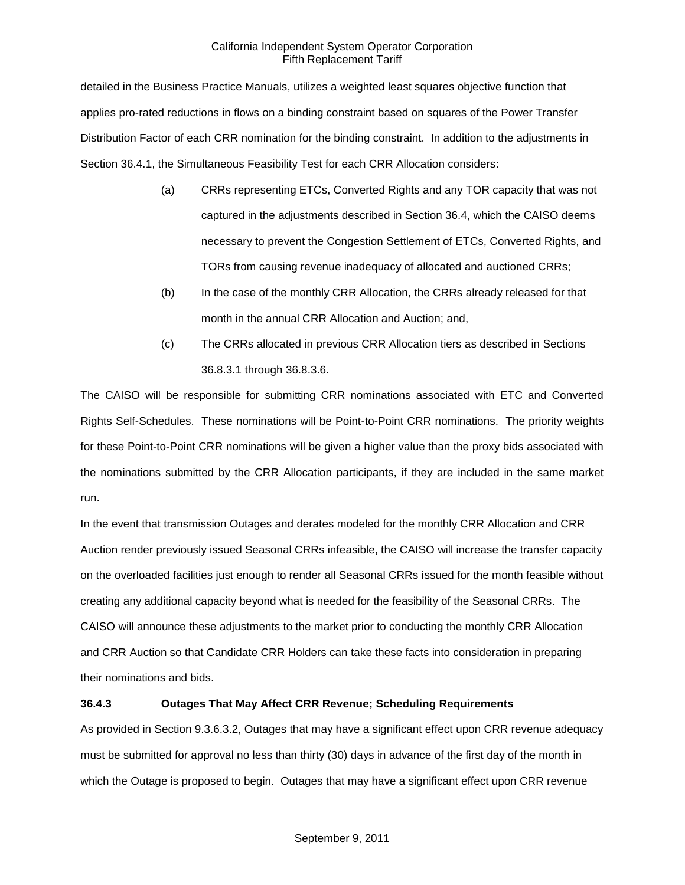detailed in the Business Practice Manuals, utilizes a weighted least squares objective function that applies pro-rated reductions in flows on a binding constraint based on squares of the Power Transfer Distribution Factor of each CRR nomination for the binding constraint. In addition to the adjustments in Section 36.4.1, the Simultaneous Feasibility Test for each CRR Allocation considers:

(a) CRRs representing ETCs, Converted Rights and any TOR capacity that was not captured in the adjustments described in Section 36.4, which the CAISO deems necessary to prevent the Congestion Settlement of ETCs, Converted Rights, and TORs from causing revenue inadequacy of allocated and auctioned CRRs;

(b) In the case of the monthly CRR Allocation, the CRRs already released for that month in the annual CRR Allocation and Auction; and,

(c) The CRRs allocated in previous CRR Allocation tiers as described in Sections 36.8.3.1 through 36.8.3.6.

The CAISO will be responsible for submitting CRR nominations associated with ETC and Converted Rights Self-Schedules. These nominations will be Point-to-Point CRR nominations. The priority weights for these Point-to-Point CRR nominations will be given a higher value than the proxy bids associated with the nominations submitted by the CRR Allocation participants, if they are included in the same market run.

In the event that transmission Outages and derates modeled for the monthly CRR Allocation and CRR Auction render previously issued Seasonal CRRs infeasible, the CAISO will increase the transfer capacity on the overloaded facilities just enough to render all Seasonal CRRs issued for the month feasible without creating any additional capacity beyond what is needed for the feasibility of the Seasonal CRRs. The CAISO will announce these adjustments to the market prior to conducting the monthly CRR Allocation and CRR Auction so that Candidate CRR Holders can take these facts into consideration in preparing their nominations and bids.

### 36.4.3 Outages That May Affect CRR Revenue; Scheduling Requirements

As provided in Section 9.3.6.3.2, Outages that may have a significant effect upon CRR revenue adequacy must be submitted for approval no less than thirty (30) days in advance of the first day of the month in which the Outage is proposed to begin. Outages that may have a significant effect upon CRR revenue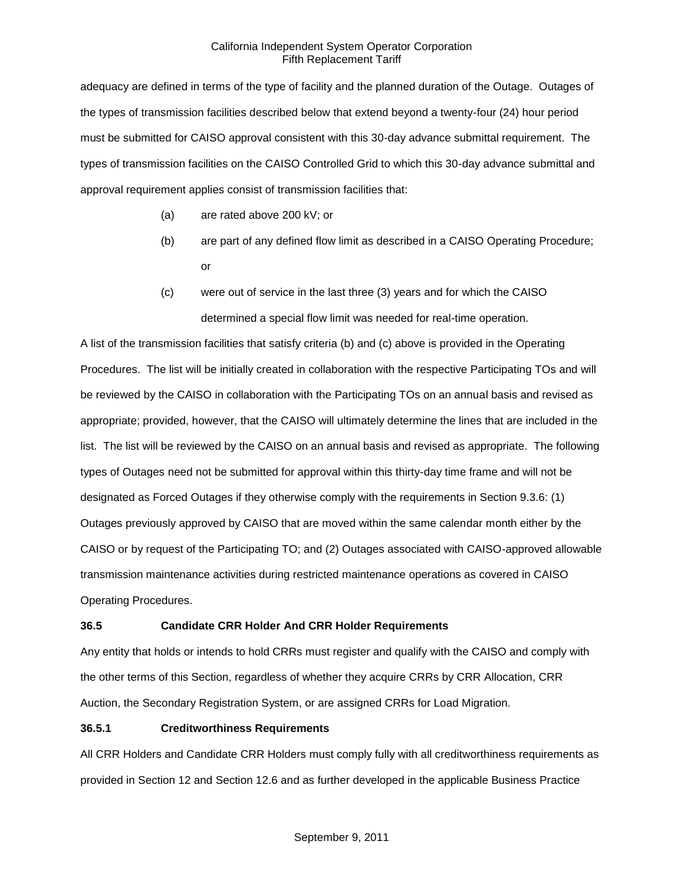adequacy are defined in terms of the type of facility and the planned duration of the Outage. Outages of the types of transmission facilities described below that extend beyond a twenty-four (24) hour period must be submitted for CAISO approval consistent with this 30-day advance submittal requirement. The types of transmission facilities on the CAISO Controlled Grid to which this 30-day advance submittal and approval requirement applies consist of transmission facilities that:

(a) are rated above 200 kV; or

(b) are part of any defined flow limit as described in a CAISO Operating Procedure; or

(c) were out of service in the last three (3) years and for which the CAISO determined a special flow limit was needed for real-time operation.

A list of the transmission facilities that satisfy criteria (b) and (c) above is provided in the Operating Procedures. The list will be initially created in collaboration with the respective Participating TOs and will be reviewed by the CAISO in collaboration with the Participating TOs on an annual basis and revised as appropriate; provided, however, that the CAISO will ultimately determine the lines that are included in the list. The list will be reviewed by the CAISO on an annual basis and revised as appropriate. The following types of Outages need not be submitted for approval within this thirty-day time frame and will not be designated as Forced Outages if they otherwise comply with the requirements in Section 9.3.6: (1) Outages previously approved by CAISO that are moved within the same calendar month either by the CAISO or by request of the Participating TO; and (2) Outages associated with CAISO-approved allowable transmission maintenance activities during restricted maintenance operations as covered in CAISO Operating Procedures.

### 36.5 Candidate CRR Holder And CRR Holder Requirements

Any entity that holds or intends to hold CRRs must register and qualify with the CAISO and comply with the other terms of this Section, regardless of whether they acquire CRRs by CRR Allocation, CRR Auction, the Secondary Registration System, or are assigned CRRs for Load Migration.

#### 36.5.1 Creditworthiness Requirements

All CRR Holders and Candidate CRR Holders must comply fully with all creditworthiness requirements as provided in Section 12 and Section 12.6 and as further developed in the applicable Business Practice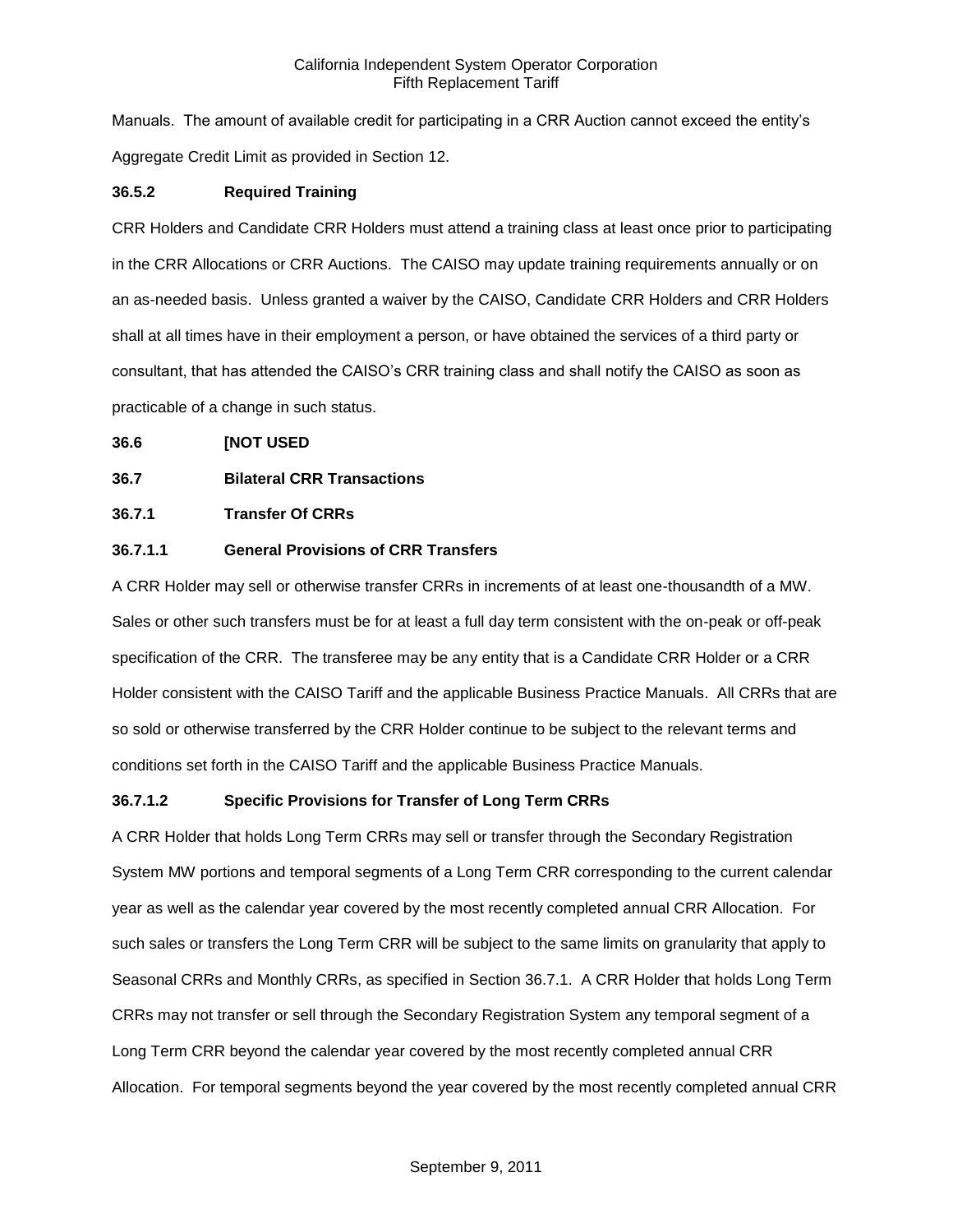Manuals. The amount of available credit for participating in a CRR Auction cannot exceed the entity's Aggregate Credit Limit as provided in Section 12.

**36.5.2 Required Training**

CRR Holders and Candidate CRR Holders must attend a training class at least once prior to participating in the CRR Allocations or CRR Auctions. The CAISO may update training requirements annually or on an as-needed basis. Unless granted a waiver by the CAISO, Candidate CRR Holders and CRR Holders shall at all times have in their employment a person, or have obtained the services of a third party or consultant, that has attended the CAISO's CRR training class and shall notify the CAISO as soon as practicable of a change in such status.

**36.6 [NOT USED**

**36.7 Bilateral CRR Transactions**

**36.7.1 Transfer Of CRRs**

**36.7.1.1 General Provisions of CRR Transfers**

A CRR Holder may sell or otherwise transfer CRRs in increments of at least one-thousandth of a MW. Sales or other such transfers must be for at least a full day term consistent with the on-peak or off-peak specification of the CRR. The transferee may be any entity that is a Candidate CRR Holder or a CRR Holder consistent with the CAISO Tariff and the applicable Business Practice Manuals. All CRRs that are so sold or otherwise transferred by the CRR Holder continue to be subject to the relevant terms and conditions set forth in the CAISO Tariff and the applicable Business Practice Manuals.

**36.7.1.2 Specific Provisions for Transfer of Long Term CRRs**

A CRR Holder that holds Long Term CRRs may sell or transfer through the Secondary Registration System MW portions and temporal segments of a Long Term CRR corresponding to the current calendar year as well as the calendar year covered by the most recently completed annual CRR Allocation. For such sales or transfers the Long Term CRR will be subject to the same limits on granularity that apply to Seasonal CRRs and Monthly CRRs, as specified in Section 36.7.1. A CRR Holder that holds Long Term CRRs may not transfer or sell through the Secondary Registration System any temporal segment of a Long Term CRR beyond the calendar year covered by the most recently completed annual CRR Allocation. For temporal segments beyond the year covered by the most recently completed annual CRR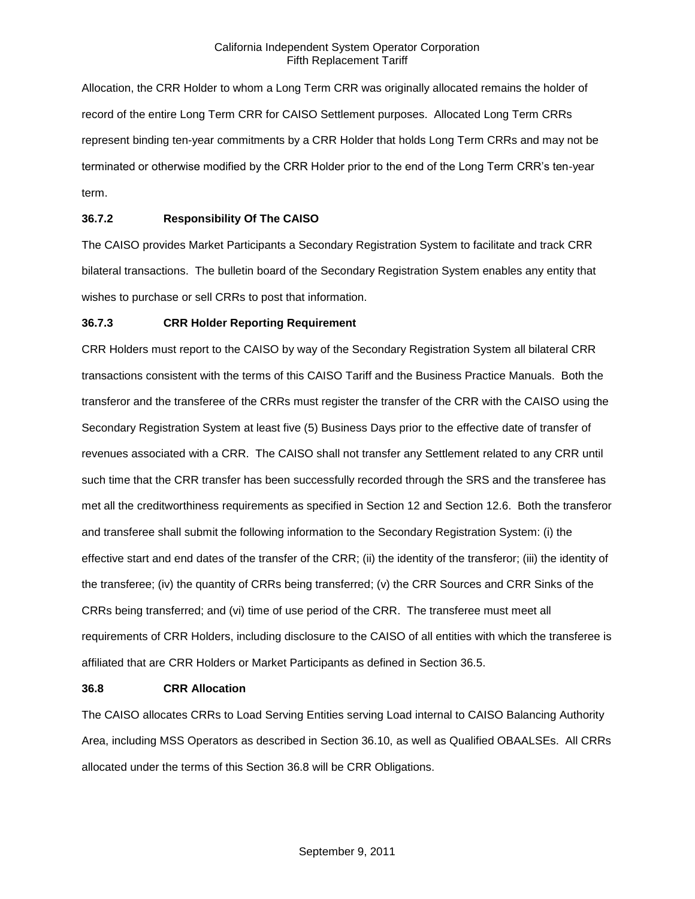Allocation, the CRR Holder to whom a Long Term CRR was originally allocated remains the holder of record of the entire Long Term CRR for CAISO Settlement purposes. Allocated Long Term CRRs represent binding ten-year commitments by a CRR Holder that holds Long Term CRRs and may not be terminated or otherwise modified by the CRR Holder prior to the end of the Long Term CRR's ten-year term.

### 36.7.2 Responsibility Of The CAISO

The CAISO provides Market Participants a Secondary Registration System to facilitate and track CRR bilateral transactions. The bulletin board of the Secondary Registration System enables any entity that wishes to purchase or sell CRRs to post that information.

### 36.7.3 CRR Holder Reporting Requirement

CRR Holders must report to the CAISO by way of the Secondary Registration System all bilateral CRR transactions consistent with the terms of this CAISO Tariff and the Business Practice Manuals. Both the transferor and the transferee of the CRRs must register the transfer of the CRR with the CAISO using the Secondary Registration System at least five (5) Business Days prior to the effective date of transfer of revenues associated with a CRR. The CAISO shall not transfer any Settlement related to any CRR until such time that the CRR transfer has been successfully recorded through the SRS and the transferee has met all the creditworthiness requirements as specified in Section 12 and Section 12.6. Both the transferor and transferee shall submit the following information to the Secondary Registration System: (i) the effective start and end dates of the transfer of the CRR; (ii) the identity of the transferor; (iii) the identity of the transferee; (iv) the quantity of CRRs being transferred; (v) the CRR Sources and CRR Sinks of the CRRs being transferred; and (vi) time of use period of the CRR. The transferee must meet all requirements of CRR Holders, including disclosure to the CAISO of all entities with which the transferee is affiliated that are CRR Holders or Market Participants as defined in Section 36.5.

## 36.8 CRR Allocation

The CAISO allocates CRRs to Load Serving Entities serving Load internal to CAISO Balancing Authority Area, including MSS Operators as described in Section 36.10, as well as Qualified OBAALSEs. All CRRs allocated under the terms of this Section 36.8 will be CRR Obligations.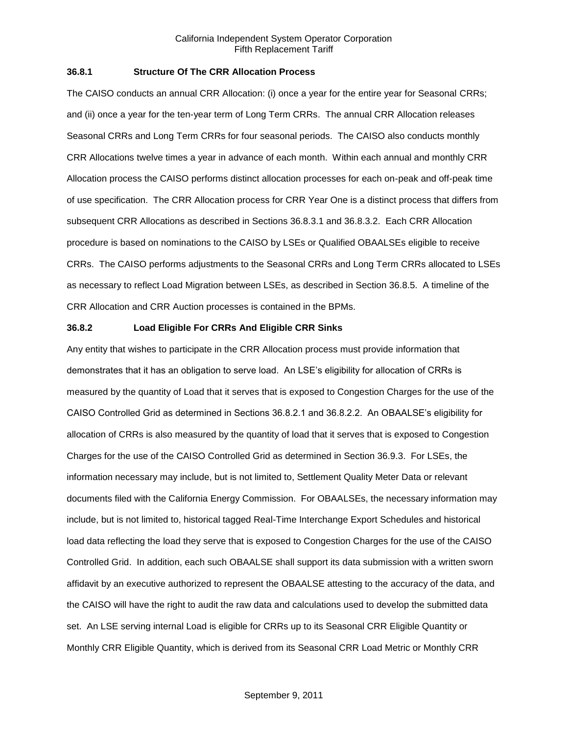### 36.8.1 Structure Of The CRR Allocation Process

The CAISO conducts an annual CRR Allocation: (i) once a year for the entire year for Seasonal CRRs; and (ii) once a year for the ten-year term of Long Term CRRs. The annual CRR Allocation releases Seasonal CRRs and Long Term CRRs for four seasonal periods. The CAISO also conducts monthly CRR Allocations twelve times a year in advance of each month. Within each annual and monthly CRR Allocation process the CAISO performs distinct allocation processes for each on-peak and off-peak time of use specification. The CRR Allocation process for CRR Year One is a distinct process that differs from subsequent CRR Allocations as described in Sections 36.8.3.1 and 36.8.3.2. Each CRR Allocation procedure is based on nominations to the CAISO by LSEs or Qualified OBAALSEs eligible to receive CRRs. The CAISO performs adjustments to the Seasonal CRRs and Long Term CRRs allocated to LSEs as necessary to reflect Load Migration between LSEs, as described in Section 36.8.5. A timeline of the CRR Allocation and CRR Auction processes is contained in the BPMs.

### 36.8.2 Load Eligible For CRRs And Eligible CRR Sinks

Any entity that wishes to participate in the CRR Allocation process must provide information that demonstrates that it has an obligation to serve load. An LSE's eligibility for allocation of CRRs is measured by the quantity of Load that it serves that is exposed to Congestion Charges for the use of the CAISO Controlled Grid as determined in Sections 36.8.2.1 and 36.8.2.2. An OBAALSE's eligibility for allocation of CRRs is also measured by the quantity of load that it serves that is exposed to Congestion Charges for the use of the CAISO Controlled Grid as determined in Section 36.9.3. For LSEs, the information necessary may include, but is not limited to, Settlement Quality Meter Data or relevant documents filed with the California Energy Commission. For OBAALSEs, the necessary information may include, but is not limited to, historical tagged Real-Time Interchange Export Schedules and historical load data reflecting the load they serve that is exposed to Congestion Charges for the use of the CAISO Controlled Grid. In addition, each such OBAALSE shall support its data submission with a written sworn affidavit by an executive authorized to represent the OBAALSE attesting to the accuracy of the data, and the CAISO will have the right to audit the raw data and calculations used to develop the submitted data set. An LSE serving internal Load is eligible for CRRs up to its Seasonal CRR Eligible Quantity or Monthly CRR Eligible Quantity, which is derived from its Seasonal CRR Load Metric or Monthly CRR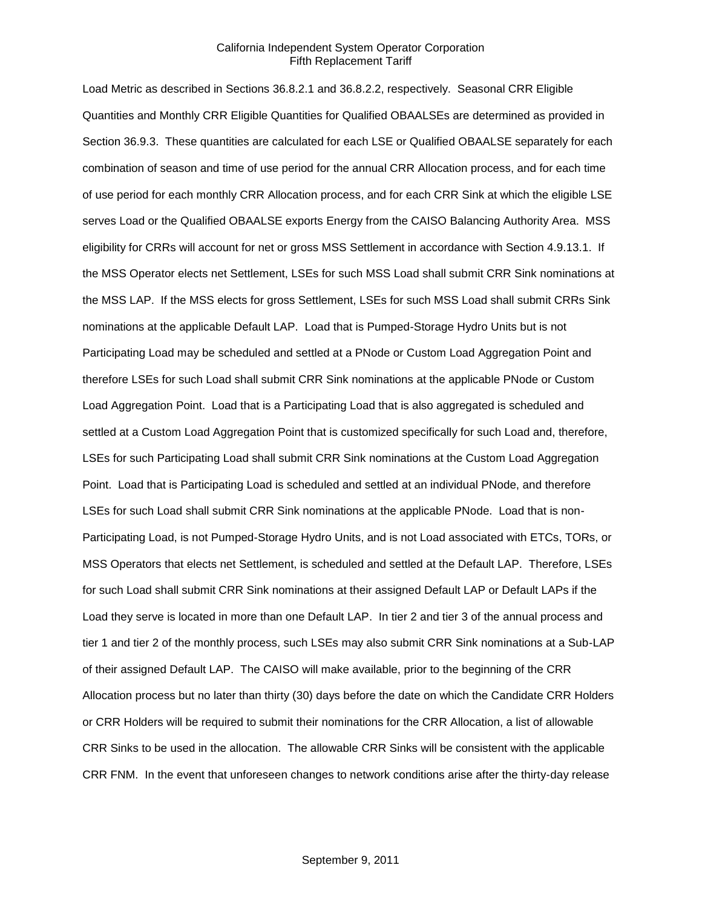Load Metric as described in Sections 36.8.2.1 and 36.8.2.2, respectively. Seasonal CRR Eligible Quantities and Monthly CRR Eligible Quantities for Qualified OBAALSEs are determined as provided in Section 36.9.3. These quantities are calculated for each LSE or Qualified OBAALSE separately for each combination of season and time of use period for the annual CRR Allocation process, and for each time of use period for each monthly CRR Allocation process, and for each CRR Sink at which the eligible LSE serves Load or the Qualified OBAALSE exports Energy from the CAISO Balancing Authority Area. MSS eligibility for CRRs will account for net or gross MSS Settlement in accordance with Section 4.9.13.1. If the MSS Operator elects net Settlement, LSEs for such MSS Load shall submit CRR Sink nominations at the MSS LAP. If the MSS elects for gross Settlement, LSEs for such MSS Load shall submit CRRs Sink nominations at the applicable Default LAP. Load that is Pumped-Storage Hydro Units but is not Participating Load may be scheduled and settled at a PNode or Custom Load Aggregation Point and therefore LSEs for such Load shall submit CRR Sink nominations at the applicable PNode or Custom Load Aggregation Point. Load that is a Participating Load that is also aggregated is scheduled and settled at a Custom Load Aggregation Point that is customized specifically for such Load and, therefore, LSEs for such Participating Load shall submit CRR Sink nominations at the Custom Load Aggregation Point. Load that is Participating Load is scheduled and settled at an individual PNode, and therefore LSEs for such Load shall submit CRR Sink nominations at the applicable PNode. Load that is non-Participating Load, is not Pumped-Storage Hydro Units, and is not Load associated with ETCs, TORs, or MSS Operators that elects net Settlement, is scheduled and settled at the Default LAP. Therefore, LSEs for such Load shall submit CRR Sink nominations at their assigned Default LAP or Default LAPs if the Load they serve is located in more than one Default LAP. In tier 2 and tier 3 of the annual process and tier 1 and tier 2 of the monthly process, such LSEs may also submit CRR Sink nominations at a Sub-LAP of their assigned Default LAP. The CAISO will make available, prior to the beginning of the CRR Allocation process but no later than thirty (30) days before the date on which the Candidate CRR Holders or CRR Holders will be required to submit their nominations for the CRR Allocation, a list of allowable CRR Sinks to be used in the allocation. The allowable CRR Sinks will be consistent with the applicable CRR FNM. In the event that unforeseen changes to network conditions arise after the thirty-day release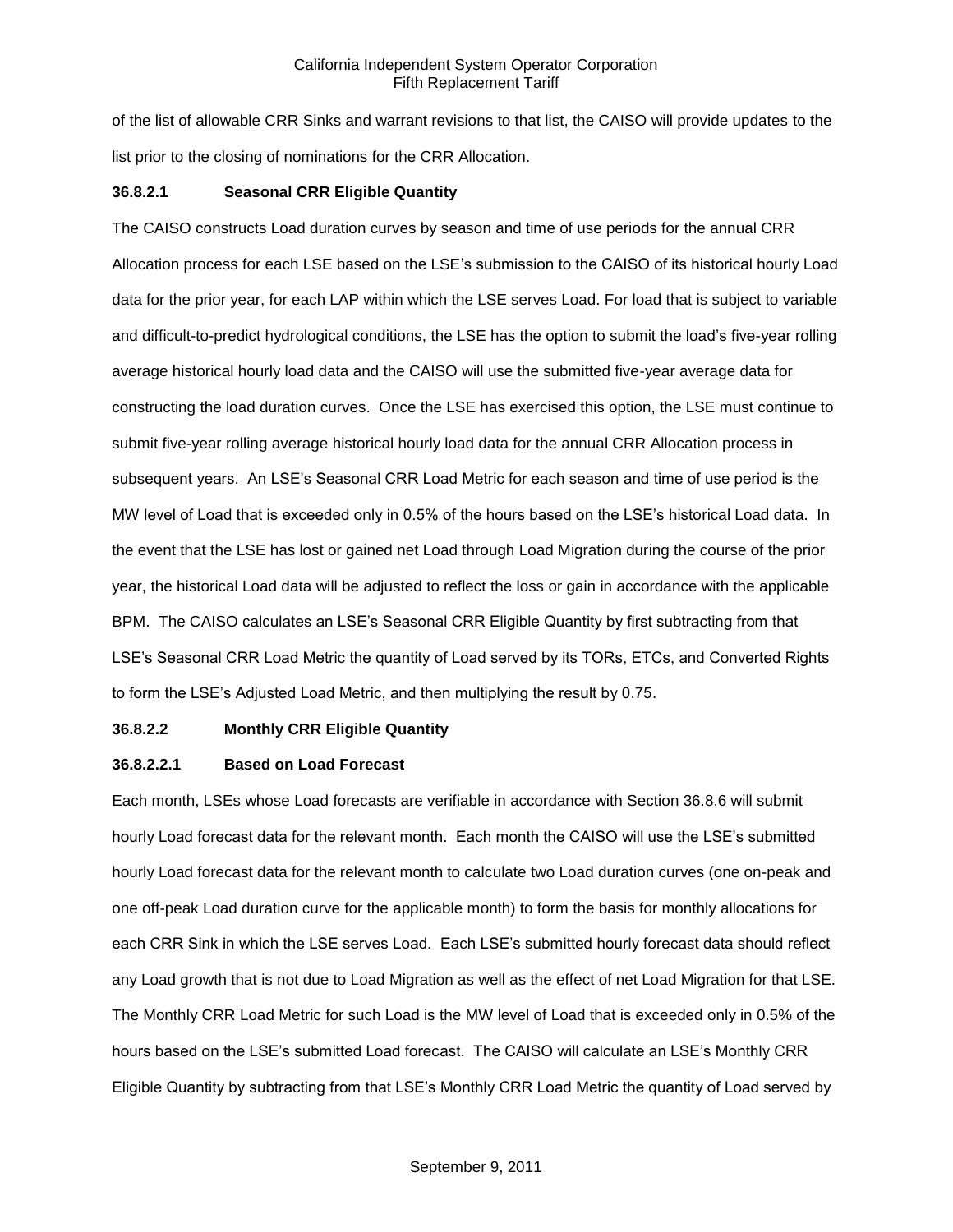of the list of allowable CRR Sinks and warrant revisions to that list, the CAISO will provide updates to the list prior to the closing of nominations for the CRR Allocation.

### 36.8.2.1 Seasonal CRR Eligible Quantity

The CAISO constructs Load duration curves by season and time of use periods for the annual CRR Allocation process for each LSE based on the LSE's submission to the CAISO of its historical hourly Load data for the prior year, for each LAP within which the LSE serves Load. For load that is subject to variable and difficult-to-predict hydrological conditions, the LSE has the option to submit the load's five-year rolling average historical hourly load data and the CAISO will use the submitted five-year average data for constructing the load duration curves. Once the LSE has exercised this option, the LSE must continue to submit five-year rolling average historical hourly load data for the annual CRR Allocation process in subsequent years. An LSE's Seasonal CRR Load Metric for each season and time of use period is the MW level of Load that is exceeded only in 0.5% of the hours based on the LSE's historical Load data. In the event that the LSE has lost or gained net Load through Load Migration during the course of the prior year, the historical Load data will be adjusted to reflect the loss or gain in accordance with the applicable BPM. The CAISO calculates an LSE's Seasonal CRR Eligible Quantity by first subtracting from that LSE's Seasonal CRR Load Metric the quantity of Load served by its TORs, ETCs, and Converted Rights to form the LSE's Adjusted Load Metric, and then multiplying the result by 0.75.

### 36.8.2.2 Monthly CRR Eligible Quantity

#### 36.8.2.2.1 Based on Load Forecast

Each month, LSEs whose Load forecasts are verifiable in accordance with Section 36.8.6 will submit hourly Load forecast data for the relevant month. Each month the CAISO will use the LSE's submitted hourly Load forecast data for the relevant month to calculate two Load duration curves (one on-peak and one off-peak Load duration curve for the applicable month) to form the basis for monthly allocations for each CRR Sink in which the LSE serves Load. Each LSE's submitted hourly forecast data should reflect any Load growth that is not due to Load Migration as well as the effect of net Load Migration for that LSE. The Monthly CRR Load Metric for such Load is the MW level of Load that is exceeded only in 0.5% of the hours based on the LSE's submitted Load forecast. The CAISO will calculate an LSE's Monthly CRR Eligible Quantity by subtracting from that LSE's Monthly CRR Load Metric the quantity of Load served by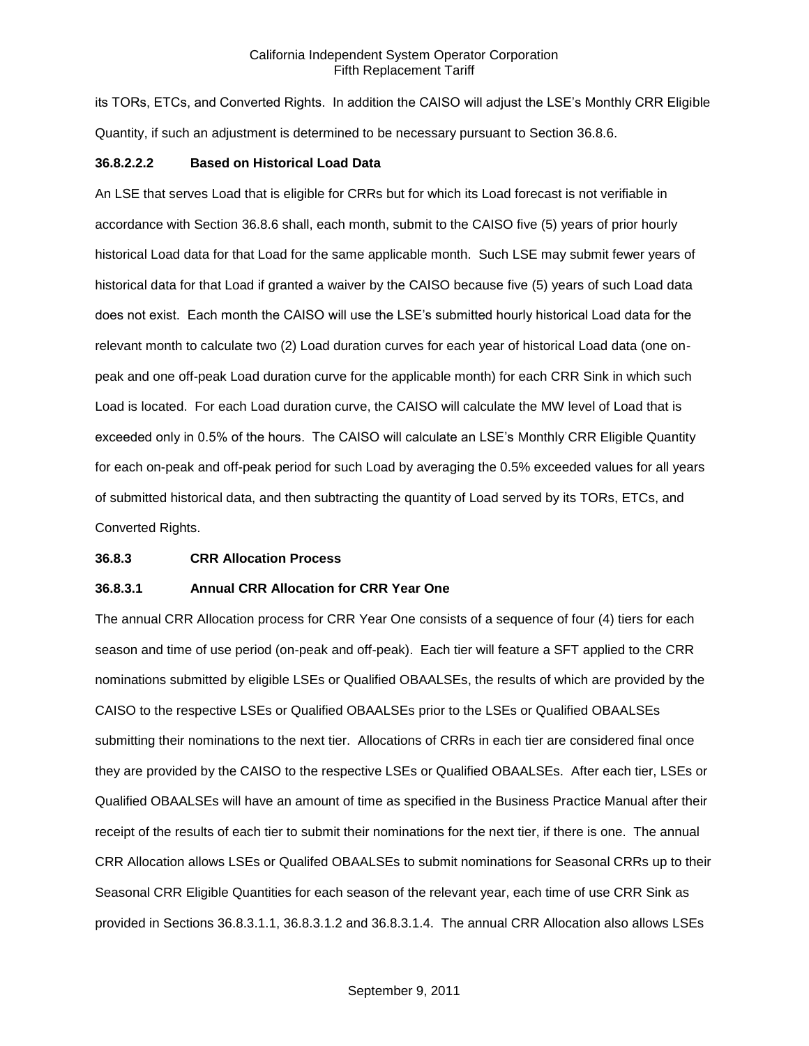its TORs, ETCs, and Converted Rights. In addition the CAISO will adjust the LSE's Monthly CRR Eligible Quantity, if such an adjustment is determined to be necessary pursuant to Section 36.8.6.

**36.8.2.2.2 Based on Historical Load Data**

An LSE that serves Load that is eligible for CRRs but for which its Load forecast is not verifiable in accordance with Section 36.8.6 shall, each month, submit to the CAISO five (5) years of prior hourly historical Load data for that Load for the same applicable month. Such LSE may submit fewer years of historical data for that Load if granted a waiver by the CAISO because five (5) years of such Load data does not exist. Each month the CAISO will use the LSE's submitted hourly historical Load data for the relevant month to calculate two (2) Load duration curves for each year of historical Load data (one on-peak and one off-peak Load duration curve for the applicable month) for each CRR Sink in which such Load is located. For each Load duration curve, the CAISO will calculate the MW level of Load that is exceeded only in 0.5% of the hours. The CAISO will calculate an LSE's Monthly CRR Eligible Quantity for each on-peak and off-peak period for such Load by averaging the 0.5% exceeded values for all years of submitted historical data, and then subtracting the quantity of Load served by its TORs, ETCs, and Converted Rights.

**36.8.3 CRR Allocation Process**

**36.8.3.1 Annual CRR Allocation for CRR Year One**

The annual CRR Allocation process for CRR Year One consists of a sequence of four (4) tiers for each season and time of use period (on-peak and off-peak). Each tier will feature a SFT applied to the CRR nominations submitted by eligible LSEs or Qualified OBAALSEs, the results of which are provided by the CAISO to the respective LSEs or Qualified OBAALSEs prior to the LSEs or Qualified OBAALSEs submitting their nominations to the next tier. Allocations of CRRs in each tier are considered final once they are provided by the CAISO to the respective LSEs or Qualified OBAALSEs. After each tier, LSEs or Qualified OBAALSEs will have an amount of time as specified in the Business Practice Manual after their receipt of the results of each tier to submit their nominations for the next tier, if there is one. The annual CRR Allocation allows LSEs or Qualifed OBAALSEs to submit nominations for Seasonal CRRs up to their Seasonal CRR Eligible Quantities for each season of the relevant year, each time of use CRR Sink as provided in Sections 36.8.3.1.1, 36.8.3.1.2 and 36.8.3.1.4. The annual CRR Allocation also allows LSEs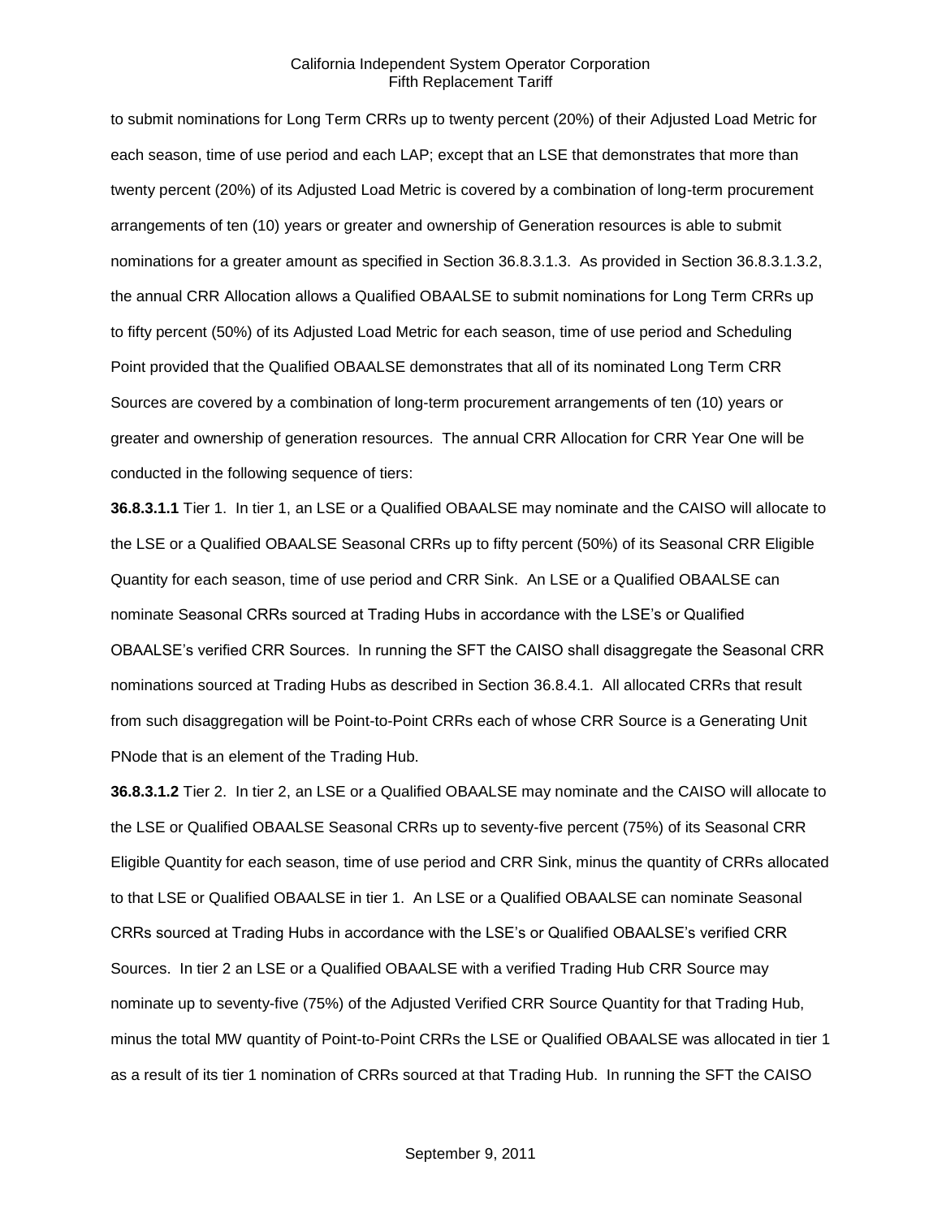to submit nominations for Long Term CRRs up to twenty percent (20%) of their Adjusted Load Metric for each season, time of use period and each LAP; except that an LSE that demonstrates that more than twenty percent (20%) of its Adjusted Load Metric is covered by a combination of long-term procurement arrangements of ten (10) years or greater and ownership of Generation resources is able to submit nominations for a greater amount as specified in Section 36.8.3.1.3. As provided in Section 36.8.3.1.3.2, the annual CRR Allocation allows a Qualified OBAALSE to submit nominations for Long Term CRRs up to fifty percent (50%) of its Adjusted Load Metric for each season, time of use period and Scheduling Point provided that the Qualified OBAALSE demonstrates that all of its nominated Long Term CRR Sources are covered by a combination of long-term procurement arrangements of ten (10) years or greater and ownership of generation resources. The annual CRR Allocation for CRR Year One will be conducted in the following sequence of tiers:

**36.8.3.1.1** Tier 1. In tier 1, an LSE or a Qualified OBAALSE may nominate and the CAISO will allocate to the LSE or a Qualified OBAALSE Seasonal CRRs up to fifty percent (50%) of its Seasonal CRR Eligible Quantity for each season, time of use period and CRR Sink. An LSE or a Qualified OBAALSE can nominate Seasonal CRRs sourced at Trading Hubs in accordance with the LSE's or Qualified OBAALSE's verified CRR Sources. In running the SFT the CAISO shall disaggregate the Seasonal CRR nominations sourced at Trading Hubs as described in Section 36.8.4.1. All allocated CRRs that result from such disaggregation will be Point-to-Point CRRs each of whose CRR Source is a Generating Unit PNode that is an element of the Trading Hub.

**36.8.3.1.2** Tier 2. In tier 2, an LSE or a Qualified OBAALSE may nominate and the CAISO will allocate to the LSE or Qualified OBAALSE Seasonal CRRs up to seventy-five percent (75%) of its Seasonal CRR Eligible Quantity for each season, time of use period and CRR Sink, minus the quantity of CRRs allocated to that LSE or Qualified OBAALSE in tier 1. An LSE or a Qualified OBAALSE can nominate Seasonal CRRs sourced at Trading Hubs in accordance with the LSE's or Qualified OBAALSE's verified CRR Sources. In tier 2 an LSE or a Qualified OBAALSE with a verified Trading Hub CRR Source may nominate up to seventy-five (75%) of the Adjusted Verified CRR Source Quantity for that Trading Hub, minus the total MW quantity of Point-to-Point CRRs the LSE or Qualified OBAALSE was allocated in tier 1 as a result of its tier 1 nomination of CRRs sourced at that Trading Hub. In running the SFT the CAISO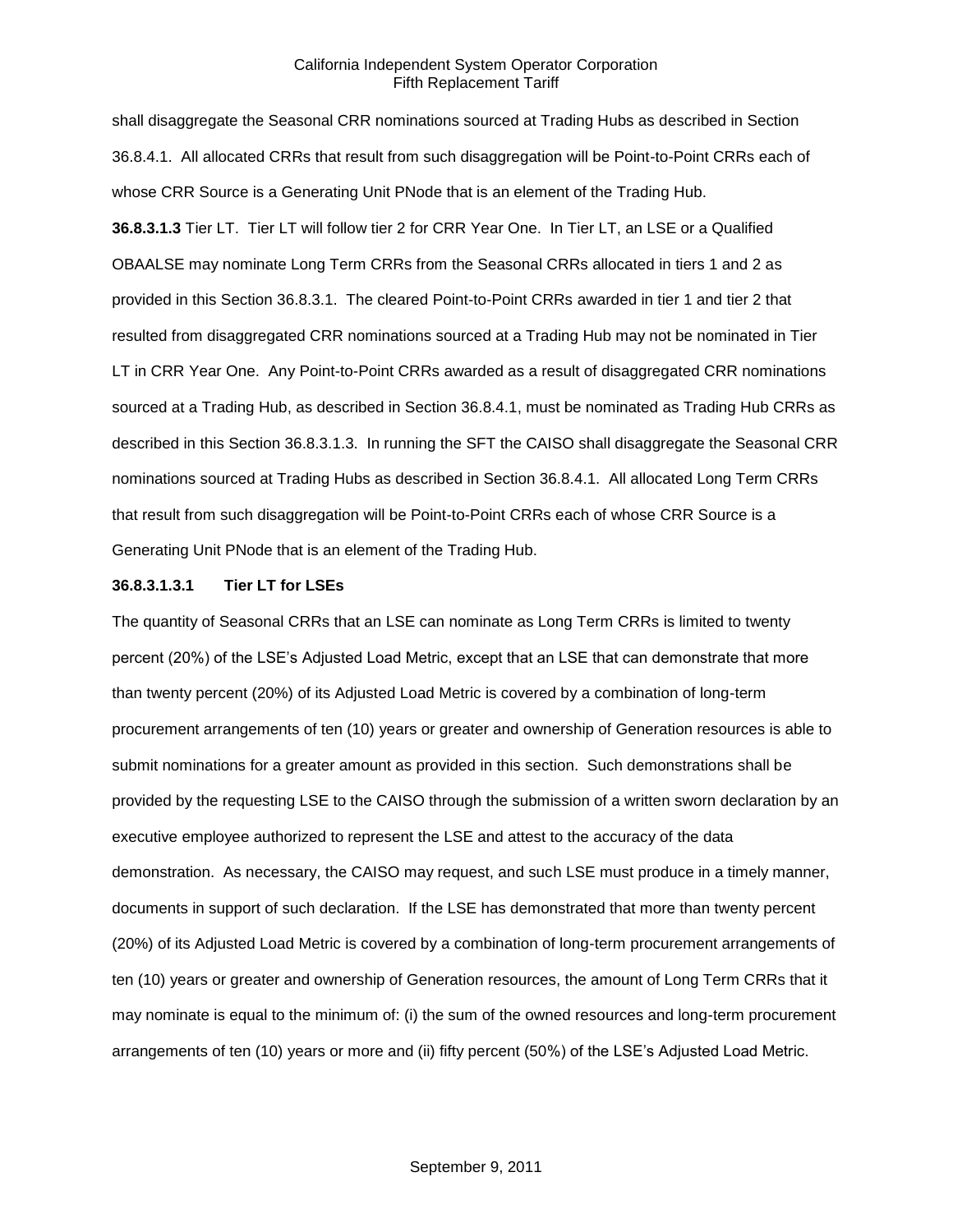shall disaggregate the Seasonal CRR nominations sourced at Trading Hubs as described in Section 36.8.4.1. All allocated CRRs that result from such disaggregation will be Point-to-Point CRRs each of whose CRR Source is a Generating Unit PNode that is an element of the Trading Hub.

**36.8.3.1.3** Tier LT. Tier LT will follow tier 2 for CRR Year One. In Tier LT, an LSE or a Qualified OBAALSE may nominate Long Term CRRs from the Seasonal CRRs allocated in tiers 1 and 2 as provided in this Section 36.8.3.1. The cleared Point-to-Point CRRs awarded in tier 1 and tier 2 that resulted from disaggregated CRR nominations sourced at a Trading Hub may not be nominated in Tier LT in CRR Year One. Any Point-to-Point CRRs awarded as a result of disaggregated CRR nominations sourced at a Trading Hub, as described in Section 36.8.4.1, must be nominated as Trading Hub CRRs as described in this Section 36.8.3.1.3. In running the SFT the CAISO shall disaggregate the Seasonal CRR nominations sourced at Trading Hubs as described in Section 36.8.4.1. All allocated Long Term CRRs that result from such disaggregation will be Point-to-Point CRRs each of whose CRR Source is a Generating Unit PNode that is an element of the Trading Hub.

**36.8.3.1.3.1 Tier LT for LSEs**

The quantity of Seasonal CRRs that an LSE can nominate as Long Term CRRs is limited to twenty percent (20%) of the LSE's Adjusted Load Metric, except that an LSE that can demonstrate that more than twenty percent (20%) of its Adjusted Load Metric is covered by a combination of long-term procurement arrangements of ten (10) years or greater and ownership of Generation resources is able to submit nominations for a greater amount as provided in this section. Such demonstrations shall be provided by the requesting LSE to the CAISO through the submission of a written sworn declaration by an executive employee authorized to represent the LSE and attest to the accuracy of the data demonstration. As necessary, the CAISO may request, and such LSE must produce in a timely manner, documents in support of such declaration. If the LSE has demonstrated that more than twenty percent (20%) of its Adjusted Load Metric is covered by a combination of long-term procurement arrangements of ten (10) years or greater and ownership of Generation resources, the amount of Long Term CRRs that it may nominate is equal to the minimum of: (i) the sum of the owned resources and long-term procurement arrangements of ten (10) years or more and (ii) fifty percent (50%) of the LSE's Adjusted Load Metric.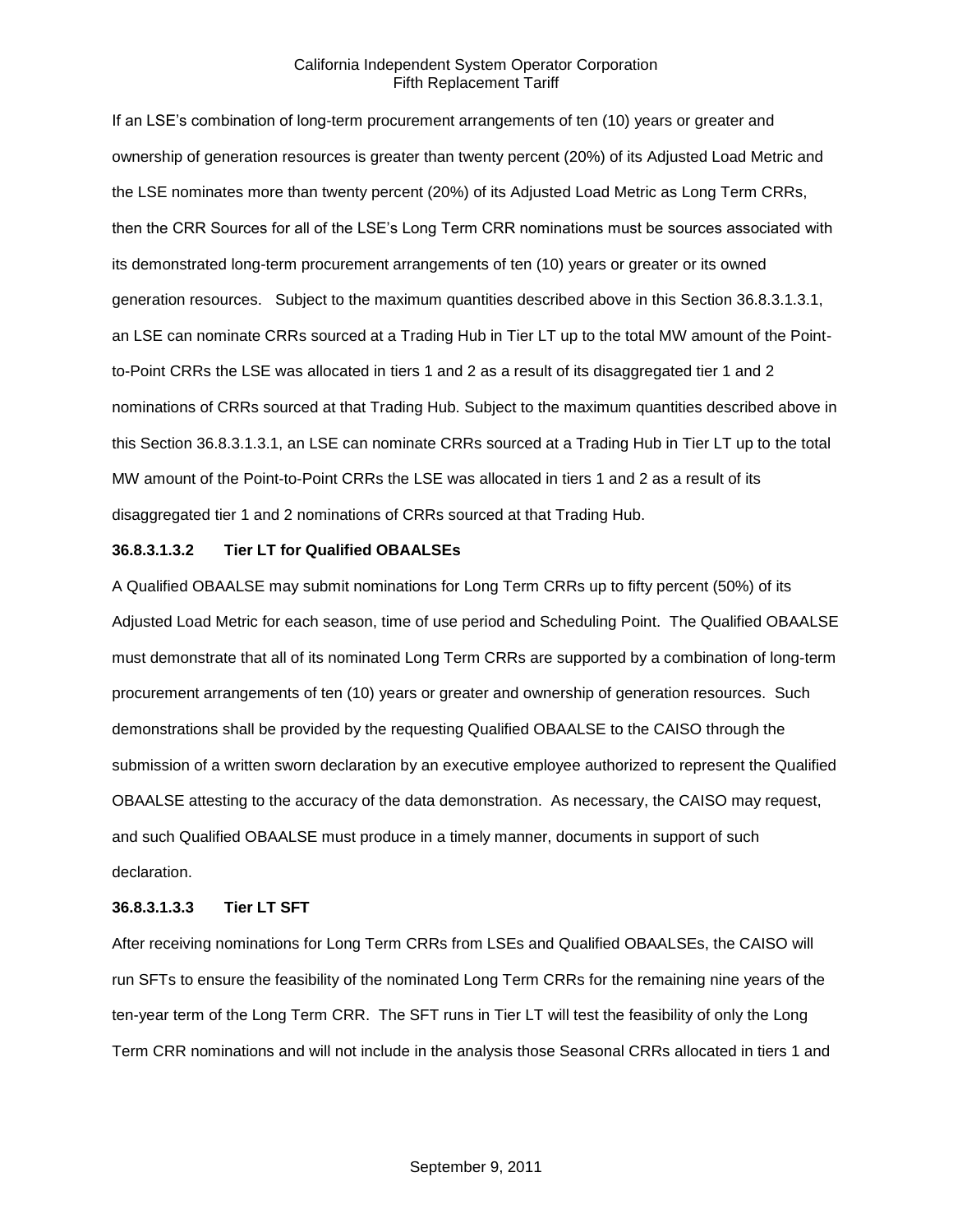If an LSE's combination of long-term procurement arrangements of ten (10) years or greater and ownership of generation resources is greater than twenty percent (20%) of its Adjusted Load Metric and the LSE nominates more than twenty percent (20%) of its Adjusted Load Metric as Long Term CRRs, then the CRR Sources for all of the LSE's Long Term CRR nominations must be sources associated with its demonstrated long-term procurement arrangements of ten (10) years or greater or its owned generation resources.   Subject to the maximum quantities described above in this Section 36.8.3.1.3.1, an LSE can nominate CRRs sourced at a Trading Hub in Tier LT up to the total MW amount of the Point-to-Point CRRs the LSE was allocated in tiers 1 and 2 as a result of its disaggregated tier 1 and 2 nominations of CRRs sourced at that Trading Hub. Subject to the maximum quantities described above in this Section 36.8.3.1.3.1, an LSE can nominate CRRs sourced at a Trading Hub in Tier LT up to the total MW amount of the Point-to-Point CRRs the LSE was allocated in tiers 1 and 2 as a result of its disaggregated tier 1 and 2 nominations of CRRs sourced at that Trading Hub.

**36.8.3.1.3.2 Tier LT for Qualified OBAALSEs**

A Qualified OBAALSE may submit nominations for Long Term CRRs up to fifty percent (50%) of its Adjusted Load Metric for each season, time of use period and Scheduling Point.  The Qualified OBAALSE must demonstrate that all of its nominated Long Term CRRs are supported by a combination of long-term procurement arrangements of ten (10) years or greater and ownership of generation resources.  Such demonstrations shall be provided by the requesting Qualified OBAALSE to the CAISO through the submission of a written sworn declaration by an executive employee authorized to represent the Qualified OBAALSE attesting to the accuracy of the data demonstration.  As necessary, the CAISO may request, and such Qualified OBAALSE must produce in a timely manner, documents in support of such declaration.

**36.8.3.1.3.3 Tier LT SFT**

After receiving nominations for Long Term CRRs from LSEs and Qualified OBAALSEs, the CAISO will run SFTs to ensure the feasibility of the nominated Long Term CRRs for the remaining nine years of the ten-year term of the Long Term CRR.  The SFT runs in Tier LT will test the feasibility of only the Long Term CRR nominations and will not include in the analysis those Seasonal CRRs allocated in tiers 1 and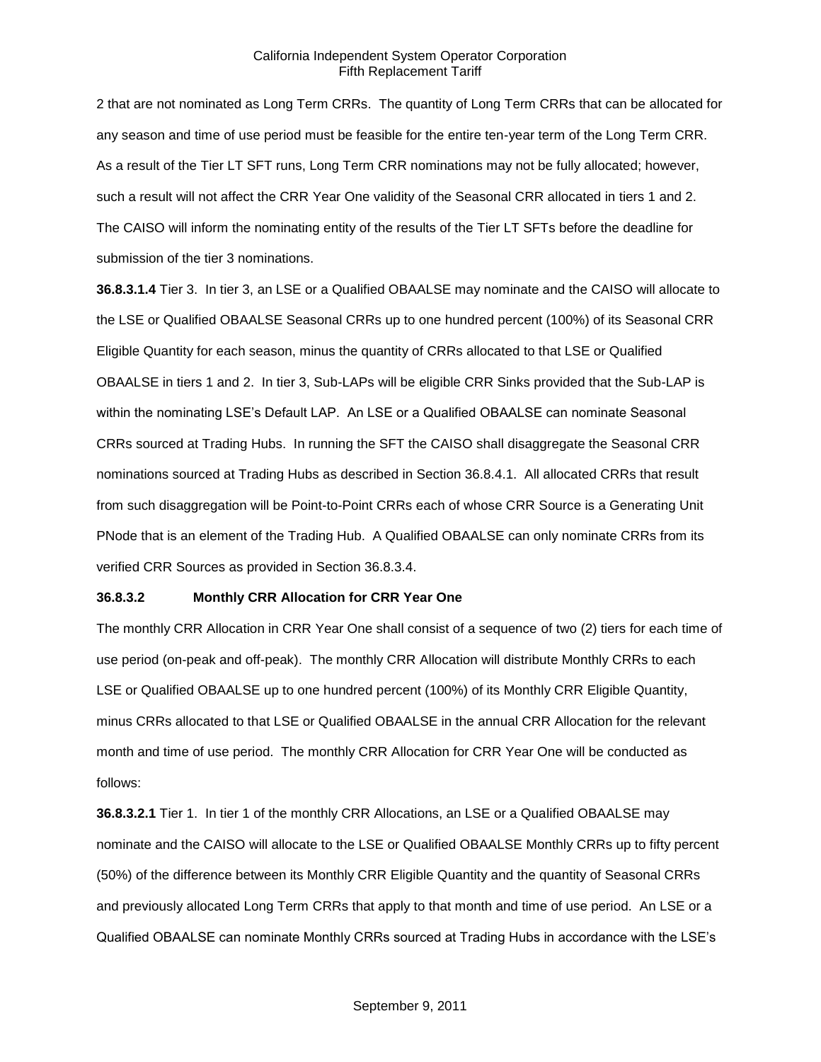2 that are not nominated as Long Term CRRs. The quantity of Long Term CRRs that can be allocated for any season and time of use period must be feasible for the entire ten-year term of the Long Term CRR. As a result of the Tier LT SFT runs, Long Term CRR nominations may not be fully allocated; however, such a result will not affect the CRR Year One validity of the Seasonal CRR allocated in tiers 1 and 2. The CAISO will inform the nominating entity of the results of the Tier LT SFTs before the deadline for submission of the tier 3 nominations.

**36.8.3.1.4** Tier 3. In tier 3, an LSE or a Qualified OBAALSE may nominate and the CAISO will allocate to the LSE or Qualified OBAALSE Seasonal CRRs up to one hundred percent (100%) of its Seasonal CRR Eligible Quantity for each season, minus the quantity of CRRs allocated to that LSE or Qualified OBAALSE in tiers 1 and 2. In tier 3, Sub-LAPs will be eligible CRR Sinks provided that the Sub-LAP is within the nominating LSE's Default LAP. An LSE or a Qualified OBAALSE can nominate Seasonal CRRs sourced at Trading Hubs. In running the SFT the CAISO shall disaggregate the Seasonal CRR nominations sourced at Trading Hubs as described in Section 36.8.4.1. All allocated CRRs that result from such disaggregation will be Point-to-Point CRRs each of whose CRR Source is a Generating Unit PNode that is an element of the Trading Hub. A Qualified OBAALSE can only nominate CRRs from its verified CRR Sources as provided in Section 36.8.3.4.

**36.8.3.2 Monthly CRR Allocation for CRR Year One**

The monthly CRR Allocation in CRR Year One shall consist of a sequence of two (2) tiers for each time of use period (on-peak and off-peak). The monthly CRR Allocation will distribute Monthly CRRs to each LSE or Qualified OBAALSE up to one hundred percent (100%) of its Monthly CRR Eligible Quantity, minus CRRs allocated to that LSE or Qualified OBAALSE in the annual CRR Allocation for the relevant month and time of use period. The monthly CRR Allocation for CRR Year One will be conducted as follows:

**36.8.3.2.1** Tier 1. In tier 1 of the monthly CRR Allocations, an LSE or a Qualified OBAALSE may nominate and the CAISO will allocate to the LSE or Qualified OBAALSE Monthly CRRs up to fifty percent (50%) of the difference between its Monthly CRR Eligible Quantity and the quantity of Seasonal CRRs and previously allocated Long Term CRRs that apply to that month and time of use period. An LSE or a Qualified OBAALSE can nominate Monthly CRRs sourced at Trading Hubs in accordance with the LSE's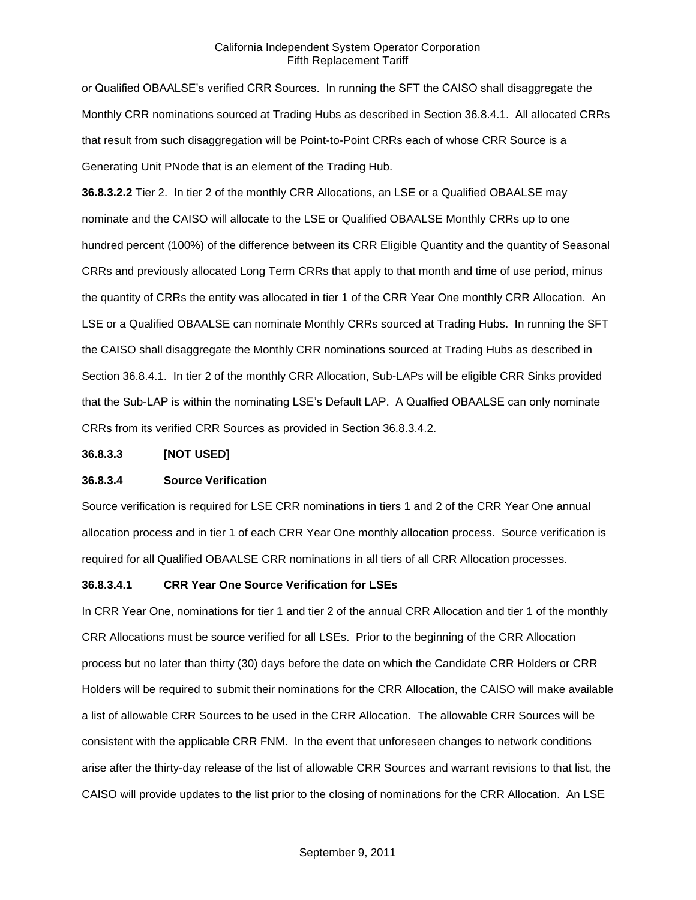or Qualified OBAALSE's verified CRR Sources. In running the SFT the CAISO shall disaggregate the Monthly CRR nominations sourced at Trading Hubs as described in Section 36.8.4.1. All allocated CRRs that result from such disaggregation will be Point-to-Point CRRs each of whose CRR Source is a Generating Unit PNode that is an element of the Trading Hub.

**36.8.3.2.2** Tier 2. In tier 2 of the monthly CRR Allocations, an LSE or a Qualified OBAALSE may nominate and the CAISO will allocate to the LSE or Qualified OBAALSE Monthly CRRs up to one hundred percent (100%) of the difference between its CRR Eligible Quantity and the quantity of Seasonal CRRs and previously allocated Long Term CRRs that apply to that month and time of use period, minus the quantity of CRRs the entity was allocated in tier 1 of the CRR Year One monthly CRR Allocation. An LSE or a Qualified OBAALSE can nominate Monthly CRRs sourced at Trading Hubs. In running the SFT the CAISO shall disaggregate the Monthly CRR nominations sourced at Trading Hubs as described in Section 36.8.4.1. In tier 2 of the monthly CRR Allocation, Sub-LAPs will be eligible CRR Sinks provided that the Sub-LAP is within the nominating LSE's Default LAP. A Qualfied OBAALSE can only nominate CRRs from its verified CRR Sources as provided in Section 36.8.3.4.2.

**36.8.3.3 [NOT USED]**

**36.8.3.4 Source Verification**

Source verification is required for LSE CRR nominations in tiers 1 and 2 of the CRR Year One annual allocation process and in tier 1 of each CRR Year One monthly allocation process. Source verification is required for all Qualified OBAALSE CRR nominations in all tiers of all CRR Allocation processes.

**36.8.3.4.1 CRR Year One Source Verification for LSEs**

In CRR Year One, nominations for tier 1 and tier 2 of the annual CRR Allocation and tier 1 of the monthly CRR Allocations must be source verified for all LSEs. Prior to the beginning of the CRR Allocation process but no later than thirty (30) days before the date on which the Candidate CRR Holders or CRR Holders will be required to submit their nominations for the CRR Allocation, the CAISO will make available a list of allowable CRR Sources to be used in the CRR Allocation. The allowable CRR Sources will be consistent with the applicable CRR FNM. In the event that unforeseen changes to network conditions arise after the thirty-day release of the list of allowable CRR Sources and warrant revisions to that list, the CAISO will provide updates to the list prior to the closing of nominations for the CRR Allocation. An LSE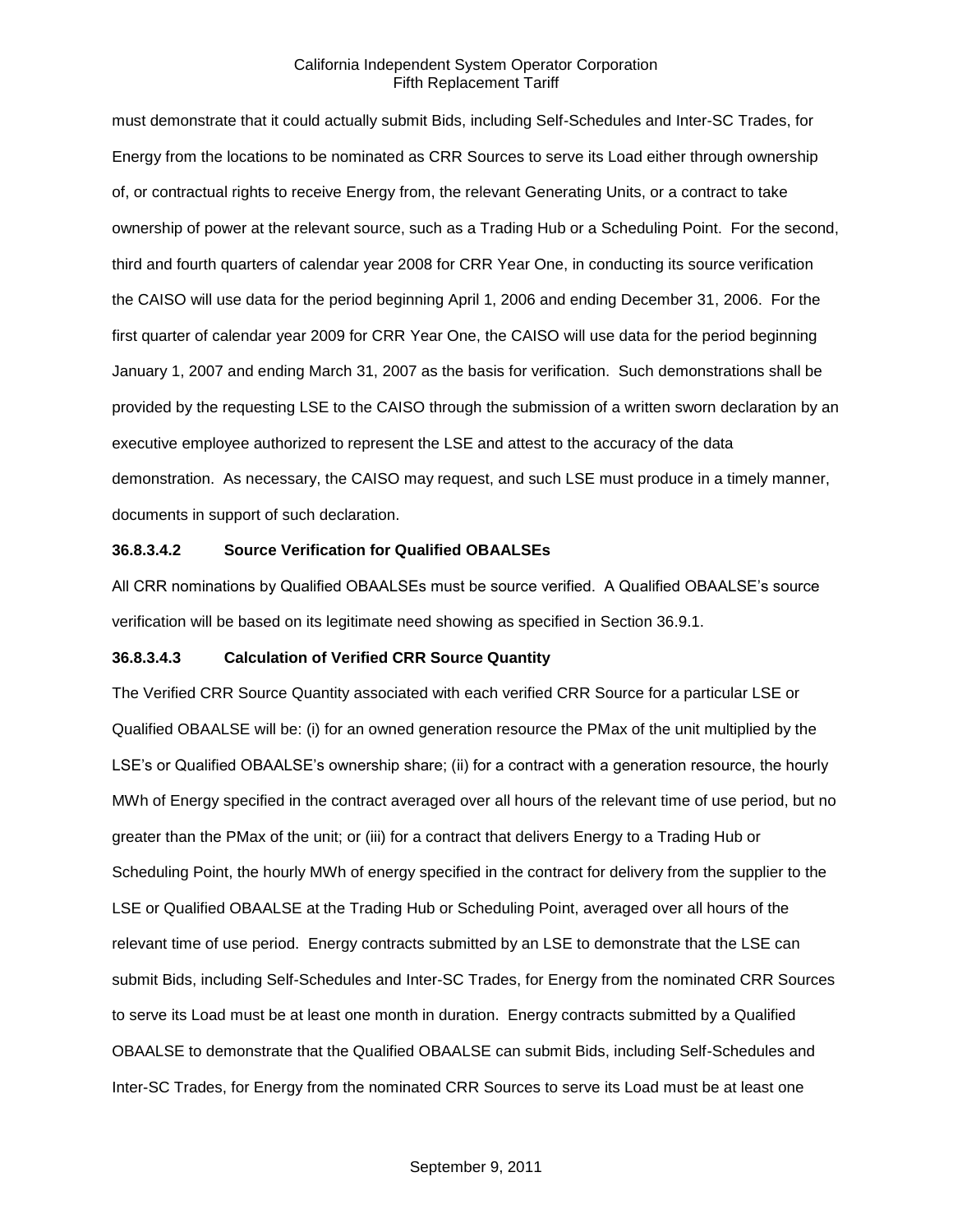must demonstrate that it could actually submit Bids, including Self-Schedules and Inter-SC Trades, for Energy from the locations to be nominated as CRR Sources to serve its Load either through ownership of, or contractual rights to receive Energy from, the relevant Generating Units, or a contract to take ownership of power at the relevant source, such as a Trading Hub or a Scheduling Point. For the second, third and fourth quarters of calendar year 2008 for CRR Year One, in conducting its source verification the CAISO will use data for the period beginning April 1, 2006 and ending December 31, 2006. For the first quarter of calendar year 2009 for CRR Year One, the CAISO will use data for the period beginning January 1, 2007 and ending March 31, 2007 as the basis for verification. Such demonstrations shall be provided by the requesting LSE to the CAISO through the submission of a written sworn declaration by an executive employee authorized to represent the LSE and attest to the accuracy of the data demonstration. As necessary, the CAISO may request, and such LSE must produce in a timely manner, documents in support of such declaration.

**36.8.3.4.2 Source Verification for Qualified OBAALSEs**

All CRR nominations by Qualified OBAALSEs must be source verified. A Qualified OBAALSE's source verification will be based on its legitimate need showing as specified in Section 36.9.1.

**36.8.3.4.3 Calculation of Verified CRR Source Quantity**

The Verified CRR Source Quantity associated with each verified CRR Source for a particular LSE or Qualified OBAALSE will be: (i) for an owned generation resource the PMax of the unit multiplied by the LSE's or Qualified OBAALSE's ownership share; (ii) for a contract with a generation resource, the hourly MWh of Energy specified in the contract averaged over all hours of the relevant time of use period, but no greater than the PMax of the unit; or (iii) for a contract that delivers Energy to a Trading Hub or Scheduling Point, the hourly MWh of energy specified in the contract for delivery from the supplier to the LSE or Qualified OBAALSE at the Trading Hub or Scheduling Point, averaged over all hours of the relevant time of use period. Energy contracts submitted by an LSE to demonstrate that the LSE can submit Bids, including Self-Schedules and Inter-SC Trades, for Energy from the nominated CRR Sources to serve its Load must be at least one month in duration. Energy contracts submitted by a Qualified OBAALSE to demonstrate that the Qualified OBAALSE can submit Bids, including Self-Schedules and Inter-SC Trades, for Energy from the nominated CRR Sources to serve its Load must be at least one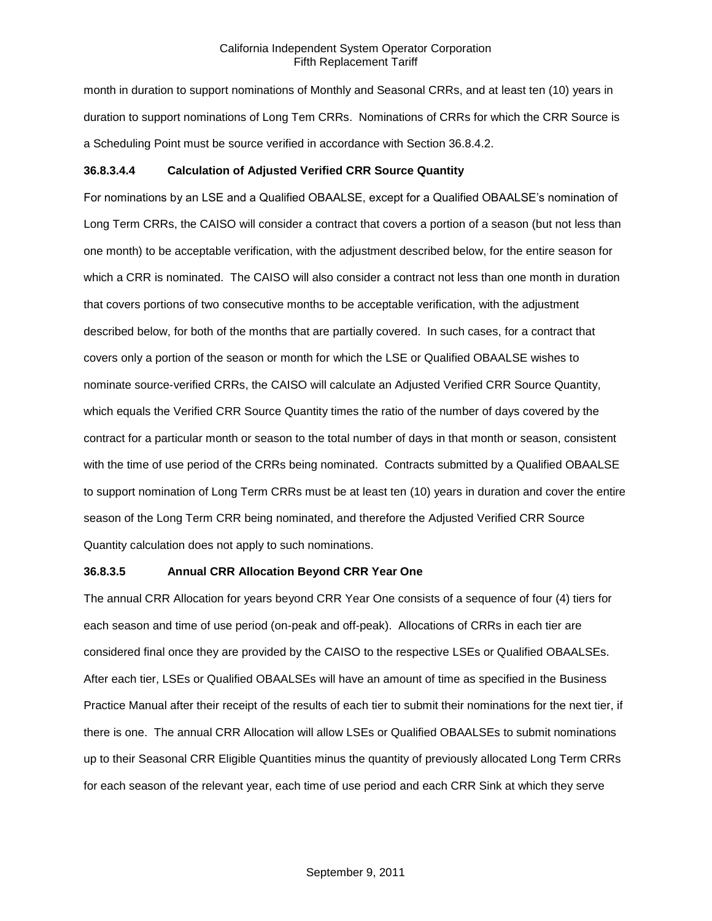month in duration to support nominations of Monthly and Seasonal CRRs, and at least ten (10) years in duration to support nominations of Long Tem CRRs. Nominations of CRRs for which the CRR Source is a Scheduling Point must be source verified in accordance with Section 36.8.4.2.

#### 36.8.3.4.4 Calculation of Adjusted Verified CRR Source Quantity

For nominations by an LSE and a Qualified OBAALSE, except for a Qualified OBAALSE's nomination of Long Term CRRs, the CAISO will consider a contract that covers a portion of a season (but not less than one month) to be acceptable verification, with the adjustment described below, for the entire season for which a CRR is nominated. The CAISO will also consider a contract not less than one month in duration that covers portions of two consecutive months to be acceptable verification, with the adjustment described below, for both of the months that are partially covered. In such cases, for a contract that covers only a portion of the season or month for which the LSE or Qualified OBAALSE wishes to nominate source-verified CRRs, the CAISO will calculate an Adjusted Verified CRR Source Quantity, which equals the Verified CRR Source Quantity times the ratio of the number of days covered by the contract for a particular month or season to the total number of days in that month or season, consistent with the time of use period of the CRRs being nominated. Contracts submitted by a Qualified OBAALSE to support nomination of Long Term CRRs must be at least ten (10) years in duration and cover the entire season of the Long Term CRR being nominated, and therefore the Adjusted Verified CRR Source Quantity calculation does not apply to such nominations.

#### 36.8.3.5 Annual CRR Allocation Beyond CRR Year One

The annual CRR Allocation for years beyond CRR Year One consists of a sequence of four (4) tiers for each season and time of use period (on-peak and off-peak). Allocations of CRRs in each tier are considered final once they are provided by the CAISO to the respective LSEs or Qualified OBAALSEs. After each tier, LSEs or Qualified OBAALSEs will have an amount of time as specified in the Business Practice Manual after their receipt of the results of each tier to submit their nominations for the next tier, if there is one. The annual CRR Allocation will allow LSEs or Qualified OBAALSEs to submit nominations up to their Seasonal CRR Eligible Quantities minus the quantity of previously allocated Long Term CRRs for each season of the relevant year, each time of use period and each CRR Sink at which they serve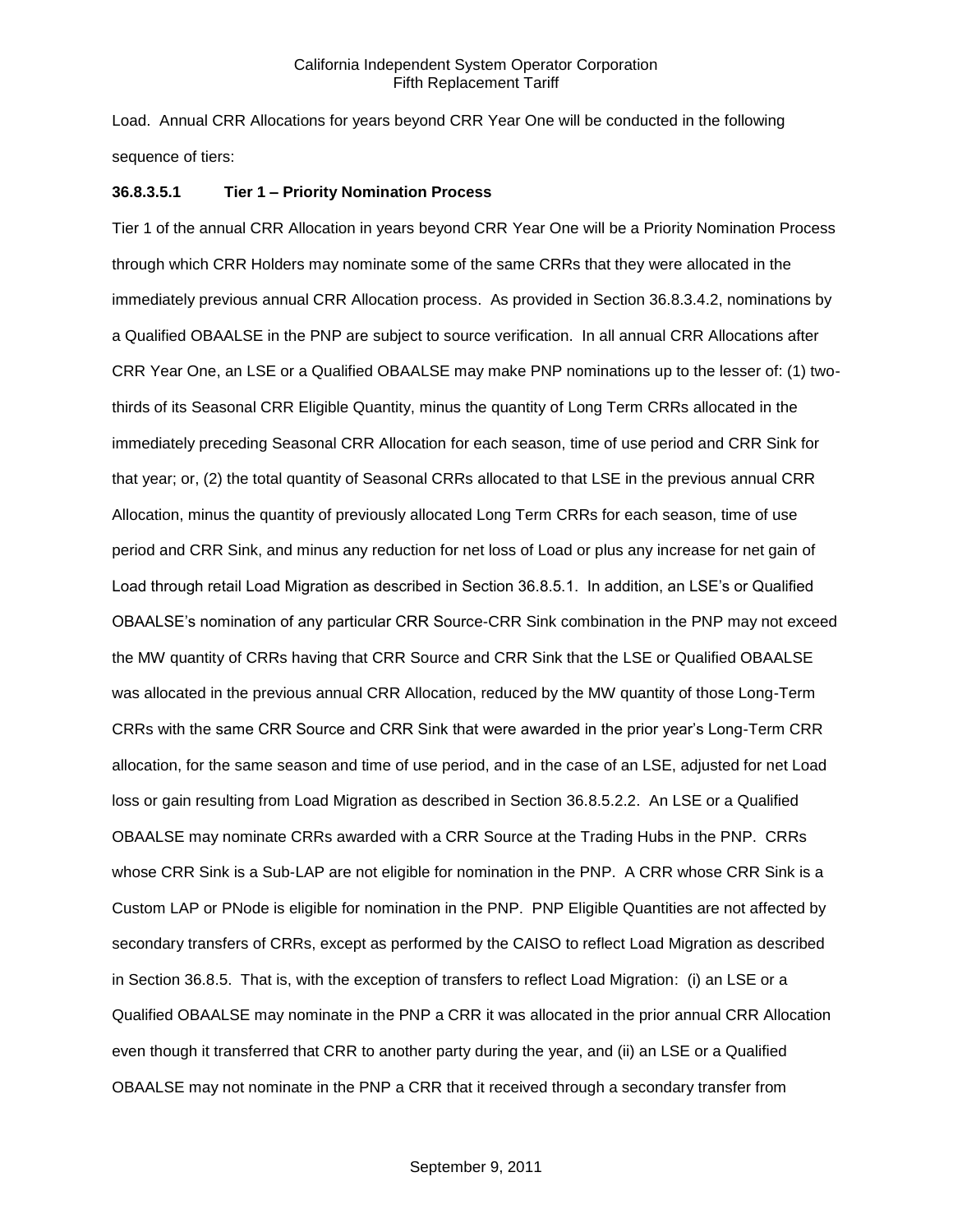Load. Annual CRR Allocations for years beyond CRR Year One will be conducted in the following sequence of tiers:

**36.8.3.5.1 Tier 1 – Priority Nomination Process**

Tier 1 of the annual CRR Allocation in years beyond CRR Year One will be a Priority Nomination Process through which CRR Holders may nominate some of the same CRRs that they were allocated in the immediately previous annual CRR Allocation process. As provided in Section 36.8.3.4.2, nominations by a Qualified OBAALSE in the PNP are subject to source verification. In all annual CRR Allocations after CRR Year One, an LSE or a Qualified OBAALSE may make PNP nominations up to the lesser of: (1) two-thirds of its Seasonal CRR Eligible Quantity, minus the quantity of Long Term CRRs allocated in the immediately preceding Seasonal CRR Allocation for each season, time of use period and CRR Sink for that year; or, (2) the total quantity of Seasonal CRRs allocated to that LSE in the previous annual CRR Allocation, minus the quantity of previously allocated Long Term CRRs for each season, time of use period and CRR Sink, and minus any reduction for net loss of Load or plus any increase for net gain of Load through retail Load Migration as described in Section 36.8.5.1. In addition, an LSE's or Qualified OBAALSE's nomination of any particular CRR Source-CRR Sink combination in the PNP may not exceed the MW quantity of CRRs having that CRR Source and CRR Sink that the LSE or Qualified OBAALSE was allocated in the previous annual CRR Allocation, reduced by the MW quantity of those Long-Term CRRs with the same CRR Source and CRR Sink that were awarded in the prior year's Long-Term CRR allocation, for the same season and time of use period, and in the case of an LSE, adjusted for net Load loss or gain resulting from Load Migration as described in Section 36.8.5.2.2. An LSE or a Qualified OBAALSE may nominate CRRs awarded with a CRR Source at the Trading Hubs in the PNP. CRRs whose CRR Sink is a Sub-LAP are not eligible for nomination in the PNP. A CRR whose CRR Sink is a Custom LAP or PNode is eligible for nomination in the PNP. PNP Eligible Quantities are not affected by secondary transfers of CRRs, except as performed by the CAISO to reflect Load Migration as described in Section 36.8.5. That is, with the exception of transfers to reflect Load Migration: (i) an LSE or a Qualified OBAALSE may nominate in the PNP a CRR it was allocated in the prior annual CRR Allocation even though it transferred that CRR to another party during the year, and (ii) an LSE or a Qualified OBAALSE may not nominate in the PNP a CRR that it received through a secondary transfer from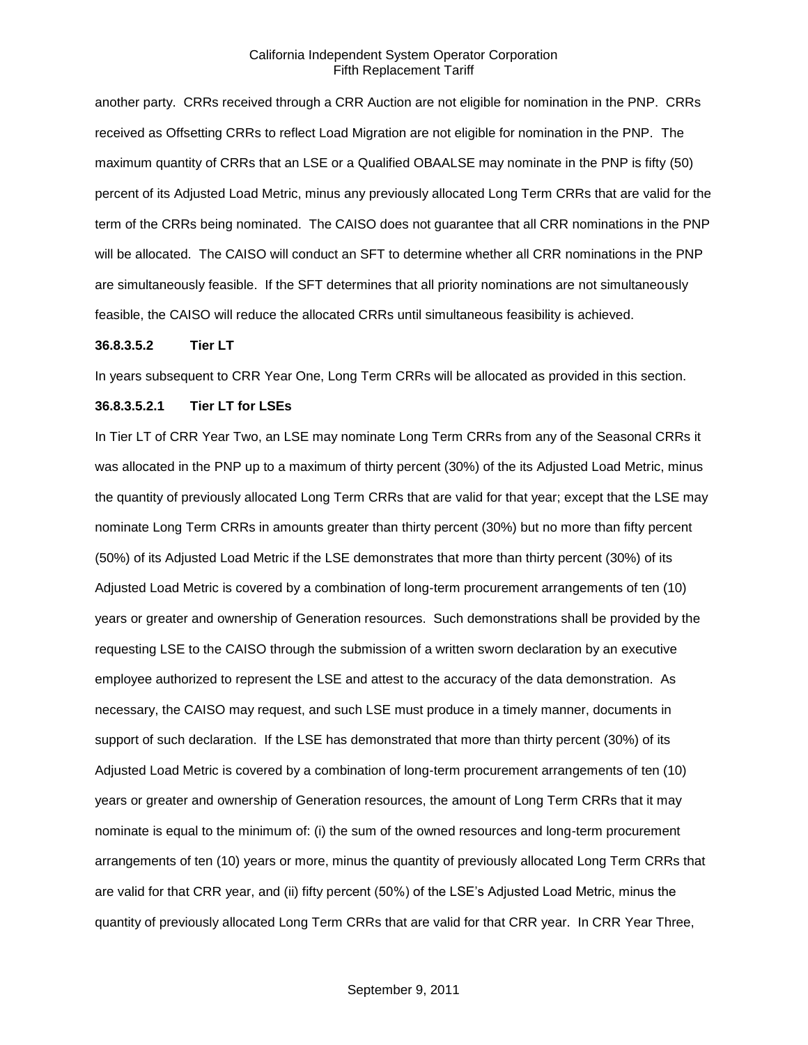another party. CRRs received through a CRR Auction are not eligible for nomination in the PNP. CRRs received as Offsetting CRRs to reflect Load Migration are not eligible for nomination in the PNP. The maximum quantity of CRRs that an LSE or a Qualified OBAALSE may nominate in the PNP is fifty (50) percent of its Adjusted Load Metric, minus any previously allocated Long Term CRRs that are valid for the term of the CRRs being nominated. The CAISO does not guarantee that all CRR nominations in the PNP will be allocated. The CAISO will conduct an SFT to determine whether all CRR nominations in the PNP are simultaneously feasible. If the SFT determines that all priority nominations are not simultaneously feasible, the CAISO will reduce the allocated CRRs until simultaneous feasibility is achieved.

**36.8.3.5.2 Tier LT**

In years subsequent to CRR Year One, Long Term CRRs will be allocated as provided in this section.

**36.8.3.5.2.1 Tier LT for LSEs**

In Tier LT of CRR Year Two, an LSE may nominate Long Term CRRs from any of the Seasonal CRRs it was allocated in the PNP up to a maximum of thirty percent (30%) of the its Adjusted Load Metric, minus the quantity of previously allocated Long Term CRRs that are valid for that year; except that the LSE may nominate Long Term CRRs in amounts greater than thirty percent (30%) but no more than fifty percent (50%) of its Adjusted Load Metric if the LSE demonstrates that more than thirty percent (30%) of its Adjusted Load Metric is covered by a combination of long-term procurement arrangements of ten (10) years or greater and ownership of Generation resources. Such demonstrations shall be provided by the requesting LSE to the CAISO through the submission of a written sworn declaration by an executive employee authorized to represent the LSE and attest to the accuracy of the data demonstration. As necessary, the CAISO may request, and such LSE must produce in a timely manner, documents in support of such declaration. If the LSE has demonstrated that more than thirty percent (30%) of its Adjusted Load Metric is covered by a combination of long-term procurement arrangements of ten (10) years or greater and ownership of Generation resources, the amount of Long Term CRRs that it may nominate is equal to the minimum of: (i) the sum of the owned resources and long-term procurement arrangements of ten (10) years or more, minus the quantity of previously allocated Long Term CRRs that are valid for that CRR year, and (ii) fifty percent (50%) of the LSE's Adjusted Load Metric, minus the quantity of previously allocated Long Term CRRs that are valid for that CRR year. In CRR Year Three,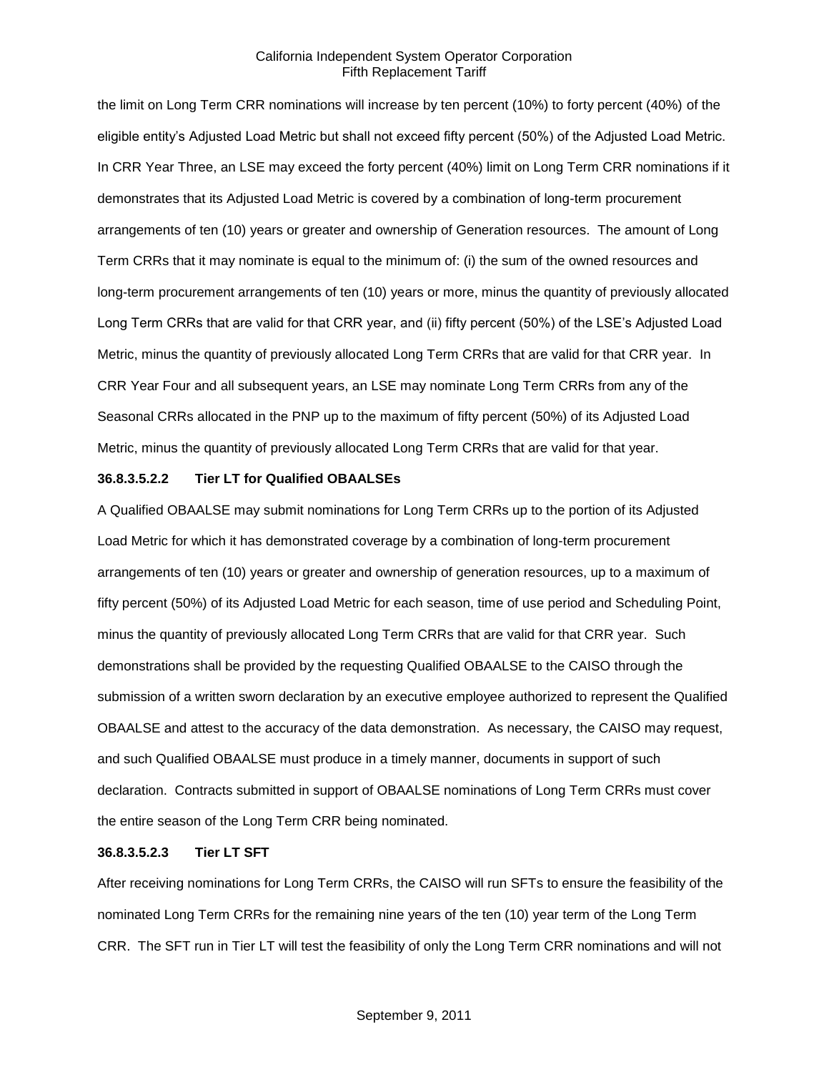the limit on Long Term CRR nominations will increase by ten percent (10%) to forty percent (40%) of the eligible entity's Adjusted Load Metric but shall not exceed fifty percent (50%) of the Adjusted Load Metric. In CRR Year Three, an LSE may exceed the forty percent (40%) limit on Long Term CRR nominations if it demonstrates that its Adjusted Load Metric is covered by a combination of long-term procurement arrangements of ten (10) years or greater and ownership of Generation resources. The amount of Long Term CRRs that it may nominate is equal to the minimum of: (i) the sum of the owned resources and long-term procurement arrangements of ten (10) years or more, minus the quantity of previously allocated Long Term CRRs that are valid for that CRR year, and (ii) fifty percent (50%) of the LSE's Adjusted Load Metric, minus the quantity of previously allocated Long Term CRRs that are valid for that CRR year. In CRR Year Four and all subsequent years, an LSE may nominate Long Term CRRs from any of the Seasonal CRRs allocated in the PNP up to the maximum of fifty percent (50%) of its Adjusted Load Metric, minus the quantity of previously allocated Long Term CRRs that are valid for that year.

**36.8.3.5.2.2 Tier LT for Qualified OBAALSEs**

A Qualified OBAALSE may submit nominations for Long Term CRRs up to the portion of its Adjusted Load Metric for which it has demonstrated coverage by a combination of long-term procurement arrangements of ten (10) years or greater and ownership of generation resources, up to a maximum of fifty percent (50%) of its Adjusted Load Metric for each season, time of use period and Scheduling Point, minus the quantity of previously allocated Long Term CRRs that are valid for that CRR year. Such demonstrations shall be provided by the requesting Qualified OBAALSE to the CAISO through the submission of a written sworn declaration by an executive employee authorized to represent the Qualified OBAALSE and attest to the accuracy of the data demonstration. As necessary, the CAISO may request, and such Qualified OBAALSE must produce in a timely manner, documents in support of such declaration. Contracts submitted in support of OBAALSE nominations of Long Term CRRs must cover the entire season of the Long Term CRR being nominated.

**36.8.3.5.2.3 Tier LT SFT**

After receiving nominations for Long Term CRRs, the CAISO will run SFTs to ensure the feasibility of the nominated Long Term CRRs for the remaining nine years of the ten (10) year term of the Long Term CRR. The SFT run in Tier LT will test the feasibility of only the Long Term CRR nominations and will not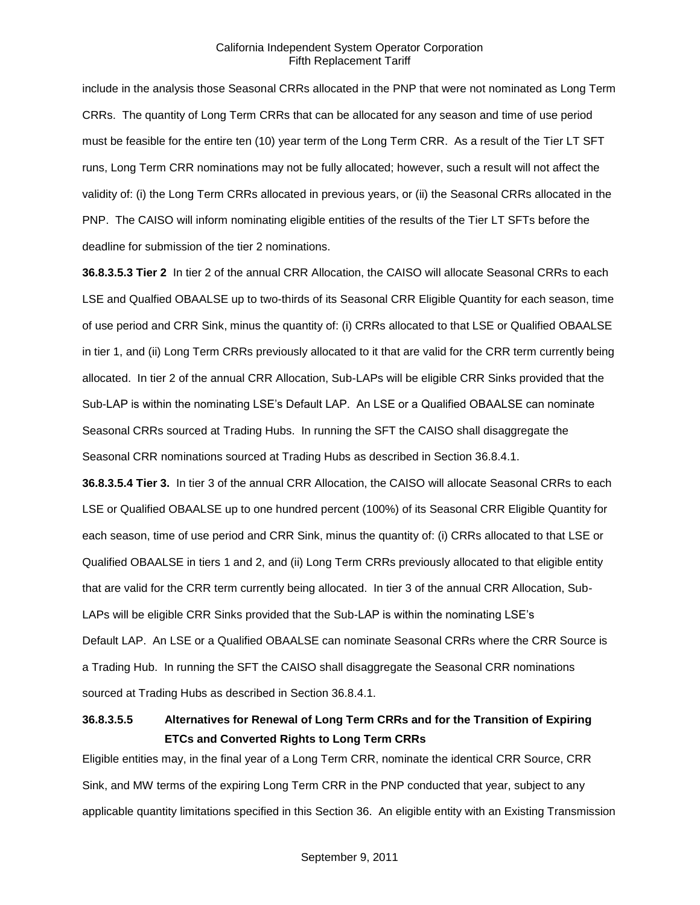include in the analysis those Seasonal CRRs allocated in the PNP that were not nominated as Long Term CRRs. The quantity of Long Term CRRs that can be allocated for any season and time of use period must be feasible for the entire ten (10) year term of the Long Term CRR. As a result of the Tier LT SFT runs, Long Term CRR nominations may not be fully allocated; however, such a result will not affect the validity of: (i) the Long Term CRRs allocated in previous years, or (ii) the Seasonal CRRs allocated in the PNP. The CAISO will inform nominating eligible entities of the results of the Tier LT SFTs before the deadline for submission of the tier 2 nominations.

**36.8.3.5.3 Tier 2** In tier 2 of the annual CRR Allocation, the CAISO will allocate Seasonal CRRs to each LSE and Qualfied OBAALSE up to two-thirds of its Seasonal CRR Eligible Quantity for each season, time of use period and CRR Sink, minus the quantity of: (i) CRRs allocated to that LSE or Qualified OBAALSE in tier 1, and (ii) Long Term CRRs previously allocated to it that are valid for the CRR term currently being allocated. In tier 2 of the annual CRR Allocation, Sub-LAPs will be eligible CRR Sinks provided that the Sub-LAP is within the nominating LSE's Default LAP. An LSE or a Qualified OBAALSE can nominate Seasonal CRRs sourced at Trading Hubs. In running the SFT the CAISO shall disaggregate the Seasonal CRR nominations sourced at Trading Hubs as described in Section 36.8.4.1.

**36.8.3.5.4 Tier 3.** In tier 3 of the annual CRR Allocation, the CAISO will allocate Seasonal CRRs to each LSE or Qualified OBAALSE up to one hundred percent (100%) of its Seasonal CRR Eligible Quantity for each season, time of use period and CRR Sink, minus the quantity of: (i) CRRs allocated to that LSE or Qualified OBAALSE in tiers 1 and 2, and (ii) Long Term CRRs previously allocated to that eligible entity that are valid for the CRR term currently being allocated. In tier 3 of the annual CRR Allocation, Sub-LAPs will be eligible CRR Sinks provided that the Sub-LAP is within the nominating LSE's Default LAP. An LSE or a Qualified OBAALSE can nominate Seasonal CRRs where the CRR Source is a Trading Hub. In running the SFT the CAISO shall disaggregate the Seasonal CRR nominations sourced at Trading Hubs as described in Section 36.8.4.1.

**36.8.3.5.5 Alternatives for Renewal of Long Term CRRs and for the Transition of Expiring ETCs and Converted Rights to Long Term CRRs**

Eligible entities may, in the final year of a Long Term CRR, nominate the identical CRR Source, CRR Sink, and MW terms of the expiring Long Term CRR in the PNP conducted that year, subject to any applicable quantity limitations specified in this Section 36. An eligible entity with an Existing Transmission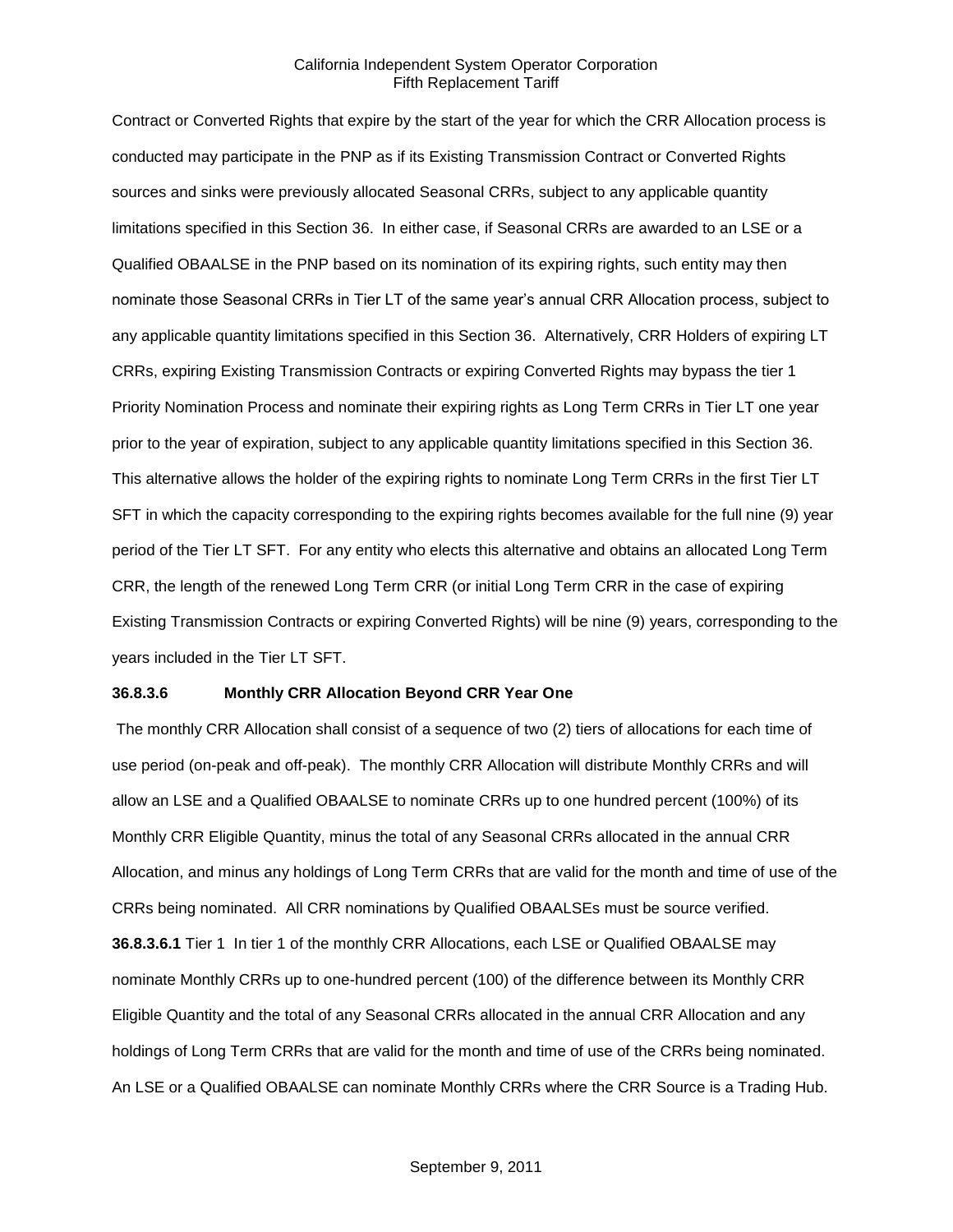Contract or Converted Rights that expire by the start of the year for which the CRR Allocation process is conducted may participate in the PNP as if its Existing Transmission Contract or Converted Rights sources and sinks were previously allocated Seasonal CRRs, subject to any applicable quantity limitations specified in this Section 36. In either case, if Seasonal CRRs are awarded to an LSE or a Qualified OBAALSE in the PNP based on its nomination of its expiring rights, such entity may then nominate those Seasonal CRRs in Tier LT of the same year's annual CRR Allocation process, subject to any applicable quantity limitations specified in this Section 36. Alternatively, CRR Holders of expiring LT CRRs, expiring Existing Transmission Contracts or expiring Converted Rights may bypass the tier 1 Priority Nomination Process and nominate their expiring rights as Long Term CRRs in Tier LT one year prior to the year of expiration, subject to any applicable quantity limitations specified in this Section 36. This alternative allows the holder of the expiring rights to nominate Long Term CRRs in the first Tier LT SFT in which the capacity corresponding to the expiring rights becomes available for the full nine (9) year period of the Tier LT SFT. For any entity who elects this alternative and obtains an allocated Long Term CRR, the length of the renewed Long Term CRR (or initial Long Term CRR in the case of expiring Existing Transmission Contracts or expiring Converted Rights) will be nine (9) years, corresponding to the years included in the Tier LT SFT.

**36.8.3.6 Monthly CRR Allocation Beyond CRR Year One**

The monthly CRR Allocation shall consist of a sequence of two (2) tiers of allocations for each time of use period (on-peak and off-peak). The monthly CRR Allocation will distribute Monthly CRRs and will allow an LSE and a Qualified OBAALSE to nominate CRRs up to one hundred percent (100%) of its Monthly CRR Eligible Quantity, minus the total of any Seasonal CRRs allocated in the annual CRR Allocation, and minus any holdings of Long Term CRRs that are valid for the month and time of use of the CRRs being nominated. All CRR nominations by Qualified OBAALSEs must be source verified.

**36.8.3.6.1** Tier 1 In tier 1 of the monthly CRR Allocations, each LSE or Qualified OBAALSE may nominate Monthly CRRs up to one-hundred percent (100) of the difference between its Monthly CRR Eligible Quantity and the total of any Seasonal CRRs allocated in the annual CRR Allocation and any holdings of Long Term CRRs that are valid for the month and time of use of the CRRs being nominated. An LSE or a Qualified OBAALSE can nominate Monthly CRRs where the CRR Source is a Trading Hub.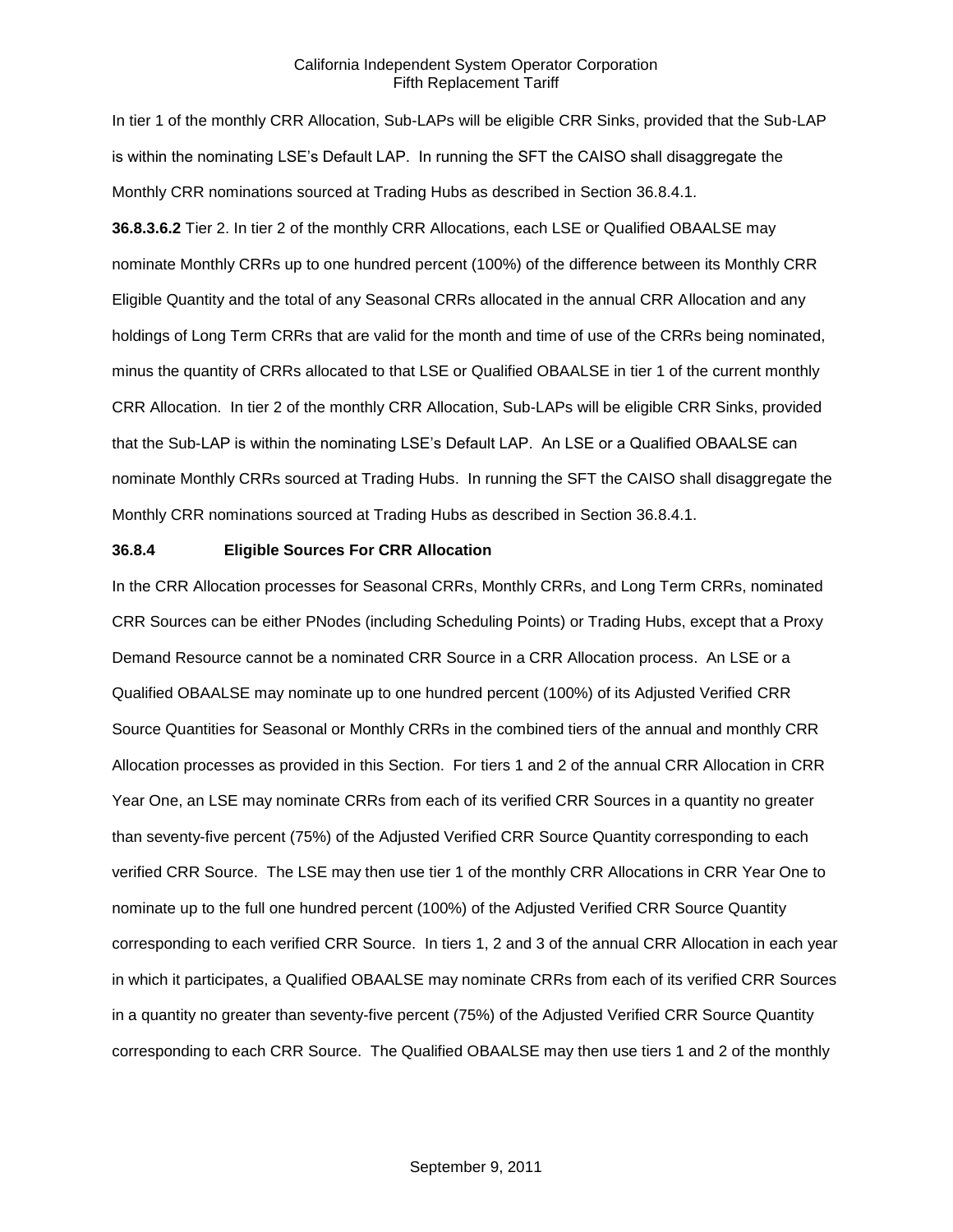In tier 1 of the monthly CRR Allocation, Sub-LAPs will be eligible CRR Sinks, provided that the Sub-LAP is within the nominating LSE's Default LAP. In running the SFT the CAISO shall disaggregate the Monthly CRR nominations sourced at Trading Hubs as described in Section 36.8.4.1.

**36.8.3.6.2** Tier 2. In tier 2 of the monthly CRR Allocations, each LSE or Qualified OBAALSE may nominate Monthly CRRs up to one hundred percent (100%) of the difference between its Monthly CRR Eligible Quantity and the total of any Seasonal CRRs allocated in the annual CRR Allocation and any holdings of Long Term CRRs that are valid for the month and time of use of the CRRs being nominated, minus the quantity of CRRs allocated to that LSE or Qualified OBAALSE in tier 1 of the current monthly CRR Allocation. In tier 2 of the monthly CRR Allocation, Sub-LAPs will be eligible CRR Sinks, provided that the Sub-LAP is within the nominating LSE's Default LAP. An LSE or a Qualified OBAALSE can nominate Monthly CRRs sourced at Trading Hubs. In running the SFT the CAISO shall disaggregate the Monthly CRR nominations sourced at Trading Hubs as described in Section 36.8.4.1.

**36.8.4 Eligible Sources For CRR Allocation**

In the CRR Allocation processes for Seasonal CRRs, Monthly CRRs, and Long Term CRRs, nominated CRR Sources can be either PNodes (including Scheduling Points) or Trading Hubs, except that a Proxy Demand Resource cannot be a nominated CRR Source in a CRR Allocation process. An LSE or a Qualified OBAALSE may nominate up to one hundred percent (100%) of its Adjusted Verified CRR Source Quantities for Seasonal or Monthly CRRs in the combined tiers of the annual and monthly CRR Allocation processes as provided in this Section. For tiers 1 and 2 of the annual CRR Allocation in CRR Year One, an LSE may nominate CRRs from each of its verified CRR Sources in a quantity no greater than seventy-five percent (75%) of the Adjusted Verified CRR Source Quantity corresponding to each verified CRR Source. The LSE may then use tier 1 of the monthly CRR Allocations in CRR Year One to nominate up to the full one hundred percent (100%) of the Adjusted Verified CRR Source Quantity corresponding to each verified CRR Source. In tiers 1, 2 and 3 of the annual CRR Allocation in each year in which it participates, a Qualified OBAALSE may nominate CRRs from each of its verified CRR Sources in a quantity no greater than seventy-five percent (75%) of the Adjusted Verified CRR Source Quantity corresponding to each CRR Source. The Qualified OBAALSE may then use tiers 1 and 2 of the monthly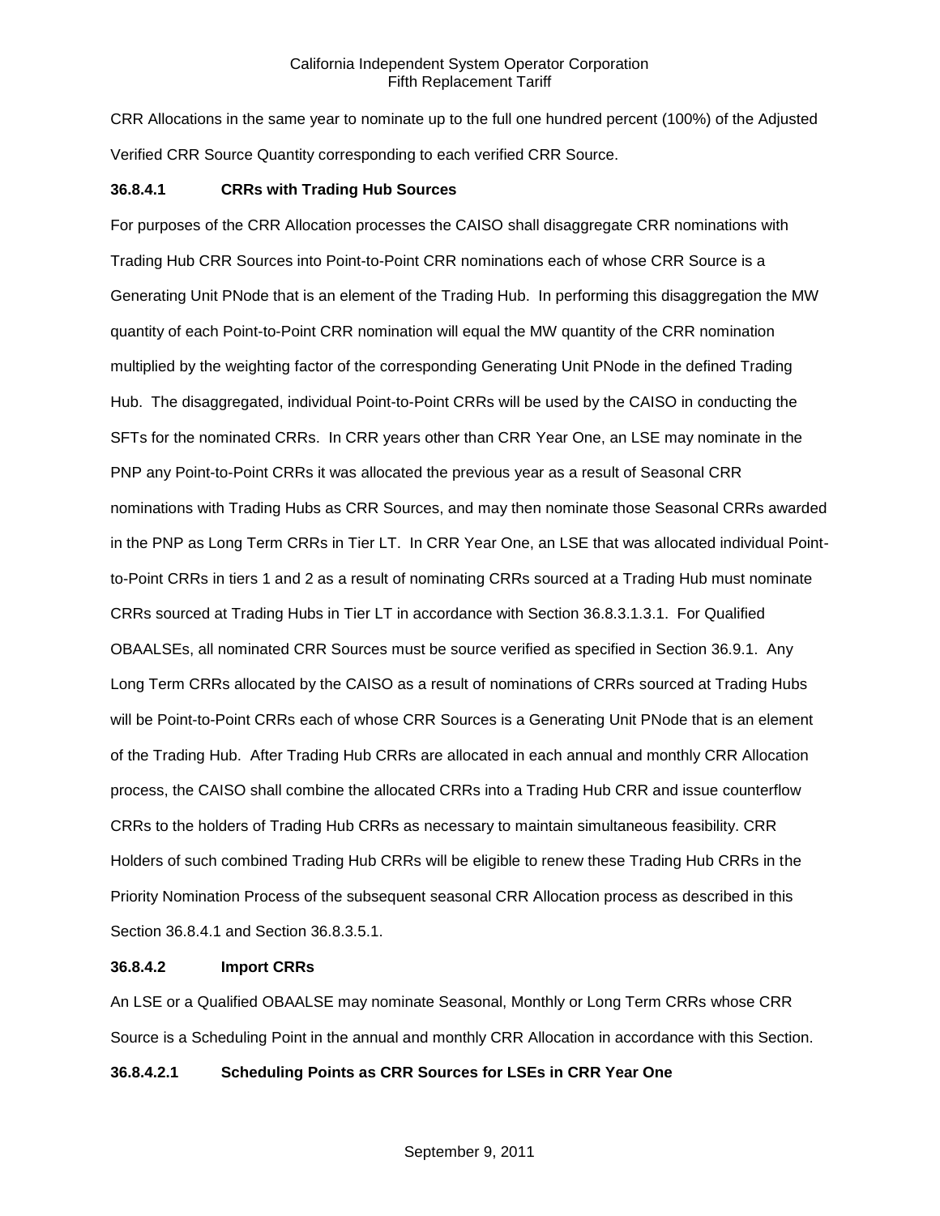CRR Allocations in the same year to nominate up to the full one hundred percent (100%) of the Adjusted Verified CRR Source Quantity corresponding to each verified CRR Source.

**36.8.4.1 CRRs with Trading Hub Sources**

For purposes of the CRR Allocation processes the CAISO shall disaggregate CRR nominations with Trading Hub CRR Sources into Point-to-Point CRR nominations each of whose CRR Source is a Generating Unit PNode that is an element of the Trading Hub. In performing this disaggregation the MW quantity of each Point-to-Point CRR nomination will equal the MW quantity of the CRR nomination multiplied by the weighting factor of the corresponding Generating Unit PNode in the defined Trading Hub. The disaggregated, individual Point-to-Point CRRs will be used by the CAISO in conducting the SFTs for the nominated CRRs. In CRR years other than CRR Year One, an LSE may nominate in the PNP any Point-to-Point CRRs it was allocated the previous year as a result of Seasonal CRR nominations with Trading Hubs as CRR Sources, and may then nominate those Seasonal CRRs awarded in the PNP as Long Term CRRs in Tier LT. In CRR Year One, an LSE that was allocated individual Point-to-Point CRRs in tiers 1 and 2 as a result of nominating CRRs sourced at a Trading Hub must nominate CRRs sourced at Trading Hubs in Tier LT in accordance with Section 36.8.3.1.3.1. For Qualified OBAALSEs, all nominated CRR Sources must be source verified as specified in Section 36.9.1. Any Long Term CRRs allocated by the CAISO as a result of nominations of CRRs sourced at Trading Hubs will be Point-to-Point CRRs each of whose CRR Sources is a Generating Unit PNode that is an element of the Trading Hub. After Trading Hub CRRs are allocated in each annual and monthly CRR Allocation process, the CAISO shall combine the allocated CRRs into a Trading Hub CRR and issue counterflow CRRs to the holders of Trading Hub CRRs as necessary to maintain simultaneous feasibility. CRR Holders of such combined Trading Hub CRRs will be eligible to renew these Trading Hub CRRs in the Priority Nomination Process of the subsequent seasonal CRR Allocation process as described in this Section 36.8.4.1 and Section 36.8.3.5.1.

**36.8.4.2 Import CRRs**

An LSE or a Qualified OBAALSE may nominate Seasonal, Monthly or Long Term CRRs whose CRR Source is a Scheduling Point in the annual and monthly CRR Allocation in accordance with this Section.

**36.8.4.2.1 Scheduling Points as CRR Sources for LSEs in CRR Year One**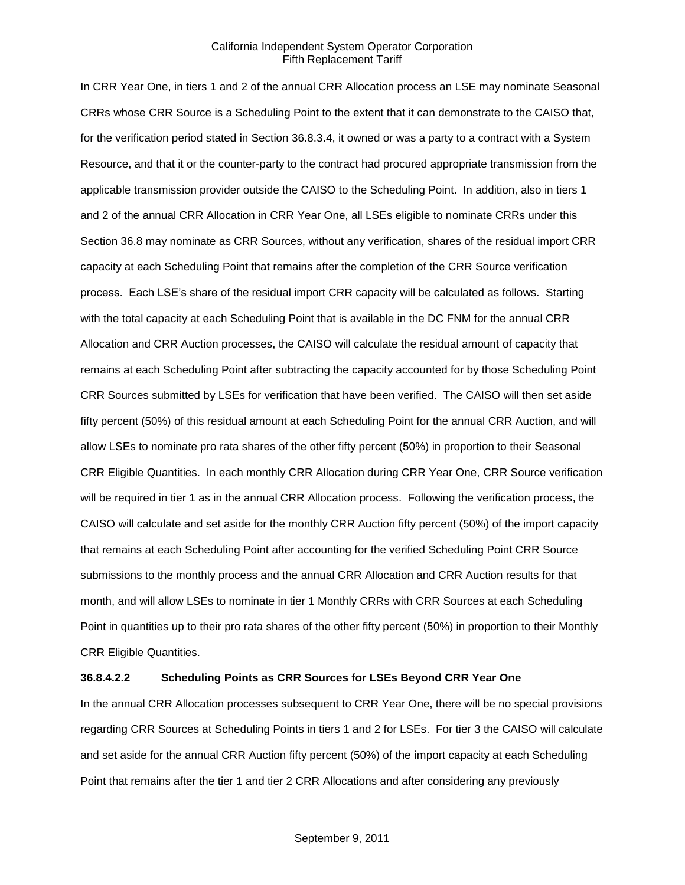In CRR Year One, in tiers 1 and 2 of the annual CRR Allocation process an LSE may nominate Seasonal CRRs whose CRR Source is a Scheduling Point to the extent that it can demonstrate to the CAISO that, for the verification period stated in Section 36.8.3.4, it owned or was a party to a contract with a System Resource, and that it or the counter-party to the contract had procured appropriate transmission from the applicable transmission provider outside the CAISO to the Scheduling Point. In addition, also in tiers 1 and 2 of the annual CRR Allocation in CRR Year One, all LSEs eligible to nominate CRRs under this Section 36.8 may nominate as CRR Sources, without any verification, shares of the residual import CRR capacity at each Scheduling Point that remains after the completion of the CRR Source verification process. Each LSE's share of the residual import CRR capacity will be calculated as follows. Starting with the total capacity at each Scheduling Point that is available in the DC FNM for the annual CRR Allocation and CRR Auction processes, the CAISO will calculate the residual amount of capacity that remains at each Scheduling Point after subtracting the capacity accounted for by those Scheduling Point CRR Sources submitted by LSEs for verification that have been verified. The CAISO will then set aside fifty percent (50%) of this residual amount at each Scheduling Point for the annual CRR Auction, and will allow LSEs to nominate pro rata shares of the other fifty percent (50%) in proportion to their Seasonal CRR Eligible Quantities. In each monthly CRR Allocation during CRR Year One, CRR Source verification will be required in tier 1 as in the annual CRR Allocation process. Following the verification process, the CAISO will calculate and set aside for the monthly CRR Auction fifty percent (50%) of the import capacity that remains at each Scheduling Point after accounting for the verified Scheduling Point CRR Source submissions to the monthly process and the annual CRR Allocation and CRR Auction results for that month, and will allow LSEs to nominate in tier 1 Monthly CRRs with CRR Sources at each Scheduling Point in quantities up to their pro rata shares of the other fifty percent (50%) in proportion to their Monthly CRR Eligible Quantities.

**36.8.4.2.2 Scheduling Points as CRR Sources for LSEs Beyond CRR Year One**

In the annual CRR Allocation processes subsequent to CRR Year One, there will be no special provisions regarding CRR Sources at Scheduling Points in tiers 1 and 2 for LSEs. For tier 3 the CAISO will calculate and set aside for the annual CRR Auction fifty percent (50%) of the import capacity at each Scheduling Point that remains after the tier 1 and tier 2 CRR Allocations and after considering any previously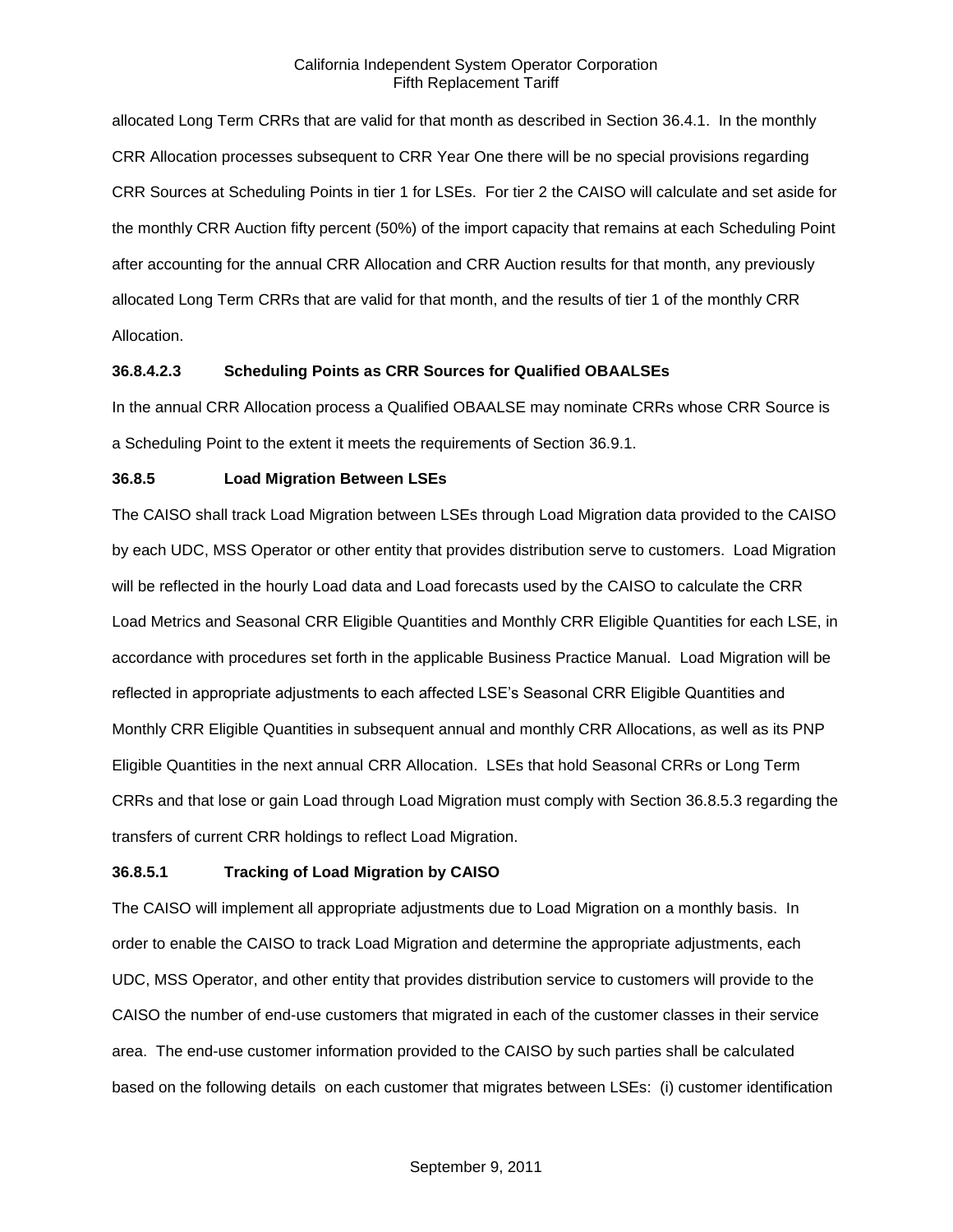allocated Long Term CRRs that are valid for that month as described in Section 36.4.1. In the monthly CRR Allocation processes subsequent to CRR Year One there will be no special provisions regarding CRR Sources at Scheduling Points in tier 1 for LSEs. For tier 2 the CAISO will calculate and set aside for the monthly CRR Auction fifty percent (50%) of the import capacity that remains at each Scheduling Point after accounting for the annual CRR Allocation and CRR Auction results for that month, any previously allocated Long Term CRRs that are valid for that month, and the results of tier 1 of the monthly CRR Allocation.

**36.8.4.2.3 Scheduling Points as CRR Sources for Qualified OBAALSEs**

In the annual CRR Allocation process a Qualified OBAALSE may nominate CRRs whose CRR Source is a Scheduling Point to the extent it meets the requirements of Section 36.9.1.

**36.8.5 Load Migration Between LSEs**

The CAISO shall track Load Migration between LSEs through Load Migration data provided to the CAISO by each UDC, MSS Operator or other entity that provides distribution serve to customers. Load Migration will be reflected in the hourly Load data and Load forecasts used by the CAISO to calculate the CRR Load Metrics and Seasonal CRR Eligible Quantities and Monthly CRR Eligible Quantities for each LSE, in accordance with procedures set forth in the applicable Business Practice Manual. Load Migration will be reflected in appropriate adjustments to each affected LSE's Seasonal CRR Eligible Quantities and Monthly CRR Eligible Quantities in subsequent annual and monthly CRR Allocations, as well as its PNP Eligible Quantities in the next annual CRR Allocation. LSEs that hold Seasonal CRRs or Long Term CRRs and that lose or gain Load through Load Migration must comply with Section 36.8.5.3 regarding the transfers of current CRR holdings to reflect Load Migration.

**36.8.5.1 Tracking of Load Migration by CAISO**

The CAISO will implement all appropriate adjustments due to Load Migration on a monthly basis. In order to enable the CAISO to track Load Migration and determine the appropriate adjustments, each UDC, MSS Operator, and other entity that provides distribution service to customers will provide to the CAISO the number of end-use customers that migrated in each of the customer classes in their service area. The end-use customer information provided to the CAISO by such parties shall be calculated based on the following details on each customer that migrates between LSEs: (i) customer identification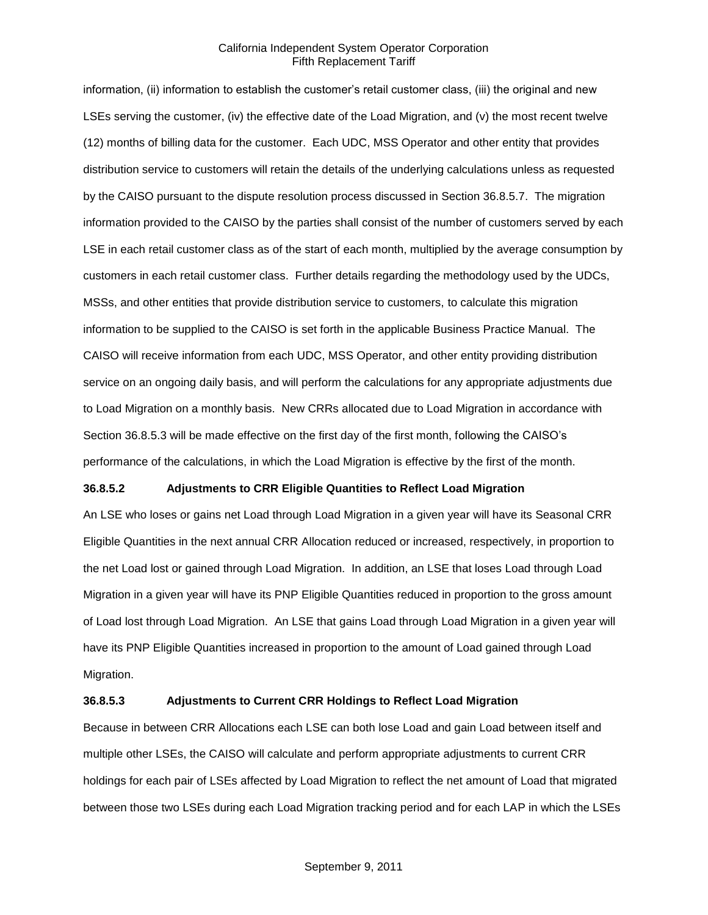information, (ii) information to establish the customer's retail customer class, (iii) the original and new LSEs serving the customer, (iv) the effective date of the Load Migration, and (v) the most recent twelve (12) months of billing data for the customer. Each UDC, MSS Operator and other entity that provides distribution service to customers will retain the details of the underlying calculations unless as requested by the CAISO pursuant to the dispute resolution process discussed in Section 36.8.5.7. The migration information provided to the CAISO by the parties shall consist of the number of customers served by each LSE in each retail customer class as of the start of each month, multiplied by the average consumption by customers in each retail customer class. Further details regarding the methodology used by the UDCs, MSSs, and other entities that provide distribution service to customers, to calculate this migration information to be supplied to the CAISO is set forth in the applicable Business Practice Manual. The CAISO will receive information from each UDC, MSS Operator, and other entity providing distribution service on an ongoing daily basis, and will perform the calculations for any appropriate adjustments due to Load Migration on a monthly basis. New CRRs allocated due to Load Migration in accordance with Section 36.8.5.3 will be made effective on the first day of the first month, following the CAISO's performance of the calculations, in which the Load Migration is effective by the first of the month.

**36.8.5.2 Adjustments to CRR Eligible Quantities to Reflect Load Migration**

An LSE who loses or gains net Load through Load Migration in a given year will have its Seasonal CRR Eligible Quantities in the next annual CRR Allocation reduced or increased, respectively, in proportion to the net Load lost or gained through Load Migration. In addition, an LSE that loses Load through Load Migration in a given year will have its PNP Eligible Quantities reduced in proportion to the gross amount of Load lost through Load Migration. An LSE that gains Load through Load Migration in a given year will have its PNP Eligible Quantities increased in proportion to the amount of Load gained through Load Migration.

**36.8.5.3 Adjustments to Current CRR Holdings to Reflect Load Migration**

Because in between CRR Allocations each LSE can both lose Load and gain Load between itself and multiple other LSEs, the CAISO will calculate and perform appropriate adjustments to current CRR holdings for each pair of LSEs affected by Load Migration to reflect the net amount of Load that migrated between those two LSEs during each Load Migration tracking period and for each LAP in which the LSEs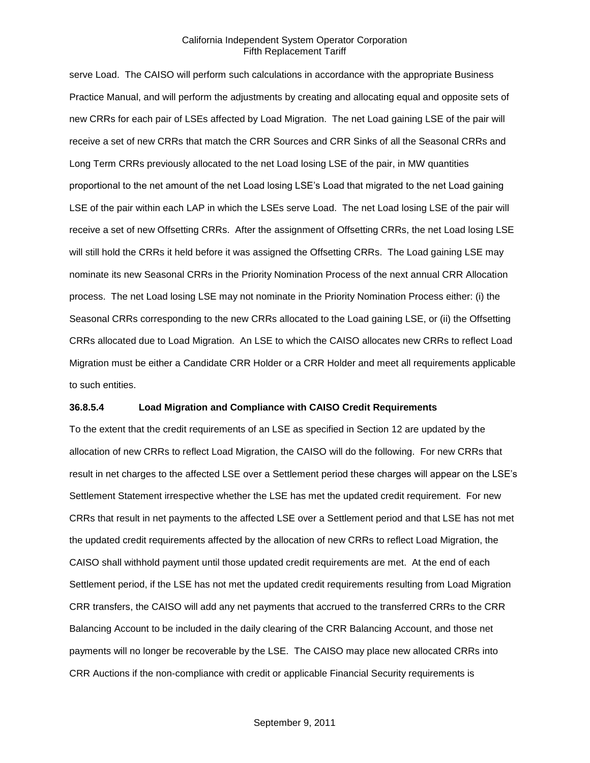serve Load. The CAISO will perform such calculations in accordance with the appropriate Business Practice Manual, and will perform the adjustments by creating and allocating equal and opposite sets of new CRRs for each pair of LSEs affected by Load Migration. The net Load gaining LSE of the pair will receive a set of new CRRs that match the CRR Sources and CRR Sinks of all the Seasonal CRRs and Long Term CRRs previously allocated to the net Load losing LSE of the pair, in MW quantities proportional to the net amount of the net Load losing LSE's Load that migrated to the net Load gaining LSE of the pair within each LAP in which the LSEs serve Load. The net Load losing LSE of the pair will receive a set of new Offsetting CRRs. After the assignment of Offsetting CRRs, the net Load losing LSE will still hold the CRRs it held before it was assigned the Offsetting CRRs. The Load gaining LSE may nominate its new Seasonal CRRs in the Priority Nomination Process of the next annual CRR Allocation process. The net Load losing LSE may not nominate in the Priority Nomination Process either: (i) the Seasonal CRRs corresponding to the new CRRs allocated to the Load gaining LSE, or (ii) the Offsetting CRRs allocated due to Load Migration. An LSE to which the CAISO allocates new CRRs to reflect Load Migration must be either a Candidate CRR Holder or a CRR Holder and meet all requirements applicable to such entities.

**36.8.5.4 Load Migration and Compliance with CAISO Credit Requirements**

To the extent that the credit requirements of an LSE as specified in Section 12 are updated by the allocation of new CRRs to reflect Load Migration, the CAISO will do the following. For new CRRs that result in net charges to the affected LSE over a Settlement period these charges will appear on the LSE's Settlement Statement irrespective whether the LSE has met the updated credit requirement. For new CRRs that result in net payments to the affected LSE over a Settlement period and that LSE has not met the updated credit requirements affected by the allocation of new CRRs to reflect Load Migration, the CAISO shall withhold payment until those updated credit requirements are met. At the end of each Settlement period, if the LSE has not met the updated credit requirements resulting from Load Migration CRR transfers, the CAISO will add any net payments that accrued to the transferred CRRs to the CRR Balancing Account to be included in the daily clearing of the CRR Balancing Account, and those net payments will no longer be recoverable by the LSE. The CAISO may place new allocated CRRs into CRR Auctions if the non-compliance with credit or applicable Financial Security requirements is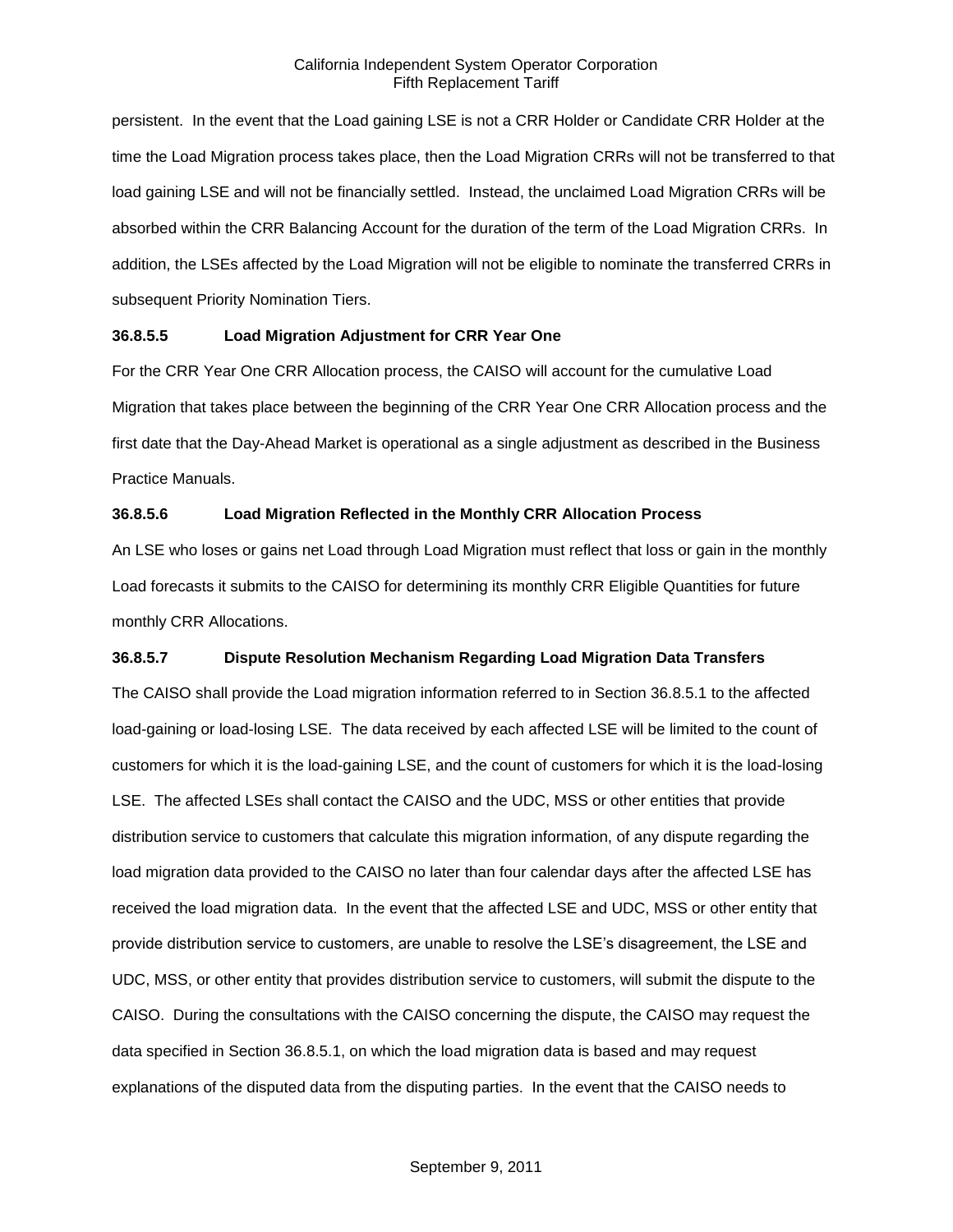persistent. In the event that the Load gaining LSE is not a CRR Holder or Candidate CRR Holder at the time the Load Migration process takes place, then the Load Migration CRRs will not be transferred to that load gaining LSE and will not be financially settled. Instead, the unclaimed Load Migration CRRs will be absorbed within the CRR Balancing Account for the duration of the term of the Load Migration CRRs. In addition, the LSEs affected by the Load Migration will not be eligible to nominate the transferred CRRs in subsequent Priority Nomination Tiers.

**36.8.5.5 Load Migration Adjustment for CRR Year One**

For the CRR Year One CRR Allocation process, the CAISO will account for the cumulative Load Migration that takes place between the beginning of the CRR Year One CRR Allocation process and the first date that the Day-Ahead Market is operational as a single adjustment as described in the Business Practice Manuals.

**36.8.5.6 Load Migration Reflected in the Monthly CRR Allocation Process**

An LSE who loses or gains net Load through Load Migration must reflect that loss or gain in the monthly Load forecasts it submits to the CAISO for determining its monthly CRR Eligible Quantities for future monthly CRR Allocations.

**36.8.5.7 Dispute Resolution Mechanism Regarding Load Migration Data Transfers**

The CAISO shall provide the Load migration information referred to in Section 36.8.5.1 to the affected load-gaining or load-losing LSE. The data received by each affected LSE will be limited to the count of customers for which it is the load-gaining LSE, and the count of customers for which it is the load-losing LSE. The affected LSEs shall contact the CAISO and the UDC, MSS or other entities that provide distribution service to customers that calculate this migration information, of any dispute regarding the load migration data provided to the CAISO no later than four calendar days after the affected LSE has received the load migration data. In the event that the affected LSE and UDC, MSS or other entity that provide distribution service to customers, are unable to resolve the LSE's disagreement, the LSE and UDC, MSS, or other entity that provides distribution service to customers, will submit the dispute to the CAISO. During the consultations with the CAISO concerning the dispute, the CAISO may request the data specified in Section 36.8.5.1, on which the load migration data is based and may request explanations of the disputed data from the disputing parties. In the event that the CAISO needs to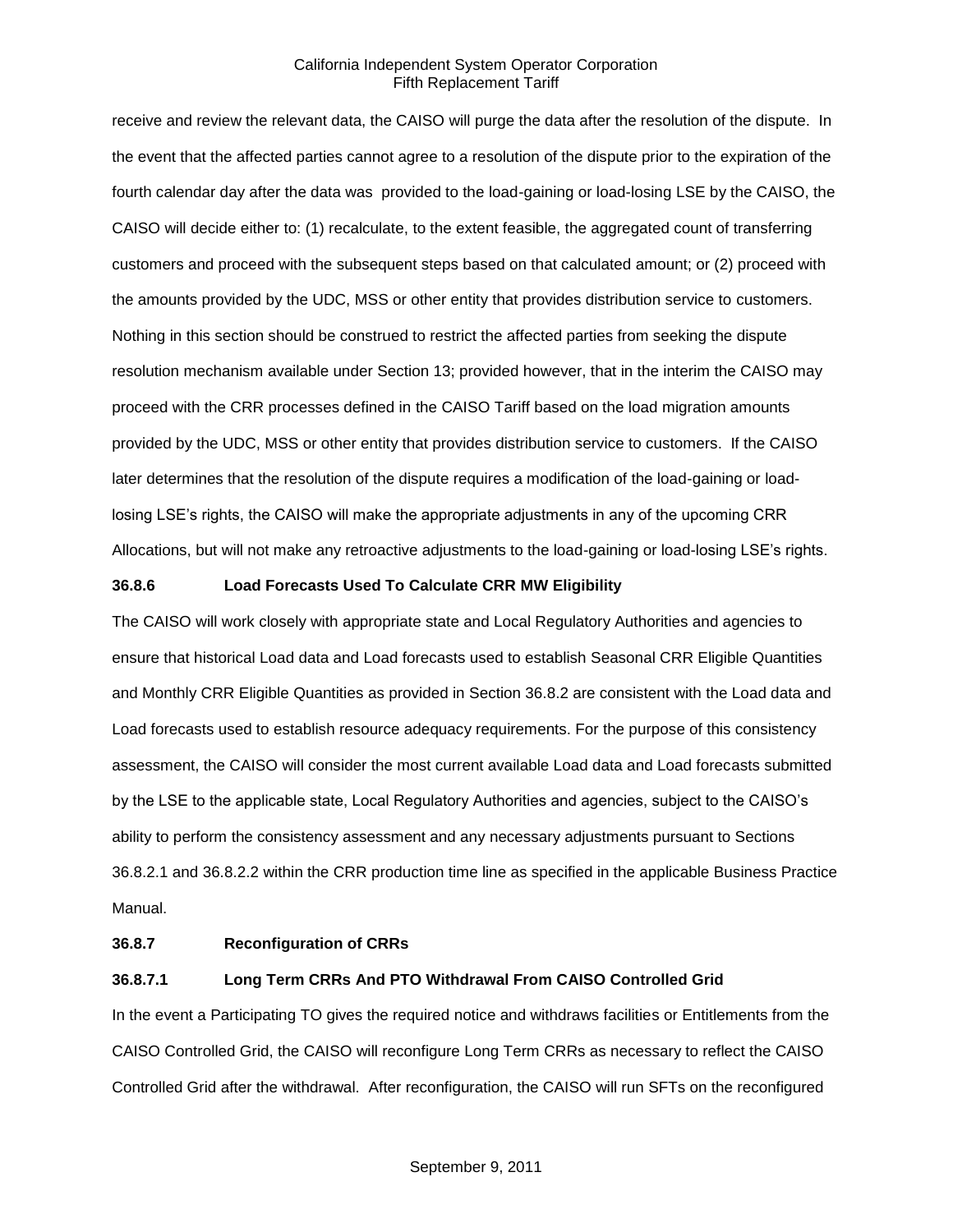receive and review the relevant data, the CAISO will purge the data after the resolution of the dispute. In the event that the affected parties cannot agree to a resolution of the dispute prior to the expiration of the fourth calendar day after the data was provided to the load-gaining or load-losing LSE by the CAISO, the CAISO will decide either to: (1) recalculate, to the extent feasible, the aggregated count of transferring customers and proceed with the subsequent steps based on that calculated amount; or (2) proceed with the amounts provided by the UDC, MSS or other entity that provides distribution service to customers. Nothing in this section should be construed to restrict the affected parties from seeking the dispute resolution mechanism available under Section 13; provided however, that in the interim the CAISO may proceed with the CRR processes defined in the CAISO Tariff based on the load migration amounts provided by the UDC, MSS or other entity that provides distribution service to customers. If the CAISO later determines that the resolution of the dispute requires a modification of the load-gaining or load-losing LSE's rights, the CAISO will make the appropriate adjustments in any of the upcoming CRR Allocations, but will not make any retroactive adjustments to the load-gaining or load-losing LSE's rights.

**36.8.6 Load Forecasts Used To Calculate CRR MW Eligibility**

The CAISO will work closely with appropriate state and Local Regulatory Authorities and agencies to ensure that historical Load data and Load forecasts used to establish Seasonal CRR Eligible Quantities and Monthly CRR Eligible Quantities as provided in Section 36.8.2 are consistent with the Load data and Load forecasts used to establish resource adequacy requirements. For the purpose of this consistency assessment, the CAISO will consider the most current available Load data and Load forecasts submitted by the LSE to the applicable state, Local Regulatory Authorities and agencies, subject to the CAISO's ability to perform the consistency assessment and any necessary adjustments pursuant to Sections 36.8.2.1 and 36.8.2.2 within the CRR production time line as specified in the applicable Business Practice Manual.

**36.8.7 Reconfiguration of CRRs**

**36.8.7.1 Long Term CRRs And PTO Withdrawal From CAISO Controlled Grid**

In the event a Participating TO gives the required notice and withdraws facilities or Entitlements from the CAISO Controlled Grid, the CAISO will reconfigure Long Term CRRs as necessary to reflect the CAISO Controlled Grid after the withdrawal. After reconfiguration, the CAISO will run SFTs on the reconfigured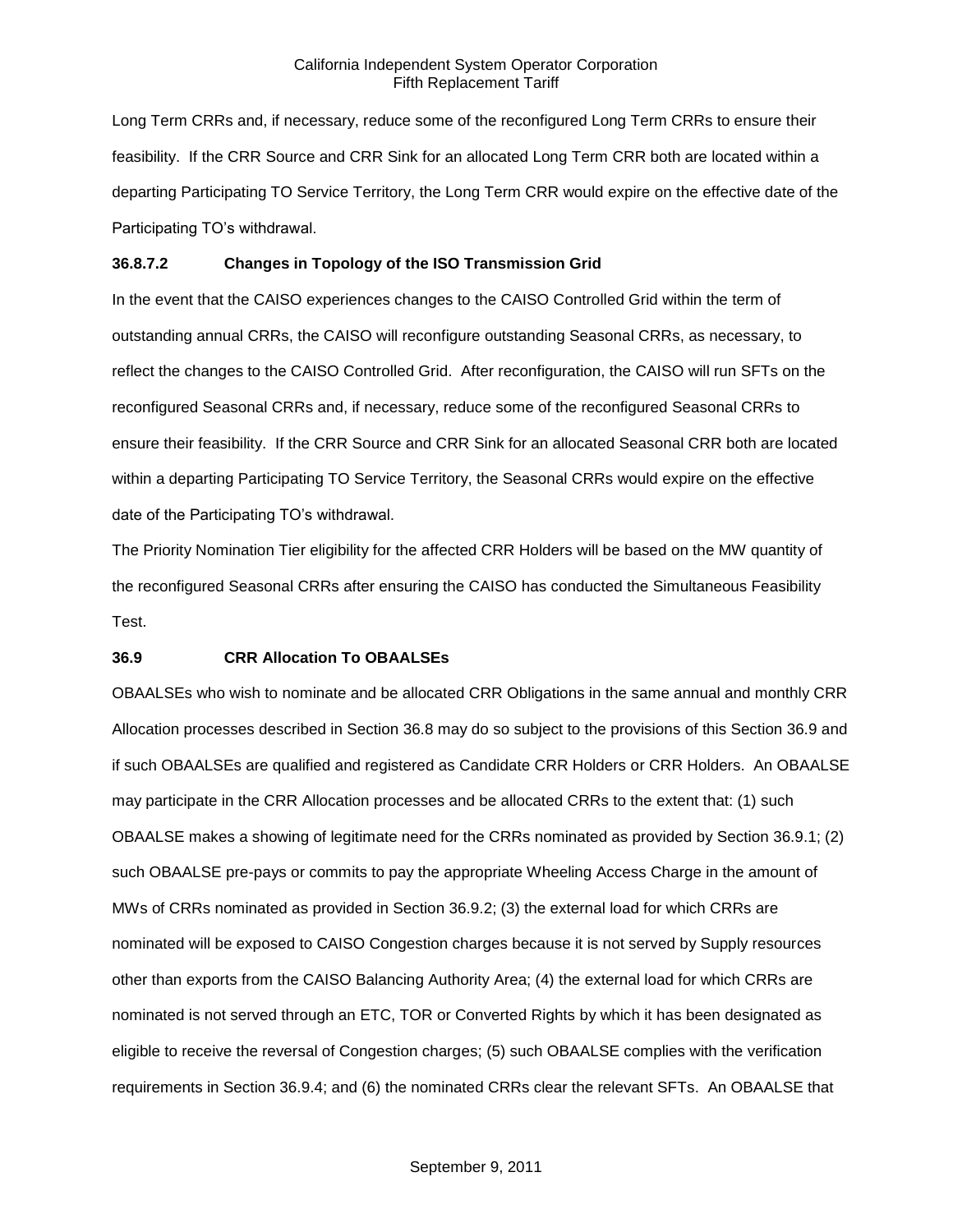Long Term CRRs and, if necessary, reduce some of the reconfigured Long Term CRRs to ensure their feasibility. If the CRR Source and CRR Sink for an allocated Long Term CRR both are located within a departing Participating TO Service Territory, the Long Term CRR would expire on the effective date of the Participating TO's withdrawal.

**36.8.7.2 Changes in Topology of the ISO Transmission Grid**

In the event that the CAISO experiences changes to the CAISO Controlled Grid within the term of outstanding annual CRRs, the CAISO will reconfigure outstanding Seasonal CRRs, as necessary, to reflect the changes to the CAISO Controlled Grid. After reconfiguration, the CAISO will run SFTs on the reconfigured Seasonal CRRs and, if necessary, reduce some of the reconfigured Seasonal CRRs to ensure their feasibility. If the CRR Source and CRR Sink for an allocated Seasonal CRR both are located within a departing Participating TO Service Territory, the Seasonal CRRs would expire on the effective date of the Participating TO's withdrawal.

The Priority Nomination Tier eligibility for the affected CRR Holders will be based on the MW quantity of the reconfigured Seasonal CRRs after ensuring the CAISO has conducted the Simultaneous Feasibility Test.

**36.9 CRR Allocation To OBAALSEs**

OBAALSEs who wish to nominate and be allocated CRR Obligations in the same annual and monthly CRR Allocation processes described in Section 36.8 may do so subject to the provisions of this Section 36.9 and if such OBAALSEs are qualified and registered as Candidate CRR Holders or CRR Holders. An OBAALSE may participate in the CRR Allocation processes and be allocated CRRs to the extent that: (1) such OBAALSE makes a showing of legitimate need for the CRRs nominated as provided by Section 36.9.1; (2) such OBAALSE pre-pays or commits to pay the appropriate Wheeling Access Charge in the amount of MWs of CRRs nominated as provided in Section 36.9.2; (3) the external load for which CRRs are nominated will be exposed to CAISO Congestion charges because it is not served by Supply resources other than exports from the CAISO Balancing Authority Area; (4) the external load for which CRRs are nominated is not served through an ETC, TOR or Converted Rights by which it has been designated as eligible to receive the reversal of Congestion charges; (5) such OBAALSE complies with the verification requirements in Section 36.9.4; and (6) the nominated CRRs clear the relevant SFTs. An OBAALSE that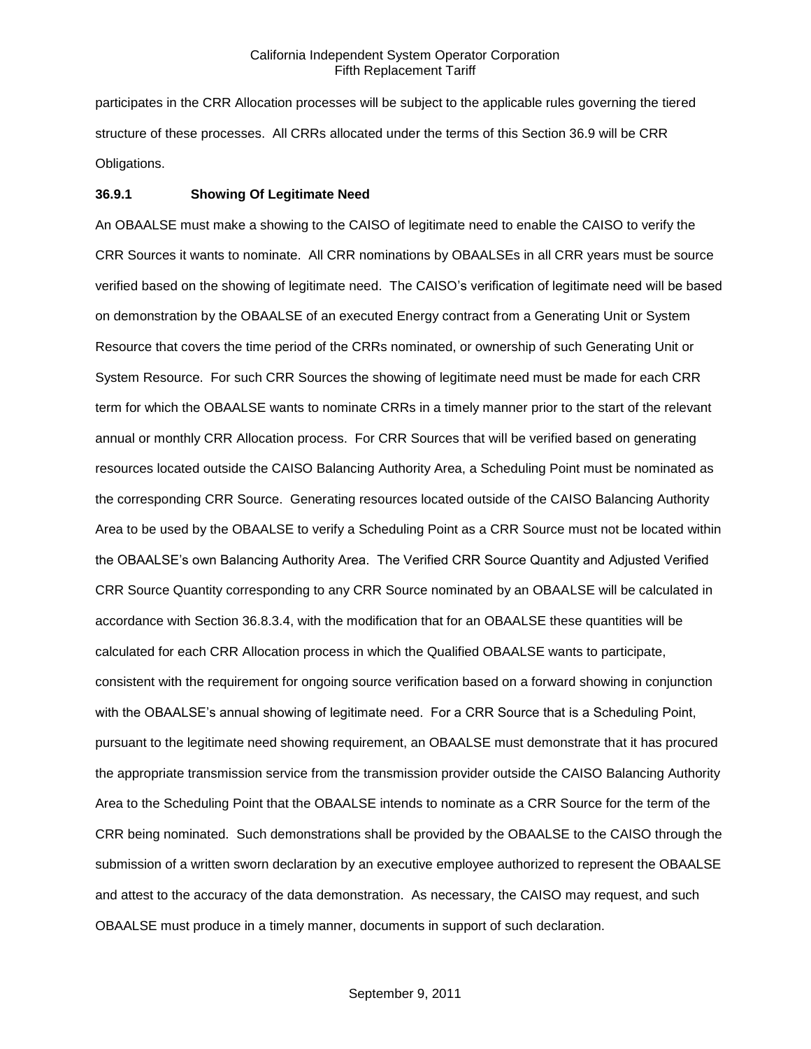participates in the CRR Allocation processes will be subject to the applicable rules governing the tiered structure of these processes. All CRRs allocated under the terms of this Section 36.9 will be CRR Obligations.

**36.9.1 Showing Of Legitimate Need**

An OBAALSE must make a showing to the CAISO of legitimate need to enable the CAISO to verify the CRR Sources it wants to nominate. All CRR nominations by OBAALSEs in all CRR years must be source verified based on the showing of legitimate need. The CAISO's verification of legitimate need will be based on demonstration by the OBAALSE of an executed Energy contract from a Generating Unit or System Resource that covers the time period of the CRRs nominated, or ownership of such Generating Unit or System Resource. For such CRR Sources the showing of legitimate need must be made for each CRR term for which the OBAALSE wants to nominate CRRs in a timely manner prior to the start of the relevant annual or monthly CRR Allocation process. For CRR Sources that will be verified based on generating resources located outside the CAISO Balancing Authority Area, a Scheduling Point must be nominated as the corresponding CRR Source. Generating resources located outside of the CAISO Balancing Authority Area to be used by the OBAALSE to verify a Scheduling Point as a CRR Source must not be located within the OBAALSE's own Balancing Authority Area. The Verified CRR Source Quantity and Adjusted Verified CRR Source Quantity corresponding to any CRR Source nominated by an OBAALSE will be calculated in accordance with Section 36.8.3.4, with the modification that for an OBAALSE these quantities will be calculated for each CRR Allocation process in which the Qualified OBAALSE wants to participate, consistent with the requirement for ongoing source verification based on a forward showing in conjunction with the OBAALSE's annual showing of legitimate need. For a CRR Source that is a Scheduling Point, pursuant to the legitimate need showing requirement, an OBAALSE must demonstrate that it has procured the appropriate transmission service from the transmission provider outside the CAISO Balancing Authority Area to the Scheduling Point that the OBAALSE intends to nominate as a CRR Source for the term of the CRR being nominated. Such demonstrations shall be provided by the OBAALSE to the CAISO through the submission of a written sworn declaration by an executive employee authorized to represent the OBAALSE and attest to the accuracy of the data demonstration. As necessary, the CAISO may request, and such OBAALSE must produce in a timely manner, documents in support of such declaration.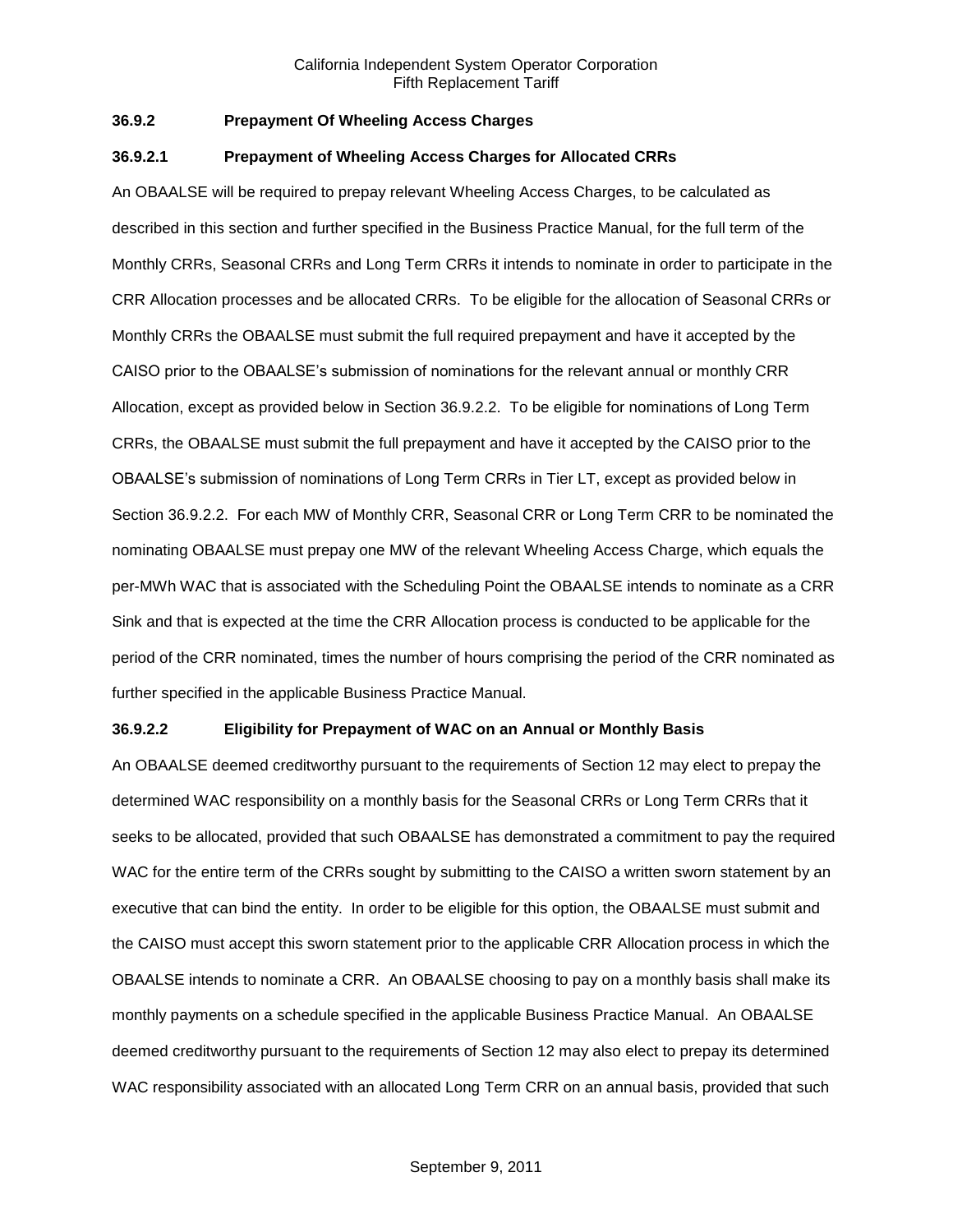### 36.9.2 Prepayment Of Wheeling Access Charges

#### 36.9.2.1 Prepayment of Wheeling Access Charges for Allocated CRRs

An OBAALSE will be required to prepay relevant Wheeling Access Charges, to be calculated as described in this section and further specified in the Business Practice Manual, for the full term of the Monthly CRRs, Seasonal CRRs and Long Term CRRs it intends to nominate in order to participate in the CRR Allocation processes and be allocated CRRs. To be eligible for the allocation of Seasonal CRRs or Monthly CRRs the OBAALSE must submit the full required prepayment and have it accepted by the CAISO prior to the OBAALSE's submission of nominations for the relevant annual or monthly CRR Allocation, except as provided below in Section 36.9.2.2. To be eligible for nominations of Long Term CRRs, the OBAALSE must submit the full prepayment and have it accepted by the CAISO prior to the OBAALSE's submission of nominations of Long Term CRRs in Tier LT, except as provided below in Section 36.9.2.2. For each MW of Monthly CRR, Seasonal CRR or Long Term CRR to be nominated the nominating OBAALSE must prepay one MW of the relevant Wheeling Access Charge, which equals the per-MWh WAC that is associated with the Scheduling Point the OBAALSE intends to nominate as a CRR Sink and that is expected at the time the CRR Allocation process is conducted to be applicable for the period of the CRR nominated, times the number of hours comprising the period of the CRR nominated as further specified in the applicable Business Practice Manual.

#### 36.9.2.2 Eligibility for Prepayment of WAC on an Annual or Monthly Basis

An OBAALSE deemed creditworthy pursuant to the requirements of Section 12 may elect to prepay the determined WAC responsibility on a monthly basis for the Seasonal CRRs or Long Term CRRs that it seeks to be allocated, provided that such OBAALSE has demonstrated a commitment to pay the required WAC for the entire term of the CRRs sought by submitting to the CAISO a written sworn statement by an executive that can bind the entity. In order to be eligible for this option, the OBAALSE must submit and the CAISO must accept this sworn statement prior to the applicable CRR Allocation process in which the OBAALSE intends to nominate a CRR. An OBAALSE choosing to pay on a monthly basis shall make its monthly payments on a schedule specified in the applicable Business Practice Manual. An OBAALSE deemed creditworthy pursuant to the requirements of Section 12 may also elect to prepay its determined WAC responsibility associated with an allocated Long Term CRR on an annual basis, provided that such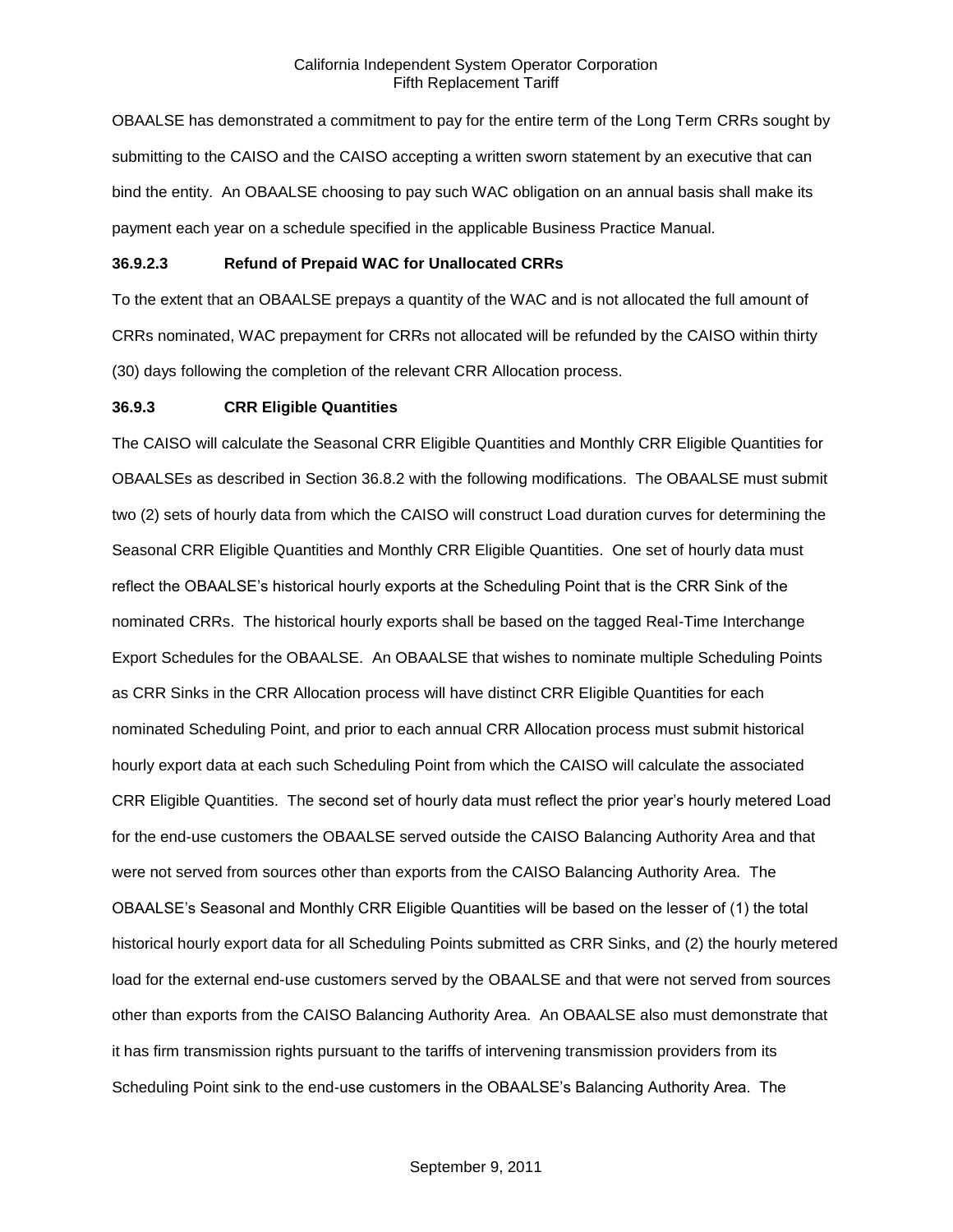OBAALSE has demonstrated a commitment to pay for the entire term of the Long Term CRRs sought by submitting to the CAISO and the CAISO accepting a written sworn statement by an executive that can bind the entity. An OBAALSE choosing to pay such WAC obligation on an annual basis shall make its payment each year on a schedule specified in the applicable Business Practice Manual.

### 36.9.2.3 Refund of Prepaid WAC for Unallocated CRRs

To the extent that an OBAALSE prepays a quantity of the WAC and is not allocated the full amount of CRRs nominated, WAC prepayment for CRRs not allocated will be refunded by the CAISO within thirty (30) days following the completion of the relevant CRR Allocation process.

### 36.9.3 CRR Eligible Quantities

The CAISO will calculate the Seasonal CRR Eligible Quantities and Monthly CRR Eligible Quantities for OBAALSEs as described in Section 36.8.2 with the following modifications. The OBAALSE must submit two (2) sets of hourly data from which the CAISO will construct Load duration curves for determining the Seasonal CRR Eligible Quantities and Monthly CRR Eligible Quantities. One set of hourly data must reflect the OBAALSE's historical hourly exports at the Scheduling Point that is the CRR Sink of the nominated CRRs. The historical hourly exports shall be based on the tagged Real-Time Interchange Export Schedules for the OBAALSE. An OBAALSE that wishes to nominate multiple Scheduling Points as CRR Sinks in the CRR Allocation process will have distinct CRR Eligible Quantities for each nominated Scheduling Point, and prior to each annual CRR Allocation process must submit historical hourly export data at each such Scheduling Point from which the CAISO will calculate the associated CRR Eligible Quantities. The second set of hourly data must reflect the prior year's hourly metered Load for the end-use customers the OBAALSE served outside the CAISO Balancing Authority Area and that were not served from sources other than exports from the CAISO Balancing Authority Area. The OBAALSE's Seasonal and Monthly CRR Eligible Quantities will be based on the lesser of (1) the total historical hourly export data for all Scheduling Points submitted as CRR Sinks, and (2) the hourly metered load for the external end-use customers served by the OBAALSE and that were not served from sources other than exports from the CAISO Balancing Authority Area. An OBAALSE also must demonstrate that it has firm transmission rights pursuant to the tariffs of intervening transmission providers from its Scheduling Point sink to the end-use customers in the OBAALSE's Balancing Authority Area. The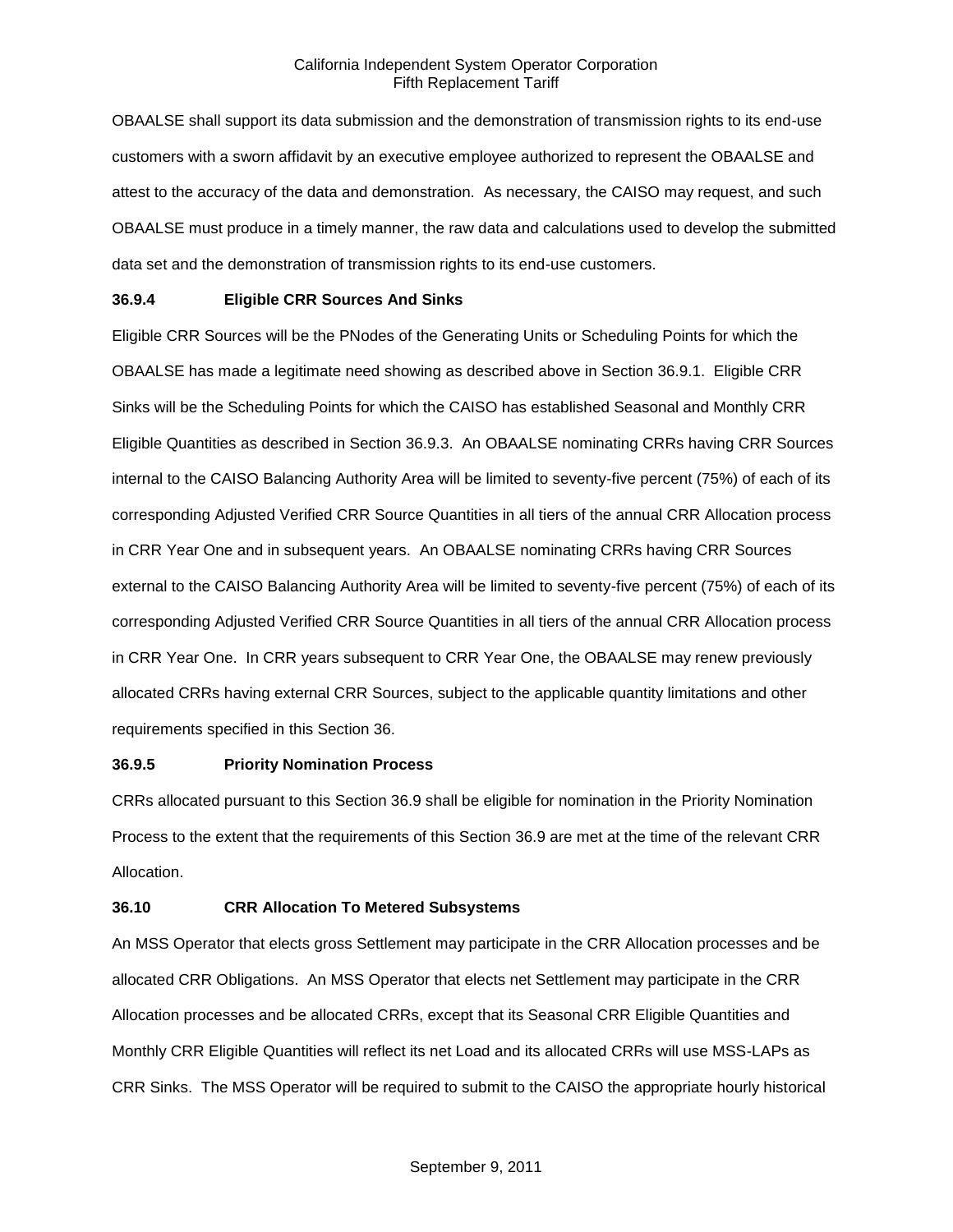OBAALSE shall support its data submission and the demonstration of transmission rights to its end-use customers with a sworn affidavit by an executive employee authorized to represent the OBAALSE and attest to the accuracy of the data and demonstration. As necessary, the CAISO may request, and such OBAALSE must produce in a timely manner, the raw data and calculations used to develop the submitted data set and the demonstration of transmission rights to its end-use customers.

**36.9.4 Eligible CRR Sources And Sinks**

Eligible CRR Sources will be the PNodes of the Generating Units or Scheduling Points for which the OBAALSE has made a legitimate need showing as described above in Section 36.9.1. Eligible CRR Sinks will be the Scheduling Points for which the CAISO has established Seasonal and Monthly CRR Eligible Quantities as described in Section 36.9.3. An OBAALSE nominating CRRs having CRR Sources internal to the CAISO Balancing Authority Area will be limited to seventy-five percent (75%) of each of its corresponding Adjusted Verified CRR Source Quantities in all tiers of the annual CRR Allocation process in CRR Year One and in subsequent years. An OBAALSE nominating CRRs having CRR Sources external to the CAISO Balancing Authority Area will be limited to seventy-five percent (75%) of each of its corresponding Adjusted Verified CRR Source Quantities in all tiers of the annual CRR Allocation process in CRR Year One. In CRR years subsequent to CRR Year One, the OBAALSE may renew previously allocated CRRs having external CRR Sources, subject to the applicable quantity limitations and other requirements specified in this Section 36.

**36.9.5 Priority Nomination Process**

CRRs allocated pursuant to this Section 36.9 shall be eligible for nomination in the Priority Nomination Process to the extent that the requirements of this Section 36.9 are met at the time of the relevant CRR Allocation.

**36.10 CRR Allocation To Metered Subsystems**

An MSS Operator that elects gross Settlement may participate in the CRR Allocation processes and be allocated CRR Obligations. An MSS Operator that elects net Settlement may participate in the CRR Allocation processes and be allocated CRRs, except that its Seasonal CRR Eligible Quantities and Monthly CRR Eligible Quantities will reflect its net Load and its allocated CRRs will use MSS-LAPs as CRR Sinks. The MSS Operator will be required to submit to the CAISO the appropriate hourly historical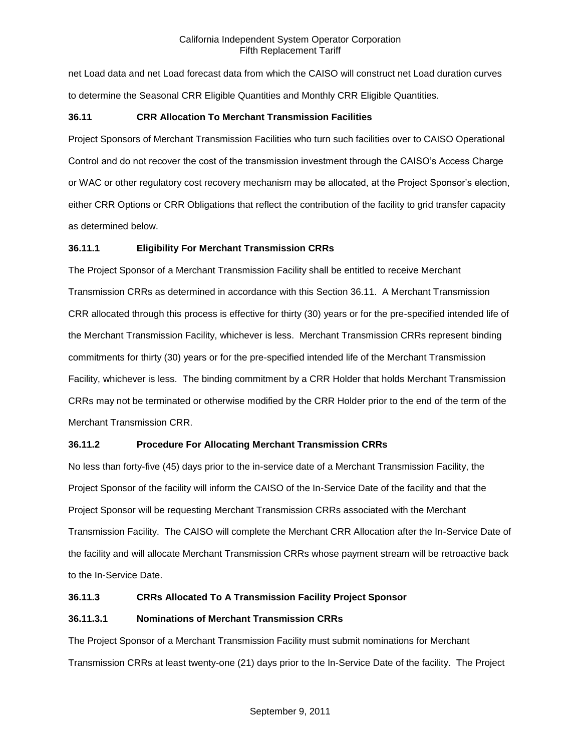net Load data and net Load forecast data from which the CAISO will construct net Load duration curves to determine the Seasonal CRR Eligible Quantities and Monthly CRR Eligible Quantities.

### 36.11 CRR Allocation To Merchant Transmission Facilities

Project Sponsors of Merchant Transmission Facilities who turn such facilities over to CAISO Operational Control and do not recover the cost of the transmission investment through the CAISO's Access Charge or WAC or other regulatory cost recovery mechanism may be allocated, at the Project Sponsor's election, either CRR Options or CRR Obligations that reflect the contribution of the facility to grid transfer capacity as determined below.

### 36.11.1 Eligibility For Merchant Transmission CRRs

The Project Sponsor of a Merchant Transmission Facility shall be entitled to receive Merchant Transmission CRRs as determined in accordance with this Section 36.11. A Merchant Transmission CRR allocated through this process is effective for thirty (30) years or for the pre-specified intended life of the Merchant Transmission Facility, whichever is less. Merchant Transmission CRRs represent binding commitments for thirty (30) years or for the pre-specified intended life of the Merchant Transmission Facility, whichever is less. The binding commitment by a CRR Holder that holds Merchant Transmission CRRs may not be terminated or otherwise modified by the CRR Holder prior to the end of the term of the Merchant Transmission CRR.

### 36.11.2 Procedure For Allocating Merchant Transmission CRRs

No less than forty-five (45) days prior to the in-service date of a Merchant Transmission Facility, the Project Sponsor of the facility will inform the CAISO of the In-Service Date of the facility and that the Project Sponsor will be requesting Merchant Transmission CRRs associated with the Merchant Transmission Facility. The CAISO will complete the Merchant CRR Allocation after the In-Service Date of the facility and will allocate Merchant Transmission CRRs whose payment stream will be retroactive back to the In-Service Date.

### 36.11.3 CRRs Allocated To A Transmission Facility Project Sponsor

#### 36.11.3.1 Nominations of Merchant Transmission CRRs

The Project Sponsor of a Merchant Transmission Facility must submit nominations for Merchant Transmission CRRs at least twenty-one (21) days prior to the In-Service Date of the facility. The Project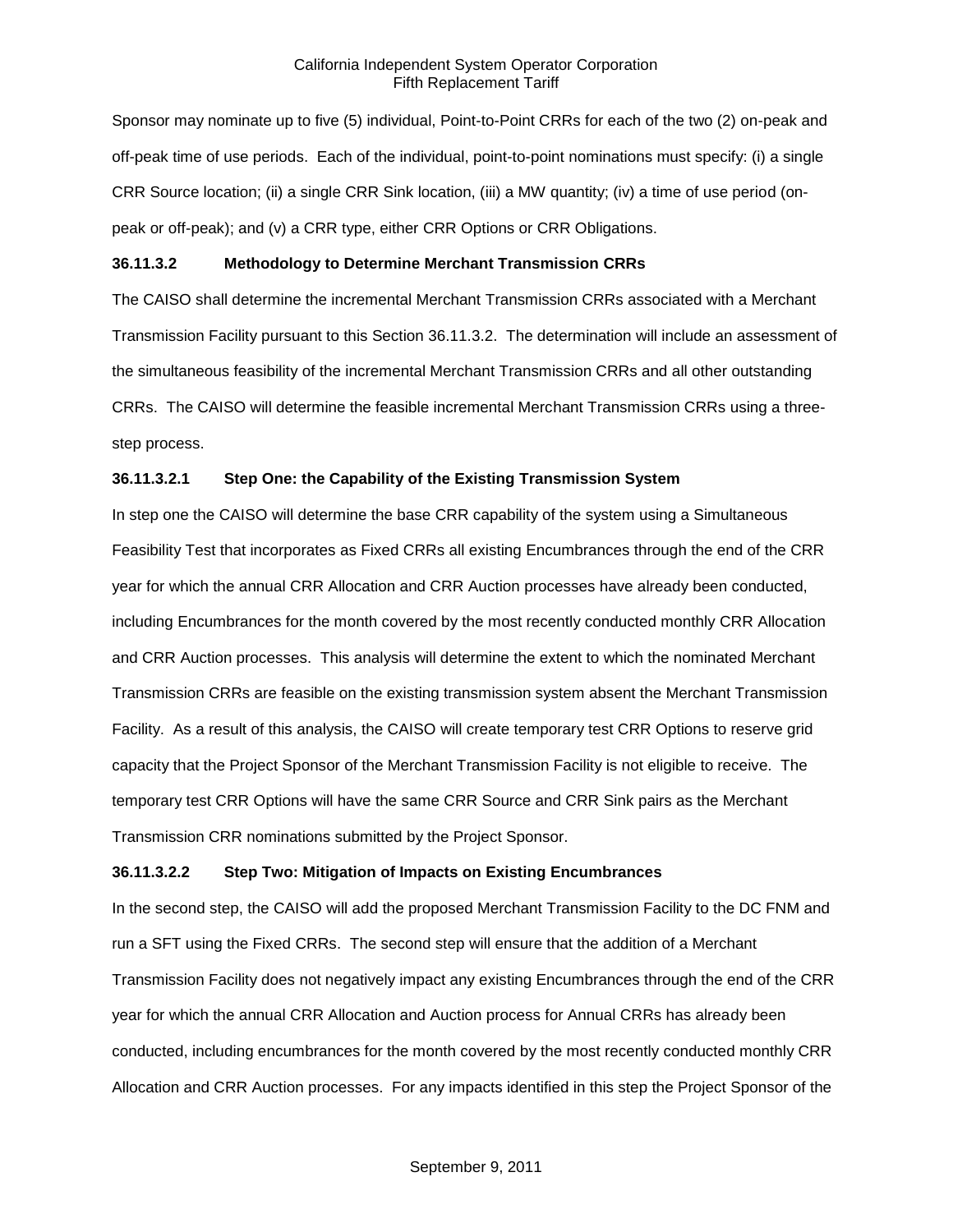Sponsor may nominate up to five (5) individual, Point-to-Point CRRs for each of the two (2) on-peak and off-peak time of use periods. Each of the individual, point-to-point nominations must specify: (i) a single CRR Source location; (ii) a single CRR Sink location, (iii) a MW quantity; (iv) a time of use period (on-peak or off-peak); and (v) a CRR type, either CRR Options or CRR Obligations.

**36.11.3.2 Methodology to Determine Merchant Transmission CRRs**

The CAISO shall determine the incremental Merchant Transmission CRRs associated with a Merchant Transmission Facility pursuant to this Section 36.11.3.2. The determination will include an assessment of the simultaneous feasibility of the incremental Merchant Transmission CRRs and all other outstanding CRRs. The CAISO will determine the feasible incremental Merchant Transmission CRRs using a three-step process.

**36.11.3.2.1 Step One: the Capability of the Existing Transmission System**

In step one the CAISO will determine the base CRR capability of the system using a Simultaneous Feasibility Test that incorporates as Fixed CRRs all existing Encumbrances through the end of the CRR year for which the annual CRR Allocation and CRR Auction processes have already been conducted, including Encumbrances for the month covered by the most recently conducted monthly CRR Allocation and CRR Auction processes. This analysis will determine the extent to which the nominated Merchant Transmission CRRs are feasible on the existing transmission system absent the Merchant Transmission Facility. As a result of this analysis, the CAISO will create temporary test CRR Options to reserve grid capacity that the Project Sponsor of the Merchant Transmission Facility is not eligible to receive. The temporary test CRR Options will have the same CRR Source and CRR Sink pairs as the Merchant Transmission CRR nominations submitted by the Project Sponsor.

**36.11.3.2.2 Step Two: Mitigation of Impacts on Existing Encumbrances**

In the second step, the CAISO will add the proposed Merchant Transmission Facility to the DC FNM and run a SFT using the Fixed CRRs. The second step will ensure that the addition of a Merchant Transmission Facility does not negatively impact any existing Encumbrances through the end of the CRR year for which the annual CRR Allocation and Auction process for Annual CRRs has already been conducted, including encumbrances for the month covered by the most recently conducted monthly CRR Allocation and CRR Auction processes. For any impacts identified in this step the Project Sponsor of the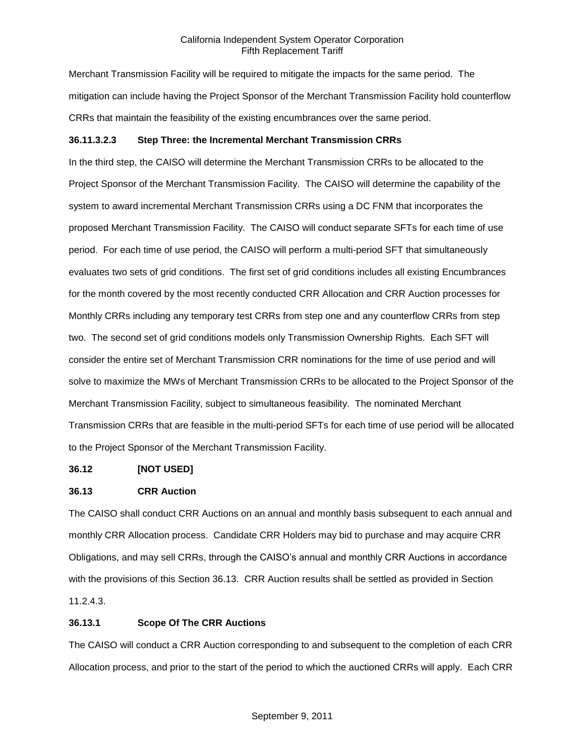Merchant Transmission Facility will be required to mitigate the impacts for the same period. The mitigation can include having the Project Sponsor of the Merchant Transmission Facility hold counterflow CRRs that maintain the feasibility of the existing encumbrances over the same period.

**36.11.3.2.3 Step Three: the Incremental Merchant Transmission CRRs**

In the third step, the CAISO will determine the Merchant Transmission CRRs to be allocated to the Project Sponsor of the Merchant Transmission Facility. The CAISO will determine the capability of the system to award incremental Merchant Transmission CRRs using a DC FNM that incorporates the proposed Merchant Transmission Facility. The CAISO will conduct separate SFTs for each time of use period. For each time of use period, the CAISO will perform a multi-period SFT that simultaneously evaluates two sets of grid conditions. The first set of grid conditions includes all existing Encumbrances for the month covered by the most recently conducted CRR Allocation and CRR Auction processes for Monthly CRRs including any temporary test CRRs from step one and any counterflow CRRs from step two. The second set of grid conditions models only Transmission Ownership Rights. Each SFT will consider the entire set of Merchant Transmission CRR nominations for the time of use period and will solve to maximize the MWs of Merchant Transmission CRRs to be allocated to the Project Sponsor of the Merchant Transmission Facility, subject to simultaneous feasibility. The nominated Merchant Transmission CRRs that are feasible in the multi-period SFTs for each time of use period will be allocated to the Project Sponsor of the Merchant Transmission Facility.

**36.12 [NOT USED]**

**36.13 CRR Auction**

The CAISO shall conduct CRR Auctions on an annual and monthly basis subsequent to each annual and monthly CRR Allocation process. Candidate CRR Holders may bid to purchase and may acquire CRR Obligations, and may sell CRRs, through the CAISO's annual and monthly CRR Auctions in accordance with the provisions of this Section 36.13. CRR Auction results shall be settled as provided in Section 11.2.4.3.

**36.13.1 Scope Of The CRR Auctions**

The CAISO will conduct a CRR Auction corresponding to and subsequent to the completion of each CRR Allocation process, and prior to the start of the period to which the auctioned CRRs will apply. Each CRR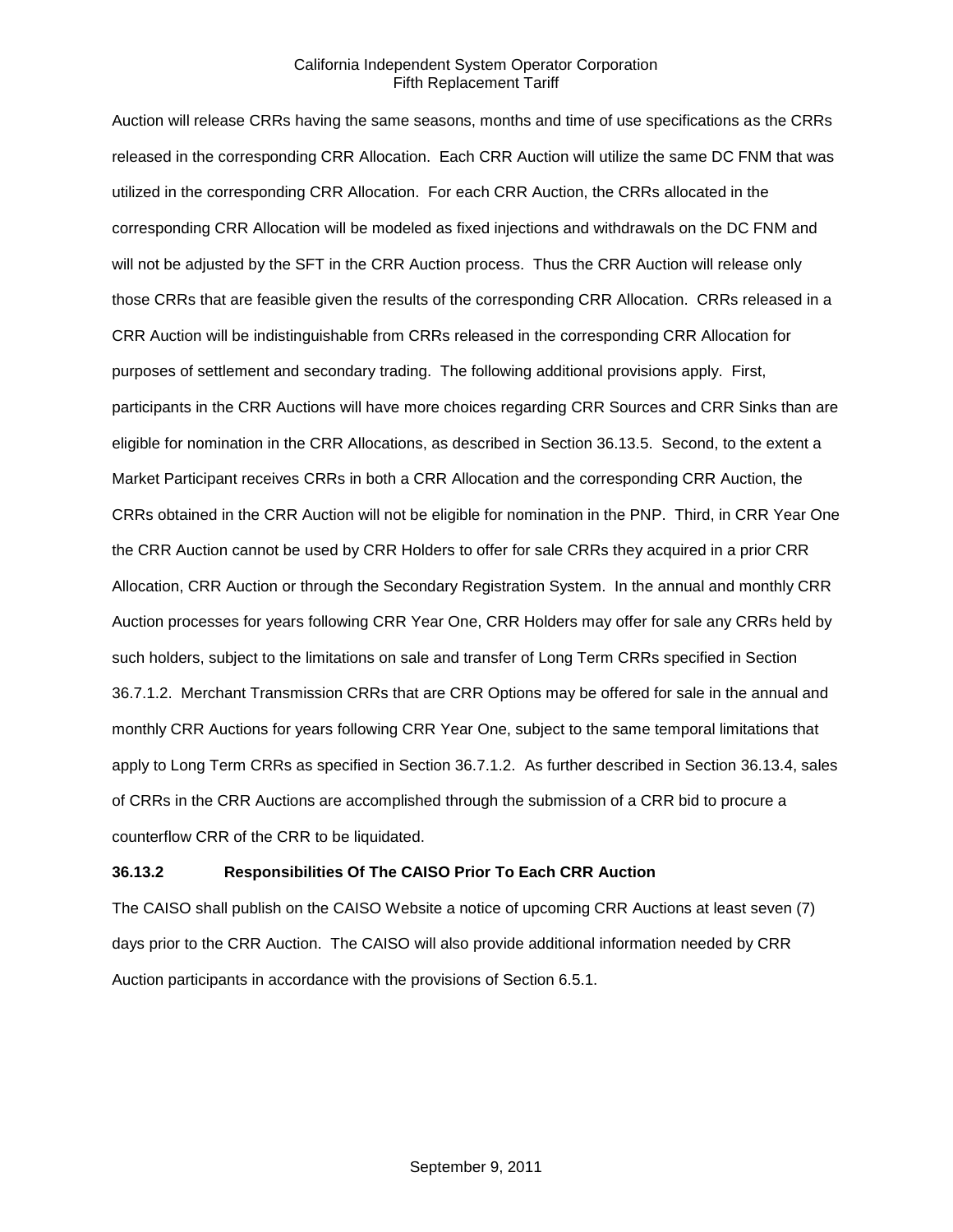Auction will release CRRs having the same seasons, months and time of use specifications as the CRRs released in the corresponding CRR Allocation. Each CRR Auction will utilize the same DC FNM that was utilized in the corresponding CRR Allocation. For each CRR Auction, the CRRs allocated in the corresponding CRR Allocation will be modeled as fixed injections and withdrawals on the DC FNM and will not be adjusted by the SFT in the CRR Auction process. Thus the CRR Auction will release only those CRRs that are feasible given the results of the corresponding CRR Allocation. CRRs released in a CRR Auction will be indistinguishable from CRRs released in the corresponding CRR Allocation for purposes of settlement and secondary trading. The following additional provisions apply. First, participants in the CRR Auctions will have more choices regarding CRR Sources and CRR Sinks than are eligible for nomination in the CRR Allocations, as described in Section 36.13.5. Second, to the extent a Market Participant receives CRRs in both a CRR Allocation and the corresponding CRR Auction, the CRRs obtained in the CRR Auction will not be eligible for nomination in the PNP. Third, in CRR Year One the CRR Auction cannot be used by CRR Holders to offer for sale CRRs they acquired in a prior CRR Allocation, CRR Auction or through the Secondary Registration System. In the annual and monthly CRR Auction processes for years following CRR Year One, CRR Holders may offer for sale any CRRs held by such holders, subject to the limitations on sale and transfer of Long Term CRRs specified in Section 36.7.1.2. Merchant Transmission CRRs that are CRR Options may be offered for sale in the annual and monthly CRR Auctions for years following CRR Year One, subject to the same temporal limitations that apply to Long Term CRRs as specified in Section 36.7.1.2. As further described in Section 36.13.4, sales of CRRs in the CRR Auctions are accomplished through the submission of a CRR bid to procure a counterflow CRR of the CRR to be liquidated.

**36.13.2 Responsibilities Of The CAISO Prior To Each CRR Auction**

The CAISO shall publish on the CAISO Website a notice of upcoming CRR Auctions at least seven (7) days prior to the CRR Auction. The CAISO will also provide additional information needed by CRR Auction participants in accordance with the provisions of Section 6.5.1.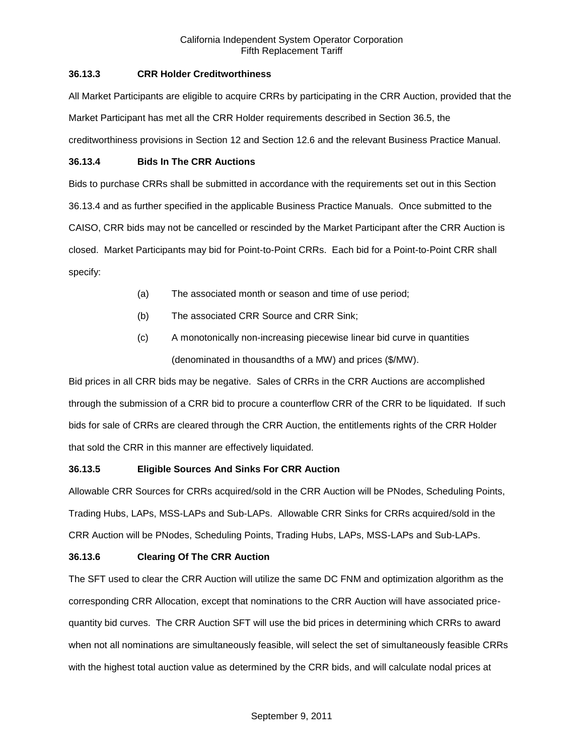### 36.13.3 CRR Holder Creditworthiness

All Market Participants are eligible to acquire CRRs by participating in the CRR Auction, provided that the Market Participant has met all the CRR Holder requirements described in Section 36.5, the creditworthiness provisions in Section 12 and Section 12.6 and the relevant Business Practice Manual.

### 36.13.4 Bids In The CRR Auctions

Bids to purchase CRRs shall be submitted in accordance with the requirements set out in this Section 36.13.4 and as further specified in the applicable Business Practice Manuals. Once submitted to the CAISO, CRR bids may not be cancelled or rescinded by the Market Participant after the CRR Auction is closed. Market Participants may bid for Point-to-Point CRRs. Each bid for a Point-to-Point CRR shall specify:

(a) The associated month or season and time of use period;

(b) The associated CRR Source and CRR Sink;

(c) A monotonically non-increasing piecewise linear bid curve in quantities (denominated in thousandths of a MW) and prices ($/MW).

Bid prices in all CRR bids may be negative. Sales of CRRs in the CRR Auctions are accomplished through the submission of a CRR bid to procure a counterflow CRR of the CRR to be liquidated. If such bids for sale of CRRs are cleared through the CRR Auction, the entitlements rights of the CRR Holder that sold the CRR in this manner are effectively liquidated.

### 36.13.5 Eligible Sources And Sinks For CRR Auction

Allowable CRR Sources for CRRs acquired/sold in the CRR Auction will be PNodes, Scheduling Points, Trading Hubs, LAPs, MSS-LAPs and Sub-LAPs. Allowable CRR Sinks for CRRs acquired/sold in the CRR Auction will be PNodes, Scheduling Points, Trading Hubs, LAPs, MSS-LAPs and Sub-LAPs.

### 36.13.6 Clearing Of The CRR Auction

The SFT used to clear the CRR Auction will utilize the same DC FNM and optimization algorithm as the corresponding CRR Allocation, except that nominations to the CRR Auction will have associated price-quantity bid curves. The CRR Auction SFT will use the bid prices in determining which CRRs to award when not all nominations are simultaneously feasible, will select the set of simultaneously feasible CRRs with the highest total auction value as determined by the CRR bids, and will calculate nodal prices at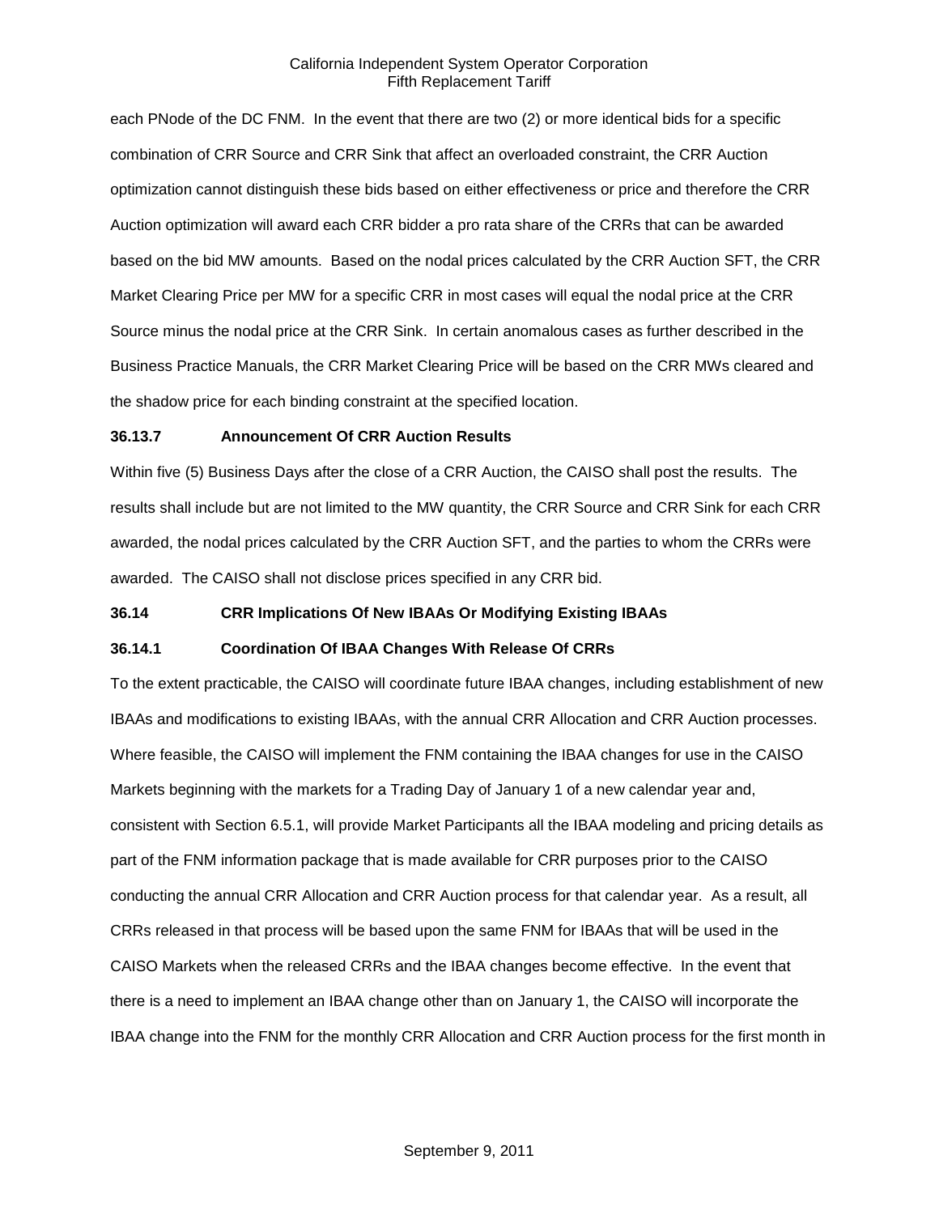each PNode of the DC FNM. In the event that there are two (2) or more identical bids for a specific combination of CRR Source and CRR Sink that affect an overloaded constraint, the CRR Auction optimization cannot distinguish these bids based on either effectiveness or price and therefore the CRR Auction optimization will award each CRR bidder a pro rata share of the CRRs that can be awarded based on the bid MW amounts. Based on the nodal prices calculated by the CRR Auction SFT, the CRR Market Clearing Price per MW for a specific CRR in most cases will equal the nodal price at the CRR Source minus the nodal price at the CRR Sink. In certain anomalous cases as further described in the Business Practice Manuals, the CRR Market Clearing Price will be based on the CRR MWs cleared and the shadow price for each binding constraint at the specified location.

**36.13.7 Announcement Of CRR Auction Results**

Within five (5) Business Days after the close of a CRR Auction, the CAISO shall post the results. The results shall include but are not limited to the MW quantity, the CRR Source and CRR Sink for each CRR awarded, the nodal prices calculated by the CRR Auction SFT, and the parties to whom the CRRs were awarded. The CAISO shall not disclose prices specified in any CRR bid.

**36.14 CRR Implications Of New IBAAs Or Modifying Existing IBAAs**

**36.14.1 Coordination Of IBAA Changes With Release Of CRRs**

To the extent practicable, the CAISO will coordinate future IBAA changes, including establishment of new IBAAs and modifications to existing IBAAs, with the annual CRR Allocation and CRR Auction processes. Where feasible, the CAISO will implement the FNM containing the IBAA changes for use in the CAISO Markets beginning with the markets for a Trading Day of January 1 of a new calendar year and, consistent with Section 6.5.1, will provide Market Participants all the IBAA modeling and pricing details as part of the FNM information package that is made available for CRR purposes prior to the CAISO conducting the annual CRR Allocation and CRR Auction process for that calendar year. As a result, all CRRs released in that process will be based upon the same FNM for IBAAs that will be used in the CAISO Markets when the released CRRs and the IBAA changes become effective. In the event that there is a need to implement an IBAA change other than on January 1, the CAISO will incorporate the IBAA change into the FNM for the monthly CRR Allocation and CRR Auction process for the first month in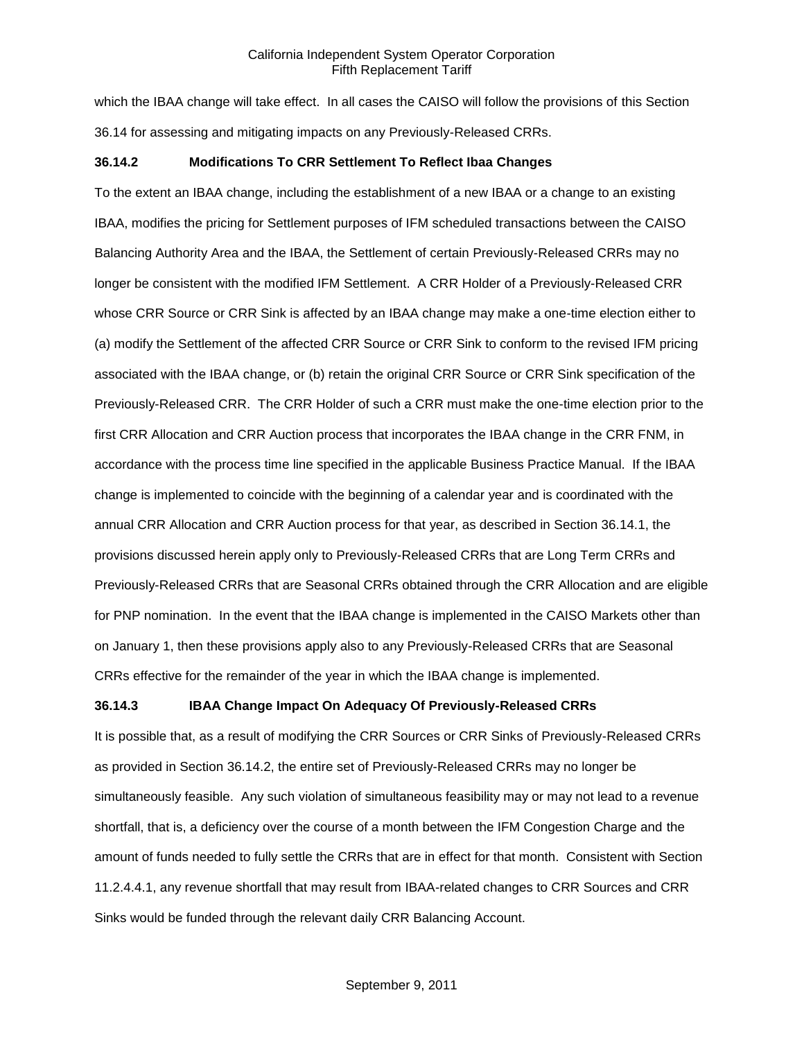which the IBAA change will take effect. In all cases the CAISO will follow the provisions of this Section 36.14 for assessing and mitigating impacts on any Previously-Released CRRs.

### 36.14.2 Modifications To CRR Settlement To Reflect Ibaa Changes

To the extent an IBAA change, including the establishment of a new IBAA or a change to an existing IBAA, modifies the pricing for Settlement purposes of IFM scheduled transactions between the CAISO Balancing Authority Area and the IBAA, the Settlement of certain Previously-Released CRRs may no longer be consistent with the modified IFM Settlement. A CRR Holder of a Previously-Released CRR whose CRR Source or CRR Sink is affected by an IBAA change may make a one-time election either to (a) modify the Settlement of the affected CRR Source or CRR Sink to conform to the revised IFM pricing associated with the IBAA change, or (b) retain the original CRR Source or CRR Sink specification of the Previously-Released CRR. The CRR Holder of such a CRR must make the one-time election prior to the first CRR Allocation and CRR Auction process that incorporates the IBAA change in the CRR FNM, in accordance with the process time line specified in the applicable Business Practice Manual. If the IBAA change is implemented to coincide with the beginning of a calendar year and is coordinated with the annual CRR Allocation and CRR Auction process for that year, as described in Section 36.14.1, the provisions discussed herein apply only to Previously-Released CRRs that are Long Term CRRs and Previously-Released CRRs that are Seasonal CRRs obtained through the CRR Allocation and are eligible for PNP nomination. In the event that the IBAA change is implemented in the CAISO Markets other than on January 1, then these provisions apply also to any Previously-Released CRRs that are Seasonal CRRs effective for the remainder of the year in which the IBAA change is implemented.

### 36.14.3 IBAA Change Impact On Adequacy Of Previously-Released CRRs

It is possible that, as a result of modifying the CRR Sources or CRR Sinks of Previously-Released CRRs as provided in Section 36.14.2, the entire set of Previously-Released CRRs may no longer be simultaneously feasible. Any such violation of simultaneous feasibility may or may not lead to a revenue shortfall, that is, a deficiency over the course of a month between the IFM Congestion Charge and the amount of funds needed to fully settle the CRRs that are in effect for that month. Consistent with Section 11.2.4.4.1, any revenue shortfall that may result from IBAA-related changes to CRR Sources and CRR Sinks would be funded through the relevant daily CRR Balancing Account.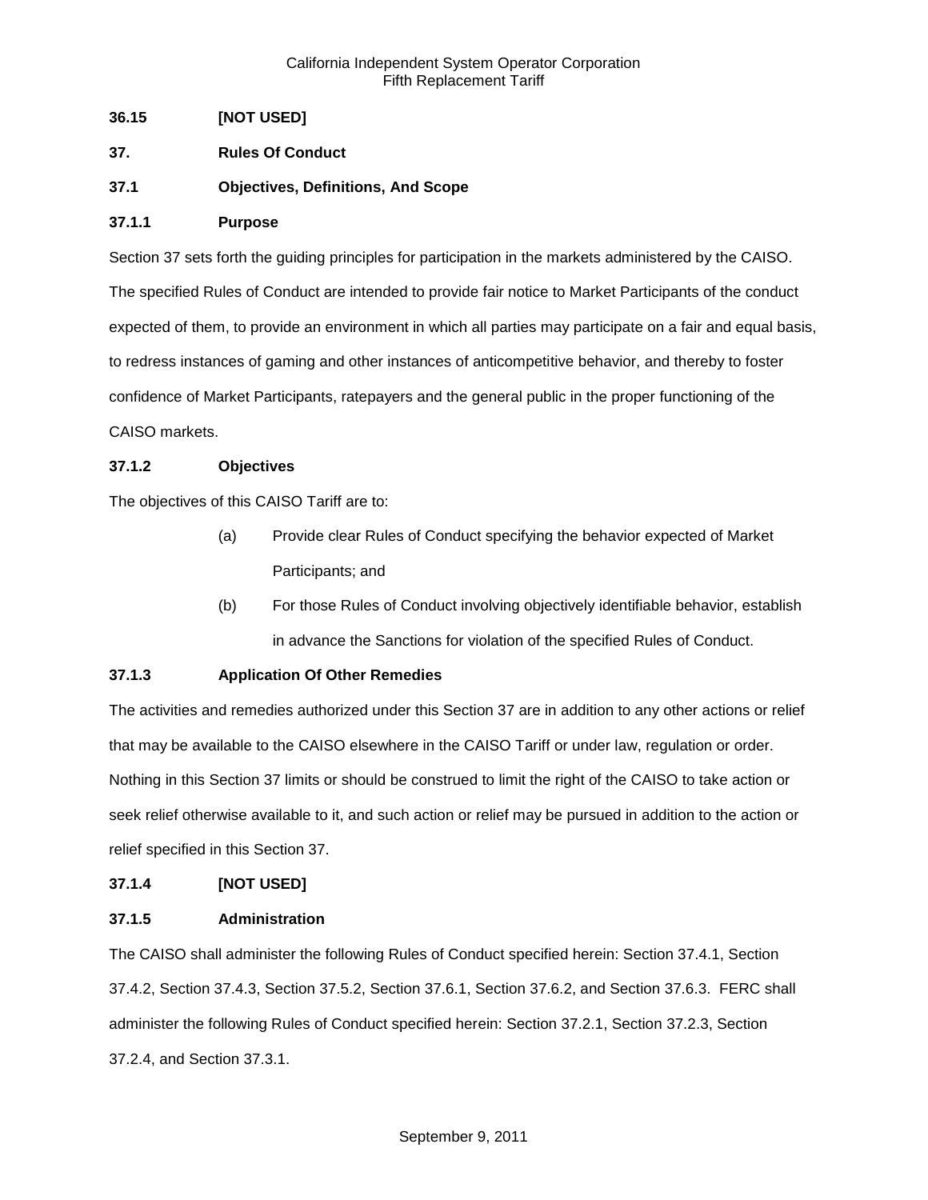**36.15 [NOT USED]**

**37. Rules Of Conduct**

**37.1 Objectives, Definitions, And Scope**

**37.1.1 Purpose**

Section 37 sets forth the guiding principles for participation in the markets administered by the CAISO. The specified Rules of Conduct are intended to provide fair notice to Market Participants of the conduct expected of them, to provide an environment in which all parties may participate on a fair and equal basis, to redress instances of gaming and other instances of anticompetitive behavior, and thereby to foster confidence of Market Participants, ratepayers and the general public in the proper functioning of the CAISO markets.

**37.1.2 Objectives**

The objectives of this CAISO Tariff are to:

(a) Provide clear Rules of Conduct specifying the behavior expected of Market Participants; and

(b) For those Rules of Conduct involving objectively identifiable behavior, establish in advance the Sanctions for violation of the specified Rules of Conduct.

**37.1.3 Application Of Other Remedies**

The activities and remedies authorized under this Section 37 are in addition to any other actions or relief that may be available to the CAISO elsewhere in the CAISO Tariff or under law, regulation or order. Nothing in this Section 37 limits or should be construed to limit the right of the CAISO to take action or seek relief otherwise available to it, and such action or relief may be pursued in addition to the action or relief specified in this Section 37.

**37.1.4 [NOT USED]**

**37.1.5 Administration**

The CAISO shall administer the following Rules of Conduct specified herein: Section 37.4.1, Section 37.4.2, Section 37.4.3, Section 37.5.2, Section 37.6.1, Section 37.6.2, and Section 37.6.3. FERC shall administer the following Rules of Conduct specified herein: Section 37.2.1, Section 37.2.3, Section 37.2.4, and Section 37.3.1.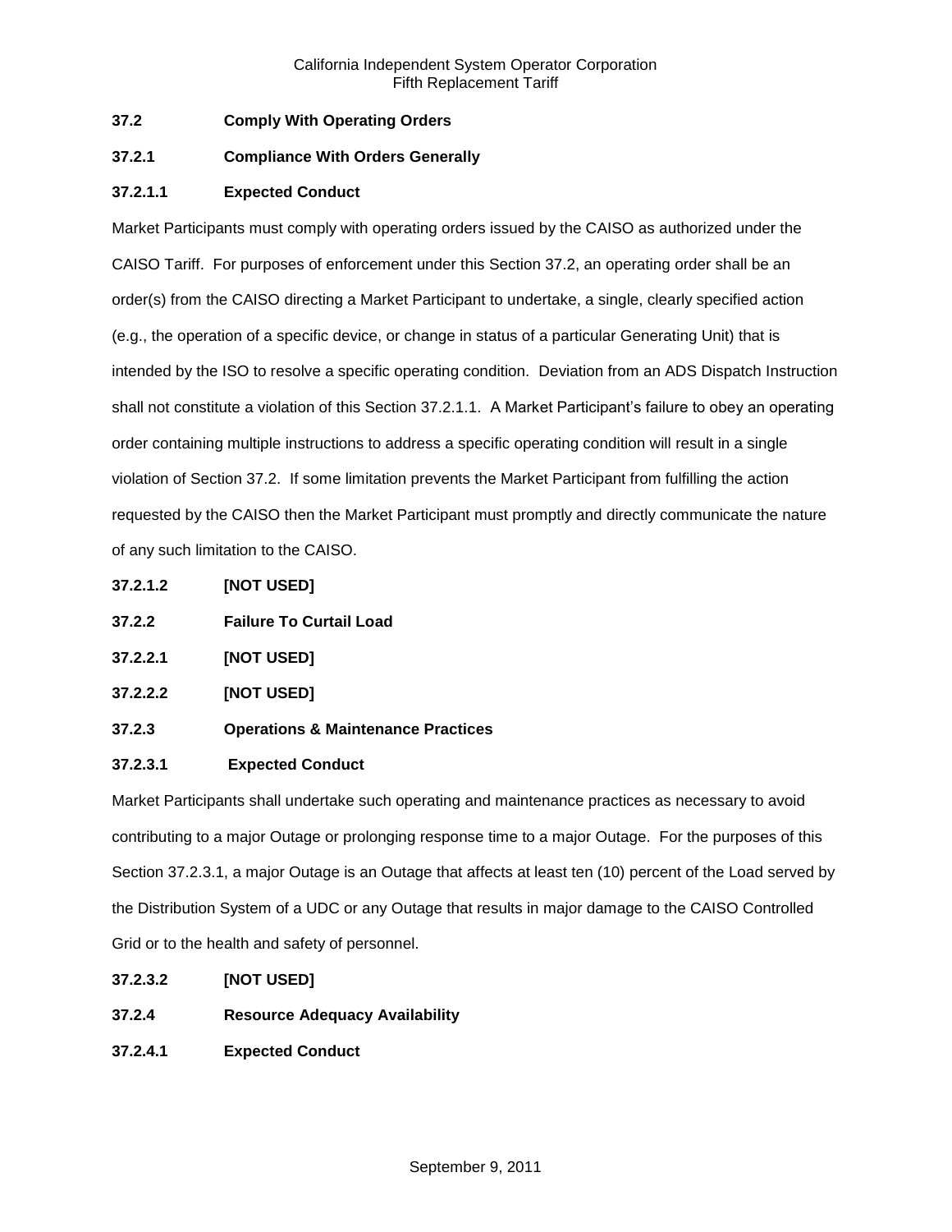**37.2 Comply With Operating Orders**

**37.2.1 Compliance With Orders Generally**

**37.2.1.1 Expected Conduct**

Market Participants must comply with operating orders issued by the CAISO as authorized under the CAISO Tariff. For purposes of enforcement under this Section 37.2, an operating order shall be an order(s) from the CAISO directing a Market Participant to undertake, a single, clearly specified action (e.g., the operation of a specific device, or change in status of a particular Generating Unit) that is intended by the ISO to resolve a specific operating condition. Deviation from an ADS Dispatch Instruction shall not constitute a violation of this Section 37.2.1.1. A Market Participant's failure to obey an operating order containing multiple instructions to address a specific operating condition will result in a single violation of Section 37.2. If some limitation prevents the Market Participant from fulfilling the action requested by the CAISO then the Market Participant must promptly and directly communicate the nature of any such limitation to the CAISO.

**37.2.1.2 [NOT USED]**

**37.2.2 Failure To Curtail Load**

**37.2.2.1 [NOT USED]**

**37.2.2.2 [NOT USED]**

**37.2.3 Operations & Maintenance Practices**

**37.2.3.1 Expected Conduct**

Market Participants shall undertake such operating and maintenance practices as necessary to avoid contributing to a major Outage or prolonging response time to a major Outage. For the purposes of this Section 37.2.3.1, a major Outage is an Outage that affects at least ten (10) percent of the Load served by the Distribution System of a UDC or any Outage that results in major damage to the CAISO Controlled Grid or to the health and safety of personnel.

**37.2.3.2 [NOT USED]**

**37.2.4 Resource Adequacy Availability**

**37.2.4.1 Expected Conduct**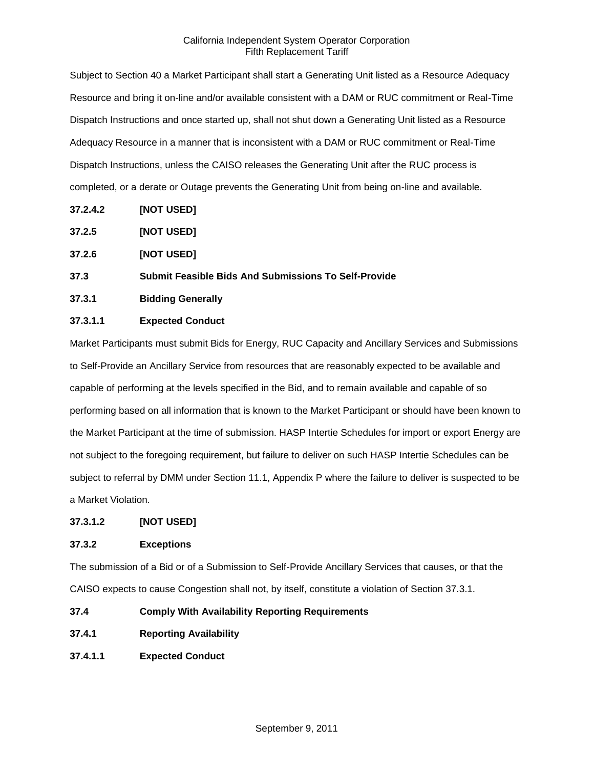Subject to Section 40 a Market Participant shall start a Generating Unit listed as a Resource Adequacy Resource and bring it on-line and/or available consistent with a DAM or RUC commitment or Real-Time Dispatch Instructions and once started up, shall not shut down a Generating Unit listed as a Resource Adequacy Resource in a manner that is inconsistent with a DAM or RUC commitment or Real-Time Dispatch Instructions, unless the CAISO releases the Generating Unit after the RUC process is completed, or a derate or Outage prevents the Generating Unit from being on-line and available.

**37.2.4.2 [NOT USED]**

**37.2.5 [NOT USED]**

**37.2.6 [NOT USED]**

**37.3 Submit Feasible Bids And Submissions To Self-Provide**

**37.3.1 Bidding Generally**

**37.3.1.1 Expected Conduct**

Market Participants must submit Bids for Energy, RUC Capacity and Ancillary Services and Submissions to Self-Provide an Ancillary Service from resources that are reasonably expected to be available and capable of performing at the levels specified in the Bid, and to remain available and capable of so performing based on all information that is known to the Market Participant or should have been known to the Market Participant at the time of submission. HASP Intertie Schedules for import or export Energy are not subject to the foregoing requirement, but failure to deliver on such HASP Intertie Schedules can be subject to referral by DMM under Section 11.1, Appendix P where the failure to deliver is suspected to be a Market Violation.

**37.3.1.2 [NOT USED]**

**37.3.2 Exceptions**

The submission of a Bid or of a Submission to Self-Provide Ancillary Services that causes, or that the CAISO expects to cause Congestion shall not, by itself, constitute a violation of Section 37.3.1.

**37.4 Comply With Availability Reporting Requirements**

**37.4.1 Reporting Availability**

**37.4.1.1 Expected Conduct**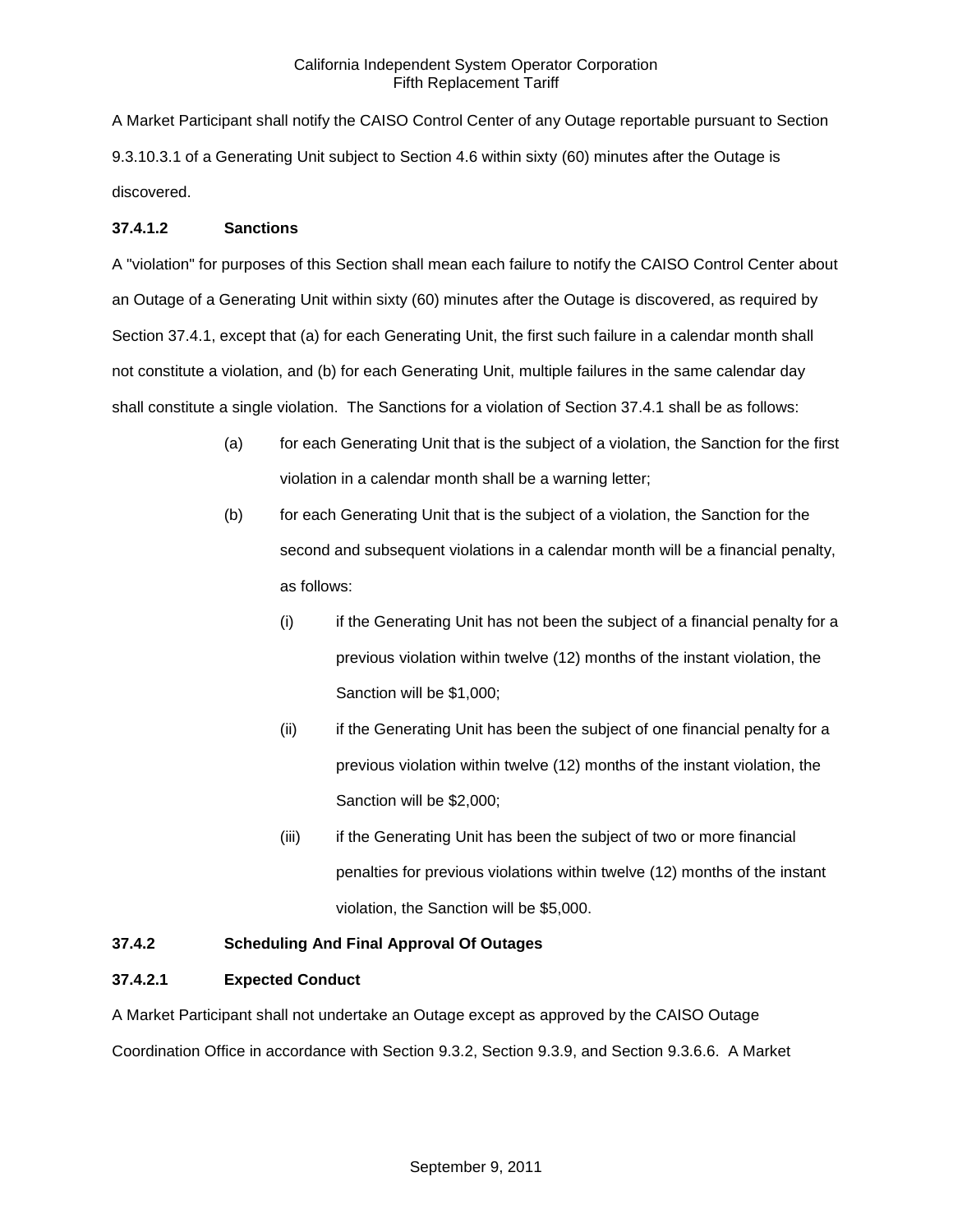A Market Participant shall notify the CAISO Control Center of any Outage reportable pursuant to Section 9.3.10.3.1 of a Generating Unit subject to Section 4.6 within sixty (60) minutes after the Outage is discovered.

**37.4.1.2 Sanctions**

A "violation" for purposes of this Section shall mean each failure to notify the CAISO Control Center about an Outage of a Generating Unit within sixty (60) minutes after the Outage is discovered, as required by Section 37.4.1, except that (a) for each Generating Unit, the first such failure in a calendar month shall not constitute a violation, and (b) for each Generating Unit, multiple failures in the same calendar day shall constitute a single violation. The Sanctions for a violation of Section 37.4.1 shall be as follows:

(a) for each Generating Unit that is the subject of a violation, the Sanction for the first violation in a calendar month shall be a warning letter;

(b) for each Generating Unit that is the subject of a violation, the Sanction for the second and subsequent violations in a calendar month will be a financial penalty, as follows:

  (i) if the Generating Unit has not been the subject of a financial penalty for a previous violation within twelve (12) months of the instant violation, the Sanction will be $1,000;

  (ii) if the Generating Unit has been the subject of one financial penalty for a previous violation within twelve (12) months of the instant violation, the Sanction will be $2,000;

  (iii) if the Generating Unit has been the subject of two or more financial penalties for previous violations within twelve (12) months of the instant violation, the Sanction will be $5,000.

**37.4.2 Scheduling And Final Approval Of Outages**

**37.4.2.1 Expected Conduct**

A Market Participant shall not undertake an Outage except as approved by the CAISO Outage Coordination Office in accordance with Section 9.3.2, Section 9.3.9, and Section 9.3.6.6. A Market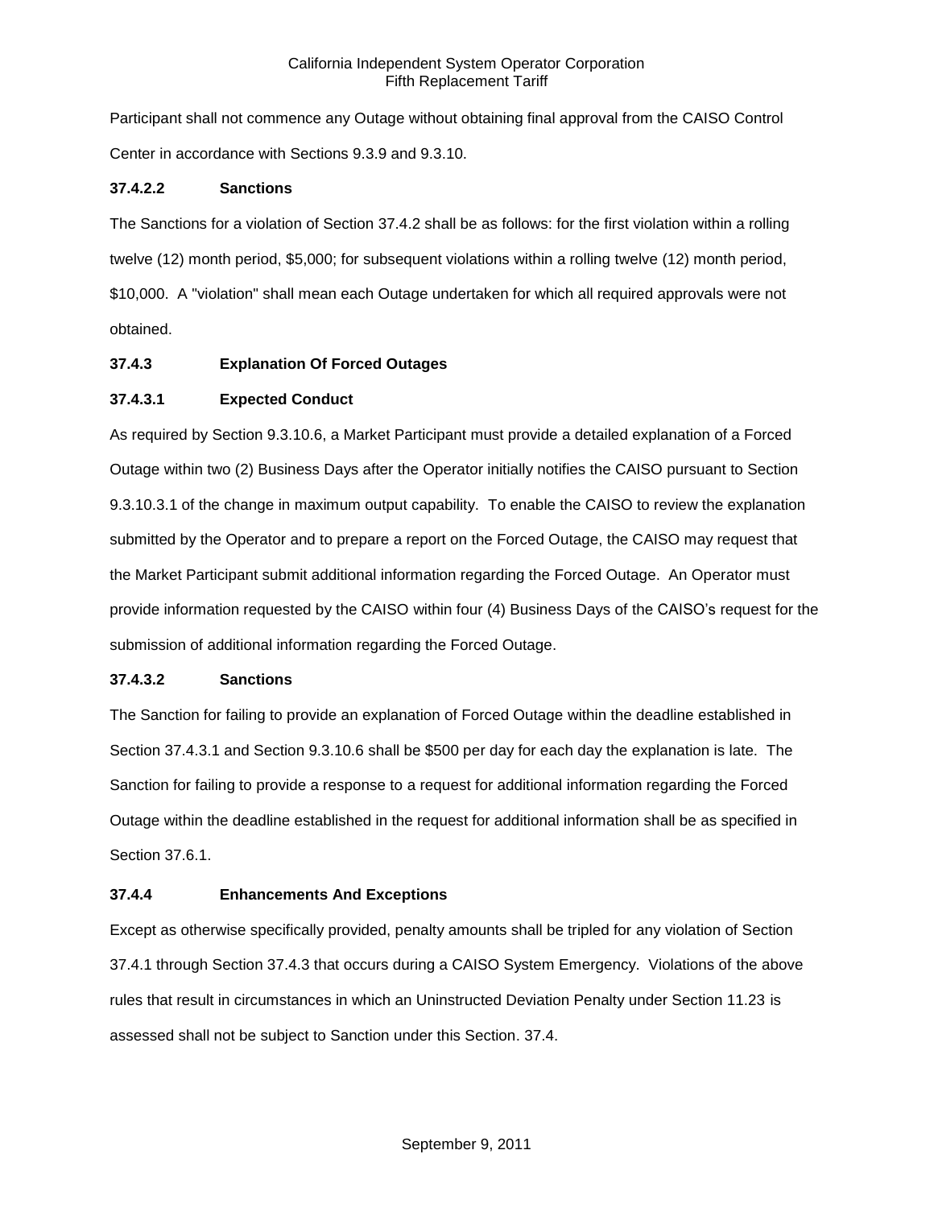Participant shall not commence any Outage without obtaining final approval from the CAISO Control Center in accordance with Sections 9.3.9 and 9.3.10.

**37.4.2.2 Sanctions**

The Sanctions for a violation of Section 37.4.2 shall be as follows: for the first violation within a rolling twelve (12) month period, $5,000; for subsequent violations within a rolling twelve (12) month period, $10,000. A "violation" shall mean each Outage undertaken for which all required approvals were not obtained.

**37.4.3 Explanation Of Forced Outages**

**37.4.3.1 Expected Conduct**

As required by Section 9.3.10.6, a Market Participant must provide a detailed explanation of a Forced Outage within two (2) Business Days after the Operator initially notifies the CAISO pursuant to Section 9.3.10.3.1 of the change in maximum output capability. To enable the CAISO to review the explanation submitted by the Operator and to prepare a report on the Forced Outage, the CAISO may request that the Market Participant submit additional information regarding the Forced Outage. An Operator must provide information requested by the CAISO within four (4) Business Days of the CAISO's request for the submission of additional information regarding the Forced Outage.

**37.4.3.2 Sanctions**

The Sanction for failing to provide an explanation of Forced Outage within the deadline established in Section 37.4.3.1 and Section 9.3.10.6 shall be $500 per day for each day the explanation is late. The Sanction for failing to provide a response to a request for additional information regarding the Forced Outage within the deadline established in the request for additional information shall be as specified in Section 37.6.1.

**37.4.4 Enhancements And Exceptions**

Except as otherwise specifically provided, penalty amounts shall be tripled for any violation of Section 37.4.1 through Section 37.4.3 that occurs during a CAISO System Emergency. Violations of the above rules that result in circumstances in which an Uninstructed Deviation Penalty under Section 11.23 is assessed shall not be subject to Sanction under this Section. 37.4.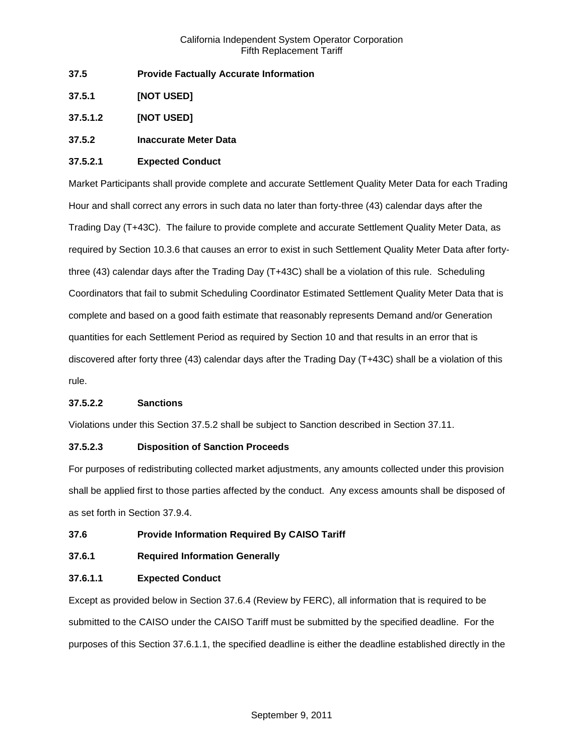**37.5 Provide Factually Accurate Information**

**37.5.1 [NOT USED]**

**37.5.1.2 [NOT USED]**

**37.5.2 Inaccurate Meter Data**

**37.5.2.1 Expected Conduct**

Market Participants shall provide complete and accurate Settlement Quality Meter Data for each Trading Hour and shall correct any errors in such data no later than forty-three (43) calendar days after the Trading Day (T+43C). The failure to provide complete and accurate Settlement Quality Meter Data, as required by Section 10.3.6 that causes an error to exist in such Settlement Quality Meter Data after forty-three (43) calendar days after the Trading Day (T+43C) shall be a violation of this rule. Scheduling Coordinators that fail to submit Scheduling Coordinator Estimated Settlement Quality Meter Data that is complete and based on a good faith estimate that reasonably represents Demand and/or Generation quantities for each Settlement Period as required by Section 10 and that results in an error that is discovered after forty three (43) calendar days after the Trading Day (T+43C) shall be a violation of this rule.

**37.5.2.2 Sanctions**

Violations under this Section 37.5.2 shall be subject to Sanction described in Section 37.11.

**37.5.2.3 Disposition of Sanction Proceeds**

For purposes of redistributing collected market adjustments, any amounts collected under this provision shall be applied first to those parties affected by the conduct. Any excess amounts shall be disposed of as set forth in Section 37.9.4.

**37.6 Provide Information Required By CAISO Tariff**

**37.6.1 Required Information Generally**

**37.6.1.1 Expected Conduct**

Except as provided below in Section 37.6.4 (Review by FERC), all information that is required to be submitted to the CAISO under the CAISO Tariff must be submitted by the specified deadline. For the purposes of this Section 37.6.1.1, the specified deadline is either the deadline established directly in the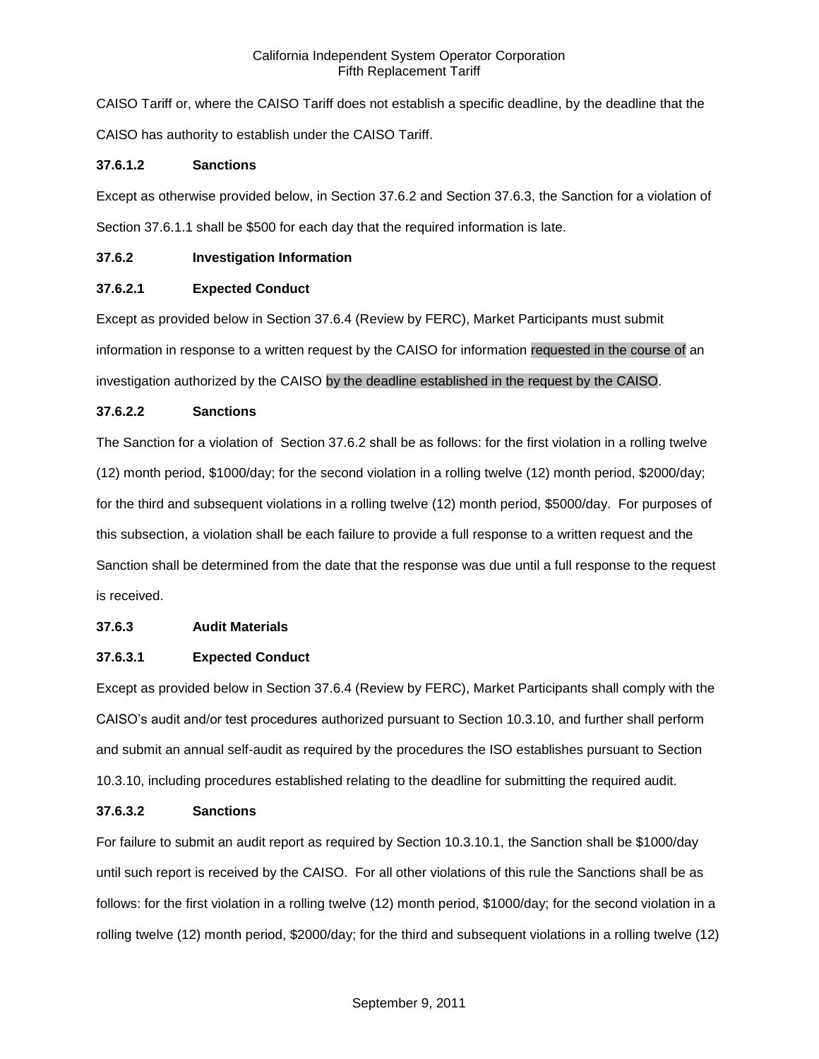CAISO Tariff or, where the CAISO Tariff does not establish a specific deadline, by the deadline that the CAISO has authority to establish under the CAISO Tariff.

**37.6.1.2 Sanctions**

Except as otherwise provided below, in Section 37.6.2 and Section 37.6.3, the Sanction for a violation of Section 37.6.1.1 shall be $500 for each day that the required information is late.

**37.6.2 Investigation Information**

**37.6.2.1 Expected Conduct**

Except as provided below in Section 37.6.4 (Review by FERC), Market Participants must submit information in response to a written request by the CAISO for information requested in the course of an investigation authorized by the CAISO by the deadline established in the request by the CAISO.

**37.6.2.2 Sanctions**

The Sanction for a violation of Section 37.6.2 shall be as follows: for the first violation in a rolling twelve (12) month period, $1000/day; for the second violation in a rolling twelve (12) month period, $2000/day; for the third and subsequent violations in a rolling twelve (12) month period, $5000/day. For purposes of this subsection, a violation shall be each failure to provide a full response to a written request and the Sanction shall be determined from the date that the response was due until a full response to the request is received.

**37.6.3 Audit Materials**

**37.6.3.1 Expected Conduct**

Except as provided below in Section 37.6.4 (Review by FERC), Market Participants shall comply with the CAISO's audit and/or test procedures authorized pursuant to Section 10.3.10, and further shall perform and submit an annual self-audit as required by the procedures the ISO establishes pursuant to Section 10.3.10, including procedures established relating to the deadline for submitting the required audit.

**37.6.3.2 Sanctions**

For failure to submit an audit report as required by Section 10.3.10.1, the Sanction shall be $1000/day until such report is received by the CAISO. For all other violations of this rule the Sanctions shall be as follows: for the first violation in a rolling twelve (12) month period, $1000/day; for the second violation in a rolling twelve (12) month period, $2000/day; for the third and subsequent violations in a rolling twelve (12)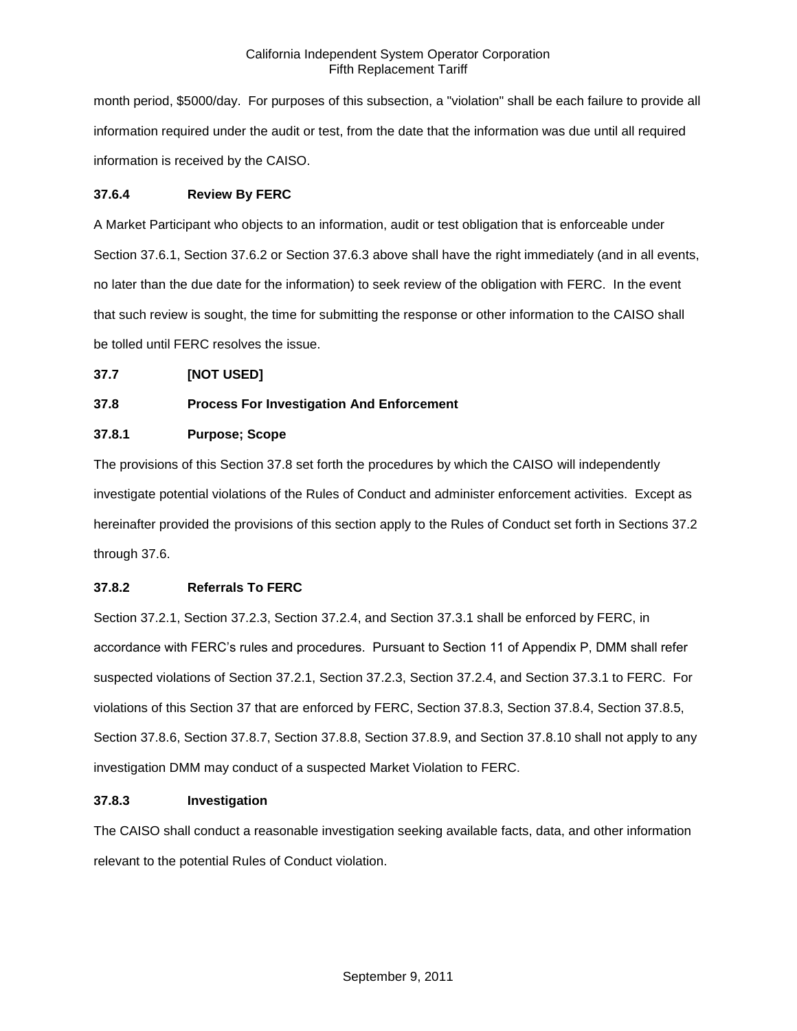month period, $5000/day. For purposes of this subsection, a "violation" shall be each failure to provide all information required under the audit or test, from the date that the information was due until all required information is received by the CAISO.

### 37.6.4 Review By FERC

A Market Participant who objects to an information, audit or test obligation that is enforceable under Section 37.6.1, Section 37.6.2 or Section 37.6.3 above shall have the right immediately (and in all events, no later than the due date for the information) to seek review of the obligation with FERC. In the event that such review is sought, the time for submitting the response or other information to the CAISO shall be tolled until FERC resolves the issue.

## 37.7 [NOT USED]

## 37.8 Process For Investigation And Enforcement

### 37.8.1 Purpose; Scope

The provisions of this Section 37.8 set forth the procedures by which the CAISO will independently investigate potential violations of the Rules of Conduct and administer enforcement activities. Except as hereinafter provided the provisions of this section apply to the Rules of Conduct set forth in Sections 37.2 through 37.6.

### 37.8.2 Referrals To FERC

Section 37.2.1, Section 37.2.3, Section 37.2.4, and Section 37.3.1 shall be enforced by FERC, in accordance with FERC's rules and procedures. Pursuant to Section 11 of Appendix P, DMM shall refer suspected violations of Section 37.2.1, Section 37.2.3, Section 37.2.4, and Section 37.3.1 to FERC. For violations of this Section 37 that are enforced by FERC, Section 37.8.3, Section 37.8.4, Section 37.8.5, Section 37.8.6, Section 37.8.7, Section 37.8.8, Section 37.8.9, and Section 37.8.10 shall not apply to any investigation DMM may conduct of a suspected Market Violation to FERC.

### 37.8.3 Investigation

The CAISO shall conduct a reasonable investigation seeking available facts, data, and other information relevant to the potential Rules of Conduct violation.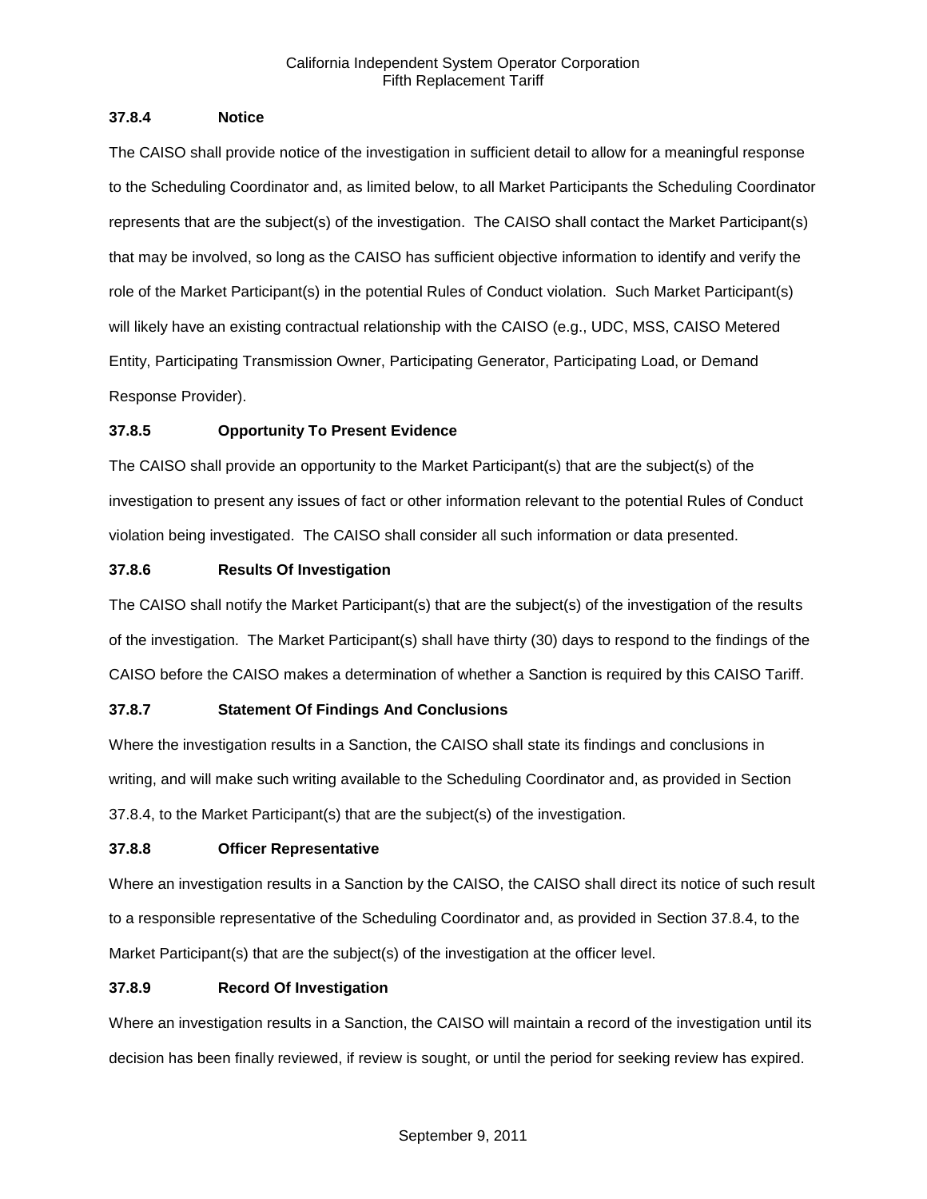#### 37.8.4 Notice

The CAISO shall provide notice of the investigation in sufficient detail to allow for a meaningful response to the Scheduling Coordinator and, as limited below, to all Market Participants the Scheduling Coordinator represents that are the subject(s) of the investigation. The CAISO shall contact the Market Participant(s) that may be involved, so long as the CAISO has sufficient objective information to identify and verify the role of the Market Participant(s) in the potential Rules of Conduct violation. Such Market Participant(s) will likely have an existing contractual relationship with the CAISO (e.g., UDC, MSS, CAISO Metered Entity, Participating Transmission Owner, Participating Generator, Participating Load, or Demand Response Provider).

#### 37.8.5 Opportunity To Present Evidence

The CAISO shall provide an opportunity to the Market Participant(s) that are the subject(s) of the investigation to present any issues of fact or other information relevant to the potential Rules of Conduct violation being investigated. The CAISO shall consider all such information or data presented.

#### 37.8.6 Results Of Investigation

The CAISO shall notify the Market Participant(s) that are the subject(s) of the investigation of the results of the investigation. The Market Participant(s) shall have thirty (30) days to respond to the findings of the CAISO before the CAISO makes a determination of whether a Sanction is required by this CAISO Tariff.

#### 37.8.7 Statement Of Findings And Conclusions

Where the investigation results in a Sanction, the CAISO shall state its findings and conclusions in writing, and will make such writing available to the Scheduling Coordinator and, as provided in Section 37.8.4, to the Market Participant(s) that are the subject(s) of the investigation.

#### 37.8.8 Officer Representative

Where an investigation results in a Sanction by the CAISO, the CAISO shall direct its notice of such result to a responsible representative of the Scheduling Coordinator and, as provided in Section 37.8.4, to the Market Participant(s) that are the subject(s) of the investigation at the officer level.

#### 37.8.9 Record Of Investigation

Where an investigation results in a Sanction, the CAISO will maintain a record of the investigation until its decision has been finally reviewed, if review is sought, or until the period for seeking review has expired.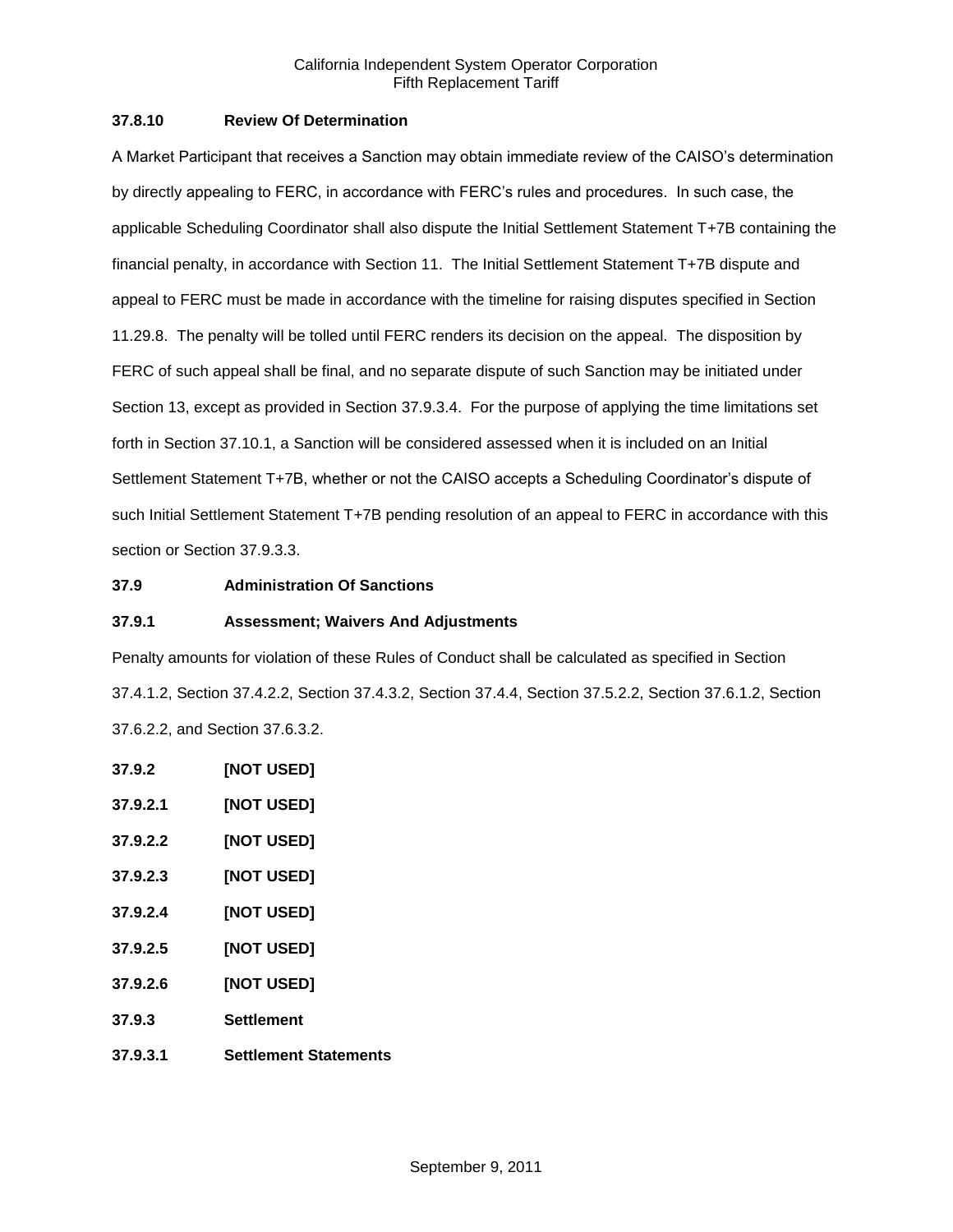### 37.8.10 Review Of Determination

A Market Participant that receives a Sanction may obtain immediate review of the CAISO's determination by directly appealing to FERC, in accordance with FERC's rules and procedures. In such case, the applicable Scheduling Coordinator shall also dispute the Initial Settlement Statement T+7B containing the financial penalty, in accordance with Section 11. The Initial Settlement Statement T+7B dispute and appeal to FERC must be made in accordance with the timeline for raising disputes specified in Section 11.29.8. The penalty will be tolled until FERC renders its decision on the appeal. The disposition by FERC of such appeal shall be final, and no separate dispute of such Sanction may be initiated under Section 13, except as provided in Section 37.9.3.4. For the purpose of applying the time limitations set forth in Section 37.10.1, a Sanction will be considered assessed when it is included on an Initial Settlement Statement T+7B, whether or not the CAISO accepts a Scheduling Coordinator's dispute of such Initial Settlement Statement T+7B pending resolution of an appeal to FERC in accordance with this section or Section 37.9.3.3.

## 37.9 Administration Of Sanctions

### 37.9.1 Assessment; Waivers And Adjustments

Penalty amounts for violation of these Rules of Conduct shall be calculated as specified in Section 37.4.1.2, Section 37.4.2.2, Section 37.4.3.2, Section 37.4.4, Section 37.5.2.2, Section 37.6.1.2, Section 37.6.2.2, and Section 37.6.3.2.

### 37.9.2 [NOT USED]

#### 37.9.2.1 [NOT USED]

#### 37.9.2.2 [NOT USED]

#### 37.9.2.3 [NOT USED]

#### 37.9.2.4 [NOT USED]

#### 37.9.2.5 [NOT USED]

#### 37.9.2.6 [NOT USED]

### 37.9.3 Settlement

#### 37.9.3.1 Settlement Statements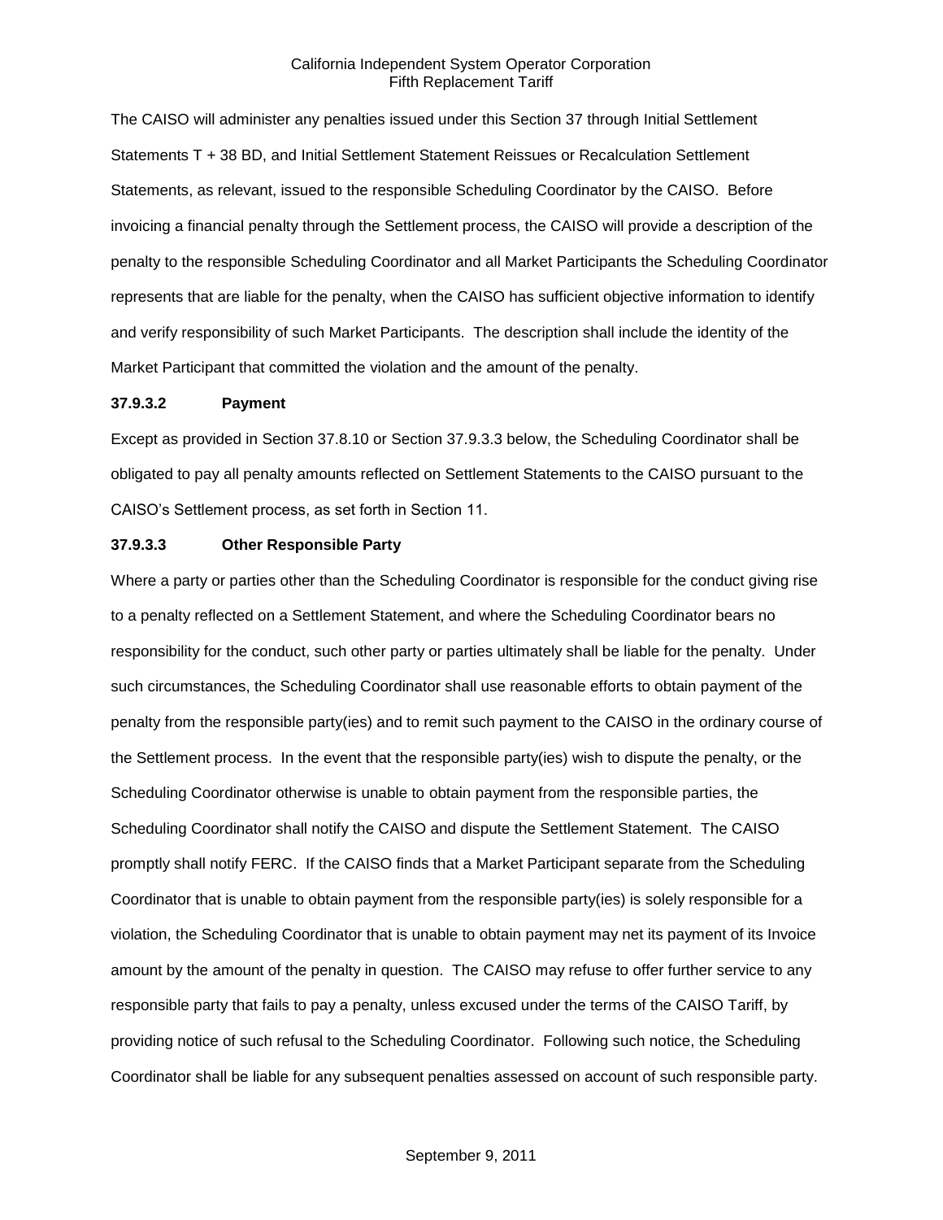The CAISO will administer any penalties issued under this Section 37 through Initial Settlement Statements T + 38 BD, and Initial Settlement Statement Reissues or Recalculation Settlement Statements, as relevant, issued to the responsible Scheduling Coordinator by the CAISO. Before invoicing a financial penalty through the Settlement process, the CAISO will provide a description of the penalty to the responsible Scheduling Coordinator and all Market Participants the Scheduling Coordinator represents that are liable for the penalty, when the CAISO has sufficient objective information to identify and verify responsibility of such Market Participants. The description shall include the identity of the Market Participant that committed the violation and the amount of the penalty.

**37.9.3.2 Payment**

Except as provided in Section 37.8.10 or Section 37.9.3.3 below, the Scheduling Coordinator shall be obligated to pay all penalty amounts reflected on Settlement Statements to the CAISO pursuant to the CAISO's Settlement process, as set forth in Section 11.

**37.9.3.3 Other Responsible Party**

Where a party or parties other than the Scheduling Coordinator is responsible for the conduct giving rise to a penalty reflected on a Settlement Statement, and where the Scheduling Coordinator bears no responsibility for the conduct, such other party or parties ultimately shall be liable for the penalty. Under such circumstances, the Scheduling Coordinator shall use reasonable efforts to obtain payment of the penalty from the responsible party(ies) and to remit such payment to the CAISO in the ordinary course of the Settlement process. In the event that the responsible party(ies) wish to dispute the penalty, or the Scheduling Coordinator otherwise is unable to obtain payment from the responsible parties, the Scheduling Coordinator shall notify the CAISO and dispute the Settlement Statement. The CAISO promptly shall notify FERC. If the CAISO finds that a Market Participant separate from the Scheduling Coordinator that is unable to obtain payment from the responsible party(ies) is solely responsible for a violation, the Scheduling Coordinator that is unable to obtain payment may net its payment of its Invoice amount by the amount of the penalty in question. The CAISO may refuse to offer further service to any responsible party that fails to pay a penalty, unless excused under the terms of the CAISO Tariff, by providing notice of such refusal to the Scheduling Coordinator. Following such notice, the Scheduling Coordinator shall be liable for any subsequent penalties assessed on account of such responsible party.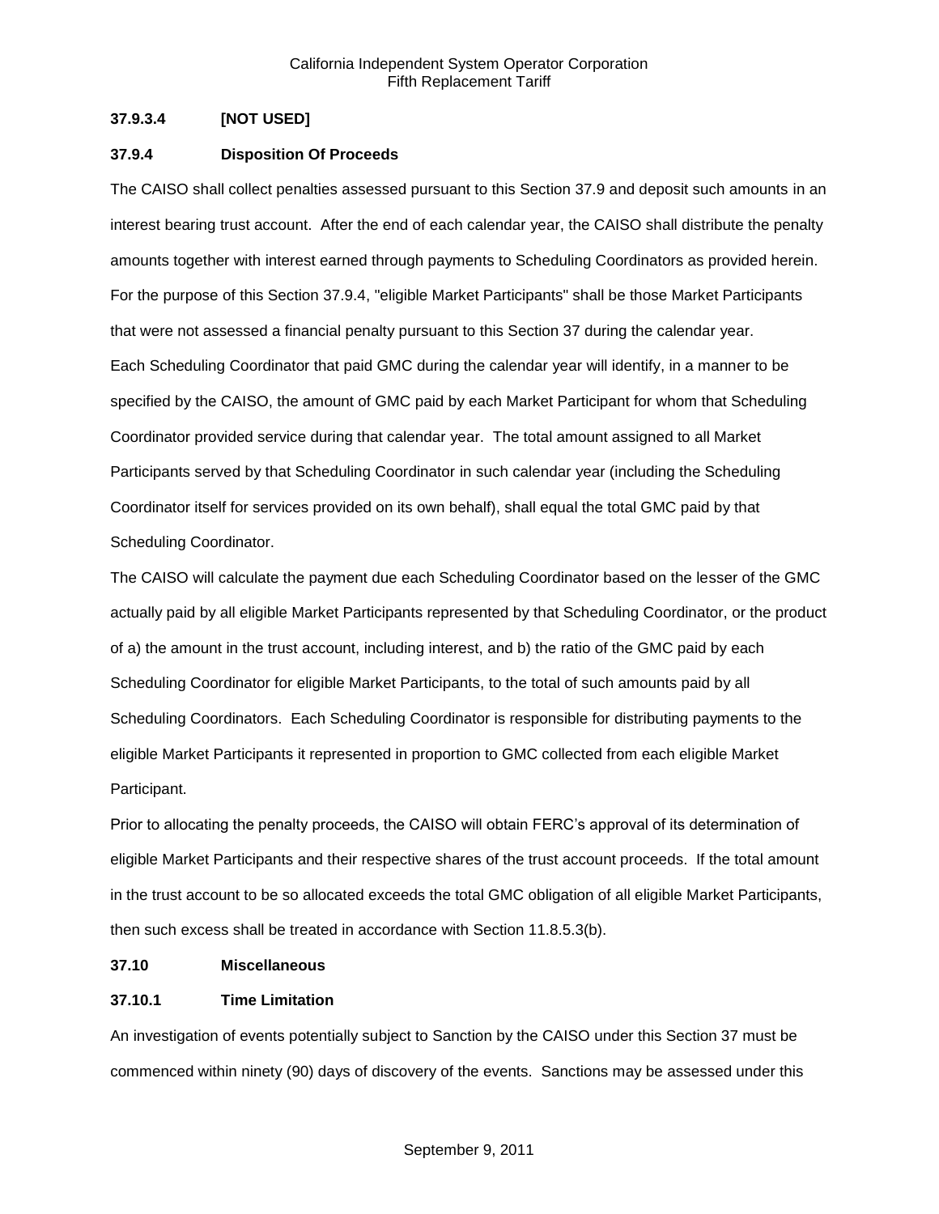#### 37.9.3.4 [NOT USED]

#### 37.9.4 Disposition Of Proceeds

The CAISO shall collect penalties assessed pursuant to this Section 37.9 and deposit such amounts in an interest bearing trust account. After the end of each calendar year, the CAISO shall distribute the penalty amounts together with interest earned through payments to Scheduling Coordinators as provided herein. For the purpose of this Section 37.9.4, "eligible Market Participants" shall be those Market Participants that were not assessed a financial penalty pursuant to this Section 37 during the calendar year.

Each Scheduling Coordinator that paid GMC during the calendar year will identify, in a manner to be specified by the CAISO, the amount of GMC paid by each Market Participant for whom that Scheduling Coordinator provided service during that calendar year. The total amount assigned to all Market Participants served by that Scheduling Coordinator in such calendar year (including the Scheduling Coordinator itself for services provided on its own behalf), shall equal the total GMC paid by that Scheduling Coordinator.

The CAISO will calculate the payment due each Scheduling Coordinator based on the lesser of the GMC actually paid by all eligible Market Participants represented by that Scheduling Coordinator, or the product of a) the amount in the trust account, including interest, and b) the ratio of the GMC paid by each Scheduling Coordinator for eligible Market Participants, to the total of such amounts paid by all Scheduling Coordinators. Each Scheduling Coordinator is responsible for distributing payments to the eligible Market Participants it represented in proportion to GMC collected from each eligible Market Participant.

Prior to allocating the penalty proceeds, the CAISO will obtain FERC's approval of its determination of eligible Market Participants and their respective shares of the trust account proceeds. If the total amount in the trust account to be so allocated exceeds the total GMC obligation of all eligible Market Participants, then such excess shall be treated in accordance with Section 11.8.5.3(b).

### 37.10 Miscellaneous

#### 37.10.1 Time Limitation

An investigation of events potentially subject to Sanction by the CAISO under this Section 37 must be commenced within ninety (90) days of discovery of the events. Sanctions may be assessed under this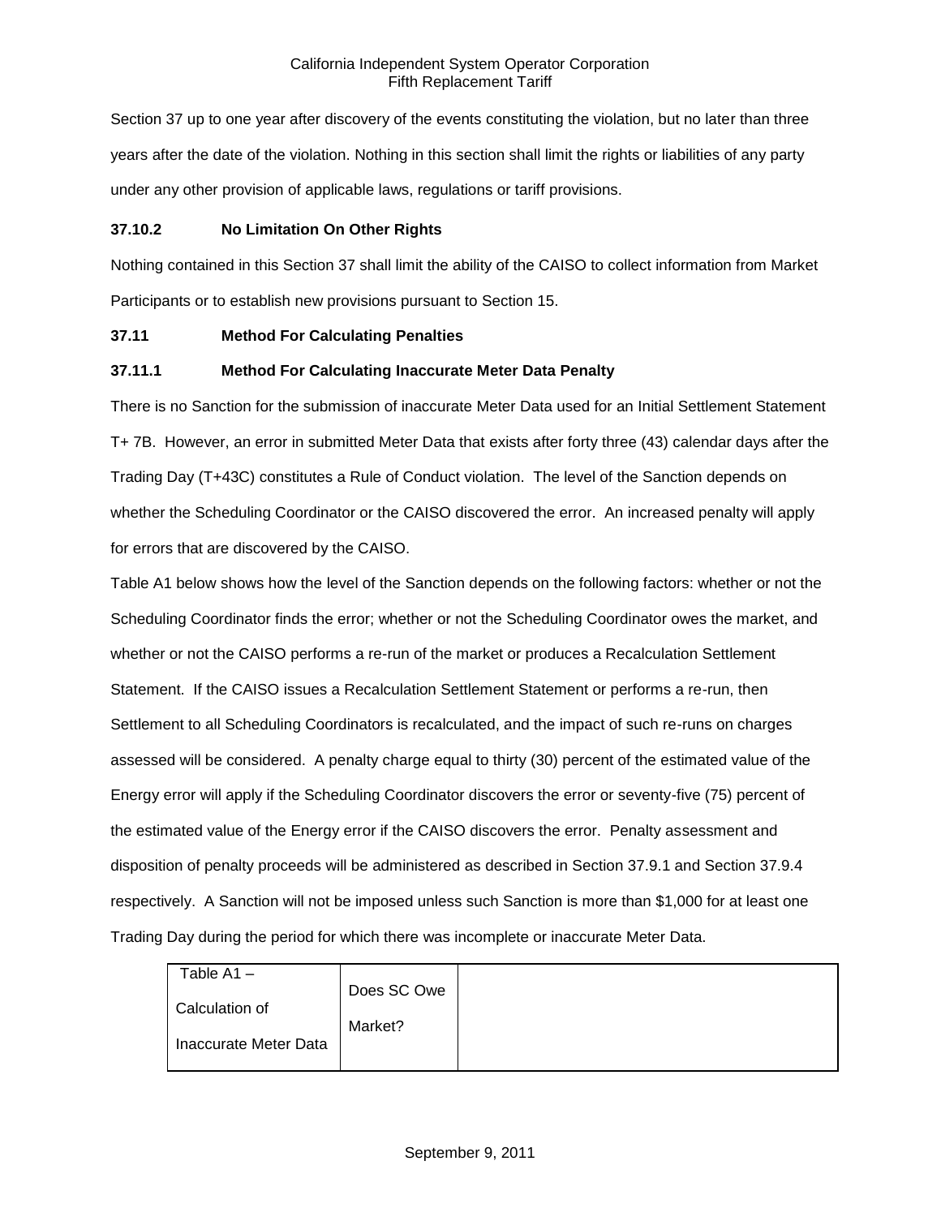Section 37 up to one year after discovery of the events constituting the violation, but no later than three years after the date of the violation. Nothing in this section shall limit the rights or liabilities of any party under any other provision of applicable laws, regulations or tariff provisions.

### 37.10.2 No Limitation On Other Rights

Nothing contained in this Section 37 shall limit the ability of the CAISO to collect information from Market Participants or to establish new provisions pursuant to Section 15.

## 37.11 Method For Calculating Penalties

### 37.11.1 Method For Calculating Inaccurate Meter Data Penalty

There is no Sanction for the submission of inaccurate Meter Data used for an Initial Settlement Statement T+ 7B. However, an error in submitted Meter Data that exists after forty three (43) calendar days after the Trading Day (T+43C) constitutes a Rule of Conduct violation. The level of the Sanction depends on whether the Scheduling Coordinator or the CAISO discovered the error. An increased penalty will apply for errors that are discovered by the CAISO.

Table A1 below shows how the level of the Sanction depends on the following factors: whether or not the Scheduling Coordinator finds the error; whether or not the Scheduling Coordinator owes the market, and whether or not the CAISO performs a re-run of the market or produces a Recalculation Settlement Statement. If the CAISO issues a Recalculation Settlement Statement or performs a re-run, then Settlement to all Scheduling Coordinators is recalculated, and the impact of such re-runs on charges assessed will be considered. A penalty charge equal to thirty (30) percent of the estimated value of the Energy error will apply if the Scheduling Coordinator discovers the error or seventy-five (75) percent of the estimated value of the Energy error if the CAISO discovers the error. Penalty assessment and disposition of penalty proceeds will be administered as described in Section 37.9.1 and Section 37.9.4 respectively. A Sanction will not be imposed unless such Sanction is more than $1,000 for at least one Trading Day during the period for which there was incomplete or inaccurate Meter Data.

| Table A1 – Calculation of Inaccurate Meter Data | Does SC Owe Market? | |
|---|---|---|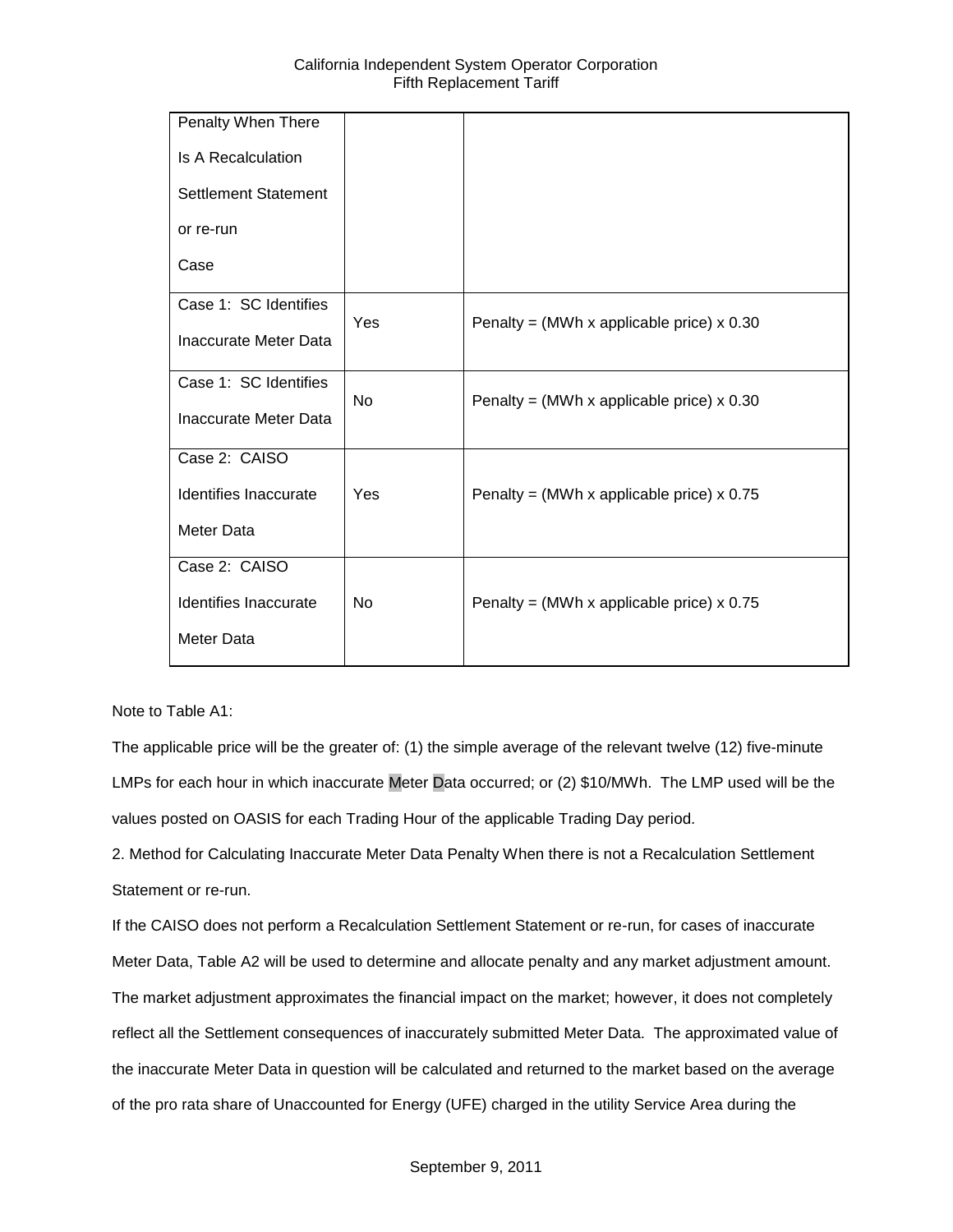| Penalty When There Is A Recalculation Settlement Statement or re-run Case | | |
|---|---|---|
| Case 1: SC Identifies Inaccurate Meter Data | Yes | Penalty = (MWh x applicable price) x 0.30 |
| Case 1: SC Identifies Inaccurate Meter Data | No | Penalty = (MWh x applicable price) x 0.30 |
| Case 2: CAISO Identifies Inaccurate Meter Data | Yes | Penalty = (MWh x applicable price) x 0.75 |
| Case 2: CAISO Identifies Inaccurate Meter Data | No | Penalty = (MWh x applicable price) x 0.75 |

Note to Table A1:

The applicable price will be the greater of: (1) the simple average of the relevant twelve (12) five-minute LMPs for each hour in which inaccurate Meter Data occurred; or (2) $10/MWh. The LMP used will be the values posted on OASIS for each Trading Hour of the applicable Trading Day period.

2. Method for Calculating Inaccurate Meter Data Penalty When there is not a Recalculation Settlement Statement or re-run.

If the CAISO does not perform a Recalculation Settlement Statement or re-run, for cases of inaccurate Meter Data, Table A2 will be used to determine and allocate penalty and any market adjustment amount. The market adjustment approximates the financial impact on the market; however, it does not completely reflect all the Settlement consequences of inaccurately submitted Meter Data. The approximated value of the inaccurate Meter Data in question will be calculated and returned to the market based on the average of the pro rata share of Unaccounted for Energy (UFE) charged in the utility Service Area during the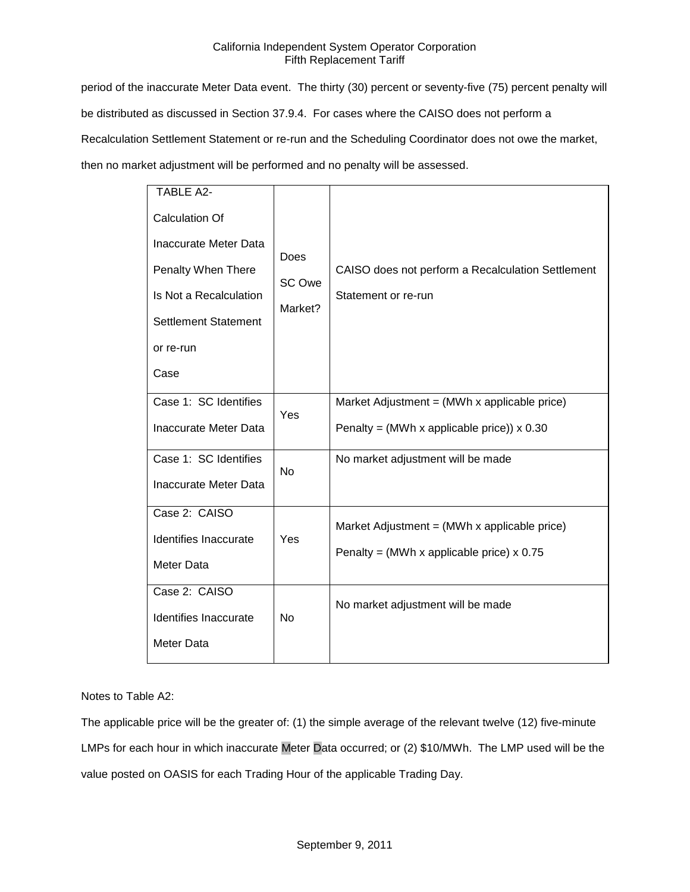period of the inaccurate Meter Data event. The thirty (30) percent or seventy-five (75) percent penalty will be distributed as discussed in Section 37.9.4. For cases where the CAISO does not perform a Recalculation Settlement Statement or re-run and the Scheduling Coordinator does not owe the market, then no market adjustment will be performed and no penalty will be assessed.

| TABLE A2- Calculation Of Inaccurate Meter Data Penalty When There Is Not a Recalculation Settlement Statement or re-run Case | Does SC Owe Market? | CAISO does not perform a Recalculation Settlement Statement or re-run |
|---|---|---|
| Case 1: SC Identifies Inaccurate Meter Data | Yes | Market Adjustment = (MWh x applicable price)<br>Penalty = (MWh x applicable price)) x 0.30 |
| Case 1: SC Identifies Inaccurate Meter Data | No | No market adjustment will be made |
| Case 2: CAISO Identifies Inaccurate Meter Data | Yes | Market Adjustment = (MWh x applicable price)<br>Penalty = (MWh x applicable price) x 0.75 |
| Case 2: CAISO Identifies Inaccurate Meter Data | No | No market adjustment will be made |

Notes to Table A2:

The applicable price will be the greater of: (1) the simple average of the relevant twelve (12) five-minute LMPs for each hour in which inaccurate Meter Data occurred; or (2) $10/MWh. The LMP used will be the value posted on OASIS for each Trading Hour of the applicable Trading Day.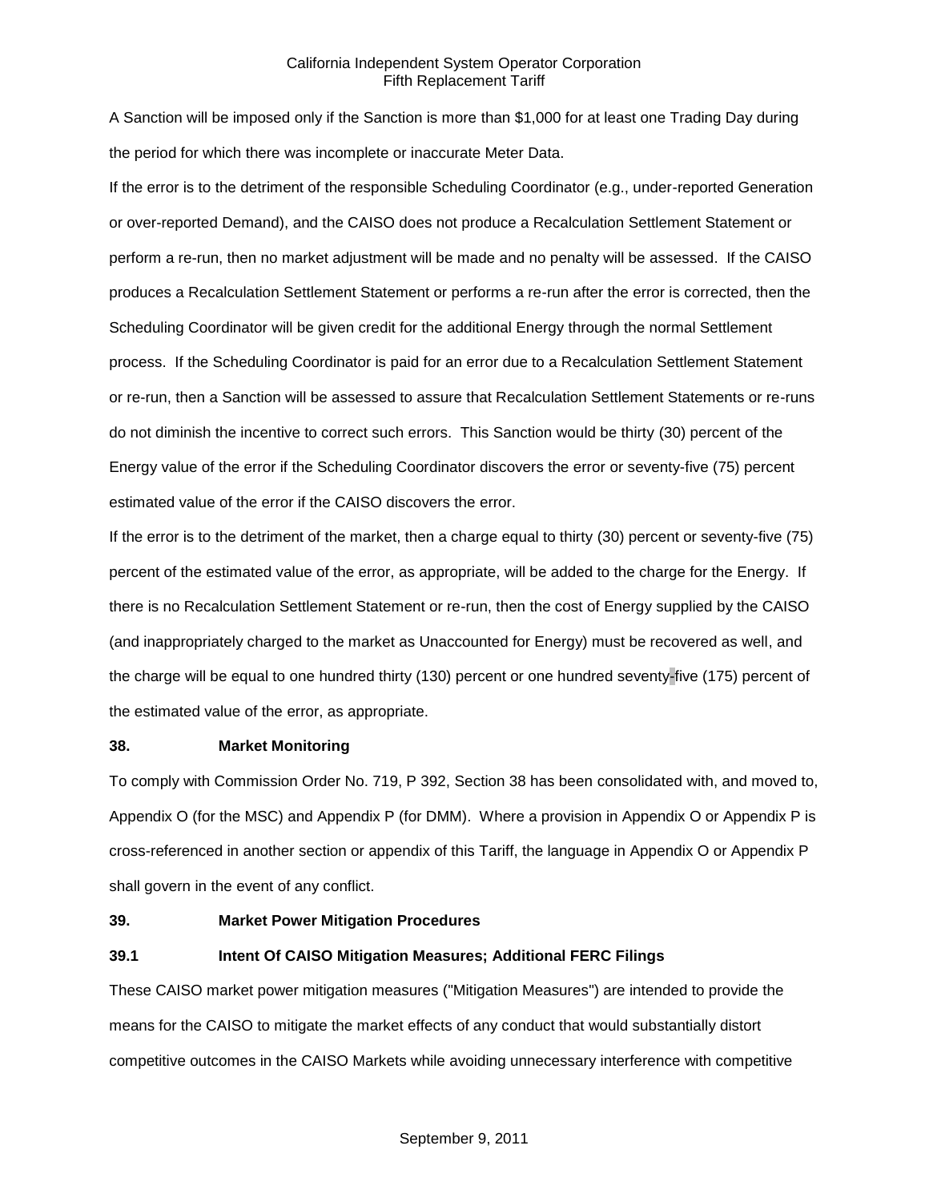A Sanction will be imposed only if the Sanction is more than $1,000 for at least one Trading Day during the period for which there was incomplete or inaccurate Meter Data.

If the error is to the detriment of the responsible Scheduling Coordinator (e.g., under-reported Generation or over-reported Demand), and the CAISO does not produce a Recalculation Settlement Statement or perform a re-run, then no market adjustment will be made and no penalty will be assessed. If the CAISO produces a Recalculation Settlement Statement or performs a re-run after the error is corrected, then the Scheduling Coordinator will be given credit for the additional Energy through the normal Settlement process. If the Scheduling Coordinator is paid for an error due to a Recalculation Settlement Statement or re-run, then a Sanction will be assessed to assure that Recalculation Settlement Statements or re-runs do not diminish the incentive to correct such errors. This Sanction would be thirty (30) percent of the Energy value of the error if the Scheduling Coordinator discovers the error or seventy-five (75) percent estimated value of the error if the CAISO discovers the error.

If the error is to the detriment of the market, then a charge equal to thirty (30) percent or seventy-five (75) percent of the estimated value of the error, as appropriate, will be added to the charge for the Energy. If there is no Recalculation Settlement Statement or re-run, then the cost of Energy supplied by the CAISO (and inappropriately charged to the market as Unaccounted for Energy) must be recovered as well, and the charge will be equal to one hundred thirty (130) percent or one hundred seventy-five (175) percent of the estimated value of the error, as appropriate.

**38. Market Monitoring**

To comply with Commission Order No. 719, P 392, Section 38 has been consolidated with, and moved to, Appendix O (for the MSC) and Appendix P (for DMM). Where a provision in Appendix O or Appendix P is cross-referenced in another section or appendix of this Tariff, the language in Appendix O or Appendix P shall govern in the event of any conflict.

**39. Market Power Mitigation Procedures**

**39.1 Intent Of CAISO Mitigation Measures; Additional FERC Filings**

These CAISO market power mitigation measures ("Mitigation Measures") are intended to provide the means for the CAISO to mitigate the market effects of any conduct that would substantially distort competitive outcomes in the CAISO Markets while avoiding unnecessary interference with competitive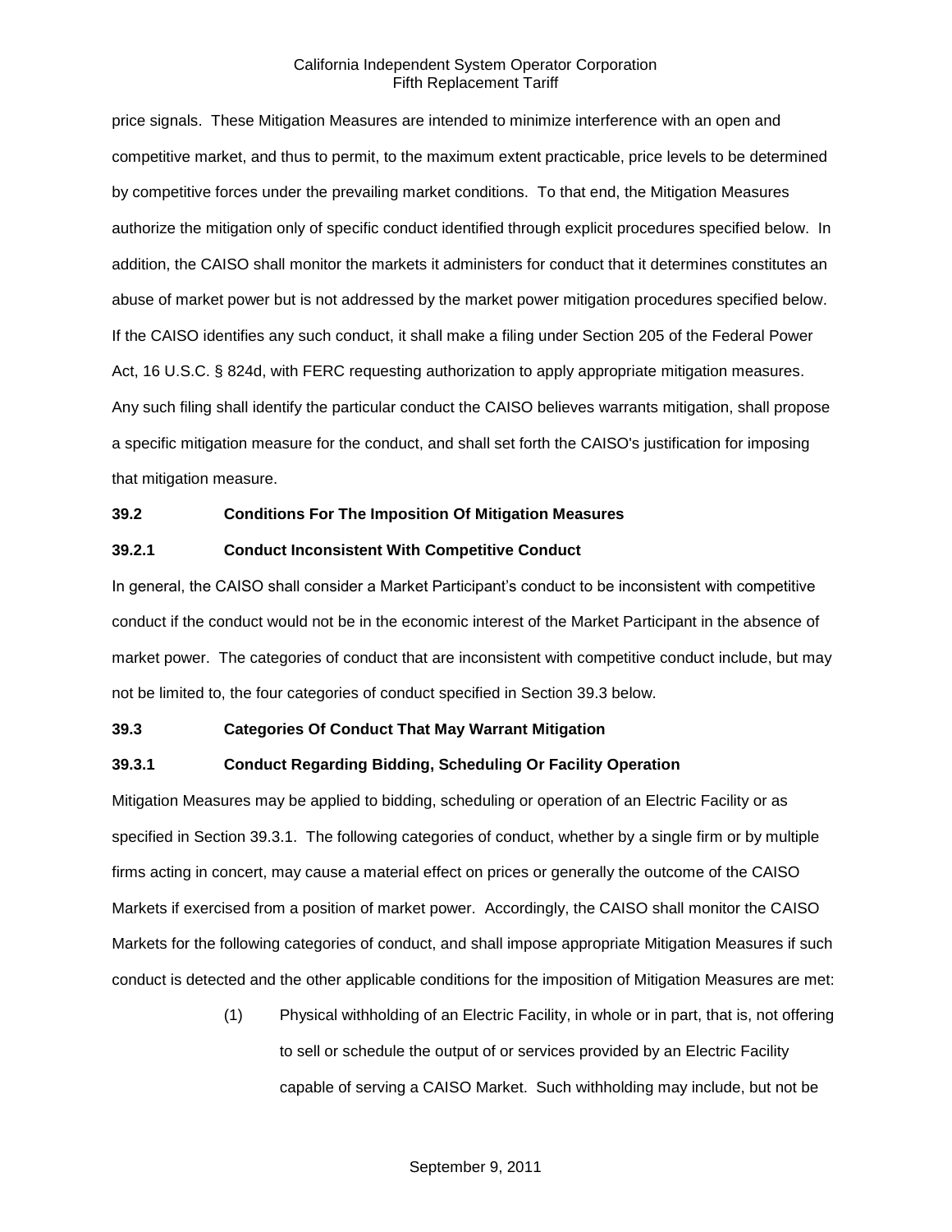price signals. These Mitigation Measures are intended to minimize interference with an open and competitive market, and thus to permit, to the maximum extent practicable, price levels to be determined by competitive forces under the prevailing market conditions. To that end, the Mitigation Measures authorize the mitigation only of specific conduct identified through explicit procedures specified below. In addition, the CAISO shall monitor the markets it administers for conduct that it determines constitutes an abuse of market power but is not addressed by the market power mitigation procedures specified below. If the CAISO identifies any such conduct, it shall make a filing under Section 205 of the Federal Power Act, 16 U.S.C. § 824d, with FERC requesting authorization to apply appropriate mitigation measures. Any such filing shall identify the particular conduct the CAISO believes warrants mitigation, shall propose a specific mitigation measure for the conduct, and shall set forth the CAISO's justification for imposing that mitigation measure.

**39.2 Conditions For The Imposition Of Mitigation Measures**

**39.2.1 Conduct Inconsistent With Competitive Conduct**

In general, the CAISO shall consider a Market Participant's conduct to be inconsistent with competitive conduct if the conduct would not be in the economic interest of the Market Participant in the absence of market power. The categories of conduct that are inconsistent with competitive conduct include, but may not be limited to, the four categories of conduct specified in Section 39.3 below.

**39.3 Categories Of Conduct That May Warrant Mitigation**

**39.3.1 Conduct Regarding Bidding, Scheduling Or Facility Operation**

Mitigation Measures may be applied to bidding, scheduling or operation of an Electric Facility or as specified in Section 39.3.1. The following categories of conduct, whether by a single firm or by multiple firms acting in concert, may cause a material effect on prices or generally the outcome of the CAISO Markets if exercised from a position of market power. Accordingly, the CAISO shall monitor the CAISO Markets for the following categories of conduct, and shall impose appropriate Mitigation Measures if such conduct is detected and the other applicable conditions for the imposition of Mitigation Measures are met:

(1) Physical withholding of an Electric Facility, in whole or in part, that is, not offering to sell or schedule the output of or services provided by an Electric Facility capable of serving a CAISO Market. Such withholding may include, but not be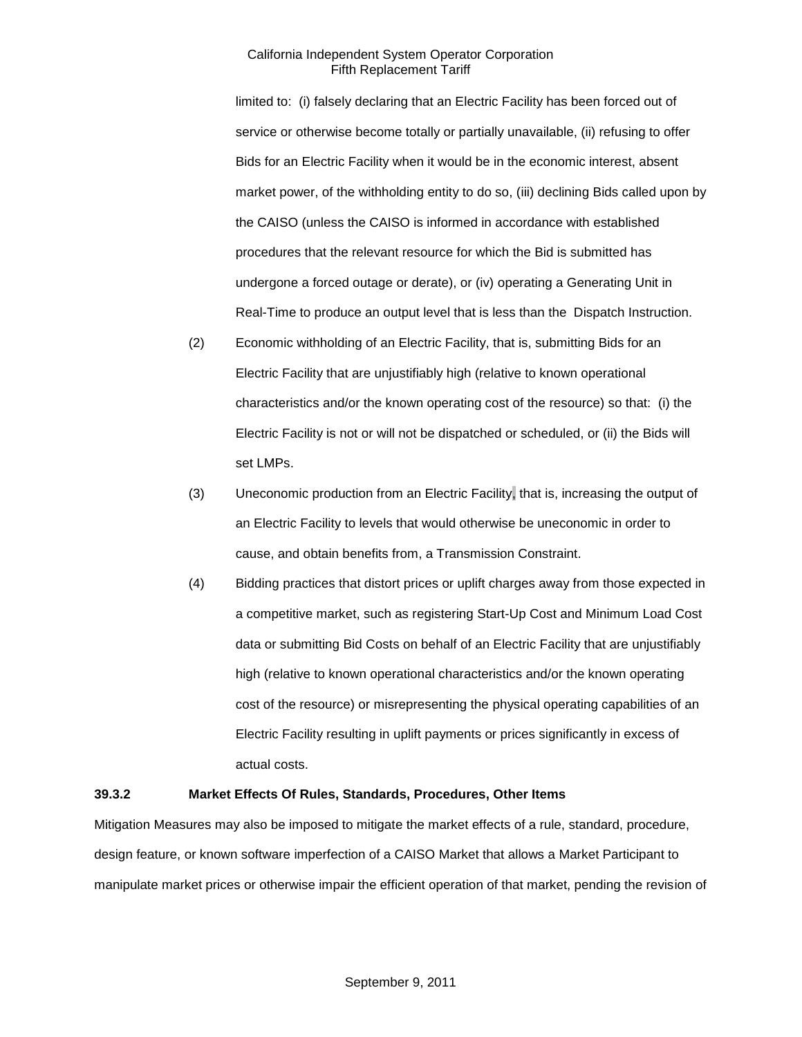limited to: (i) falsely declaring that an Electric Facility has been forced out of service or otherwise become totally or partially unavailable, (ii) refusing to offer Bids for an Electric Facility when it would be in the economic interest, absent market power, of the withholding entity to do so, (iii) declining Bids called upon by the CAISO (unless the CAISO is informed in accordance with established procedures that the relevant resource for which the Bid is submitted has undergone a forced outage or derate), or (iv) operating a Generating Unit in Real-Time to produce an output level that is less than the Dispatch Instruction.

(2) Economic withholding of an Electric Facility, that is, submitting Bids for an Electric Facility that are unjustifiably high (relative to known operational characteristics and/or the known operating cost of the resource) so that: (i) the Electric Facility is not or will not be dispatched or scheduled, or (ii) the Bids will set LMPs.

(3) Uneconomic production from an Electric Facility, that is, increasing the output of an Electric Facility to levels that would otherwise be uneconomic in order to cause, and obtain benefits from, a Transmission Constraint.

(4) Bidding practices that distort prices or uplift charges away from those expected in a competitive market, such as registering Start-Up Cost and Minimum Load Cost data or submitting Bid Costs on behalf of an Electric Facility that are unjustifiably high (relative to known operational characteristics and/or the known operating cost of the resource) or misrepresenting the physical operating capabilities of an Electric Facility resulting in uplift payments or prices significantly in excess of actual costs.

**39.3.2 Market Effects Of Rules, Standards, Procedures, Other Items**

Mitigation Measures may also be imposed to mitigate the market effects of a rule, standard, procedure, design feature, or known software imperfection of a CAISO Market that allows a Market Participant to manipulate market prices or otherwise impair the efficient operation of that market, pending the revision of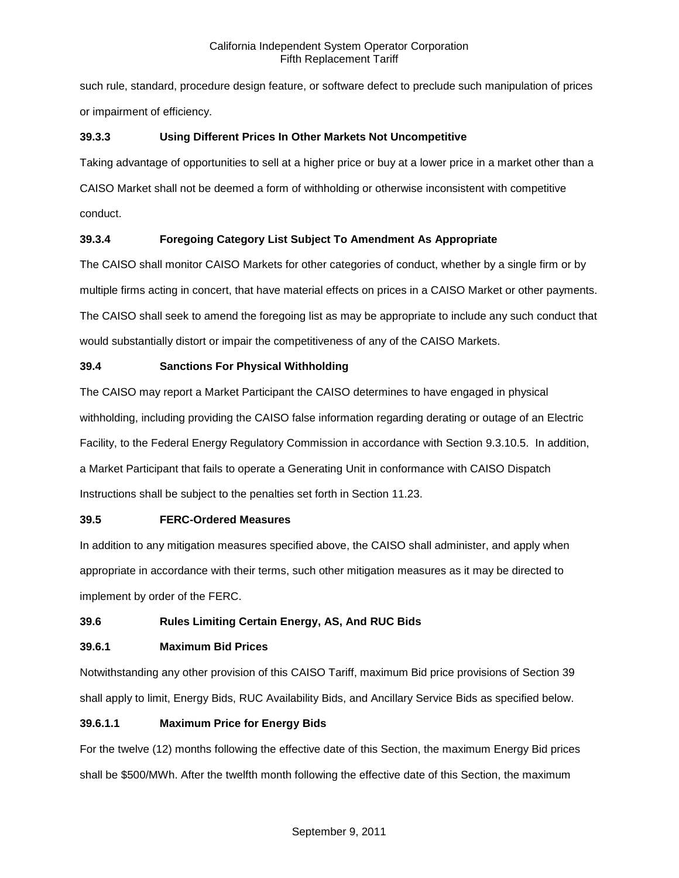such rule, standard, procedure design feature, or software defect to preclude such manipulation of prices or impairment of efficiency.

### 39.3.3 Using Different Prices In Other Markets Not Uncompetitive

Taking advantage of opportunities to sell at a higher price or buy at a lower price in a market other than a CAISO Market shall not be deemed a form of withholding or otherwise inconsistent with competitive conduct.

### 39.3.4 Foregoing Category List Subject To Amendment As Appropriate

The CAISO shall monitor CAISO Markets for other categories of conduct, whether by a single firm or by multiple firms acting in concert, that have material effects on prices in a CAISO Market or other payments. The CAISO shall seek to amend the foregoing list as may be appropriate to include any such conduct that would substantially distort or impair the competitiveness of any of the CAISO Markets.

## 39.4 Sanctions For Physical Withholding

The CAISO may report a Market Participant the CAISO determines to have engaged in physical withholding, including providing the CAISO false information regarding derating or outage of an Electric Facility, to the Federal Energy Regulatory Commission in accordance with Section 9.3.10.5. In addition, a Market Participant that fails to operate a Generating Unit in conformance with CAISO Dispatch Instructions shall be subject to the penalties set forth in Section 11.23.

## 39.5 FERC-Ordered Measures

In addition to any mitigation measures specified above, the CAISO shall administer, and apply when appropriate in accordance with their terms, such other mitigation measures as it may be directed to implement by order of the FERC.

## 39.6 Rules Limiting Certain Energy, AS, And RUC Bids

### 39.6.1 Maximum Bid Prices

Notwithstanding any other provision of this CAISO Tariff, maximum Bid price provisions of Section 39 shall apply to limit, Energy Bids, RUC Availability Bids, and Ancillary Service Bids as specified below.

#### 39.6.1.1 Maximum Price for Energy Bids

For the twelve (12) months following the effective date of this Section, the maximum Energy Bid prices shall be $500/MWh. After the twelfth month following the effective date of this Section, the maximum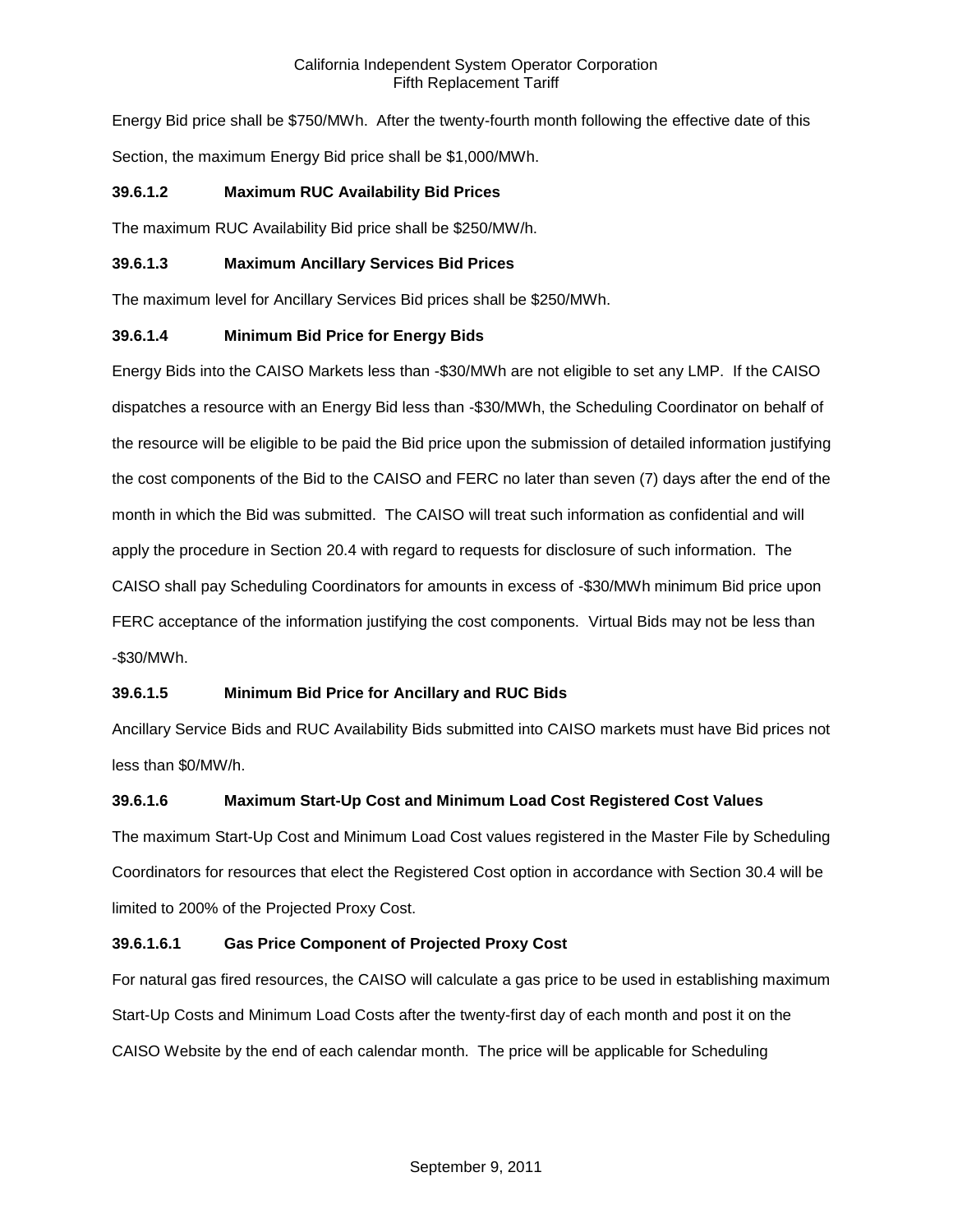Energy Bid price shall be $750/MWh. After the twenty-fourth month following the effective date of this Section, the maximum Energy Bid price shall be $1,000/MWh.

**39.6.1.2 Maximum RUC Availability Bid Prices**

The maximum RUC Availability Bid price shall be $250/MW/h.

**39.6.1.3 Maximum Ancillary Services Bid Prices**

The maximum level for Ancillary Services Bid prices shall be $250/MWh.

**39.6.1.4 Minimum Bid Price for Energy Bids**

Energy Bids into the CAISO Markets less than -$30/MWh are not eligible to set any LMP. If the CAISO dispatches a resource with an Energy Bid less than -$30/MWh, the Scheduling Coordinator on behalf of the resource will be eligible to be paid the Bid price upon the submission of detailed information justifying the cost components of the Bid to the CAISO and FERC no later than seven (7) days after the end of the month in which the Bid was submitted. The CAISO will treat such information as confidential and will apply the procedure in Section 20.4 with regard to requests for disclosure of such information. The CAISO shall pay Scheduling Coordinators for amounts in excess of -$30/MWh minimum Bid price upon FERC acceptance of the information justifying the cost components. Virtual Bids may not be less than -$30/MWh.

**39.6.1.5 Minimum Bid Price for Ancillary and RUC Bids**

Ancillary Service Bids and RUC Availability Bids submitted into CAISO markets must have Bid prices not less than $0/MW/h.

**39.6.1.6 Maximum Start-Up Cost and Minimum Load Cost Registered Cost Values**

The maximum Start-Up Cost and Minimum Load Cost values registered in the Master File by Scheduling Coordinators for resources that elect the Registered Cost option in accordance with Section 30.4 will be limited to 200% of the Projected Proxy Cost.

**39.6.1.6.1 Gas Price Component of Projected Proxy Cost**

For natural gas fired resources, the CAISO will calculate a gas price to be used in establishing maximum Start-Up Costs and Minimum Load Costs after the twenty-first day of each month and post it on the CAISO Website by the end of each calendar month. The price will be applicable for Scheduling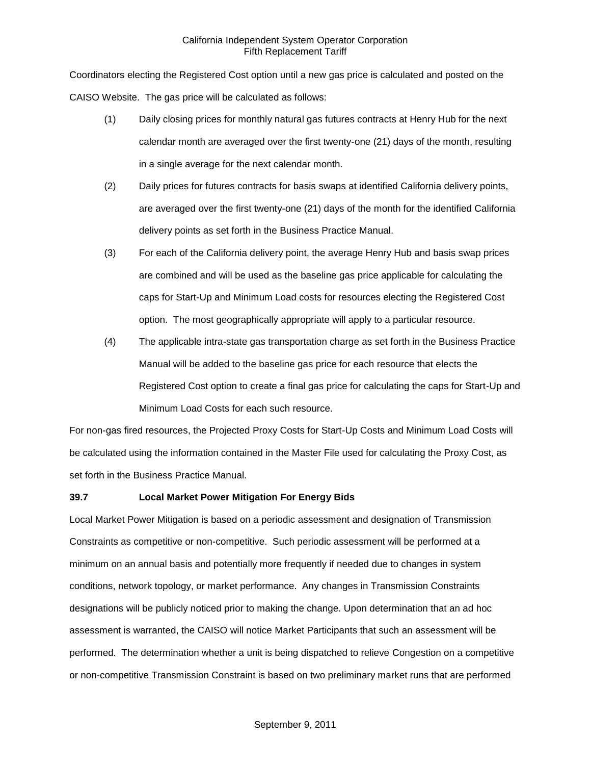Coordinators electing the Registered Cost option until a new gas price is calculated and posted on the CAISO Website. The gas price will be calculated as follows:

(1) Daily closing prices for monthly natural gas futures contracts at Henry Hub for the next calendar month are averaged over the first twenty-one (21) days of the month, resulting in a single average for the next calendar month.

(2) Daily prices for futures contracts for basis swaps at identified California delivery points, are averaged over the first twenty-one (21) days of the month for the identified California delivery points as set forth in the Business Practice Manual.

(3) For each of the California delivery point, the average Henry Hub and basis swap prices are combined and will be used as the baseline gas price applicable for calculating the caps for Start-Up and Minimum Load costs for resources electing the Registered Cost option. The most geographically appropriate will apply to a particular resource.

(4) The applicable intra-state gas transportation charge as set forth in the Business Practice Manual will be added to the baseline gas price for each resource that elects the Registered Cost option to create a final gas price for calculating the caps for Start-Up and Minimum Load Costs for each such resource.

For non-gas fired resources, the Projected Proxy Costs for Start-Up Costs and Minimum Load Costs will be calculated using the information contained in the Master File used for calculating the Proxy Cost, as set forth in the Business Practice Manual.

### 39.7 Local Market Power Mitigation For Energy Bids

Local Market Power Mitigation is based on a periodic assessment and designation of Transmission Constraints as competitive or non-competitive. Such periodic assessment will be performed at a minimum on an annual basis and potentially more frequently if needed due to changes in system conditions, network topology, or market performance. Any changes in Transmission Constraints designations will be publicly noticed prior to making the change. Upon determination that an ad hoc assessment is warranted, the CAISO will notice Market Participants that such an assessment will be performed. The determination whether a unit is being dispatched to relieve Congestion on a competitive or non-competitive Transmission Constraint is based on two preliminary market runs that are performed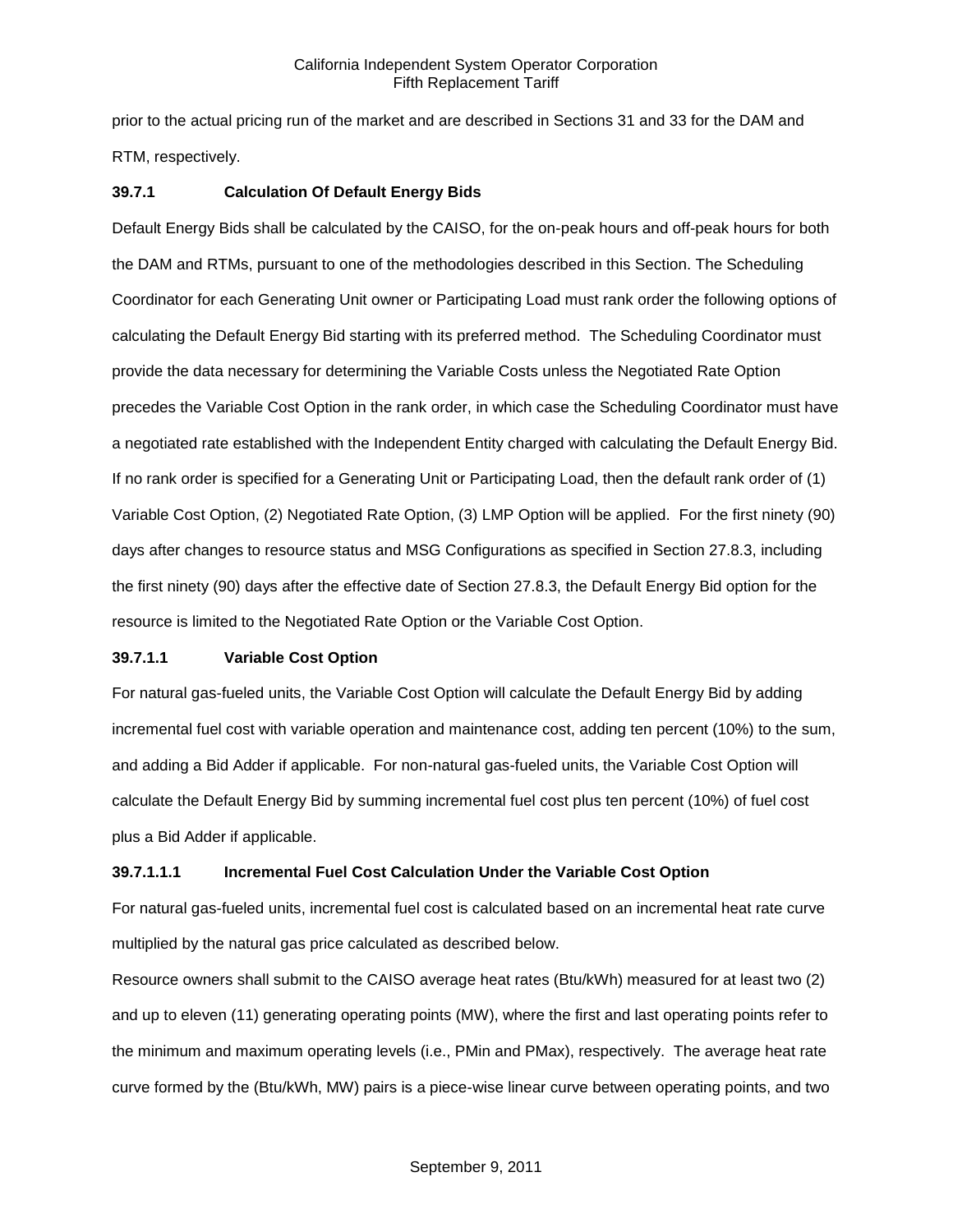prior to the actual pricing run of the market and are described in Sections 31 and 33 for the DAM and RTM, respectively.

### 39.7.1 Calculation Of Default Energy Bids

Default Energy Bids shall be calculated by the CAISO, for the on-peak hours and off-peak hours for both the DAM and RTMs, pursuant to one of the methodologies described in this Section. The Scheduling Coordinator for each Generating Unit owner or Participating Load must rank order the following options of calculating the Default Energy Bid starting with its preferred method. The Scheduling Coordinator must provide the data necessary for determining the Variable Costs unless the Negotiated Rate Option precedes the Variable Cost Option in the rank order, in which case the Scheduling Coordinator must have a negotiated rate established with the Independent Entity charged with calculating the Default Energy Bid. If no rank order is specified for a Generating Unit or Participating Load, then the default rank order of (1) Variable Cost Option, (2) Negotiated Rate Option, (3) LMP Option will be applied. For the first ninety (90) days after changes to resource status and MSG Configurations as specified in Section 27.8.3, including the first ninety (90) days after the effective date of Section 27.8.3, the Default Energy Bid option for the resource is limited to the Negotiated Rate Option or the Variable Cost Option.

#### 39.7.1.1 Variable Cost Option

For natural gas-fueled units, the Variable Cost Option will calculate the Default Energy Bid by adding incremental fuel cost with variable operation and maintenance cost, adding ten percent (10%) to the sum, and adding a Bid Adder if applicable. For non-natural gas-fueled units, the Variable Cost Option will calculate the Default Energy Bid by summing incremental fuel cost plus ten percent (10%) of fuel cost plus a Bid Adder if applicable.

##### 39.7.1.1.1 Incremental Fuel Cost Calculation Under the Variable Cost Option

For natural gas-fueled units, incremental fuel cost is calculated based on an incremental heat rate curve multiplied by the natural gas price calculated as described below.

Resource owners shall submit to the CAISO average heat rates (Btu/kWh) measured for at least two (2) and up to eleven (11) generating operating points (MW), where the first and last operating points refer to the minimum and maximum operating levels (i.e., PMin and PMax), respectively. The average heat rate curve formed by the (Btu/kWh, MW) pairs is a piece-wise linear curve between operating points, and two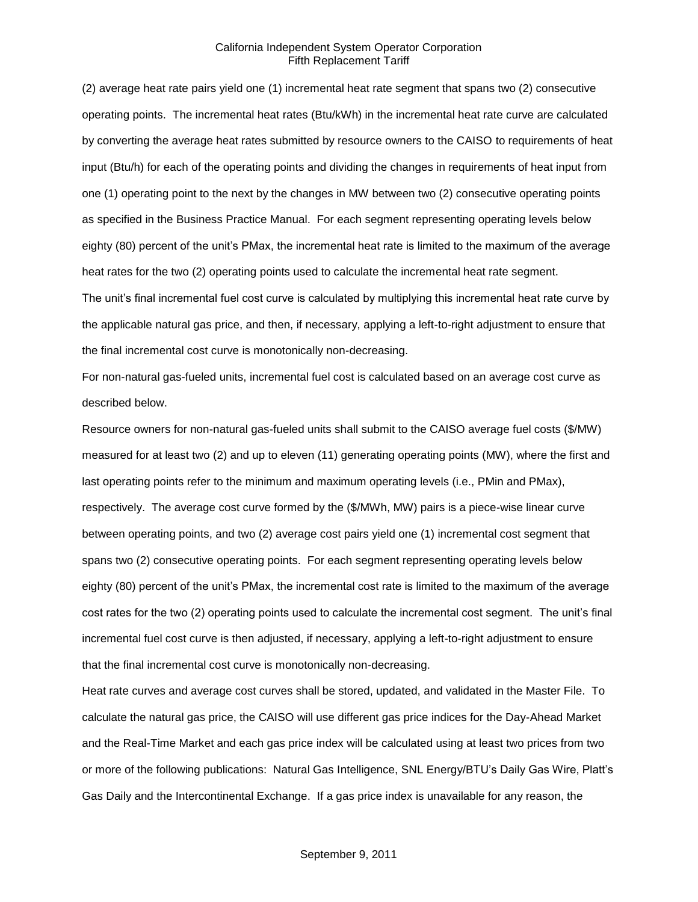(2) average heat rate pairs yield one (1) incremental heat rate segment that spans two (2) consecutive operating points. The incremental heat rates (Btu/kWh) in the incremental heat rate curve are calculated by converting the average heat rates submitted by resource owners to the CAISO to requirements of heat input (Btu/h) for each of the operating points and dividing the changes in requirements of heat input from one (1) operating point to the next by the changes in MW between two (2) consecutive operating points as specified in the Business Practice Manual. For each segment representing operating levels below eighty (80) percent of the unit's PMax, the incremental heat rate is limited to the maximum of the average heat rates for the two (2) operating points used to calculate the incremental heat rate segment.

The unit's final incremental fuel cost curve is calculated by multiplying this incremental heat rate curve by the applicable natural gas price, and then, if necessary, applying a left-to-right adjustment to ensure that the final incremental cost curve is monotonically non-decreasing.

For non-natural gas-fueled units, incremental fuel cost is calculated based on an average cost curve as described below.

Resource owners for non-natural gas-fueled units shall submit to the CAISO average fuel costs ($/MW) measured for at least two (2) and up to eleven (11) generating operating points (MW), where the first and last operating points refer to the minimum and maximum operating levels (i.e., PMin and PMax), respectively. The average cost curve formed by the ($/MWh, MW) pairs is a piece-wise linear curve between operating points, and two (2) average cost pairs yield one (1) incremental cost segment that spans two (2) consecutive operating points. For each segment representing operating levels below eighty (80) percent of the unit's PMax, the incremental cost rate is limited to the maximum of the average cost rates for the two (2) operating points used to calculate the incremental cost segment. The unit's final incremental fuel cost curve is then adjusted, if necessary, applying a left-to-right adjustment to ensure that the final incremental cost curve is monotonically non-decreasing.

Heat rate curves and average cost curves shall be stored, updated, and validated in the Master File. To calculate the natural gas price, the CAISO will use different gas price indices for the Day-Ahead Market and the Real-Time Market and each gas price index will be calculated using at least two prices from two or more of the following publications: Natural Gas Intelligence, SNL Energy/BTU's Daily Gas Wire, Platt's Gas Daily and the Intercontinental Exchange. If a gas price index is unavailable for any reason, the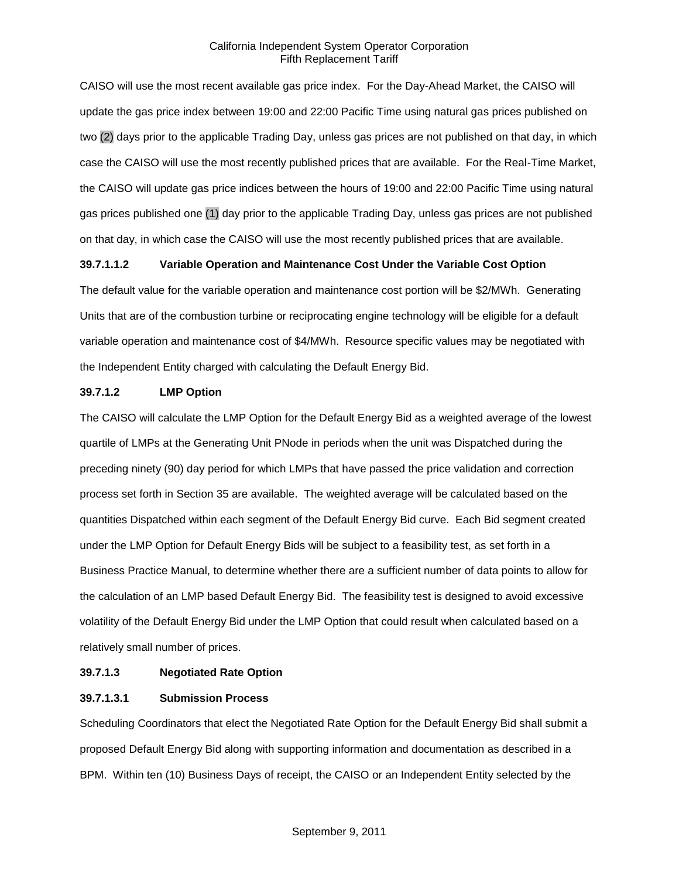CAISO will use the most recent available gas price index. For the Day-Ahead Market, the CAISO will update the gas price index between 19:00 and 22:00 Pacific Time using natural gas prices published on two (2) days prior to the applicable Trading Day, unless gas prices are not published on that day, in which case the CAISO will use the most recently published prices that are available. For the Real-Time Market, the CAISO will update gas price indices between the hours of 19:00 and 22:00 Pacific Time using natural gas prices published one (1) day prior to the applicable Trading Day, unless gas prices are not published on that day, in which case the CAISO will use the most recently published prices that are available.

**39.7.1.1.2 Variable Operation and Maintenance Cost Under the Variable Cost Option**

The default value for the variable operation and maintenance cost portion will be $2/MWh. Generating Units that are of the combustion turbine or reciprocating engine technology will be eligible for a default variable operation and maintenance cost of $4/MWh. Resource specific values may be negotiated with the Independent Entity charged with calculating the Default Energy Bid.

**39.7.1.2 LMP Option**

The CAISO will calculate the LMP Option for the Default Energy Bid as a weighted average of the lowest quartile of LMPs at the Generating Unit PNode in periods when the unit was Dispatched during the preceding ninety (90) day period for which LMPs that have passed the price validation and correction process set forth in Section 35 are available. The weighted average will be calculated based on the quantities Dispatched within each segment of the Default Energy Bid curve. Each Bid segment created under the LMP Option for Default Energy Bids will be subject to a feasibility test, as set forth in a Business Practice Manual, to determine whether there are a sufficient number of data points to allow for the calculation of an LMP based Default Energy Bid. The feasibility test is designed to avoid excessive volatility of the Default Energy Bid under the LMP Option that could result when calculated based on a relatively small number of prices.

**39.7.1.3 Negotiated Rate Option**

**39.7.1.3.1 Submission Process**

Scheduling Coordinators that elect the Negotiated Rate Option for the Default Energy Bid shall submit a proposed Default Energy Bid along with supporting information and documentation as described in a BPM. Within ten (10) Business Days of receipt, the CAISO or an Independent Entity selected by the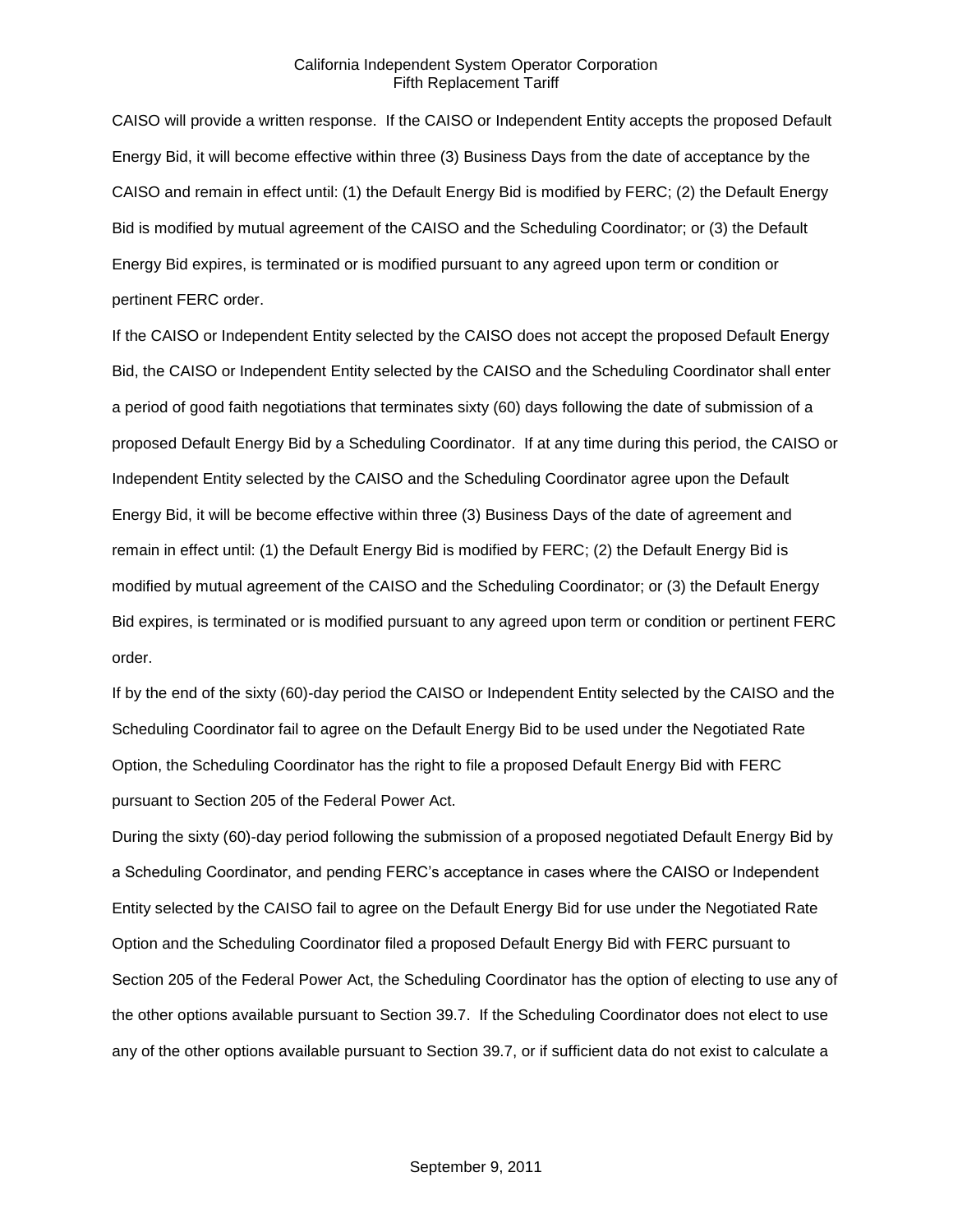CAISO will provide a written response. If the CAISO or Independent Entity accepts the proposed Default Energy Bid, it will become effective within three (3) Business Days from the date of acceptance by the CAISO and remain in effect until: (1) the Default Energy Bid is modified by FERC; (2) the Default Energy Bid is modified by mutual agreement of the CAISO and the Scheduling Coordinator; or (3) the Default Energy Bid expires, is terminated or is modified pursuant to any agreed upon term or condition or pertinent FERC order.

If the CAISO or Independent Entity selected by the CAISO does not accept the proposed Default Energy Bid, the CAISO or Independent Entity selected by the CAISO and the Scheduling Coordinator shall enter a period of good faith negotiations that terminates sixty (60) days following the date of submission of a proposed Default Energy Bid by a Scheduling Coordinator. If at any time during this period, the CAISO or Independent Entity selected by the CAISO and the Scheduling Coordinator agree upon the Default Energy Bid, it will be become effective within three (3) Business Days of the date of agreement and remain in effect until: (1) the Default Energy Bid is modified by FERC; (2) the Default Energy Bid is modified by mutual agreement of the CAISO and the Scheduling Coordinator; or (3) the Default Energy Bid expires, is terminated or is modified pursuant to any agreed upon term or condition or pertinent FERC order.

If by the end of the sixty (60)-day period the CAISO or Independent Entity selected by the CAISO and the Scheduling Coordinator fail to agree on the Default Energy Bid to be used under the Negotiated Rate Option, the Scheduling Coordinator has the right to file a proposed Default Energy Bid with FERC pursuant to Section 205 of the Federal Power Act.

During the sixty (60)-day period following the submission of a proposed negotiated Default Energy Bid by a Scheduling Coordinator, and pending FERC's acceptance in cases where the CAISO or Independent Entity selected by the CAISO fail to agree on the Default Energy Bid for use under the Negotiated Rate Option and the Scheduling Coordinator filed a proposed Default Energy Bid with FERC pursuant to Section 205 of the Federal Power Act, the Scheduling Coordinator has the option of electing to use any of the other options available pursuant to Section 39.7. If the Scheduling Coordinator does not elect to use any of the other options available pursuant to Section 39.7, or if sufficient data do not exist to calculate a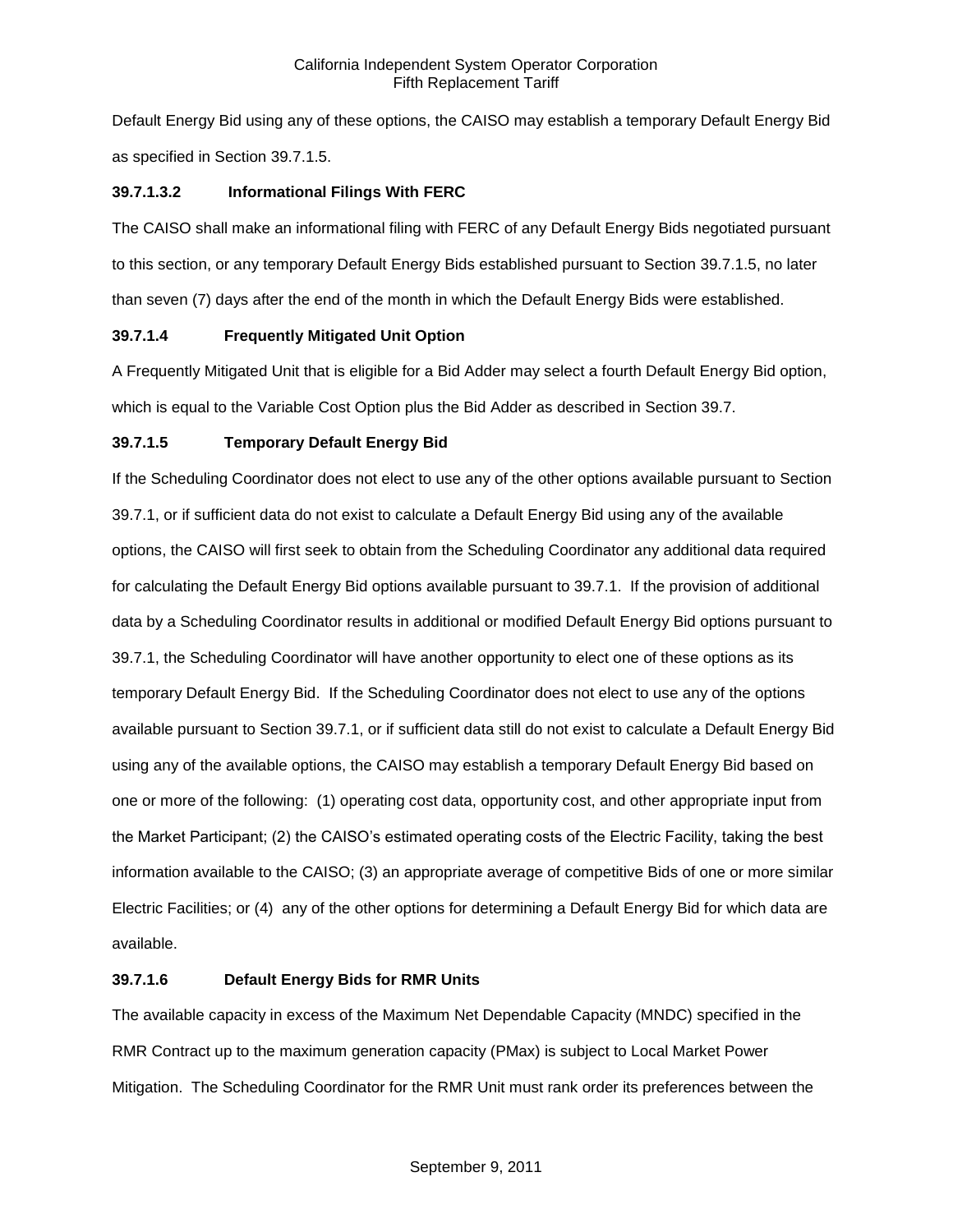Default Energy Bid using any of these options, the CAISO may establish a temporary Default Energy Bid as specified in Section 39.7.1.5.

**39.7.1.3.2 Informational Filings With FERC**

The CAISO shall make an informational filing with FERC of any Default Energy Bids negotiated pursuant to this section, or any temporary Default Energy Bids established pursuant to Section 39.7.1.5, no later than seven (7) days after the end of the month in which the Default Energy Bids were established.

**39.7.1.4 Frequently Mitigated Unit Option**

A Frequently Mitigated Unit that is eligible for a Bid Adder may select a fourth Default Energy Bid option, which is equal to the Variable Cost Option plus the Bid Adder as described in Section 39.7.

**39.7.1.5 Temporary Default Energy Bid**

If the Scheduling Coordinator does not elect to use any of the other options available pursuant to Section 39.7.1, or if sufficient data do not exist to calculate a Default Energy Bid using any of the available options, the CAISO will first seek to obtain from the Scheduling Coordinator any additional data required for calculating the Default Energy Bid options available pursuant to 39.7.1. If the provision of additional data by a Scheduling Coordinator results in additional or modified Default Energy Bid options pursuant to 39.7.1, the Scheduling Coordinator will have another opportunity to elect one of these options as its temporary Default Energy Bid. If the Scheduling Coordinator does not elect to use any of the options available pursuant to Section 39.7.1, or if sufficient data still do not exist to calculate a Default Energy Bid using any of the available options, the CAISO may establish a temporary Default Energy Bid based on one or more of the following: (1) operating cost data, opportunity cost, and other appropriate input from the Market Participant; (2) the CAISO's estimated operating costs of the Electric Facility, taking the best information available to the CAISO; (3) an appropriate average of competitive Bids of one or more similar Electric Facilities; or (4) any of the other options for determining a Default Energy Bid for which data are available.

**39.7.1.6 Default Energy Bids for RMR Units**

The available capacity in excess of the Maximum Net Dependable Capacity (MNDC) specified in the RMR Contract up to the maximum generation capacity (PMax) is subject to Local Market Power Mitigation. The Scheduling Coordinator for the RMR Unit must rank order its preferences between the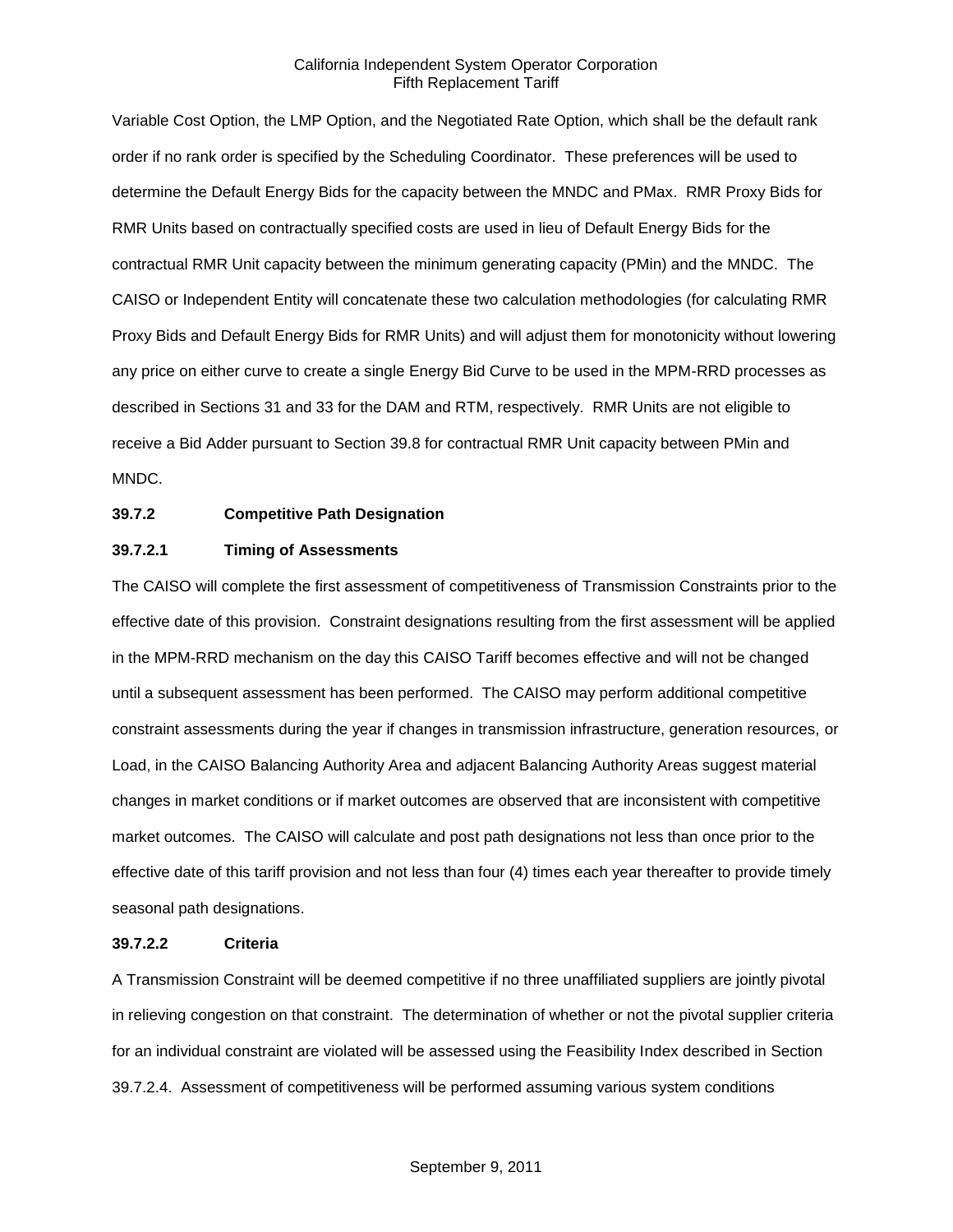Variable Cost Option, the LMP Option, and the Negotiated Rate Option, which shall be the default rank order if no rank order is specified by the Scheduling Coordinator. These preferences will be used to determine the Default Energy Bids for the capacity between the MNDC and PMax. RMR Proxy Bids for RMR Units based on contractually specified costs are used in lieu of Default Energy Bids for the contractual RMR Unit capacity between the minimum generating capacity (PMin) and the MNDC. The CAISO or Independent Entity will concatenate these two calculation methodologies (for calculating RMR Proxy Bids and Default Energy Bids for RMR Units) and will adjust them for monotonicity without lowering any price on either curve to create a single Energy Bid Curve to be used in the MPM-RRD processes as described in Sections 31 and 33 for the DAM and RTM, respectively. RMR Units are not eligible to receive a Bid Adder pursuant to Section 39.8 for contractual RMR Unit capacity between PMin and MNDC.

**39.7.2 Competitive Path Designation**

**39.7.2.1 Timing of Assessments**

The CAISO will complete the first assessment of competitiveness of Transmission Constraints prior to the effective date of this provision. Constraint designations resulting from the first assessment will be applied in the MPM-RRD mechanism on the day this CAISO Tariff becomes effective and will not be changed until a subsequent assessment has been performed. The CAISO may perform additional competitive constraint assessments during the year if changes in transmission infrastructure, generation resources, or Load, in the CAISO Balancing Authority Area and adjacent Balancing Authority Areas suggest material changes in market conditions or if market outcomes are observed that are inconsistent with competitive market outcomes. The CAISO will calculate and post path designations not less than once prior to the effective date of this tariff provision and not less than four (4) times each year thereafter to provide timely seasonal path designations.

**39.7.2.2 Criteria**

A Transmission Constraint will be deemed competitive if no three unaffiliated suppliers are jointly pivotal in relieving congestion on that constraint. The determination of whether or not the pivotal supplier criteria for an individual constraint are violated will be assessed using the Feasibility Index described in Section 39.7.2.4. Assessment of competitiveness will be performed assuming various system conditions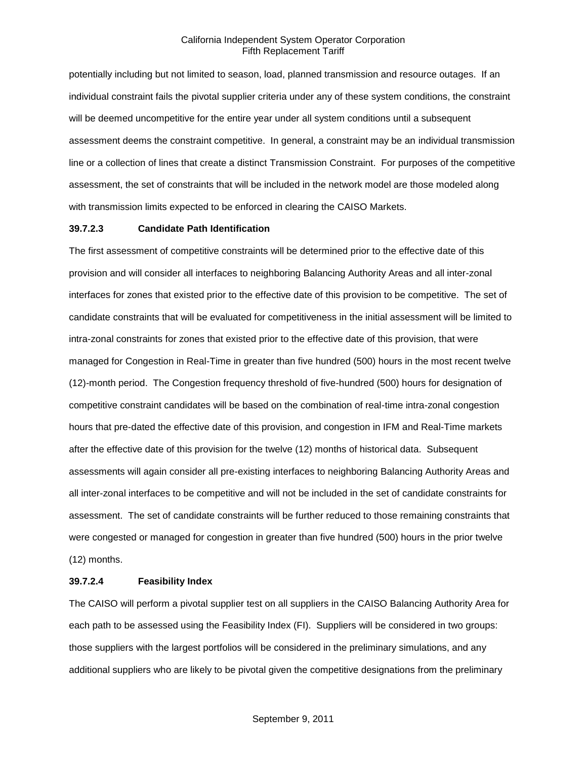potentially including but not limited to season, load, planned transmission and resource outages. If an individual constraint fails the pivotal supplier criteria under any of these system conditions, the constraint will be deemed uncompetitive for the entire year under all system conditions until a subsequent assessment deems the constraint competitive. In general, a constraint may be an individual transmission line or a collection of lines that create a distinct Transmission Constraint. For purposes of the competitive assessment, the set of constraints that will be included in the network model are those modeled along with transmission limits expected to be enforced in clearing the CAISO Markets.

**39.7.2.3 Candidate Path Identification**

The first assessment of competitive constraints will be determined prior to the effective date of this provision and will consider all interfaces to neighboring Balancing Authority Areas and all inter-zonal interfaces for zones that existed prior to the effective date of this provision to be competitive. The set of candidate constraints that will be evaluated for competitiveness in the initial assessment will be limited to intra-zonal constraints for zones that existed prior to the effective date of this provision, that were managed for Congestion in Real-Time in greater than five hundred (500) hours in the most recent twelve (12)-month period. The Congestion frequency threshold of five-hundred (500) hours for designation of competitive constraint candidates will be based on the combination of real-time intra-zonal congestion hours that pre-dated the effective date of this provision, and congestion in IFM and Real-Time markets after the effective date of this provision for the twelve (12) months of historical data. Subsequent assessments will again consider all pre-existing interfaces to neighboring Balancing Authority Areas and all inter-zonal interfaces to be competitive and will not be included in the set of candidate constraints for assessment. The set of candidate constraints will be further reduced to those remaining constraints that were congested or managed for congestion in greater than five hundred (500) hours in the prior twelve (12) months.

**39.7.2.4 Feasibility Index**

The CAISO will perform a pivotal supplier test on all suppliers in the CAISO Balancing Authority Area for each path to be assessed using the Feasibility Index (FI). Suppliers will be considered in two groups: those suppliers with the largest portfolios will be considered in the preliminary simulations, and any additional suppliers who are likely to be pivotal given the competitive designations from the preliminary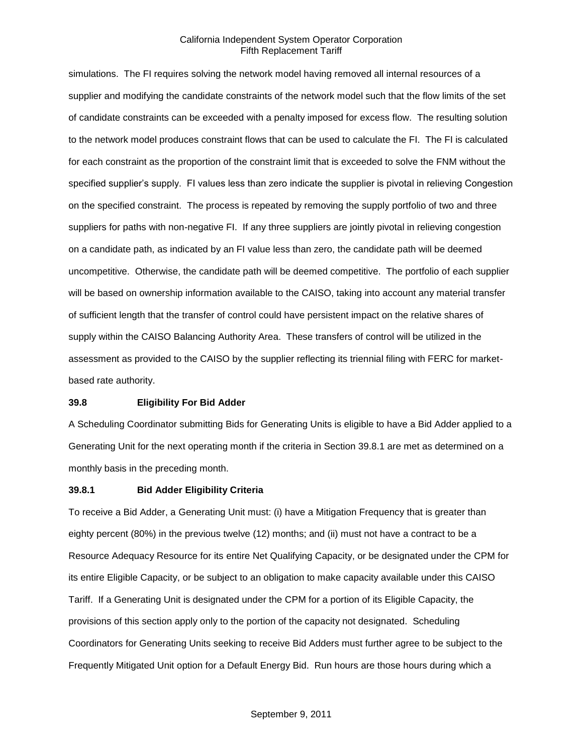simulations. The FI requires solving the network model having removed all internal resources of a supplier and modifying the candidate constraints of the network model such that the flow limits of the set of candidate constraints can be exceeded with a penalty imposed for excess flow. The resulting solution to the network model produces constraint flows that can be used to calculate the FI. The FI is calculated for each constraint as the proportion of the constraint limit that is exceeded to solve the FNM without the specified supplier's supply. FI values less than zero indicate the supplier is pivotal in relieving Congestion on the specified constraint. The process is repeated by removing the supply portfolio of two and three suppliers for paths with non-negative FI. If any three suppliers are jointly pivotal in relieving congestion on a candidate path, as indicated by an FI value less than zero, the candidate path will be deemed uncompetitive. Otherwise, the candidate path will be deemed competitive. The portfolio of each supplier will be based on ownership information available to the CAISO, taking into account any material transfer of sufficient length that the transfer of control could have persistent impact on the relative shares of supply within the CAISO Balancing Authority Area. These transfers of control will be utilized in the assessment as provided to the CAISO by the supplier reflecting its triennial filing with FERC for market-based rate authority.

### 39.8 Eligibility For Bid Adder

A Scheduling Coordinator submitting Bids for Generating Units is eligible to have a Bid Adder applied to a Generating Unit for the next operating month if the criteria in Section 39.8.1 are met as determined on a monthly basis in the preceding month.

### 39.8.1 Bid Adder Eligibility Criteria

To receive a Bid Adder, a Generating Unit must: (i) have a Mitigation Frequency that is greater than eighty percent (80%) in the previous twelve (12) months; and (ii) must not have a contract to be a Resource Adequacy Resource for its entire Net Qualifying Capacity, or be designated under the CPM for its entire Eligible Capacity, or be subject to an obligation to make capacity available under this CAISO Tariff. If a Generating Unit is designated under the CPM for a portion of its Eligible Capacity, the provisions of this section apply only to the portion of the capacity not designated. Scheduling Coordinators for Generating Units seeking to receive Bid Adders must further agree to be subject to the Frequently Mitigated Unit option for a Default Energy Bid. Run hours are those hours during which a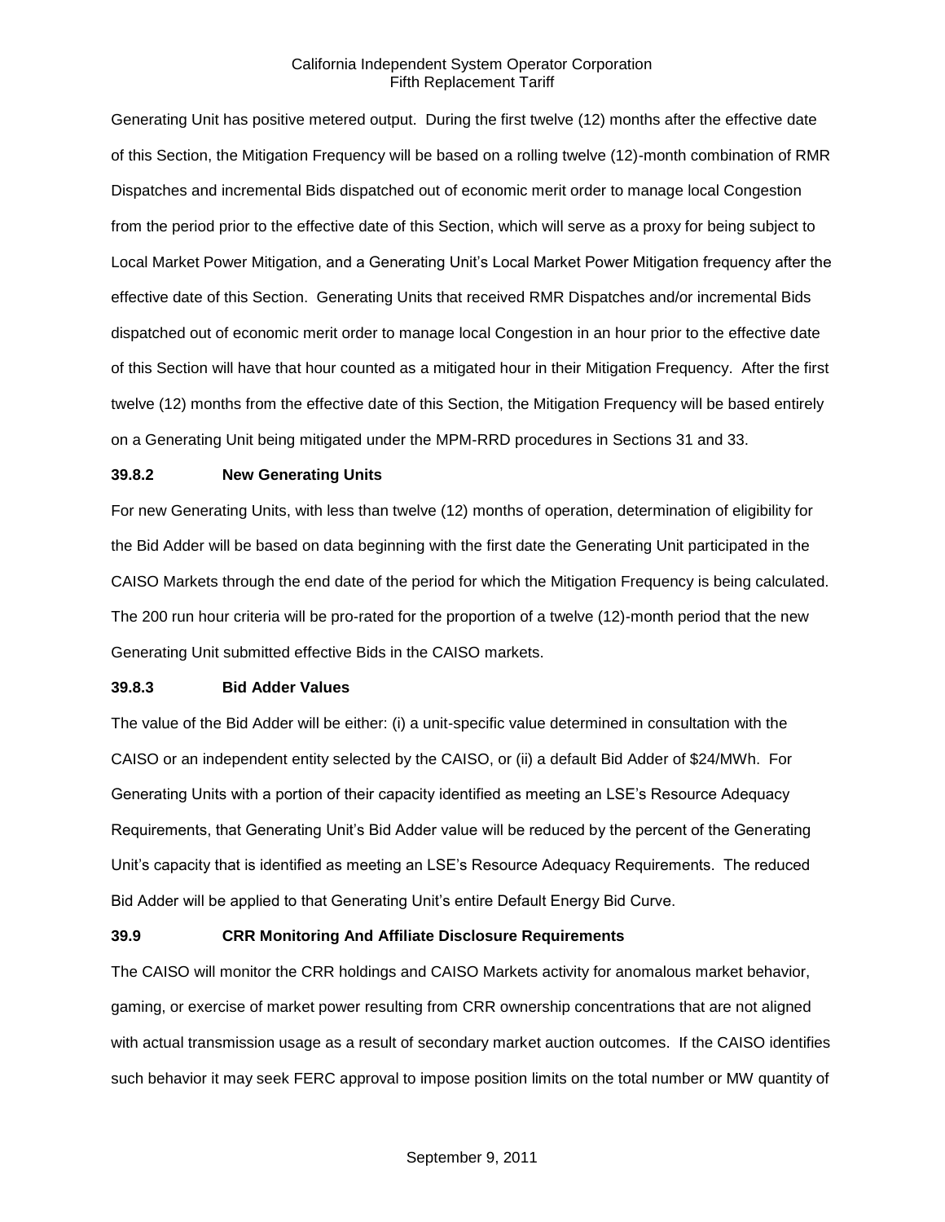Generating Unit has positive metered output. During the first twelve (12) months after the effective date of this Section, the Mitigation Frequency will be based on a rolling twelve (12)-month combination of RMR Dispatches and incremental Bids dispatched out of economic merit order to manage local Congestion from the period prior to the effective date of this Section, which will serve as a proxy for being subject to Local Market Power Mitigation, and a Generating Unit's Local Market Power Mitigation frequency after the effective date of this Section. Generating Units that received RMR Dispatches and/or incremental Bids dispatched out of economic merit order to manage local Congestion in an hour prior to the effective date of this Section will have that hour counted as a mitigated hour in their Mitigation Frequency. After the first twelve (12) months from the effective date of this Section, the Mitigation Frequency will be based entirely on a Generating Unit being mitigated under the MPM-RRD procedures in Sections 31 and 33.

**39.8.2 New Generating Units**

For new Generating Units, with less than twelve (12) months of operation, determination of eligibility for the Bid Adder will be based on data beginning with the first date the Generating Unit participated in the CAISO Markets through the end date of the period for which the Mitigation Frequency is being calculated. The 200 run hour criteria will be pro-rated for the proportion of a twelve (12)-month period that the new Generating Unit submitted effective Bids in the CAISO markets.

**39.8.3 Bid Adder Values**

The value of the Bid Adder will be either: (i) a unit-specific value determined in consultation with the CAISO or an independent entity selected by the CAISO, or (ii) a default Bid Adder of $24/MWh. For Generating Units with a portion of their capacity identified as meeting an LSE's Resource Adequacy Requirements, that Generating Unit's Bid Adder value will be reduced by the percent of the Generating Unit's capacity that is identified as meeting an LSE's Resource Adequacy Requirements. The reduced Bid Adder will be applied to that Generating Unit's entire Default Energy Bid Curve.

**39.9 CRR Monitoring And Affiliate Disclosure Requirements**

The CAISO will monitor the CRR holdings and CAISO Markets activity for anomalous market behavior, gaming, or exercise of market power resulting from CRR ownership concentrations that are not aligned with actual transmission usage as a result of secondary market auction outcomes. If the CAISO identifies such behavior it may seek FERC approval to impose position limits on the total number or MW quantity of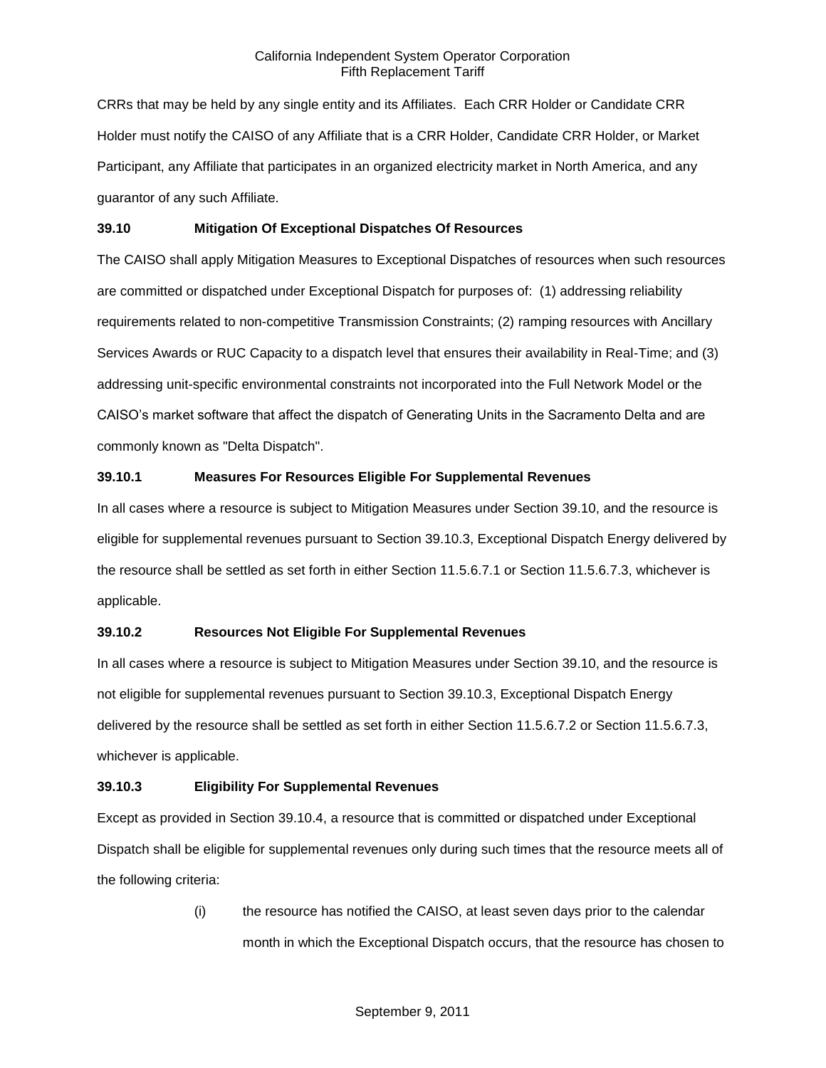CRRs that may be held by any single entity and its Affiliates. Each CRR Holder or Candidate CRR Holder must notify the CAISO of any Affiliate that is a CRR Holder, Candidate CRR Holder, or Market Participant, any Affiliate that participates in an organized electricity market in North America, and any guarantor of any such Affiliate.

### 39.10 Mitigation Of Exceptional Dispatches Of Resources

The CAISO shall apply Mitigation Measures to Exceptional Dispatches of resources when such resources are committed or dispatched under Exceptional Dispatch for purposes of: (1) addressing reliability requirements related to non-competitive Transmission Constraints; (2) ramping resources with Ancillary Services Awards or RUC Capacity to a dispatch level that ensures their availability in Real-Time; and (3) addressing unit-specific environmental constraints not incorporated into the Full Network Model or the CAISO's market software that affect the dispatch of Generating Units in the Sacramento Delta and are commonly known as "Delta Dispatch".

### 39.10.1 Measures For Resources Eligible For Supplemental Revenues

In all cases where a resource is subject to Mitigation Measures under Section 39.10, and the resource is eligible for supplemental revenues pursuant to Section 39.10.3, Exceptional Dispatch Energy delivered by the resource shall be settled as set forth in either Section 11.5.6.7.1 or Section 11.5.6.7.3, whichever is applicable.

### 39.10.2 Resources Not Eligible For Supplemental Revenues

In all cases where a resource is subject to Mitigation Measures under Section 39.10, and the resource is not eligible for supplemental revenues pursuant to Section 39.10.3, Exceptional Dispatch Energy delivered by the resource shall be settled as set forth in either Section 11.5.6.7.2 or Section 11.5.6.7.3, whichever is applicable.

### 39.10.3 Eligibility For Supplemental Revenues

Except as provided in Section 39.10.4, a resource that is committed or dispatched under Exceptional Dispatch shall be eligible for supplemental revenues only during such times that the resource meets all of the following criteria:

(i) the resource has notified the CAISO, at least seven days prior to the calendar month in which the Exceptional Dispatch occurs, that the resource has chosen to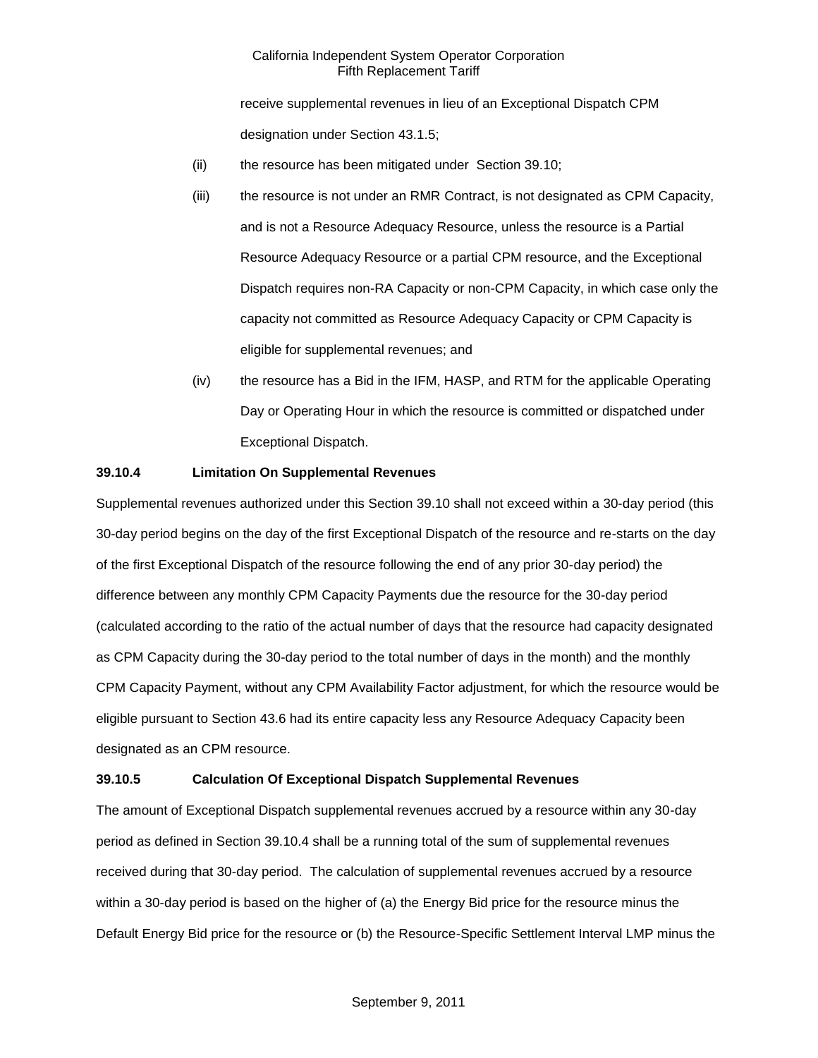receive supplemental revenues in lieu of an Exceptional Dispatch CPM designation under Section 43.1.5;

(ii) the resource has been mitigated under Section 39.10;

(iii) the resource is not under an RMR Contract, is not designated as CPM Capacity, and is not a Resource Adequacy Resource, unless the resource is a Partial Resource Adequacy Resource or a partial CPM resource, and the Exceptional Dispatch requires non-RA Capacity or non-CPM Capacity, in which case only the capacity not committed as Resource Adequacy Capacity or CPM Capacity is eligible for supplemental revenues; and

(iv) the resource has a Bid in the IFM, HASP, and RTM for the applicable Operating Day or Operating Hour in which the resource is committed or dispatched under Exceptional Dispatch.

**39.10.4 Limitation On Supplemental Revenues**

Supplemental revenues authorized under this Section 39.10 shall not exceed within a 30-day period (this 30-day period begins on the day of the first Exceptional Dispatch of the resource and re-starts on the day of the first Exceptional Dispatch of the resource following the end of any prior 30-day period) the difference between any monthly CPM Capacity Payments due the resource for the 30-day period (calculated according to the ratio of the actual number of days that the resource had capacity designated as CPM Capacity during the 30-day period to the total number of days in the month) and the monthly CPM Capacity Payment, without any CPM Availability Factor adjustment, for which the resource would be eligible pursuant to Section 43.6 had its entire capacity less any Resource Adequacy Capacity been designated as an CPM resource.

**39.10.5 Calculation Of Exceptional Dispatch Supplemental Revenues**

The amount of Exceptional Dispatch supplemental revenues accrued by a resource within any 30-day period as defined in Section 39.10.4 shall be a running total of the sum of supplemental revenues received during that 30-day period. The calculation of supplemental revenues accrued by a resource within a 30-day period is based on the higher of (a) the Energy Bid price for the resource minus the Default Energy Bid price for the resource or (b) the Resource-Specific Settlement Interval LMP minus the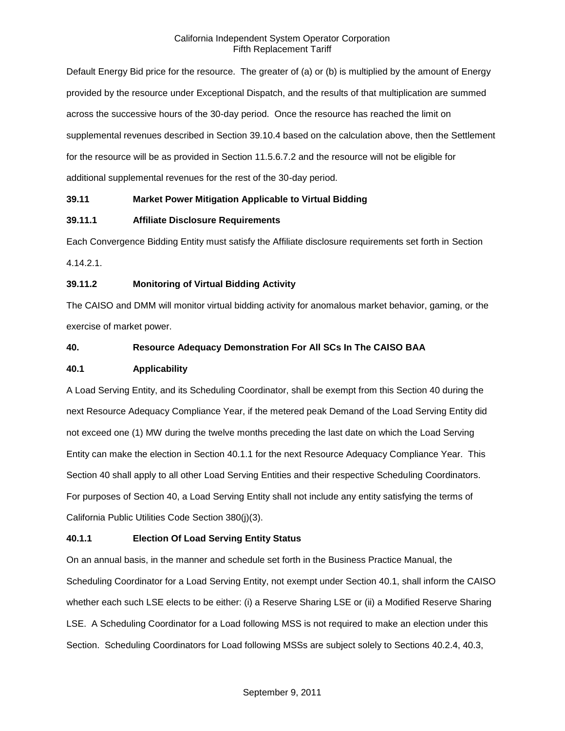Default Energy Bid price for the resource. The greater of (a) or (b) is multiplied by the amount of Energy provided by the resource under Exceptional Dispatch, and the results of that multiplication are summed across the successive hours of the 30-day period. Once the resource has reached the limit on supplemental revenues described in Section 39.10.4 based on the calculation above, then the Settlement for the resource will be as provided in Section 11.5.6.7.2 and the resource will not be eligible for additional supplemental revenues for the rest of the 30-day period.

### 39.11 Market Power Mitigation Applicable to Virtual Bidding

#### 39.11.1 Affiliate Disclosure Requirements

Each Convergence Bidding Entity must satisfy the Affiliate disclosure requirements set forth in Section 4.14.2.1.

#### 39.11.2 Monitoring of Virtual Bidding Activity

The CAISO and DMM will monitor virtual bidding activity for anomalous market behavior, gaming, or the exercise of market power.

## 40. Resource Adequacy Demonstration For All SCs In The CAISO BAA

### 40.1 Applicability

A Load Serving Entity, and its Scheduling Coordinator, shall be exempt from this Section 40 during the next Resource Adequacy Compliance Year, if the metered peak Demand of the Load Serving Entity did not exceed one (1) MW during the twelve months preceding the last date on which the Load Serving Entity can make the election in Section 40.1.1 for the next Resource Adequacy Compliance Year. This Section 40 shall apply to all other Load Serving Entities and their respective Scheduling Coordinators. For purposes of Section 40, a Load Serving Entity shall not include any entity satisfying the terms of California Public Utilities Code Section 380(j)(3).

#### 40.1.1 Election Of Load Serving Entity Status

On an annual basis, in the manner and schedule set forth in the Business Practice Manual, the Scheduling Coordinator for a Load Serving Entity, not exempt under Section 40.1, shall inform the CAISO whether each such LSE elects to be either: (i) a Reserve Sharing LSE or (ii) a Modified Reserve Sharing LSE. A Scheduling Coordinator for a Load following MSS is not required to make an election under this Section. Scheduling Coordinators for Load following MSSs are subject solely to Sections 40.2.4, 40.3,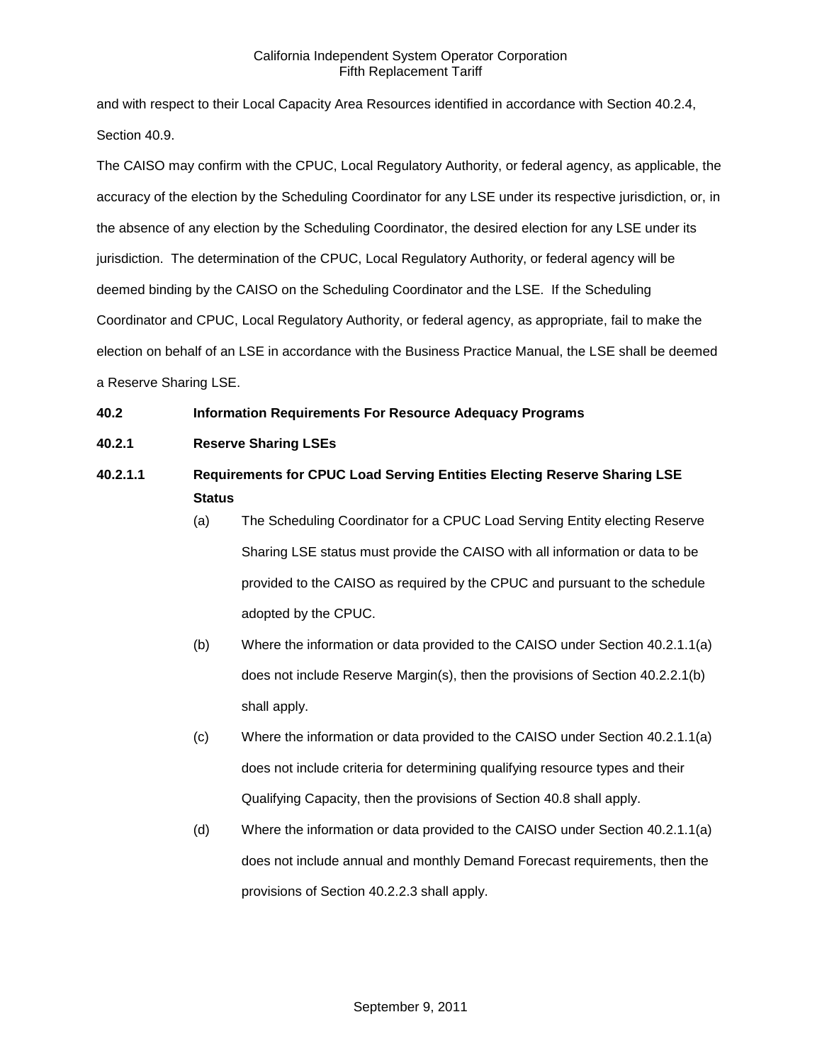and with respect to their Local Capacity Area Resources identified in accordance with Section 40.2.4, Section 40.9.

The CAISO may confirm with the CPUC, Local Regulatory Authority, or federal agency, as applicable, the accuracy of the election by the Scheduling Coordinator for any LSE under its respective jurisdiction, or, in the absence of any election by the Scheduling Coordinator, the desired election for any LSE under its jurisdiction. The determination of the CPUC, Local Regulatory Authority, or federal agency will be deemed binding by the CAISO on the Scheduling Coordinator and the LSE. If the Scheduling Coordinator and CPUC, Local Regulatory Authority, or federal agency, as appropriate, fail to make the election on behalf of an LSE in accordance with the Business Practice Manual, the LSE shall be deemed a Reserve Sharing LSE.

**40.2 Information Requirements For Resource Adequacy Programs**

**40.2.1 Reserve Sharing LSEs**

**40.2.1.1 Requirements for CPUC Load Serving Entities Electing Reserve Sharing LSE Status**

(a) The Scheduling Coordinator for a CPUC Load Serving Entity electing Reserve Sharing LSE status must provide the CAISO with all information or data to be provided to the CAISO as required by the CPUC and pursuant to the schedule adopted by the CPUC.

(b) Where the information or data provided to the CAISO under Section 40.2.1.1(a) does not include Reserve Margin(s), then the provisions of Section 40.2.2.1(b) shall apply.

(c) Where the information or data provided to the CAISO under Section 40.2.1.1(a) does not include criteria for determining qualifying resource types and their Qualifying Capacity, then the provisions of Section 40.8 shall apply.

(d) Where the information or data provided to the CAISO under Section 40.2.1.1(a) does not include annual and monthly Demand Forecast requirements, then the provisions of Section 40.2.2.3 shall apply.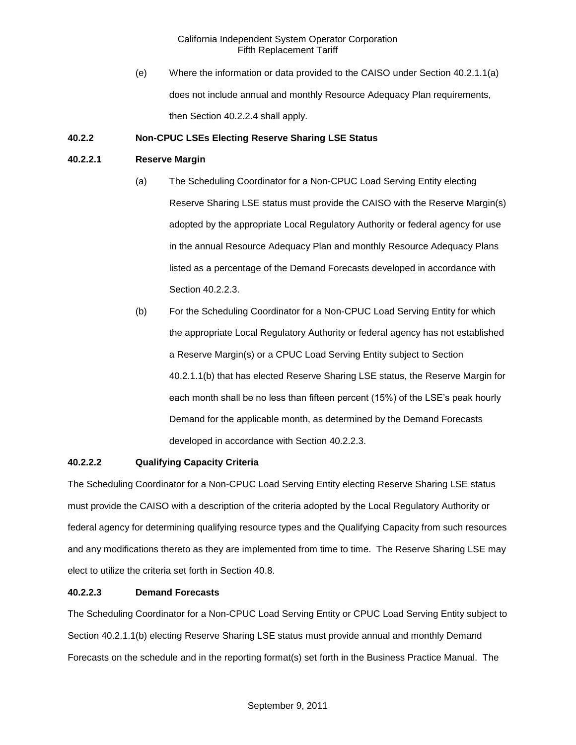(e) Where the information or data provided to the CAISO under Section 40.2.1.1(a) does not include annual and monthly Resource Adequacy Plan requirements, then Section 40.2.2.4 shall apply.

**40.2.2 Non-CPUC LSEs Electing Reserve Sharing LSE Status**

**40.2.2.1 Reserve Margin**

(a) The Scheduling Coordinator for a Non-CPUC Load Serving Entity electing Reserve Sharing LSE status must provide the CAISO with the Reserve Margin(s) adopted by the appropriate Local Regulatory Authority or federal agency for use in the annual Resource Adequacy Plan and monthly Resource Adequacy Plans listed as a percentage of the Demand Forecasts developed in accordance with Section 40.2.2.3.

(b) For the Scheduling Coordinator for a Non-CPUC Load Serving Entity for which the appropriate Local Regulatory Authority or federal agency has not established a Reserve Margin(s) or a CPUC Load Serving Entity subject to Section 40.2.1.1(b) that has elected Reserve Sharing LSE status, the Reserve Margin for each month shall be no less than fifteen percent (15%) of the LSE's peak hourly Demand for the applicable month, as determined by the Demand Forecasts developed in accordance with Section 40.2.2.3.

**40.2.2.2 Qualifying Capacity Criteria**

The Scheduling Coordinator for a Non-CPUC Load Serving Entity electing Reserve Sharing LSE status must provide the CAISO with a description of the criteria adopted by the Local Regulatory Authority or federal agency for determining qualifying resource types and the Qualifying Capacity from such resources and any modifications thereto as they are implemented from time to time. The Reserve Sharing LSE may elect to utilize the criteria set forth in Section 40.8.

**40.2.2.3 Demand Forecasts**

The Scheduling Coordinator for a Non-CPUC Load Serving Entity or CPUC Load Serving Entity subject to Section 40.2.1.1(b) electing Reserve Sharing LSE status must provide annual and monthly Demand Forecasts on the schedule and in the reporting format(s) set forth in the Business Practice Manual. The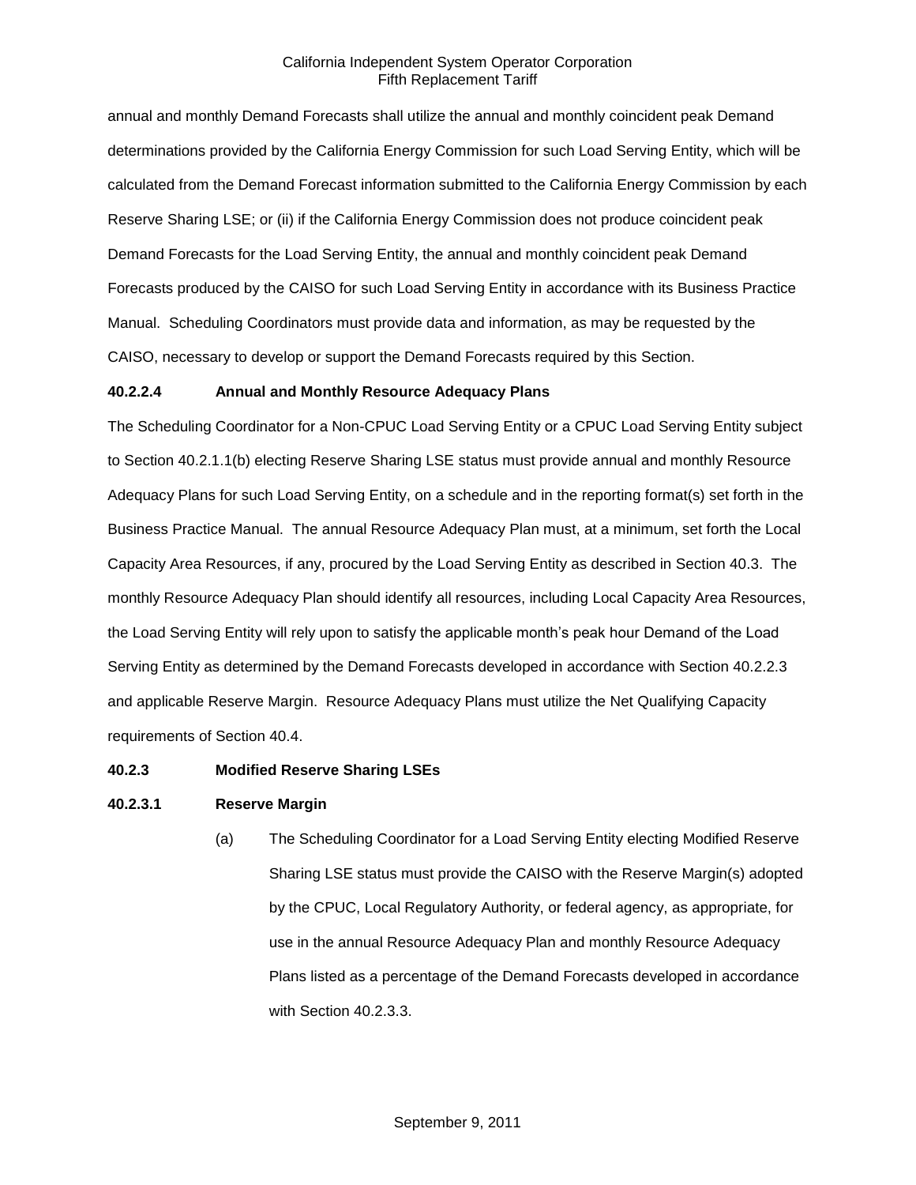annual and monthly Demand Forecasts shall utilize the annual and monthly coincident peak Demand determinations provided by the California Energy Commission for such Load Serving Entity, which will be calculated from the Demand Forecast information submitted to the California Energy Commission by each Reserve Sharing LSE; or (ii) if the California Energy Commission does not produce coincident peak Demand Forecasts for the Load Serving Entity, the annual and monthly coincident peak Demand Forecasts produced by the CAISO for such Load Serving Entity in accordance with its Business Practice Manual. Scheduling Coordinators must provide data and information, as may be requested by the CAISO, necessary to develop or support the Demand Forecasts required by this Section.

**40.2.2.4 Annual and Monthly Resource Adequacy Plans**

The Scheduling Coordinator for a Non-CPUC Load Serving Entity or a CPUC Load Serving Entity subject to Section 40.2.1.1(b) electing Reserve Sharing LSE status must provide annual and monthly Resource Adequacy Plans for such Load Serving Entity, on a schedule and in the reporting format(s) set forth in the Business Practice Manual. The annual Resource Adequacy Plan must, at a minimum, set forth the Local Capacity Area Resources, if any, procured by the Load Serving Entity as described in Section 40.3. The monthly Resource Adequacy Plan should identify all resources, including Local Capacity Area Resources, the Load Serving Entity will rely upon to satisfy the applicable month's peak hour Demand of the Load Serving Entity as determined by the Demand Forecasts developed in accordance with Section 40.2.2.3 and applicable Reserve Margin. Resource Adequacy Plans must utilize the Net Qualifying Capacity requirements of Section 40.4.

**40.2.3 Modified Reserve Sharing LSEs**

**40.2.3.1 Reserve Margin**

(a) The Scheduling Coordinator for a Load Serving Entity electing Modified Reserve Sharing LSE status must provide the CAISO with the Reserve Margin(s) adopted by the CPUC, Local Regulatory Authority, or federal agency, as appropriate, for use in the annual Resource Adequacy Plan and monthly Resource Adequacy Plans listed as a percentage of the Demand Forecasts developed in accordance with Section 40.2.3.3.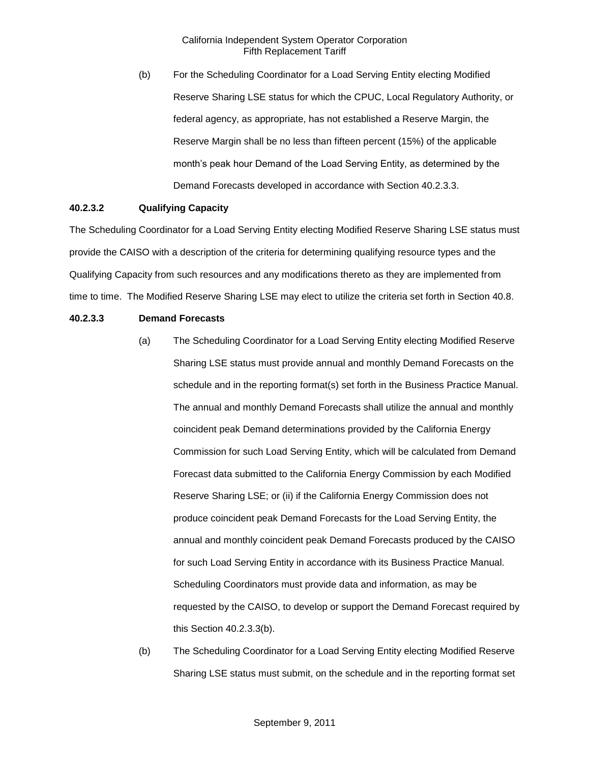(b) For the Scheduling Coordinator for a Load Serving Entity electing Modified Reserve Sharing LSE status for which the CPUC, Local Regulatory Authority, or federal agency, as appropriate, has not established a Reserve Margin, the Reserve Margin shall be no less than fifteen percent (15%) of the applicable month's peak hour Demand of the Load Serving Entity, as determined by the Demand Forecasts developed in accordance with Section 40.2.3.3.

**40.2.3.2 Qualifying Capacity**

The Scheduling Coordinator for a Load Serving Entity electing Modified Reserve Sharing LSE status must provide the CAISO with a description of the criteria for determining qualifying resource types and the Qualifying Capacity from such resources and any modifications thereto as they are implemented from time to time. The Modified Reserve Sharing LSE may elect to utilize the criteria set forth in Section 40.8.

**40.2.3.3 Demand Forecasts**

(a) The Scheduling Coordinator for a Load Serving Entity electing Modified Reserve Sharing LSE status must provide annual and monthly Demand Forecasts on the schedule and in the reporting format(s) set forth in the Business Practice Manual. The annual and monthly Demand Forecasts shall utilize the annual and monthly coincident peak Demand determinations provided by the California Energy Commission for such Load Serving Entity, which will be calculated from Demand Forecast data submitted to the California Energy Commission by each Modified Reserve Sharing LSE; or (ii) if the California Energy Commission does not produce coincident peak Demand Forecasts for the Load Serving Entity, the annual and monthly coincident peak Demand Forecasts produced by the CAISO for such Load Serving Entity in accordance with its Business Practice Manual. Scheduling Coordinators must provide data and information, as may be requested by the CAISO, to develop or support the Demand Forecast required by this Section 40.2.3.3(b).

(b) The Scheduling Coordinator for a Load Serving Entity electing Modified Reserve Sharing LSE status must submit, on the schedule and in the reporting format set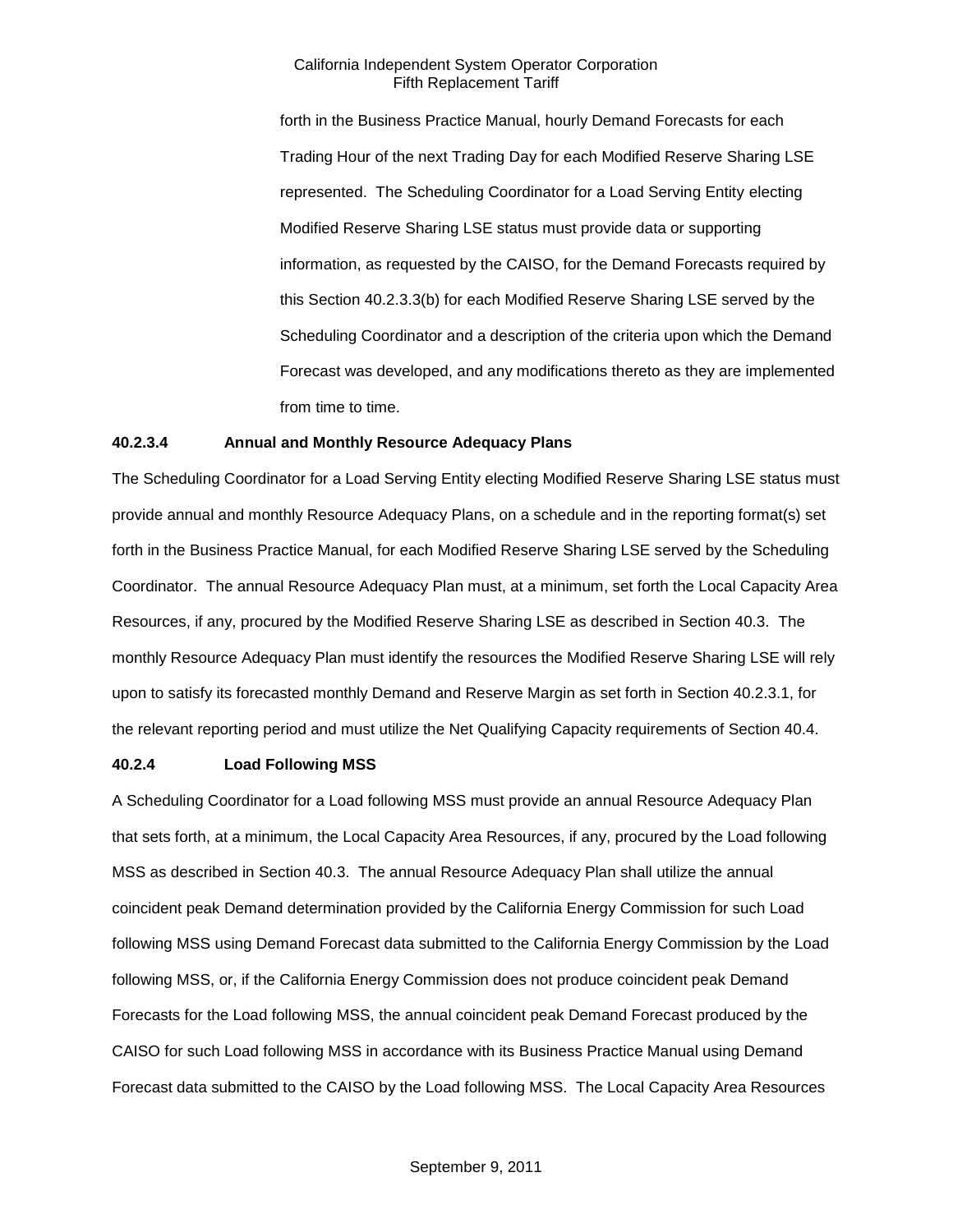forth in the Business Practice Manual, hourly Demand Forecasts for each Trading Hour of the next Trading Day for each Modified Reserve Sharing LSE represented. The Scheduling Coordinator for a Load Serving Entity electing Modified Reserve Sharing LSE status must provide data or supporting information, as requested by the CAISO, for the Demand Forecasts required by this Section 40.2.3.3(b) for each Modified Reserve Sharing LSE served by the Scheduling Coordinator and a description of the criteria upon which the Demand Forecast was developed, and any modifications thereto as they are implemented from time to time.

**40.2.3.4 Annual and Monthly Resource Adequacy Plans**

The Scheduling Coordinator for a Load Serving Entity electing Modified Reserve Sharing LSE status must provide annual and monthly Resource Adequacy Plans, on a schedule and in the reporting format(s) set forth in the Business Practice Manual, for each Modified Reserve Sharing LSE served by the Scheduling Coordinator. The annual Resource Adequacy Plan must, at a minimum, set forth the Local Capacity Area Resources, if any, procured by the Modified Reserve Sharing LSE as described in Section 40.3. The monthly Resource Adequacy Plan must identify the resources the Modified Reserve Sharing LSE will rely upon to satisfy its forecasted monthly Demand and Reserve Margin as set forth in Section 40.2.3.1, for the relevant reporting period and must utilize the Net Qualifying Capacity requirements of Section 40.4.

**40.2.4 Load Following MSS**

A Scheduling Coordinator for a Load following MSS must provide an annual Resource Adequacy Plan that sets forth, at a minimum, the Local Capacity Area Resources, if any, procured by the Load following MSS as described in Section 40.3. The annual Resource Adequacy Plan shall utilize the annual coincident peak Demand determination provided by the California Energy Commission for such Load following MSS using Demand Forecast data submitted to the California Energy Commission by the Load following MSS, or, if the California Energy Commission does not produce coincident peak Demand Forecasts for the Load following MSS, the annual coincident peak Demand Forecast produced by the CAISO for such Load following MSS in accordance with its Business Practice Manual using Demand Forecast data submitted to the CAISO by the Load following MSS. The Local Capacity Area Resources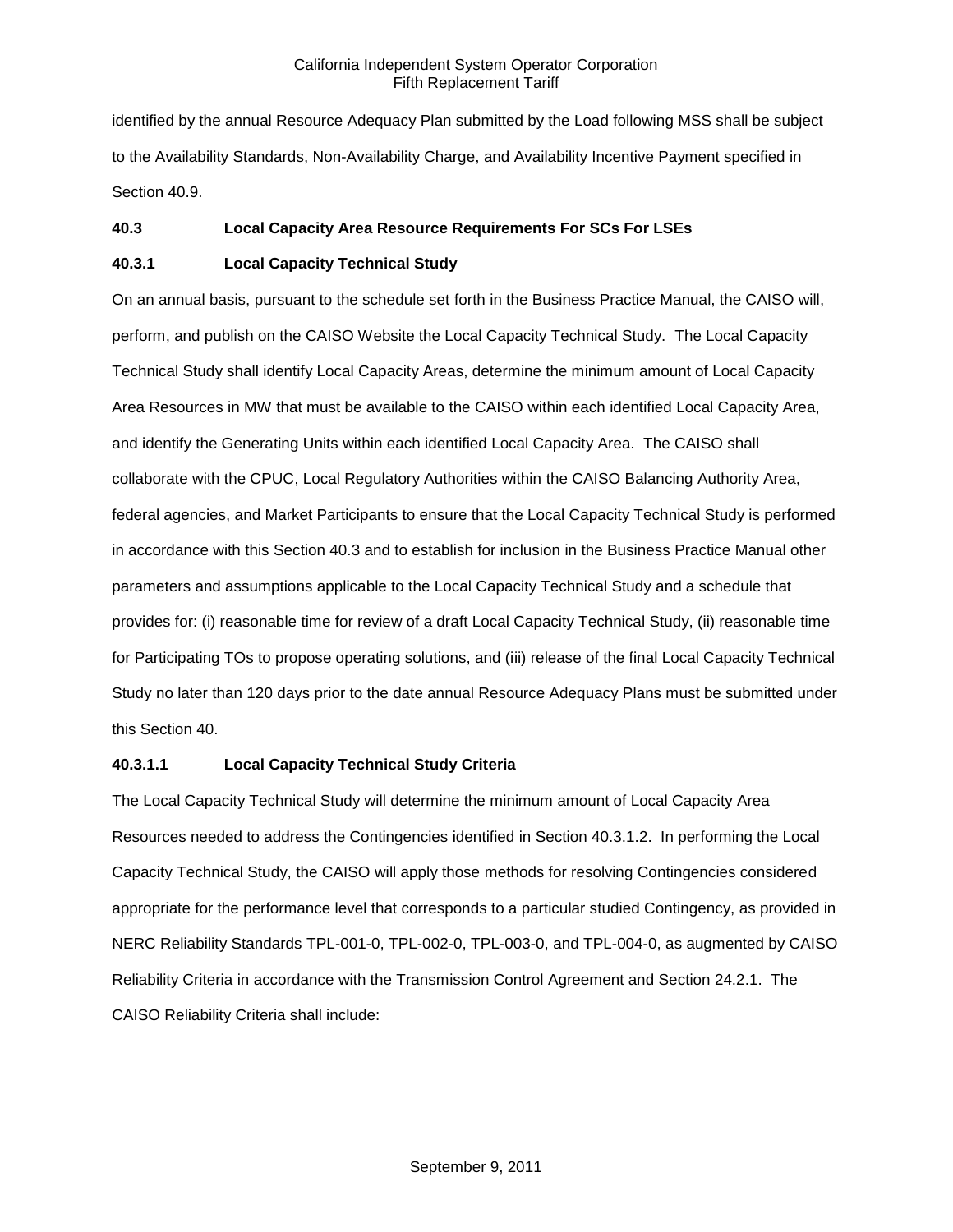identified by the annual Resource Adequacy Plan submitted by the Load following MSS shall be subject to the Availability Standards, Non-Availability Charge, and Availability Incentive Payment specified in Section 40.9.

**40.3 Local Capacity Area Resource Requirements For SCs For LSEs**

**40.3.1 Local Capacity Technical Study**

On an annual basis, pursuant to the schedule set forth in the Business Practice Manual, the CAISO will, perform, and publish on the CAISO Website the Local Capacity Technical Study. The Local Capacity Technical Study shall identify Local Capacity Areas, determine the minimum amount of Local Capacity Area Resources in MW that must be available to the CAISO within each identified Local Capacity Area, and identify the Generating Units within each identified Local Capacity Area. The CAISO shall collaborate with the CPUC, Local Regulatory Authorities within the CAISO Balancing Authority Area, federal agencies, and Market Participants to ensure that the Local Capacity Technical Study is performed in accordance with this Section 40.3 and to establish for inclusion in the Business Practice Manual other parameters and assumptions applicable to the Local Capacity Technical Study and a schedule that provides for: (i) reasonable time for review of a draft Local Capacity Technical Study, (ii) reasonable time for Participating TOs to propose operating solutions, and (iii) release of the final Local Capacity Technical Study no later than 120 days prior to the date annual Resource Adequacy Plans must be submitted under this Section 40.

**40.3.1.1 Local Capacity Technical Study Criteria**

The Local Capacity Technical Study will determine the minimum amount of Local Capacity Area Resources needed to address the Contingencies identified in Section 40.3.1.2. In performing the Local Capacity Technical Study, the CAISO will apply those methods for resolving Contingencies considered appropriate for the performance level that corresponds to a particular studied Contingency, as provided in NERC Reliability Standards TPL-001-0, TPL-002-0, TPL-003-0, and TPL-004-0, as augmented by CAISO Reliability Criteria in accordance with the Transmission Control Agreement and Section 24.2.1. The CAISO Reliability Criteria shall include: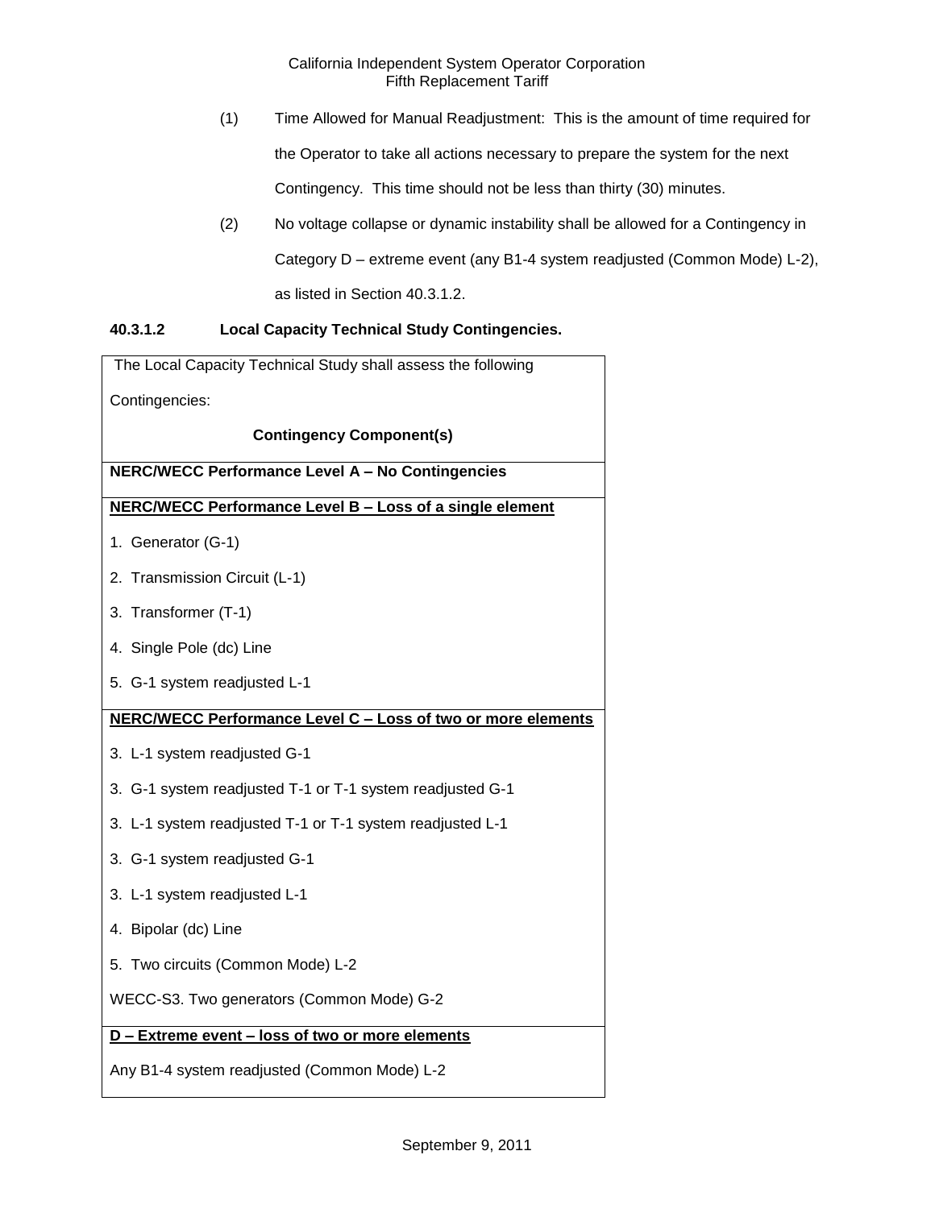(1) Time Allowed for Manual Readjustment: This is the amount of time required for the Operator to take all actions necessary to prepare the system for the next Contingency. This time should not be less than thirty (30) minutes.

(2) No voltage collapse or dynamic instability shall be allowed for a Contingency in Category D – extreme event (any B1-4 system readjusted (Common Mode) L-2), as listed in Section 40.3.1.2.

**40.3.1.2 Local Capacity Technical Study Contingencies.**

| The Local Capacity Technical Study shall assess the following Contingencies: **Contingency Component(s)** |
|---|
| **NERC/WECC Performance Level A – No Contingencies** |
| **NERC/WECC Performance Level B – Loss of a single element** |
| 1. Generator (G-1) |
| 2. Transmission Circuit (L-1) |
| 3. Transformer (T-1) |
| 4. Single Pole (dc) Line |
| 5. G-1 system readjusted L-1 |
| **NERC/WECC Performance Level C – Loss of two or more elements** |
| 3. L-1 system readjusted G-1 |
| 3. G-1 system readjusted T-1 or T-1 system readjusted G-1 |
| 3. L-1 system readjusted T-1 or T-1 system readjusted L-1 |
| 3. G-1 system readjusted G-1 |
| 3. L-1 system readjusted L-1 |
| 4. Bipolar (dc) Line |
| 5. Two circuits (Common Mode) L-2 |
| WECC-S3. Two generators (Common Mode) G-2 |
| **D – Extreme event – loss of two or more elements** |
| Any B1-4 system readjusted (Common Mode) L-2 |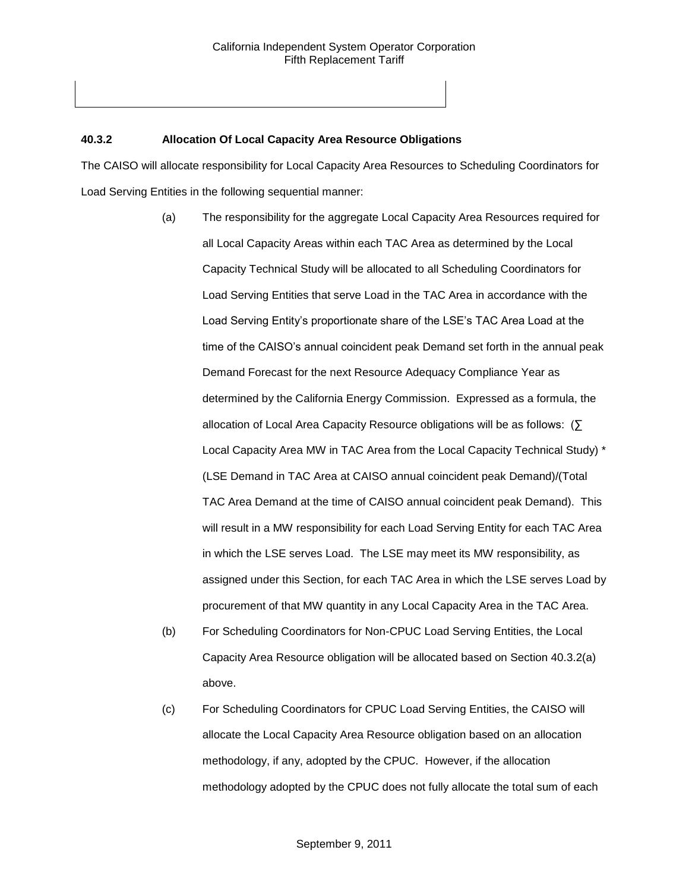### 40.3.2 Allocation Of Local Capacity Area Resource Obligations

The CAISO will allocate responsibility for Local Capacity Area Resources to Scheduling Coordinators for Load Serving Entities in the following sequential manner:

(a) The responsibility for the aggregate Local Capacity Area Resources required for all Local Capacity Areas within each TAC Area as determined by the Local Capacity Technical Study will be allocated to all Scheduling Coordinators for Load Serving Entities that serve Load in the TAC Area in accordance with the Load Serving Entity's proportionate share of the LSE's TAC Area Load at the time of the CAISO's annual coincident peak Demand set forth in the annual peak Demand Forecast for the next Resource Adequacy Compliance Year as determined by the California Energy Commission. Expressed as a formula, the allocation of Local Area Capacity Resource obligations will be as follows: (∑ Local Capacity Area MW in TAC Area from the Local Capacity Technical Study) * (LSE Demand in TAC Area at CAISO annual coincident peak Demand)/(Total TAC Area Demand at the time of CAISO annual coincident peak Demand). This will result in a MW responsibility for each Load Serving Entity for each TAC Area in which the LSE serves Load. The LSE may meet its MW responsibility, as assigned under this Section, for each TAC Area in which the LSE serves Load by procurement of that MW quantity in any Local Capacity Area in the TAC Area.

(b) For Scheduling Coordinators for Non-CPUC Load Serving Entities, the Local Capacity Area Resource obligation will be allocated based on Section 40.3.2(a) above.

(c) For Scheduling Coordinators for CPUC Load Serving Entities, the CAISO will allocate the Local Capacity Area Resource obligation based on an allocation methodology, if any, adopted by the CPUC. However, if the allocation methodology adopted by the CPUC does not fully allocate the total sum of each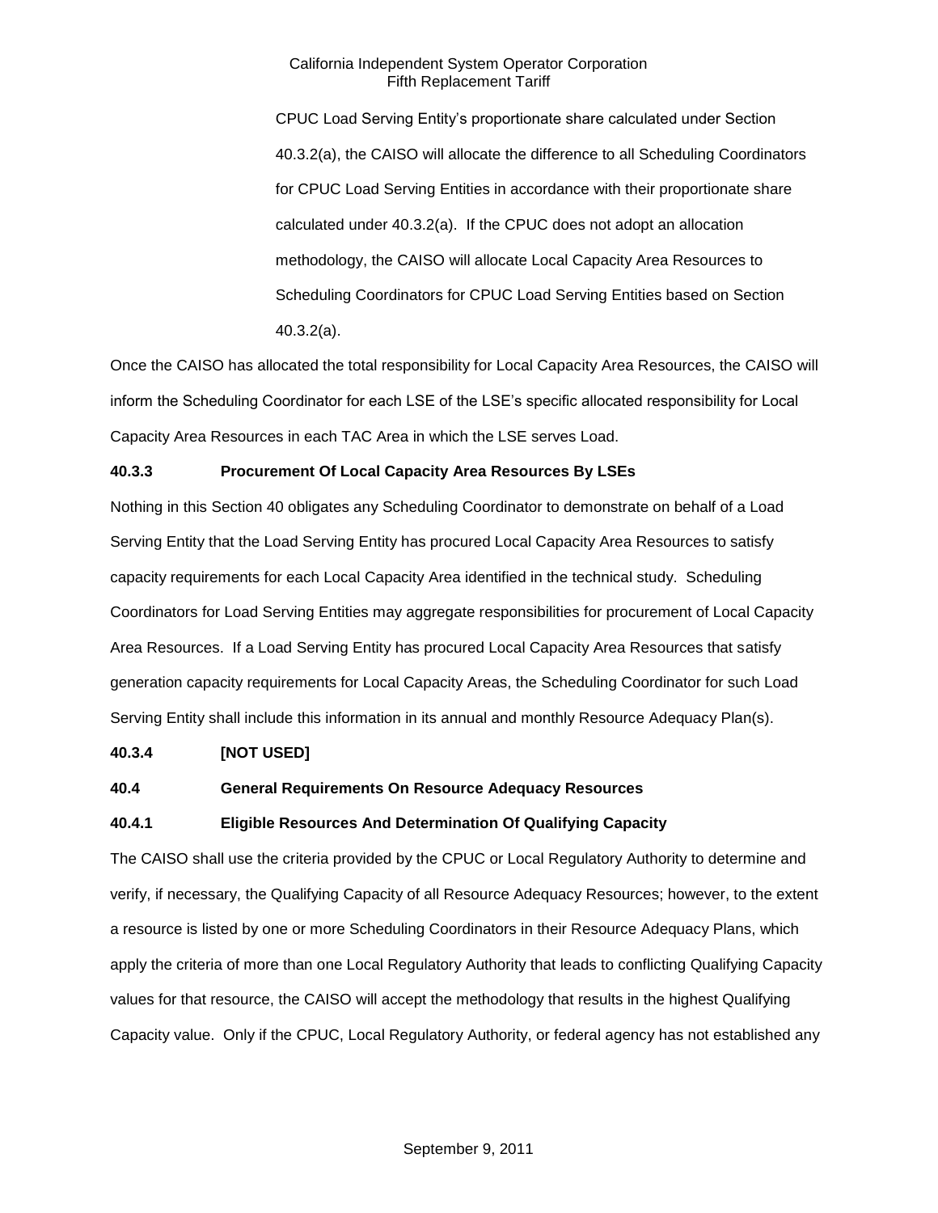CPUC Load Serving Entity's proportionate share calculated under Section 40.3.2(a), the CAISO will allocate the difference to all Scheduling Coordinators for CPUC Load Serving Entities in accordance with their proportionate share calculated under 40.3.2(a). If the CPUC does not adopt an allocation methodology, the CAISO will allocate Local Capacity Area Resources to Scheduling Coordinators for CPUC Load Serving Entities based on Section 40.3.2(a).

Once the CAISO has allocated the total responsibility for Local Capacity Area Resources, the CAISO will inform the Scheduling Coordinator for each LSE of the LSE's specific allocated responsibility for Local Capacity Area Resources in each TAC Area in which the LSE serves Load.

**40.3.3 Procurement Of Local Capacity Area Resources By LSEs**

Nothing in this Section 40 obligates any Scheduling Coordinator to demonstrate on behalf of a Load Serving Entity that the Load Serving Entity has procured Local Capacity Area Resources to satisfy capacity requirements for each Local Capacity Area identified in the technical study. Scheduling Coordinators for Load Serving Entities may aggregate responsibilities for procurement of Local Capacity Area Resources. If a Load Serving Entity has procured Local Capacity Area Resources that satisfy generation capacity requirements for Local Capacity Areas, the Scheduling Coordinator for such Load Serving Entity shall include this information in its annual and monthly Resource Adequacy Plan(s).

**40.3.4 [NOT USED]**

**40.4 General Requirements On Resource Adequacy Resources**

**40.4.1 Eligible Resources And Determination Of Qualifying Capacity**

The CAISO shall use the criteria provided by the CPUC or Local Regulatory Authority to determine and verify, if necessary, the Qualifying Capacity of all Resource Adequacy Resources; however, to the extent a resource is listed by one or more Scheduling Coordinators in their Resource Adequacy Plans, which apply the criteria of more than one Local Regulatory Authority that leads to conflicting Qualifying Capacity values for that resource, the CAISO will accept the methodology that results in the highest Qualifying Capacity value. Only if the CPUC, Local Regulatory Authority, or federal agency has not established any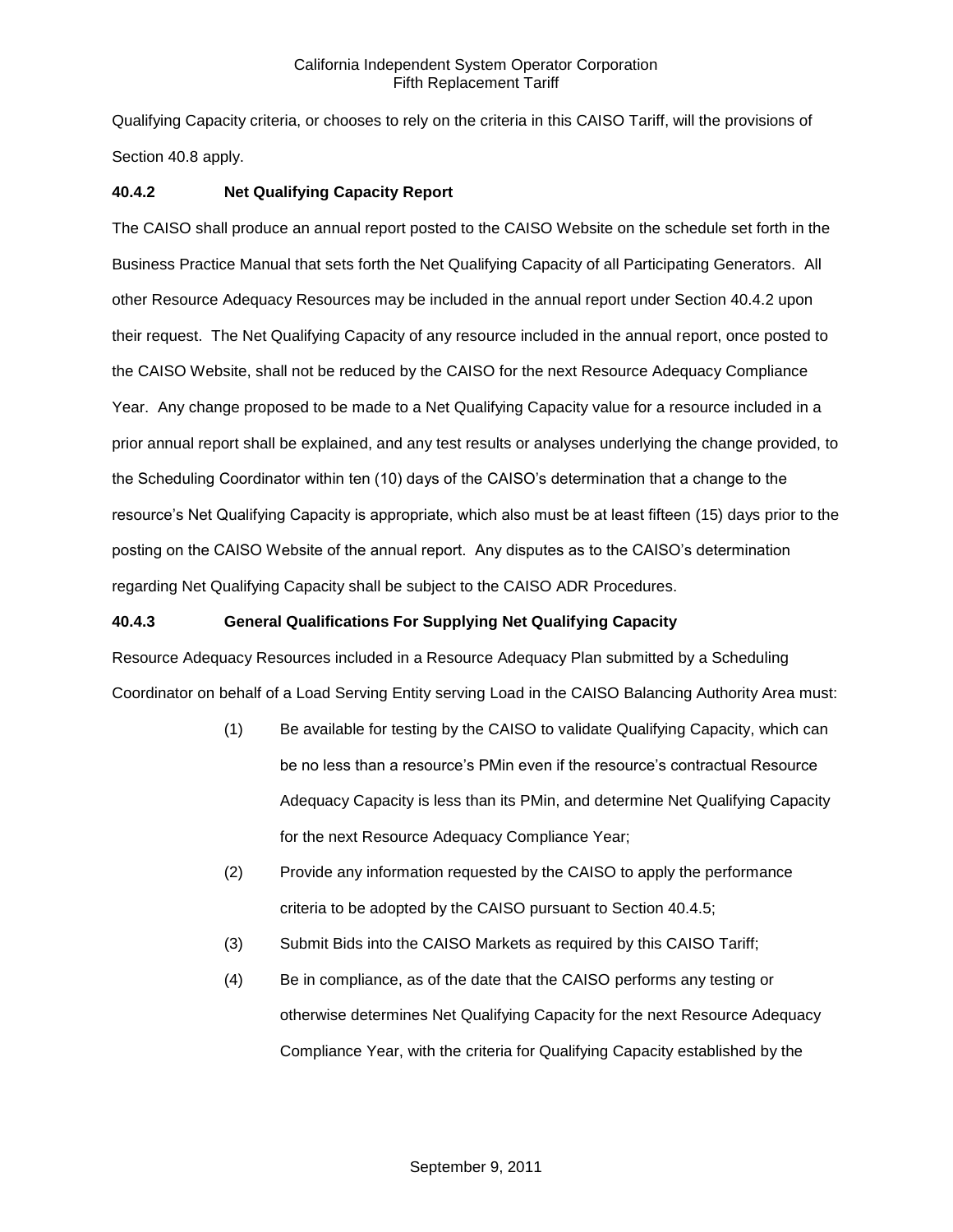Qualifying Capacity criteria, or chooses to rely on the criteria in this CAISO Tariff, will the provisions of Section 40.8 apply.

### 40.4.2 Net Qualifying Capacity Report

The CAISO shall produce an annual report posted to the CAISO Website on the schedule set forth in the Business Practice Manual that sets forth the Net Qualifying Capacity of all Participating Generators. All other Resource Adequacy Resources may be included in the annual report under Section 40.4.2 upon their request. The Net Qualifying Capacity of any resource included in the annual report, once posted to the CAISO Website, shall not be reduced by the CAISO for the next Resource Adequacy Compliance Year. Any change proposed to be made to a Net Qualifying Capacity value for a resource included in a prior annual report shall be explained, and any test results or analyses underlying the change provided, to the Scheduling Coordinator within ten (10) days of the CAISO's determination that a change to the resource's Net Qualifying Capacity is appropriate, which also must be at least fifteen (15) days prior to the posting on the CAISO Website of the annual report. Any disputes as to the CAISO's determination regarding Net Qualifying Capacity shall be subject to the CAISO ADR Procedures.

### 40.4.3 General Qualifications For Supplying Net Qualifying Capacity

Resource Adequacy Resources included in a Resource Adequacy Plan submitted by a Scheduling Coordinator on behalf of a Load Serving Entity serving Load in the CAISO Balancing Authority Area must:

(1) Be available for testing by the CAISO to validate Qualifying Capacity, which can be no less than a resource's PMin even if the resource's contractual Resource Adequacy Capacity is less than its PMin, and determine Net Qualifying Capacity for the next Resource Adequacy Compliance Year;

(2) Provide any information requested by the CAISO to apply the performance criteria to be adopted by the CAISO pursuant to Section 40.4.5;

(3) Submit Bids into the CAISO Markets as required by this CAISO Tariff;

(4) Be in compliance, as of the date that the CAISO performs any testing or otherwise determines Net Qualifying Capacity for the next Resource Adequacy Compliance Year, with the criteria for Qualifying Capacity established by the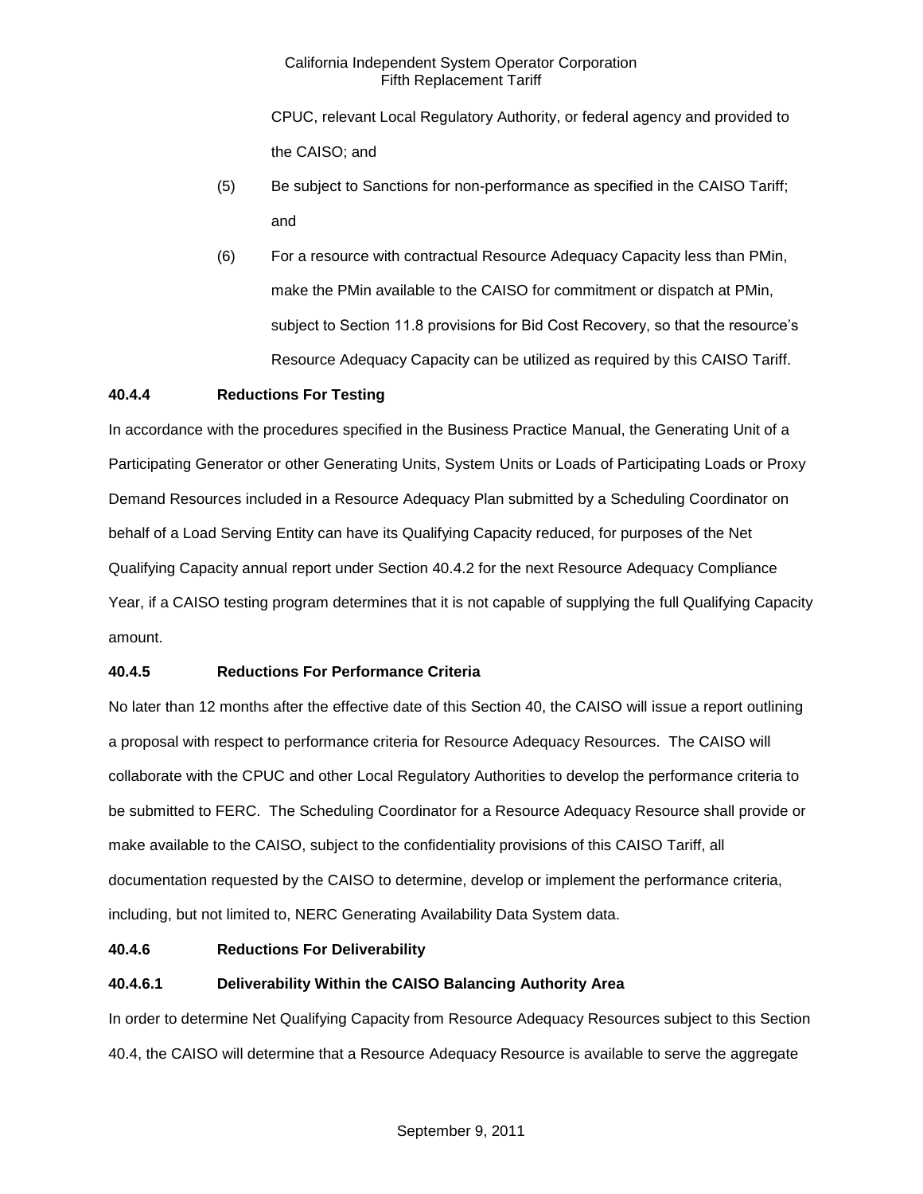CPUC, relevant Local Regulatory Authority, or federal agency and provided to the CAISO; and

(5) Be subject to Sanctions for non-performance as specified in the CAISO Tariff; and

(6) For a resource with contractual Resource Adequacy Capacity less than PMin, make the PMin available to the CAISO for commitment or dispatch at PMin, subject to Section 11.8 provisions for Bid Cost Recovery, so that the resource's Resource Adequacy Capacity can be utilized as required by this CAISO Tariff.

**40.4.4 Reductions For Testing**

In accordance with the procedures specified in the Business Practice Manual, the Generating Unit of a Participating Generator or other Generating Units, System Units or Loads of Participating Loads or Proxy Demand Resources included in a Resource Adequacy Plan submitted by a Scheduling Coordinator on behalf of a Load Serving Entity can have its Qualifying Capacity reduced, for purposes of the Net Qualifying Capacity annual report under Section 40.4.2 for the next Resource Adequacy Compliance Year, if a CAISO testing program determines that it is not capable of supplying the full Qualifying Capacity amount.

**40.4.5 Reductions For Performance Criteria**

No later than 12 months after the effective date of this Section 40, the CAISO will issue a report outlining a proposal with respect to performance criteria for Resource Adequacy Resources. The CAISO will collaborate with the CPUC and other Local Regulatory Authorities to develop the performance criteria to be submitted to FERC. The Scheduling Coordinator for a Resource Adequacy Resource shall provide or make available to the CAISO, subject to the confidentiality provisions of this CAISO Tariff, all documentation requested by the CAISO to determine, develop or implement the performance criteria, including, but not limited to, NERC Generating Availability Data System data.

**40.4.6 Reductions For Deliverability**

**40.4.6.1 Deliverability Within the CAISO Balancing Authority Area**

In order to determine Net Qualifying Capacity from Resource Adequacy Resources subject to this Section 40.4, the CAISO will determine that a Resource Adequacy Resource is available to serve the aggregate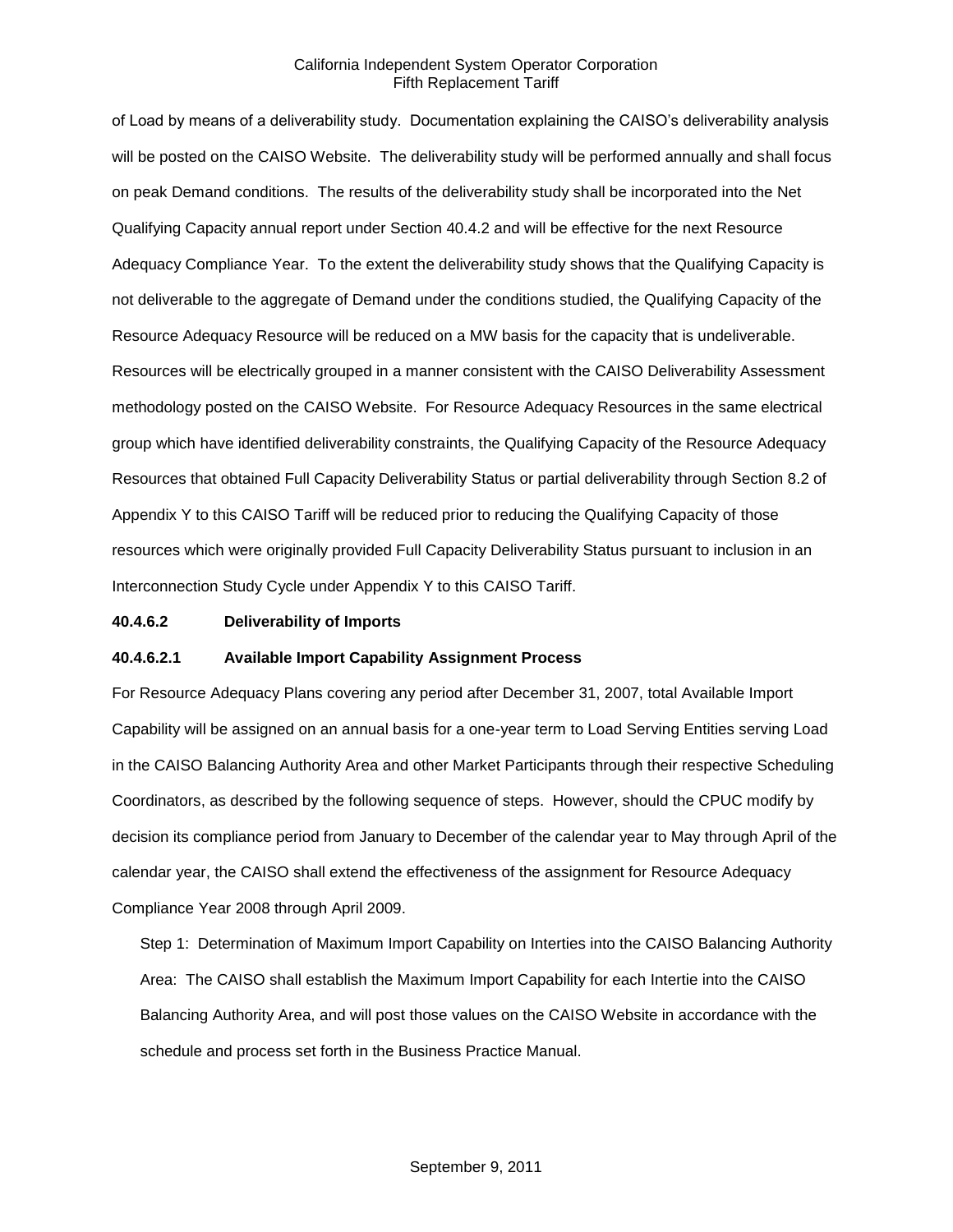of Load by means of a deliverability study. Documentation explaining the CAISO's deliverability analysis will be posted on the CAISO Website. The deliverability study will be performed annually and shall focus on peak Demand conditions. The results of the deliverability study shall be incorporated into the Net Qualifying Capacity annual report under Section 40.4.2 and will be effective for the next Resource Adequacy Compliance Year. To the extent the deliverability study shows that the Qualifying Capacity is not deliverable to the aggregate of Demand under the conditions studied, the Qualifying Capacity of the Resource Adequacy Resource will be reduced on a MW basis for the capacity that is undeliverable. Resources will be electrically grouped in a manner consistent with the CAISO Deliverability Assessment methodology posted on the CAISO Website. For Resource Adequacy Resources in the same electrical group which have identified deliverability constraints, the Qualifying Capacity of the Resource Adequacy Resources that obtained Full Capacity Deliverability Status or partial deliverability through Section 8.2 of Appendix Y to this CAISO Tariff will be reduced prior to reducing the Qualifying Capacity of those resources which were originally provided Full Capacity Deliverability Status pursuant to inclusion in an Interconnection Study Cycle under Appendix Y to this CAISO Tariff.

**40.4.6.2 Deliverability of Imports**

**40.4.6.2.1 Available Import Capability Assignment Process**

For Resource Adequacy Plans covering any period after December 31, 2007, total Available Import Capability will be assigned on an annual basis for a one-year term to Load Serving Entities serving Load in the CAISO Balancing Authority Area and other Market Participants through their respective Scheduling Coordinators, as described by the following sequence of steps. However, should the CPUC modify by decision its compliance period from January to December of the calendar year to May through April of the calendar year, the CAISO shall extend the effectiveness of the assignment for Resource Adequacy Compliance Year 2008 through April 2009.

Step 1: Determination of Maximum Import Capability on Interties into the CAISO Balancing Authority Area: The CAISO shall establish the Maximum Import Capability for each Intertie into the CAISO Balancing Authority Area, and will post those values on the CAISO Website in accordance with the schedule and process set forth in the Business Practice Manual.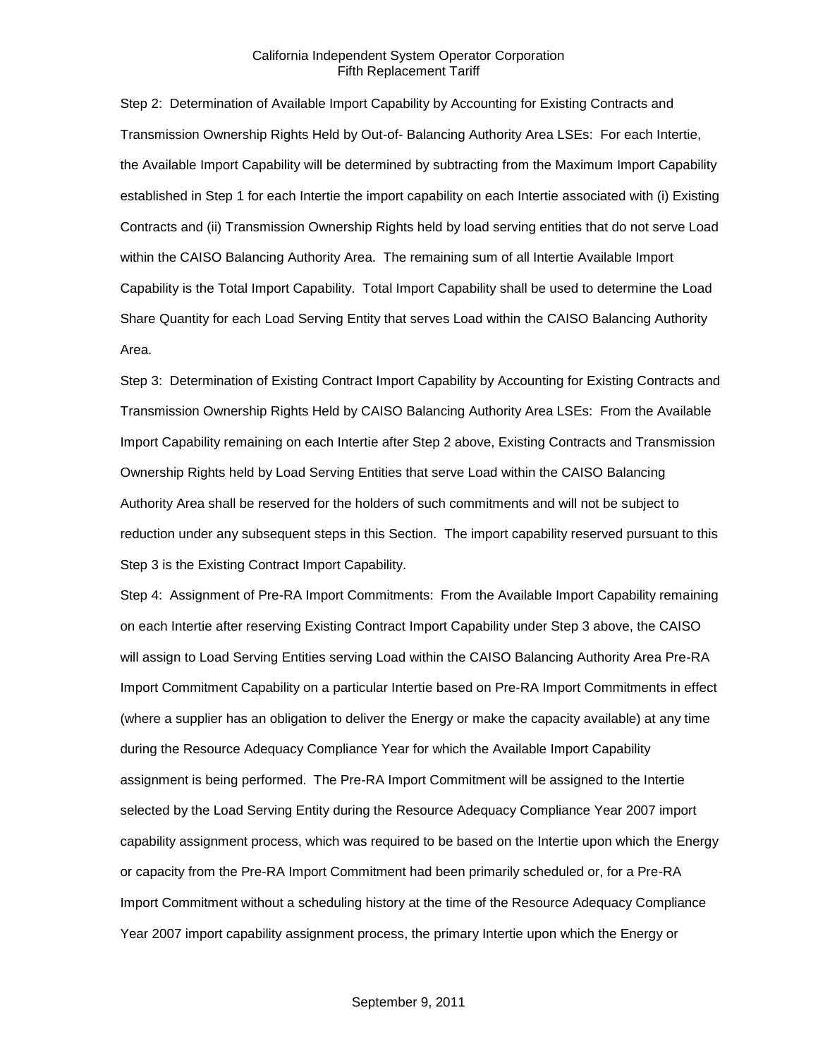Step 2: Determination of Available Import Capability by Accounting for Existing Contracts and Transmission Ownership Rights Held by Out-of- Balancing Authority Area LSEs: For each Intertie, the Available Import Capability will be determined by subtracting from the Maximum Import Capability established in Step 1 for each Intertie the import capability on each Intertie associated with (i) Existing Contracts and (ii) Transmission Ownership Rights held by load serving entities that do not serve Load within the CAISO Balancing Authority Area. The remaining sum of all Intertie Available Import Capability is the Total Import Capability. Total Import Capability shall be used to determine the Load Share Quantity for each Load Serving Entity that serves Load within the CAISO Balancing Authority Area.

Step 3: Determination of Existing Contract Import Capability by Accounting for Existing Contracts and Transmission Ownership Rights Held by CAISO Balancing Authority Area LSEs: From the Available Import Capability remaining on each Intertie after Step 2 above, Existing Contracts and Transmission Ownership Rights held by Load Serving Entities that serve Load within the CAISO Balancing Authority Area shall be reserved for the holders of such commitments and will not be subject to reduction under any subsequent steps in this Section. The import capability reserved pursuant to this Step 3 is the Existing Contract Import Capability.

Step 4: Assignment of Pre-RA Import Commitments: From the Available Import Capability remaining on each Intertie after reserving Existing Contract Import Capability under Step 3 above, the CAISO will assign to Load Serving Entities serving Load within the CAISO Balancing Authority Area Pre-RA Import Commitment Capability on a particular Intertie based on Pre-RA Import Commitments in effect (where a supplier has an obligation to deliver the Energy or make the capacity available) at any time during the Resource Adequacy Compliance Year for which the Available Import Capability assignment is being performed. The Pre-RA Import Commitment will be assigned to the Intertie selected by the Load Serving Entity during the Resource Adequacy Compliance Year 2007 import capability assignment process, which was required to be based on the Intertie upon which the Energy or capacity from the Pre-RA Import Commitment had been primarily scheduled or, for a Pre-RA Import Commitment without a scheduling history at the time of the Resource Adequacy Compliance Year 2007 import capability assignment process, the primary Intertie upon which the Energy or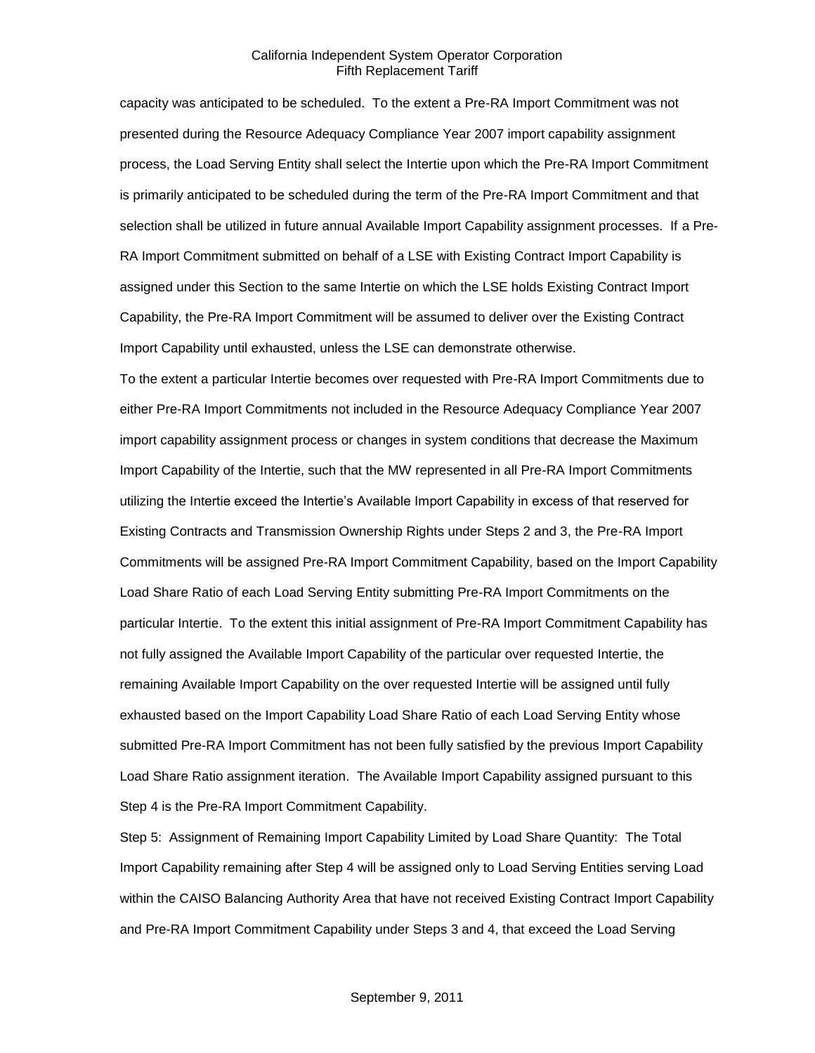capacity was anticipated to be scheduled. To the extent a Pre-RA Import Commitment was not presented during the Resource Adequacy Compliance Year 2007 import capability assignment process, the Load Serving Entity shall select the Intertie upon which the Pre-RA Import Commitment is primarily anticipated to be scheduled during the term of the Pre-RA Import Commitment and that selection shall be utilized in future annual Available Import Capability assignment processes. If a Pre-RA Import Commitment submitted on behalf of a LSE with Existing Contract Import Capability is assigned under this Section to the same Intertie on which the LSE holds Existing Contract Import Capability, the Pre-RA Import Commitment will be assumed to deliver over the Existing Contract Import Capability until exhausted, unless the LSE can demonstrate otherwise.

To the extent a particular Intertie becomes over requested with Pre-RA Import Commitments due to either Pre-RA Import Commitments not included in the Resource Adequacy Compliance Year 2007 import capability assignment process or changes in system conditions that decrease the Maximum Import Capability of the Intertie, such that the MW represented in all Pre-RA Import Commitments utilizing the Intertie exceed the Intertie's Available Import Capability in excess of that reserved for Existing Contracts and Transmission Ownership Rights under Steps 2 and 3, the Pre-RA Import Commitments will be assigned Pre-RA Import Commitment Capability, based on the Import Capability Load Share Ratio of each Load Serving Entity submitting Pre-RA Import Commitments on the particular Intertie. To the extent this initial assignment of Pre-RA Import Commitment Capability has not fully assigned the Available Import Capability of the particular over requested Intertie, the remaining Available Import Capability on the over requested Intertie will be assigned until fully exhausted based on the Import Capability Load Share Ratio of each Load Serving Entity whose submitted Pre-RA Import Commitment has not been fully satisfied by the previous Import Capability Load Share Ratio assignment iteration. The Available Import Capability assigned pursuant to this Step 4 is the Pre-RA Import Commitment Capability.

Step 5: Assignment of Remaining Import Capability Limited by Load Share Quantity: The Total Import Capability remaining after Step 4 will be assigned only to Load Serving Entities serving Load within the CAISO Balancing Authority Area that have not received Existing Contract Import Capability and Pre-RA Import Commitment Capability under Steps 3 and 4, that exceed the Load Serving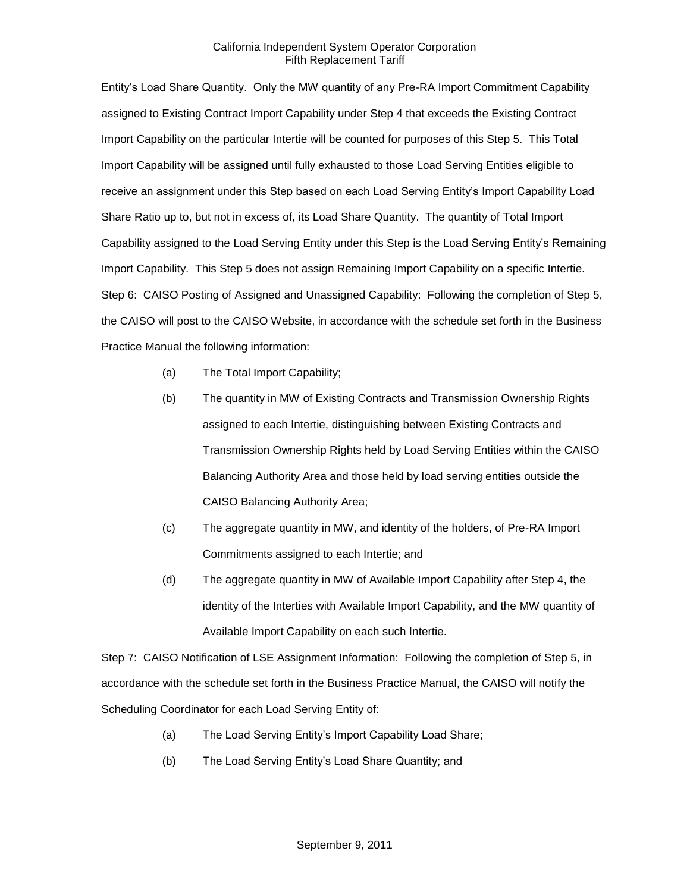Entity's Load Share Quantity. Only the MW quantity of any Pre-RA Import Commitment Capability assigned to Existing Contract Import Capability under Step 4 that exceeds the Existing Contract Import Capability on the particular Intertie will be counted for purposes of this Step 5. This Total Import Capability will be assigned until fully exhausted to those Load Serving Entities eligible to receive an assignment under this Step based on each Load Serving Entity's Import Capability Load Share Ratio up to, but not in excess of, its Load Share Quantity. The quantity of Total Import Capability assigned to the Load Serving Entity under this Step is the Load Serving Entity's Remaining Import Capability. This Step 5 does not assign Remaining Import Capability on a specific Intertie.

Step 6: CAISO Posting of Assigned and Unassigned Capability: Following the completion of Step 5, the CAISO will post to the CAISO Website, in accordance with the schedule set forth in the Business Practice Manual the following information:

(a) The Total Import Capability;

(b) The quantity in MW of Existing Contracts and Transmission Ownership Rights assigned to each Intertie, distinguishing between Existing Contracts and Transmission Ownership Rights held by Load Serving Entities within the CAISO Balancing Authority Area and those held by load serving entities outside the CAISO Balancing Authority Area;

(c) The aggregate quantity in MW, and identity of the holders, of Pre-RA Import Commitments assigned to each Intertie; and

(d) The aggregate quantity in MW of Available Import Capability after Step 4, the identity of the Interties with Available Import Capability, and the MW quantity of Available Import Capability on each such Intertie.

Step 7: CAISO Notification of LSE Assignment Information: Following the completion of Step 5, in accordance with the schedule set forth in the Business Practice Manual, the CAISO will notify the Scheduling Coordinator for each Load Serving Entity of:

(a) The Load Serving Entity's Import Capability Load Share;

(b) The Load Serving Entity's Load Share Quantity; and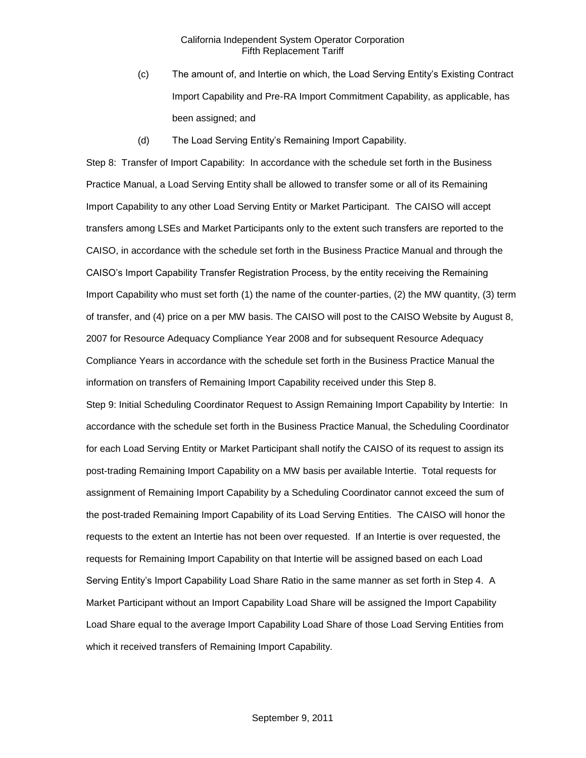(c) The amount of, and Intertie on which, the Load Serving Entity's Existing Contract Import Capability and Pre-RA Import Commitment Capability, as applicable, has been assigned; and

(d) The Load Serving Entity's Remaining Import Capability.

Step 8: Transfer of Import Capability: In accordance with the schedule set forth in the Business Practice Manual, a Load Serving Entity shall be allowed to transfer some or all of its Remaining Import Capability to any other Load Serving Entity or Market Participant. The CAISO will accept transfers among LSEs and Market Participants only to the extent such transfers are reported to the CAISO, in accordance with the schedule set forth in the Business Practice Manual and through the CAISO's Import Capability Transfer Registration Process, by the entity receiving the Remaining Import Capability who must set forth (1) the name of the counter-parties, (2) the MW quantity, (3) term of transfer, and (4) price on a per MW basis. The CAISO will post to the CAISO Website by August 8, 2007 for Resource Adequacy Compliance Year 2008 and for subsequent Resource Adequacy Compliance Years in accordance with the schedule set forth in the Business Practice Manual the information on transfers of Remaining Import Capability received under this Step 8.

Step 9: Initial Scheduling Coordinator Request to Assign Remaining Import Capability by Intertie: In accordance with the schedule set forth in the Business Practice Manual, the Scheduling Coordinator for each Load Serving Entity or Market Participant shall notify the CAISO of its request to assign its post-trading Remaining Import Capability on a MW basis per available Intertie. Total requests for assignment of Remaining Import Capability by a Scheduling Coordinator cannot exceed the sum of the post-traded Remaining Import Capability of its Load Serving Entities. The CAISO will honor the requests to the extent an Intertie has not been over requested. If an Intertie is over requested, the requests for Remaining Import Capability on that Intertie will be assigned based on each Load Serving Entity's Import Capability Load Share Ratio in the same manner as set forth in Step 4. A Market Participant without an Import Capability Load Share will be assigned the Import Capability Load Share equal to the average Import Capability Load Share of those Load Serving Entities from which it received transfers of Remaining Import Capability.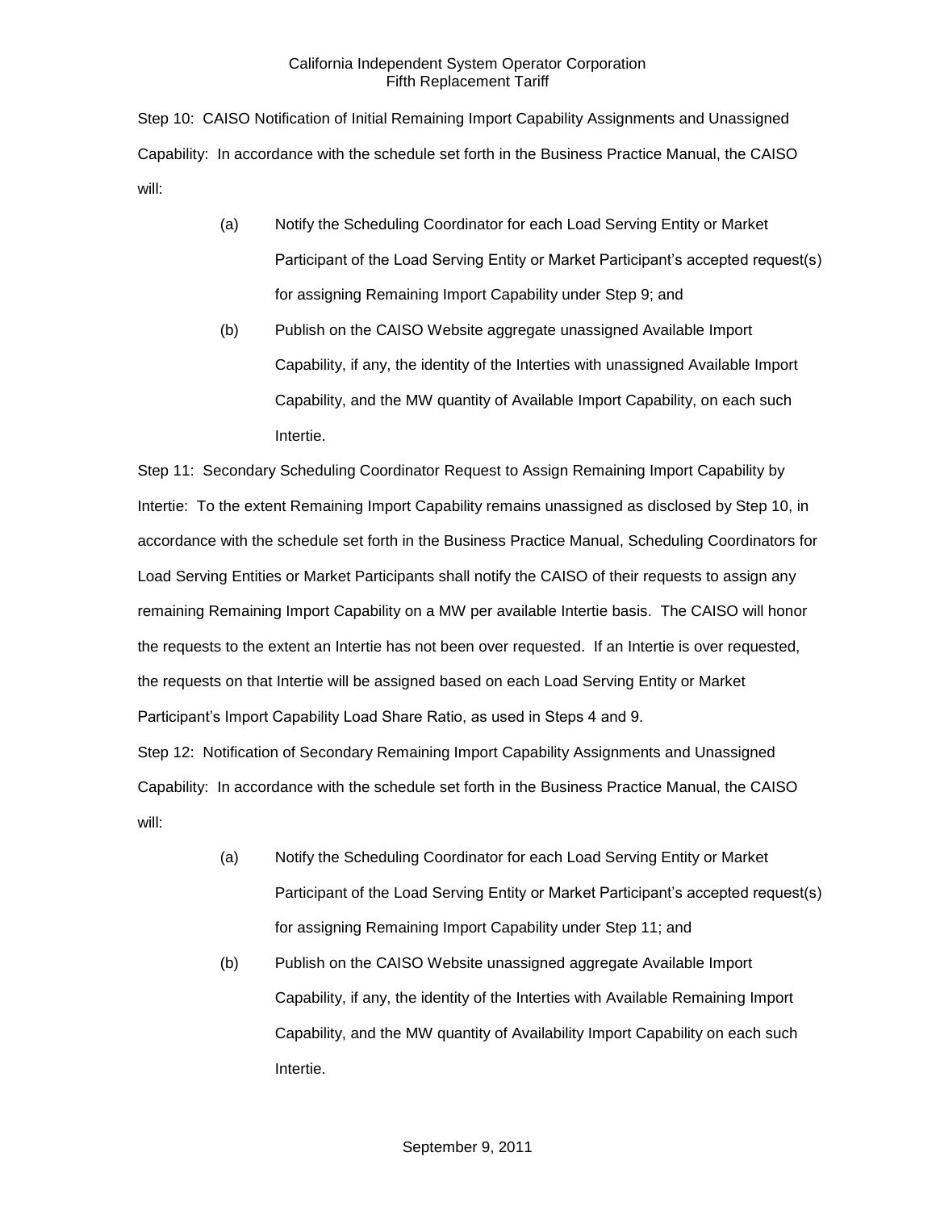Step 10: CAISO Notification of Initial Remaining Import Capability Assignments and Unassigned Capability: In accordance with the schedule set forth in the Business Practice Manual, the CAISO will:

(a) Notify the Scheduling Coordinator for each Load Serving Entity or Market Participant of the Load Serving Entity or Market Participant's accepted request(s) for assigning Remaining Import Capability under Step 9; and

(b) Publish on the CAISO Website aggregate unassigned Available Import Capability, if any, the identity of the Interties with unassigned Available Import Capability, and the MW quantity of Available Import Capability, on each such Intertie.

Step 11: Secondary Scheduling Coordinator Request to Assign Remaining Import Capability by Intertie: To the extent Remaining Import Capability remains unassigned as disclosed by Step 10, in accordance with the schedule set forth in the Business Practice Manual, Scheduling Coordinators for Load Serving Entities or Market Participants shall notify the CAISO of their requests to assign any remaining Remaining Import Capability on a MW per available Intertie basis. The CAISO will honor the requests to the extent an Intertie has not been over requested. If an Intertie is over requested, the requests on that Intertie will be assigned based on each Load Serving Entity or Market Participant's Import Capability Load Share Ratio, as used in Steps 4 and 9.

Step 12: Notification of Secondary Remaining Import Capability Assignments and Unassigned Capability: In accordance with the schedule set forth in the Business Practice Manual, the CAISO will:

(a) Notify the Scheduling Coordinator for each Load Serving Entity or Market Participant of the Load Serving Entity or Market Participant's accepted request(s) for assigning Remaining Import Capability under Step 11; and

(b) Publish on the CAISO Website unassigned aggregate Available Import Capability, if any, the identity of the Interties with Available Remaining Import Capability, and the MW quantity of Availability Import Capability on each such Intertie.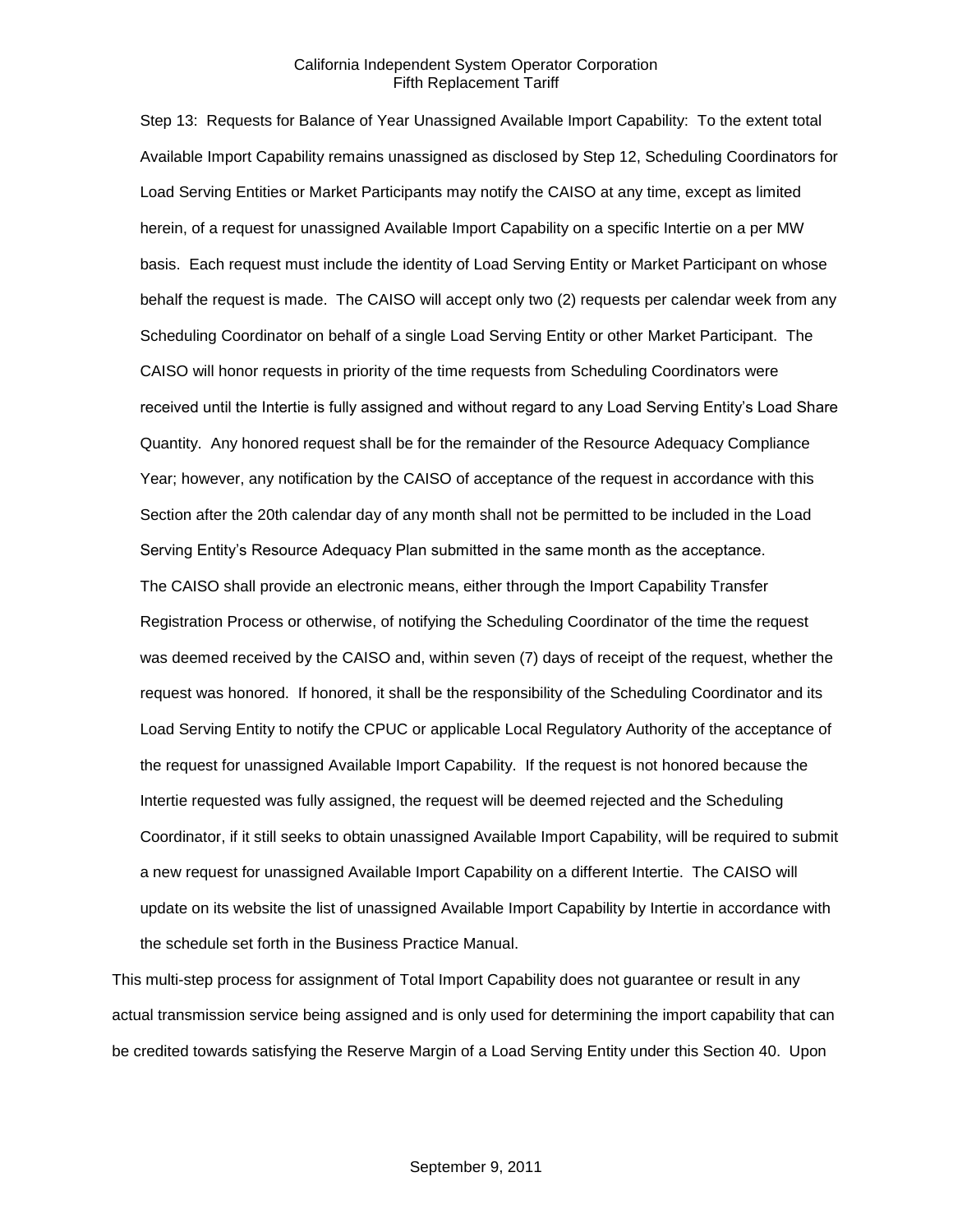Step 13: Requests for Balance of Year Unassigned Available Import Capability: To the extent total Available Import Capability remains unassigned as disclosed by Step 12, Scheduling Coordinators for Load Serving Entities or Market Participants may notify the CAISO at any time, except as limited herein, of a request for unassigned Available Import Capability on a specific Intertie on a per MW basis. Each request must include the identity of Load Serving Entity or Market Participant on whose behalf the request is made. The CAISO will accept only two (2) requests per calendar week from any Scheduling Coordinator on behalf of a single Load Serving Entity or other Market Participant. The CAISO will honor requests in priority of the time requests from Scheduling Coordinators were received until the Intertie is fully assigned and without regard to any Load Serving Entity's Load Share Quantity. Any honored request shall be for the remainder of the Resource Adequacy Compliance Year; however, any notification by the CAISO of acceptance of the request in accordance with this Section after the 20th calendar day of any month shall not be permitted to be included in the Load Serving Entity's Resource Adequacy Plan submitted in the same month as the acceptance. The CAISO shall provide an electronic means, either through the Import Capability Transfer Registration Process or otherwise, of notifying the Scheduling Coordinator of the time the request was deemed received by the CAISO and, within seven (7) days of receipt of the request, whether the request was honored. If honored, it shall be the responsibility of the Scheduling Coordinator and its Load Serving Entity to notify the CPUC or applicable Local Regulatory Authority of the acceptance of the request for unassigned Available Import Capability. If the request is not honored because the Intertie requested was fully assigned, the request will be deemed rejected and the Scheduling Coordinator, if it still seeks to obtain unassigned Available Import Capability, will be required to submit a new request for unassigned Available Import Capability on a different Intertie. The CAISO will update on its website the list of unassigned Available Import Capability by Intertie in accordance with the schedule set forth in the Business Practice Manual.

This multi-step process for assignment of Total Import Capability does not guarantee or result in any actual transmission service being assigned and is only used for determining the import capability that can be credited towards satisfying the Reserve Margin of a Load Serving Entity under this Section 40. Upon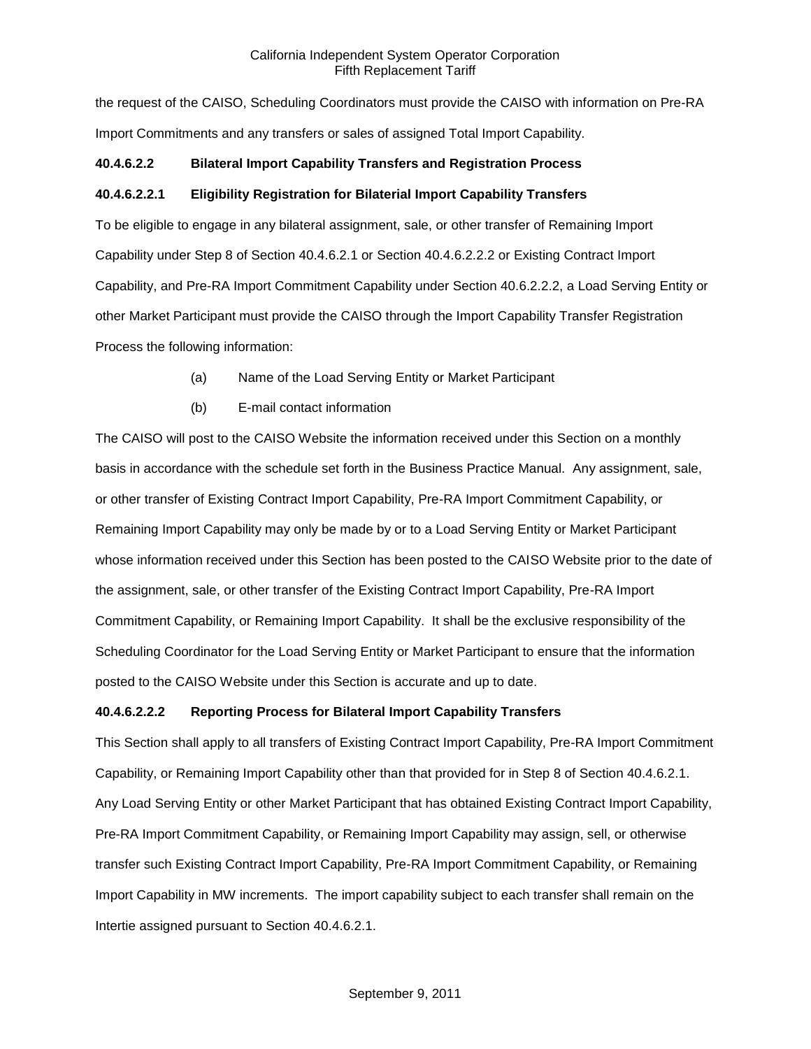the request of the CAISO, Scheduling Coordinators must provide the CAISO with information on Pre-RA Import Commitments and any transfers or sales of assigned Total Import Capability.

**40.4.6.2.2 Bilateral Import Capability Transfers and Registration Process**

**40.4.6.2.2.1 Eligibility Registration for Bilaterial Import Capability Transfers**

To be eligible to engage in any bilateral assignment, sale, or other transfer of Remaining Import Capability under Step 8 of Section 40.4.6.2.1 or Section 40.4.6.2.2.2 or Existing Contract Import Capability, and Pre-RA Import Commitment Capability under Section 40.6.2.2.2, a Load Serving Entity or other Market Participant must provide the CAISO through the Import Capability Transfer Registration Process the following information:

(a) Name of the Load Serving Entity or Market Participant

(b) E-mail contact information

The CAISO will post to the CAISO Website the information received under this Section on a monthly basis in accordance with the schedule set forth in the Business Practice Manual. Any assignment, sale, or other transfer of Existing Contract Import Capability, Pre-RA Import Commitment Capability, or Remaining Import Capability may only be made by or to a Load Serving Entity or Market Participant whose information received under this Section has been posted to the CAISO Website prior to the date of the assignment, sale, or other transfer of the Existing Contract Import Capability, Pre-RA Import Commitment Capability, or Remaining Import Capability. It shall be the exclusive responsibility of the Scheduling Coordinator for the Load Serving Entity or Market Participant to ensure that the information posted to the CAISO Website under this Section is accurate and up to date.

**40.4.6.2.2.2 Reporting Process for Bilateral Import Capability Transfers**

This Section shall apply to all transfers of Existing Contract Import Capability, Pre-RA Import Commitment Capability, or Remaining Import Capability other than that provided for in Step 8 of Section 40.4.6.2.1. Any Load Serving Entity or other Market Participant that has obtained Existing Contract Import Capability, Pre-RA Import Commitment Capability, or Remaining Import Capability may assign, sell, or otherwise transfer such Existing Contract Import Capability, Pre-RA Import Commitment Capability, or Remaining Import Capability in MW increments. The import capability subject to each transfer shall remain on the Intertie assigned pursuant to Section 40.4.6.2.1.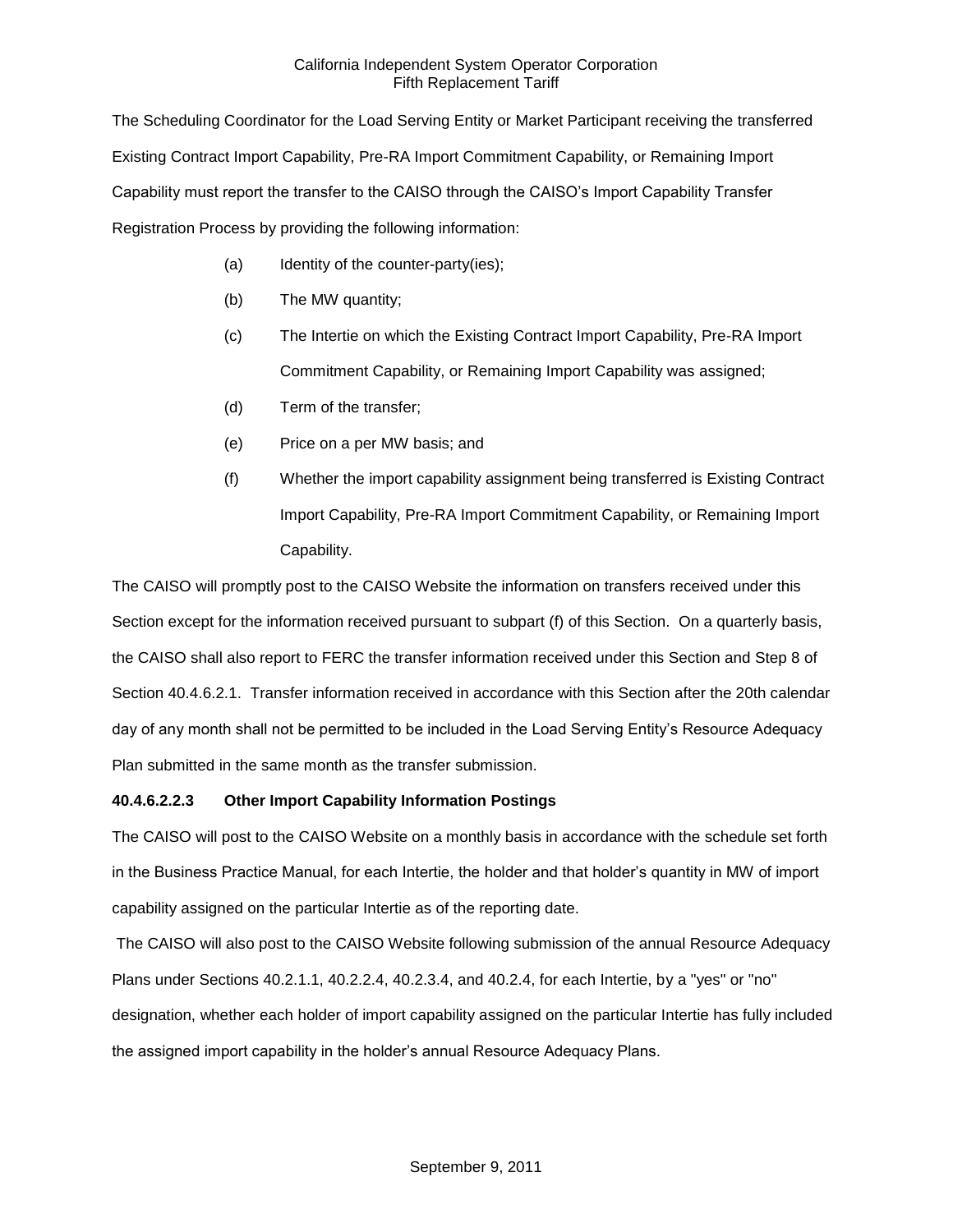The Scheduling Coordinator for the Load Serving Entity or Market Participant receiving the transferred Existing Contract Import Capability, Pre-RA Import Commitment Capability, or Remaining Import Capability must report the transfer to the CAISO through the CAISO's Import Capability Transfer Registration Process by providing the following information:

(a) Identity of the counter-party(ies);

(b) The MW quantity;

(c) The Intertie on which the Existing Contract Import Capability, Pre-RA Import Commitment Capability, or Remaining Import Capability was assigned;

(d) Term of the transfer;

(e) Price on a per MW basis; and

(f) Whether the import capability assignment being transferred is Existing Contract Import Capability, Pre-RA Import Commitment Capability, or Remaining Import Capability.

The CAISO will promptly post to the CAISO Website the information on transfers received under this Section except for the information received pursuant to subpart (f) of this Section. On a quarterly basis, the CAISO shall also report to FERC the transfer information received under this Section and Step 8 of Section 40.4.6.2.1. Transfer information received in accordance with this Section after the 20th calendar day of any month shall not be permitted to be included in the Load Serving Entity's Resource Adequacy Plan submitted in the same month as the transfer submission.

**40.4.6.2.2.3 Other Import Capability Information Postings**

The CAISO will post to the CAISO Website on a monthly basis in accordance with the schedule set forth in the Business Practice Manual, for each Intertie, the holder and that holder's quantity in MW of import capability assigned on the particular Intertie as of the reporting date.

The CAISO will also post to the CAISO Website following submission of the annual Resource Adequacy Plans under Sections 40.2.1.1, 40.2.2.4, 40.2.3.4, and 40.2.4, for each Intertie, by a "yes" or "no" designation, whether each holder of import capability assigned on the particular Intertie has fully included the assigned import capability in the holder's annual Resource Adequacy Plans.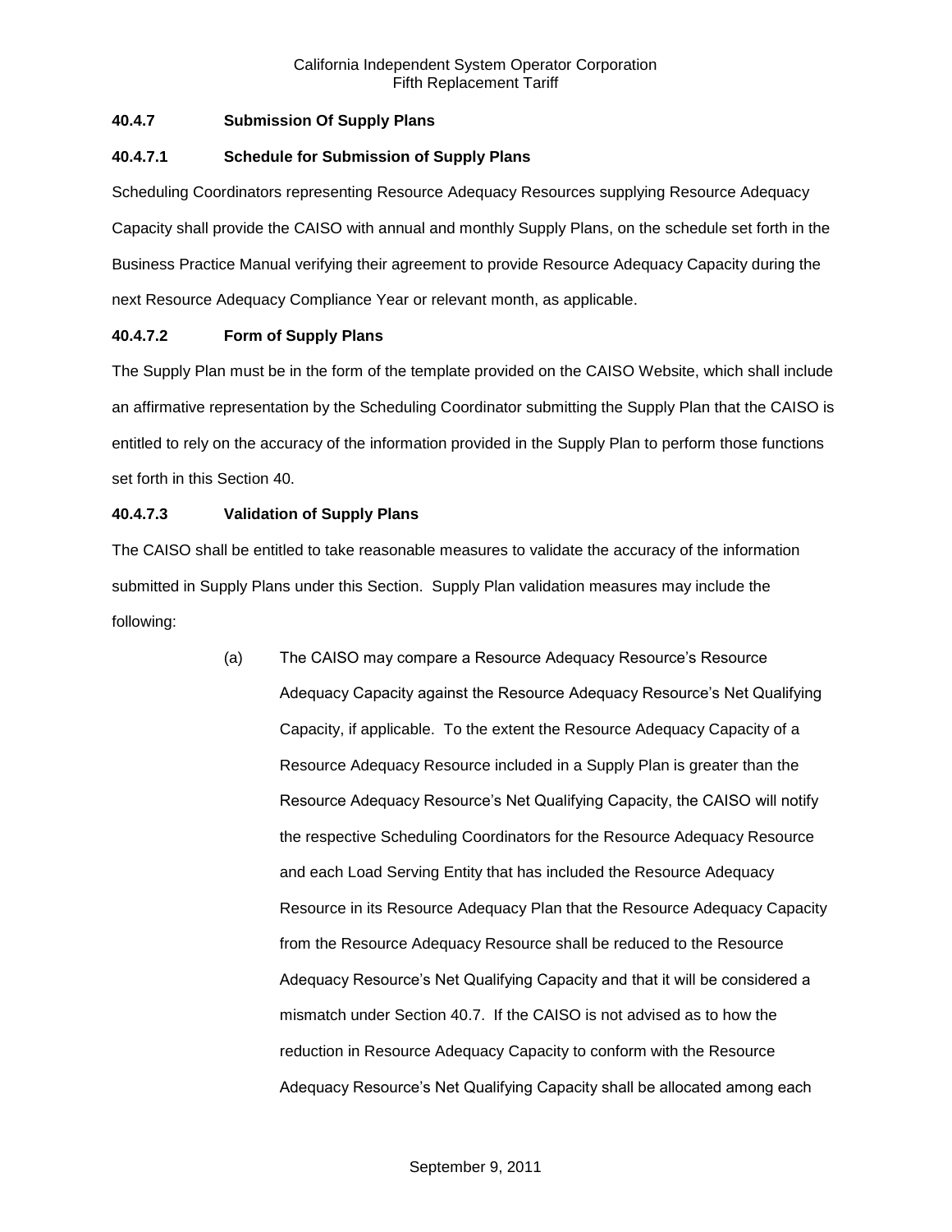**40.4.7 Submission Of Supply Plans**

**40.4.7.1 Schedule for Submission of Supply Plans**

Scheduling Coordinators representing Resource Adequacy Resources supplying Resource Adequacy Capacity shall provide the CAISO with annual and monthly Supply Plans, on the schedule set forth in the Business Practice Manual verifying their agreement to provide Resource Adequacy Capacity during the next Resource Adequacy Compliance Year or relevant month, as applicable.

**40.4.7.2 Form of Supply Plans**

The Supply Plan must be in the form of the template provided on the CAISO Website, which shall include an affirmative representation by the Scheduling Coordinator submitting the Supply Plan that the CAISO is entitled to rely on the accuracy of the information provided in the Supply Plan to perform those functions set forth in this Section 40.

**40.4.7.3 Validation of Supply Plans**

The CAISO shall be entitled to take reasonable measures to validate the accuracy of the information submitted in Supply Plans under this Section. Supply Plan validation measures may include the following:

(a) The CAISO may compare a Resource Adequacy Resource's Resource Adequacy Capacity against the Resource Adequacy Resource's Net Qualifying Capacity, if applicable. To the extent the Resource Adequacy Capacity of a Resource Adequacy Resource included in a Supply Plan is greater than the Resource Adequacy Resource's Net Qualifying Capacity, the CAISO will notify the respective Scheduling Coordinators for the Resource Adequacy Resource and each Load Serving Entity that has included the Resource Adequacy Resource in its Resource Adequacy Plan that the Resource Adequacy Capacity from the Resource Adequacy Resource shall be reduced to the Resource Adequacy Resource's Net Qualifying Capacity and that it will be considered a mismatch under Section 40.7. If the CAISO is not advised as to how the reduction in Resource Adequacy Capacity to conform with the Resource Adequacy Resource's Net Qualifying Capacity shall be allocated among each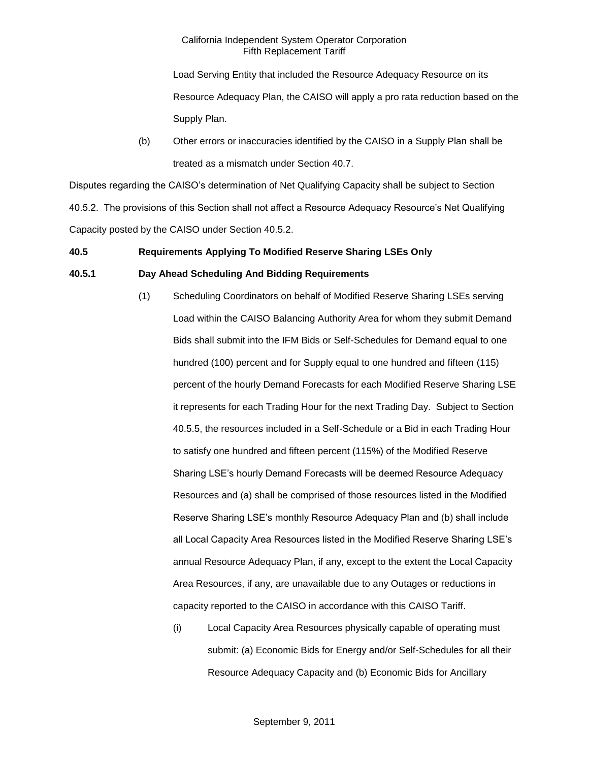Load Serving Entity that included the Resource Adequacy Resource on its Resource Adequacy Plan, the CAISO will apply a pro rata reduction based on the Supply Plan.

(b) Other errors or inaccuracies identified by the CAISO in a Supply Plan shall be treated as a mismatch under Section 40.7.

Disputes regarding the CAISO's determination of Net Qualifying Capacity shall be subject to Section 40.5.2. The provisions of this Section shall not affect a Resource Adequacy Resource's Net Qualifying Capacity posted by the CAISO under Section 40.5.2.

**40.5 Requirements Applying To Modified Reserve Sharing LSEs Only**

**40.5.1 Day Ahead Scheduling And Bidding Requirements**

(1) Scheduling Coordinators on behalf of Modified Reserve Sharing LSEs serving Load within the CAISO Balancing Authority Area for whom they submit Demand Bids shall submit into the IFM Bids or Self-Schedules for Demand equal to one hundred (100) percent and for Supply equal to one hundred and fifteen (115) percent of the hourly Demand Forecasts for each Modified Reserve Sharing LSE it represents for each Trading Hour for the next Trading Day. Subject to Section 40.5.5, the resources included in a Self-Schedule or a Bid in each Trading Hour to satisfy one hundred and fifteen percent (115%) of the Modified Reserve Sharing LSE's hourly Demand Forecasts will be deemed Resource Adequacy Resources and (a) shall be comprised of those resources listed in the Modified Reserve Sharing LSE's monthly Resource Adequacy Plan and (b) shall include all Local Capacity Area Resources listed in the Modified Reserve Sharing LSE's annual Resource Adequacy Plan, if any, except to the extent the Local Capacity Area Resources, if any, are unavailable due to any Outages or reductions in capacity reported to the CAISO in accordance with this CAISO Tariff.

(i) Local Capacity Area Resources physically capable of operating must submit: (a) Economic Bids for Energy and/or Self-Schedules for all their Resource Adequacy Capacity and (b) Economic Bids for Ancillary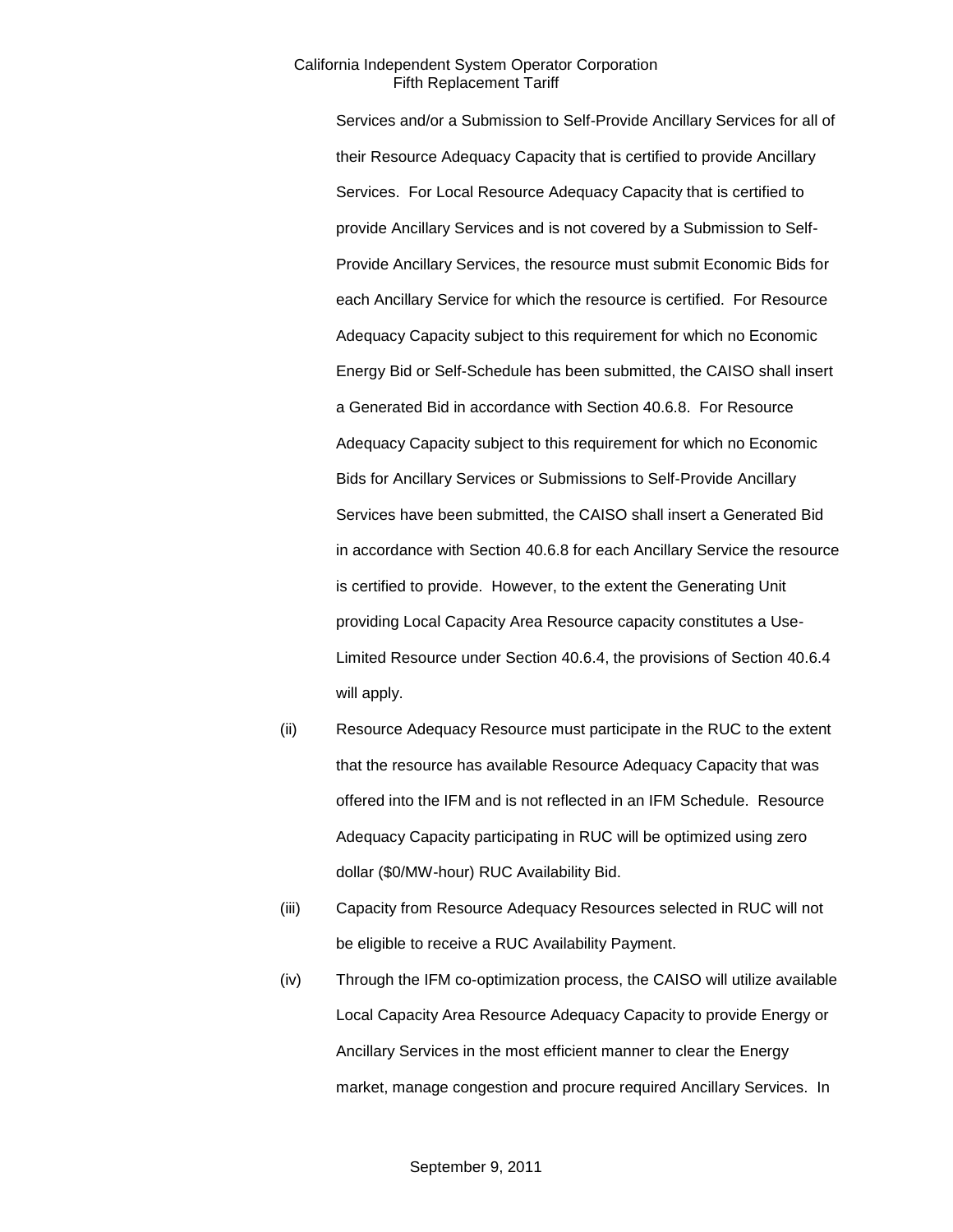Services and/or a Submission to Self-Provide Ancillary Services for all of their Resource Adequacy Capacity that is certified to provide Ancillary Services. For Local Resource Adequacy Capacity that is certified to provide Ancillary Services and is not covered by a Submission to Self-Provide Ancillary Services, the resource must submit Economic Bids for each Ancillary Service for which the resource is certified. For Resource Adequacy Capacity subject to this requirement for which no Economic Energy Bid or Self-Schedule has been submitted, the CAISO shall insert a Generated Bid in accordance with Section 40.6.8. For Resource Adequacy Capacity subject to this requirement for which no Economic Bids for Ancillary Services or Submissions to Self-Provide Ancillary Services have been submitted, the CAISO shall insert a Generated Bid in accordance with Section 40.6.8 for each Ancillary Service the resource is certified to provide. However, to the extent the Generating Unit providing Local Capacity Area Resource capacity constitutes a Use-Limited Resource under Section 40.6.4, the provisions of Section 40.6.4 will apply.

(ii) Resource Adequacy Resource must participate in the RUC to the extent that the resource has available Resource Adequacy Capacity that was offered into the IFM and is not reflected in an IFM Schedule. Resource Adequacy Capacity participating in RUC will be optimized using zero dollar ($0/MW-hour) RUC Availability Bid.

(iii) Capacity from Resource Adequacy Resources selected in RUC will not be eligible to receive a RUC Availability Payment.

(iv) Through the IFM co-optimization process, the CAISO will utilize available Local Capacity Area Resource Adequacy Capacity to provide Energy or Ancillary Services in the most efficient manner to clear the Energy market, manage congestion and procure required Ancillary Services. In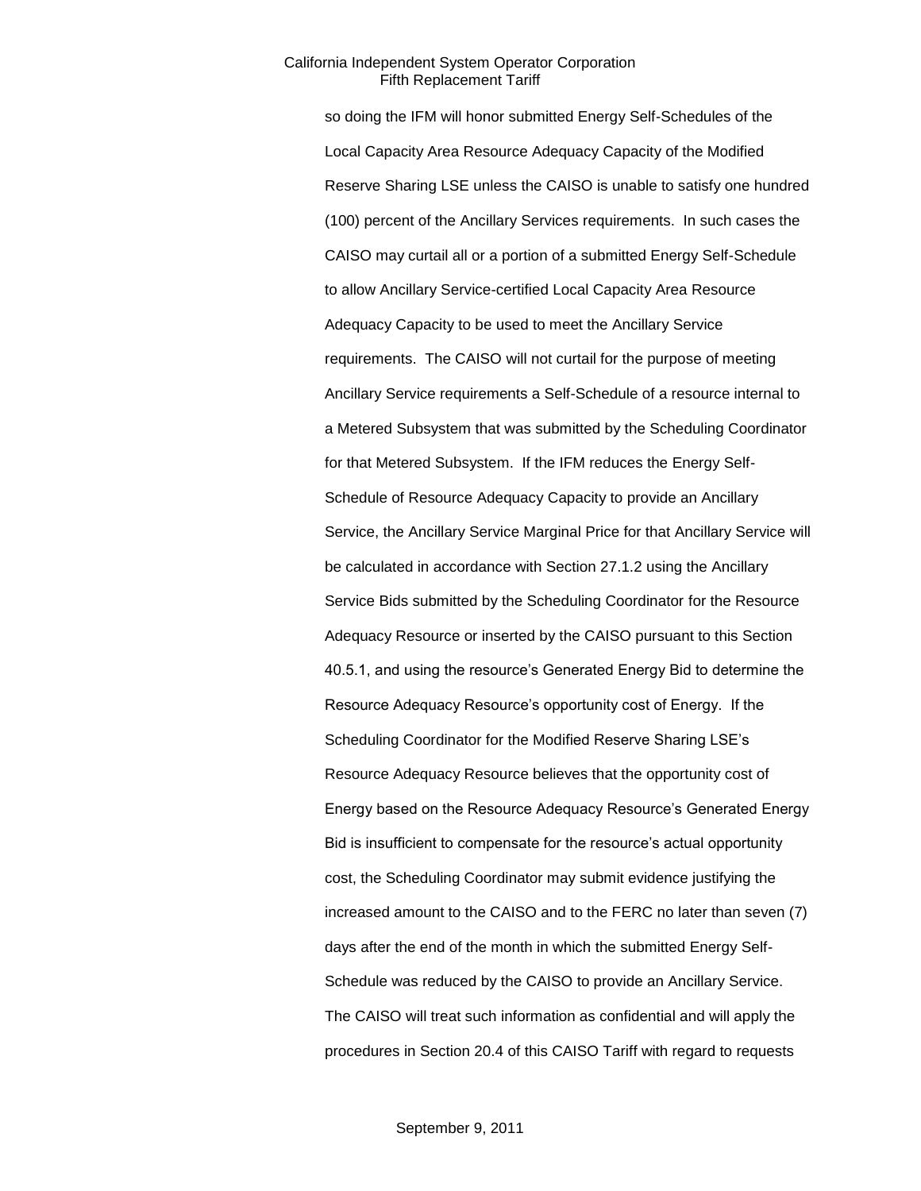so doing the IFM will honor submitted Energy Self-Schedules of the Local Capacity Area Resource Adequacy Capacity of the Modified Reserve Sharing LSE unless the CAISO is unable to satisfy one hundred (100) percent of the Ancillary Services requirements. In such cases the CAISO may curtail all or a portion of a submitted Energy Self-Schedule to allow Ancillary Service-certified Local Capacity Area Resource Adequacy Capacity to be used to meet the Ancillary Service requirements. The CAISO will not curtail for the purpose of meeting Ancillary Service requirements a Self-Schedule of a resource internal to a Metered Subsystem that was submitted by the Scheduling Coordinator for that Metered Subsystem. If the IFM reduces the Energy Self-Schedule of Resource Adequacy Capacity to provide an Ancillary Service, the Ancillary Service Marginal Price for that Ancillary Service will be calculated in accordance with Section 27.1.2 using the Ancillary Service Bids submitted by the Scheduling Coordinator for the Resource Adequacy Resource or inserted by the CAISO pursuant to this Section 40.5.1, and using the resource's Generated Energy Bid to determine the Resource Adequacy Resource's opportunity cost of Energy. If the Scheduling Coordinator for the Modified Reserve Sharing LSE's Resource Adequacy Resource believes that the opportunity cost of Energy based on the Resource Adequacy Resource's Generated Energy Bid is insufficient to compensate for the resource's actual opportunity cost, the Scheduling Coordinator may submit evidence justifying the increased amount to the CAISO and to the FERC no later than seven (7) days after the end of the month in which the submitted Energy Self-Schedule was reduced by the CAISO to provide an Ancillary Service. The CAISO will treat such information as confidential and will apply the procedures in Section 20.4 of this CAISO Tariff with regard to requests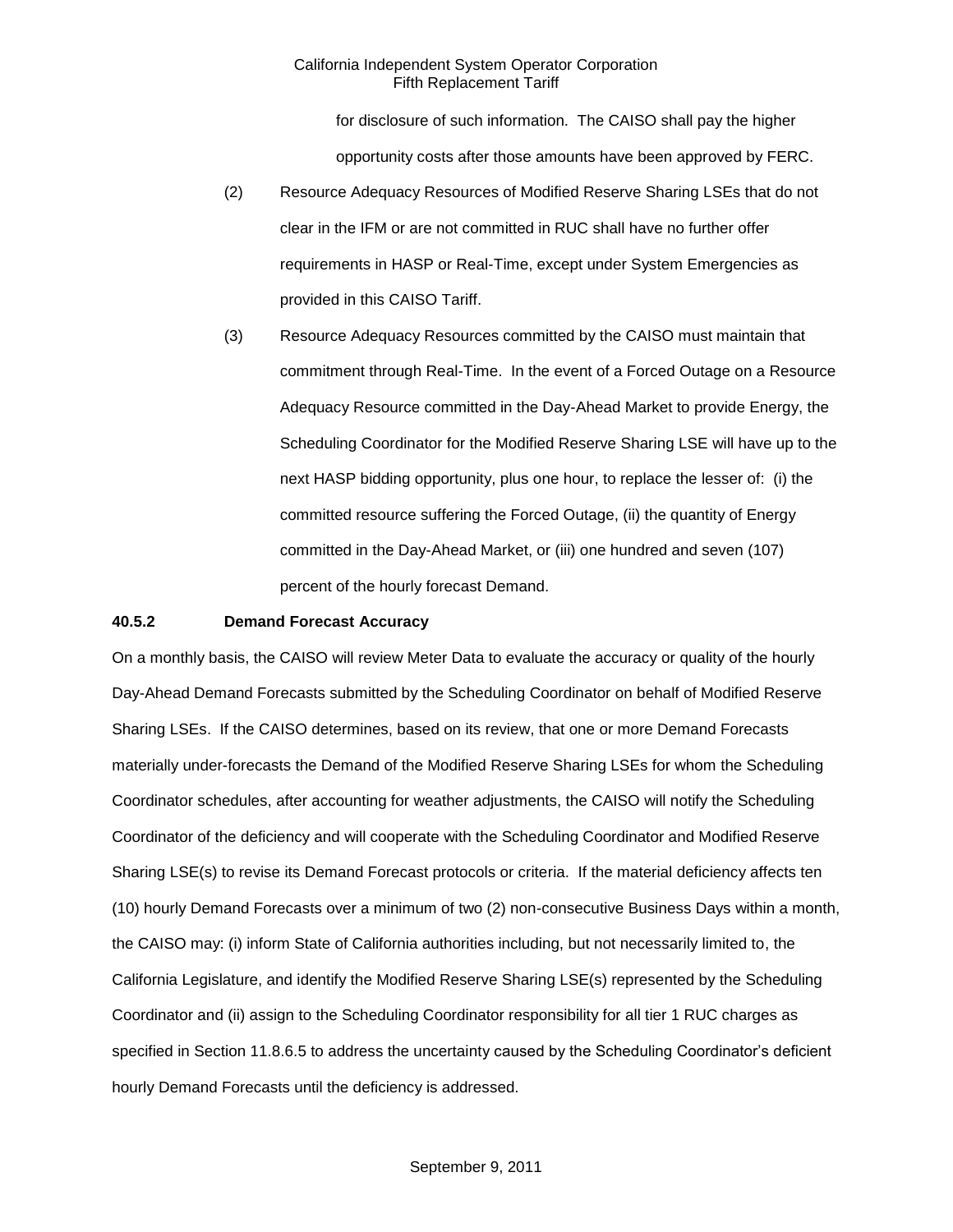for disclosure of such information. The CAISO shall pay the higher opportunity costs after those amounts have been approved by FERC.

(2) Resource Adequacy Resources of Modified Reserve Sharing LSEs that do not clear in the IFM or are not committed in RUC shall have no further offer requirements in HASP or Real-Time, except under System Emergencies as provided in this CAISO Tariff.

(3) Resource Adequacy Resources committed by the CAISO must maintain that commitment through Real-Time. In the event of a Forced Outage on a Resource Adequacy Resource committed in the Day-Ahead Market to provide Energy, the Scheduling Coordinator for the Modified Reserve Sharing LSE will have up to the next HASP bidding opportunity, plus one hour, to replace the lesser of: (i) the committed resource suffering the Forced Outage, (ii) the quantity of Energy committed in the Day-Ahead Market, or (iii) one hundred and seven (107) percent of the hourly forecast Demand.

**40.5.2 Demand Forecast Accuracy**

On a monthly basis, the CAISO will review Meter Data to evaluate the accuracy or quality of the hourly Day-Ahead Demand Forecasts submitted by the Scheduling Coordinator on behalf of Modified Reserve Sharing LSEs. If the CAISO determines, based on its review, that one or more Demand Forecasts materially under-forecasts the Demand of the Modified Reserve Sharing LSEs for whom the Scheduling Coordinator schedules, after accounting for weather adjustments, the CAISO will notify the Scheduling Coordinator of the deficiency and will cooperate with the Scheduling Coordinator and Modified Reserve Sharing LSE(s) to revise its Demand Forecast protocols or criteria. If the material deficiency affects ten (10) hourly Demand Forecasts over a minimum of two (2) non-consecutive Business Days within a month, the CAISO may: (i) inform State of California authorities including, but not necessarily limited to, the California Legislature, and identify the Modified Reserve Sharing LSE(s) represented by the Scheduling Coordinator and (ii) assign to the Scheduling Coordinator responsibility for all tier 1 RUC charges as specified in Section 11.8.6.5 to address the uncertainty caused by the Scheduling Coordinator's deficient hourly Demand Forecasts until the deficiency is addressed.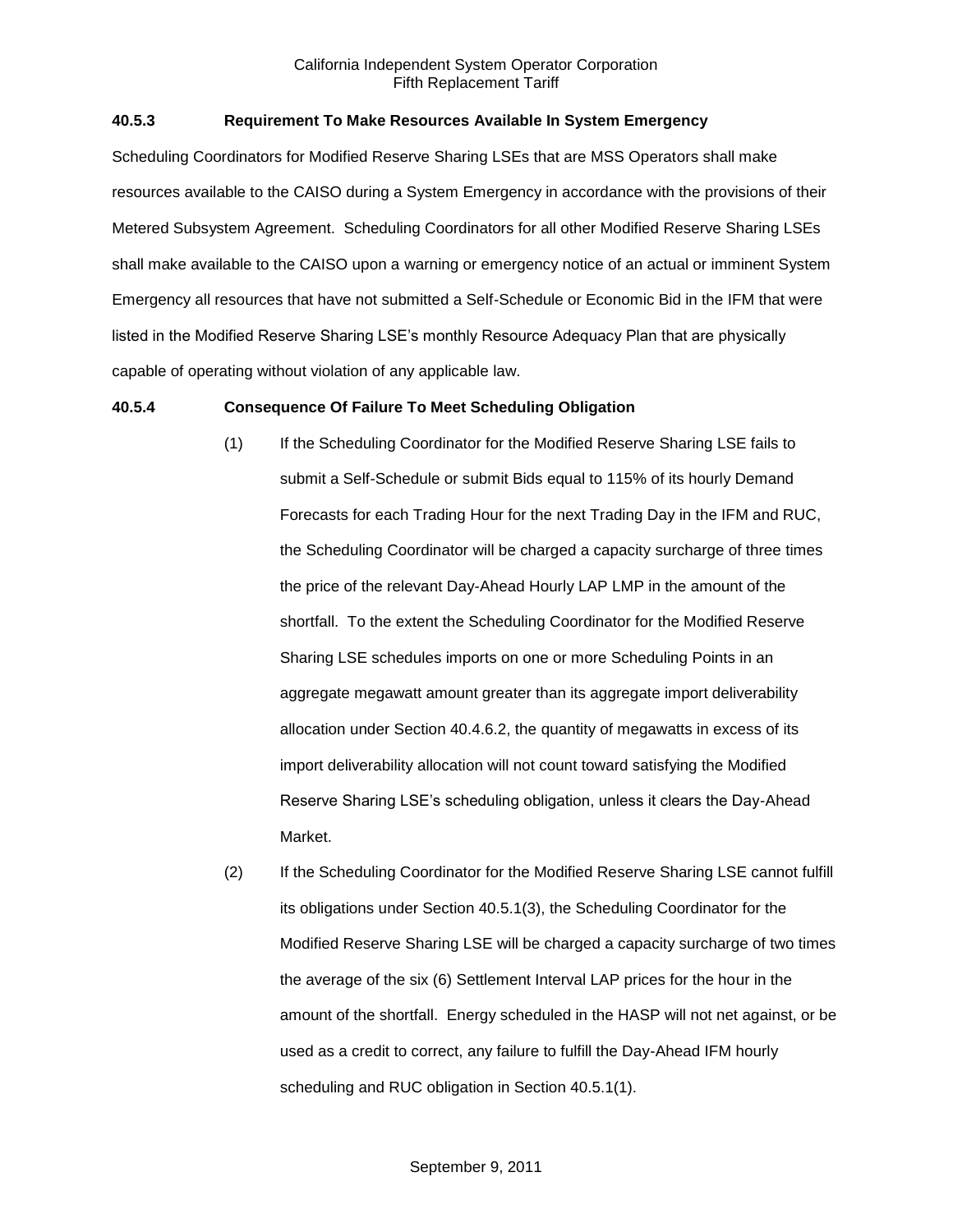### 40.5.3 Requirement To Make Resources Available In System Emergency

Scheduling Coordinators for Modified Reserve Sharing LSEs that are MSS Operators shall make resources available to the CAISO during a System Emergency in accordance with the provisions of their Metered Subsystem Agreement. Scheduling Coordinators for all other Modified Reserve Sharing LSEs shall make available to the CAISO upon a warning or emergency notice of an actual or imminent System Emergency all resources that have not submitted a Self-Schedule or Economic Bid in the IFM that were listed in the Modified Reserve Sharing LSE's monthly Resource Adequacy Plan that are physically capable of operating without violation of any applicable law.

### 40.5.4 Consequence Of Failure To Meet Scheduling Obligation

(1) If the Scheduling Coordinator for the Modified Reserve Sharing LSE fails to submit a Self-Schedule or submit Bids equal to 115% of its hourly Demand Forecasts for each Trading Hour for the next Trading Day in the IFM and RUC, the Scheduling Coordinator will be charged a capacity surcharge of three times the price of the relevant Day-Ahead Hourly LAP LMP in the amount of the shortfall. To the extent the Scheduling Coordinator for the Modified Reserve Sharing LSE schedules imports on one or more Scheduling Points in an aggregate megawatt amount greater than its aggregate import deliverability allocation under Section 40.4.6.2, the quantity of megawatts in excess of its import deliverability allocation will not count toward satisfying the Modified Reserve Sharing LSE's scheduling obligation, unless it clears the Day-Ahead Market.

(2) If the Scheduling Coordinator for the Modified Reserve Sharing LSE cannot fulfill its obligations under Section 40.5.1(3), the Scheduling Coordinator for the Modified Reserve Sharing LSE will be charged a capacity surcharge of two times the average of the six (6) Settlement Interval LAP prices for the hour in the amount of the shortfall. Energy scheduled in the HASP will not net against, or be used as a credit to correct, any failure to fulfill the Day-Ahead IFM hourly scheduling and RUC obligation in Section 40.5.1(1).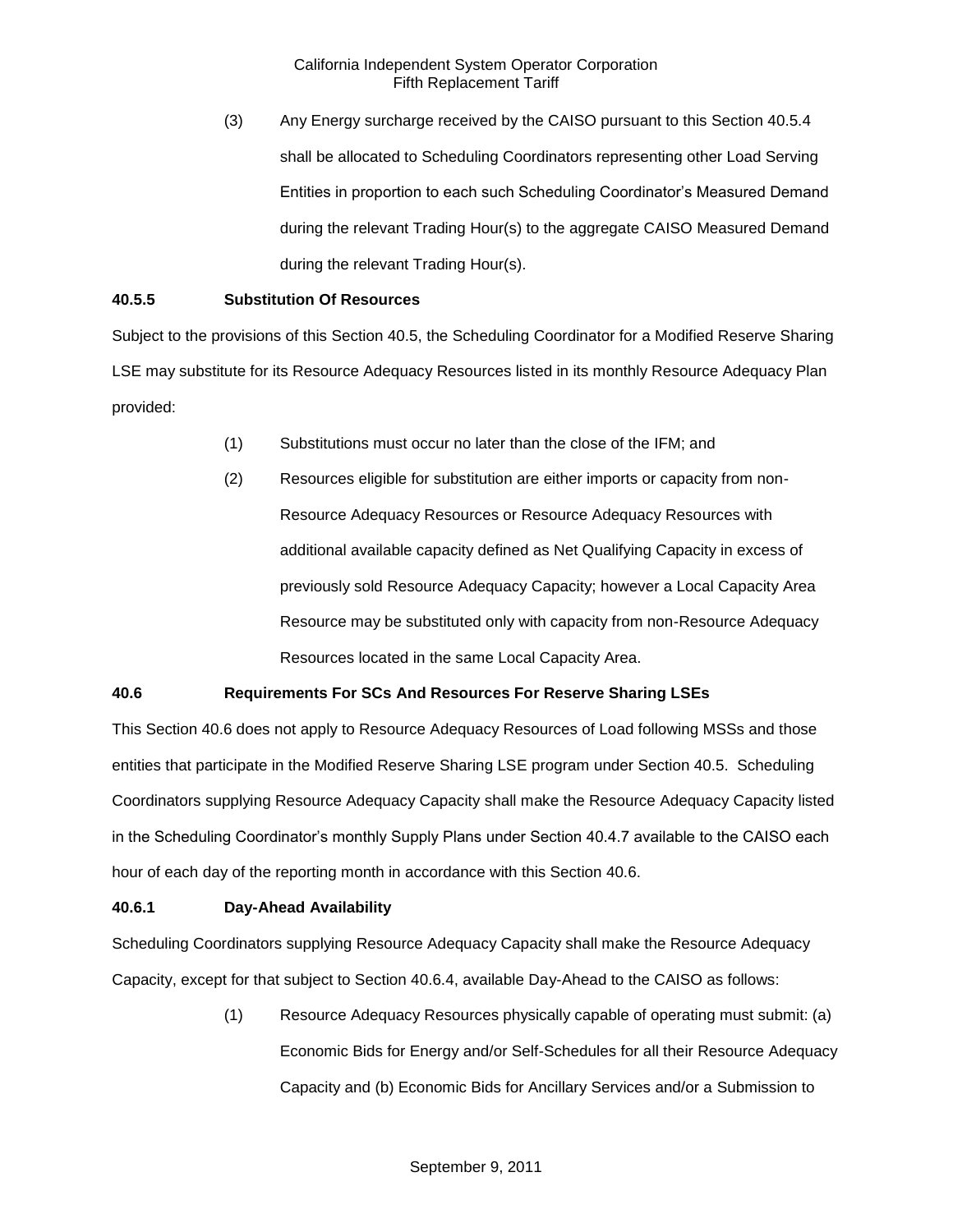(3) Any Energy surcharge received by the CAISO pursuant to this Section 40.5.4 shall be allocated to Scheduling Coordinators representing other Load Serving Entities in proportion to each such Scheduling Coordinator's Measured Demand during the relevant Trading Hour(s) to the aggregate CAISO Measured Demand during the relevant Trading Hour(s).

**40.5.5 Substitution Of Resources**

Subject to the provisions of this Section 40.5, the Scheduling Coordinator for a Modified Reserve Sharing LSE may substitute for its Resource Adequacy Resources listed in its monthly Resource Adequacy Plan provided:

(1) Substitutions must occur no later than the close of the IFM; and

(2) Resources eligible for substitution are either imports or capacity from non-Resource Adequacy Resources or Resource Adequacy Resources with additional available capacity defined as Net Qualifying Capacity in excess of previously sold Resource Adequacy Capacity; however a Local Capacity Area Resource may be substituted only with capacity from non-Resource Adequacy Resources located in the same Local Capacity Area.

**40.6 Requirements For SCs And Resources For Reserve Sharing LSEs**

This Section 40.6 does not apply to Resource Adequacy Resources of Load following MSSs and those entities that participate in the Modified Reserve Sharing LSE program under Section 40.5. Scheduling Coordinators supplying Resource Adequacy Capacity shall make the Resource Adequacy Capacity listed in the Scheduling Coordinator's monthly Supply Plans under Section 40.4.7 available to the CAISO each hour of each day of the reporting month in accordance with this Section 40.6.

**40.6.1 Day-Ahead Availability**

Scheduling Coordinators supplying Resource Adequacy Capacity shall make the Resource Adequacy Capacity, except for that subject to Section 40.6.4, available Day-Ahead to the CAISO as follows:

(1) Resource Adequacy Resources physically capable of operating must submit: (a) Economic Bids for Energy and/or Self-Schedules for all their Resource Adequacy Capacity and (b) Economic Bids for Ancillary Services and/or a Submission to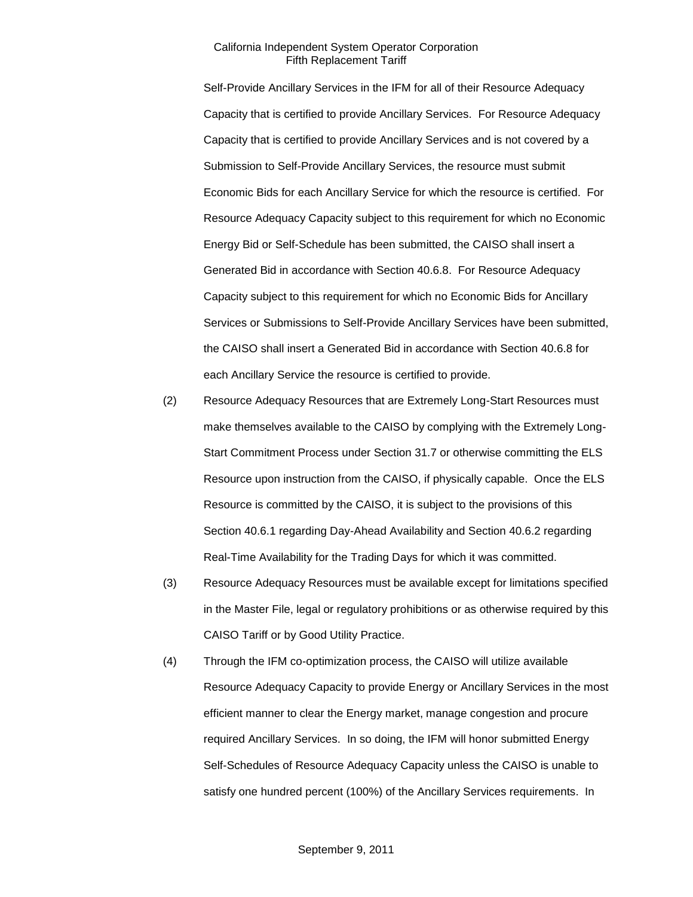Self-Provide Ancillary Services in the IFM for all of their Resource Adequacy Capacity that is certified to provide Ancillary Services. For Resource Adequacy Capacity that is certified to provide Ancillary Services and is not covered by a Submission to Self-Provide Ancillary Services, the resource must submit Economic Bids for each Ancillary Service for which the resource is certified. For Resource Adequacy Capacity subject to this requirement for which no Economic Energy Bid or Self-Schedule has been submitted, the CAISO shall insert a Generated Bid in accordance with Section 40.6.8. For Resource Adequacy Capacity subject to this requirement for which no Economic Bids for Ancillary Services or Submissions to Self-Provide Ancillary Services have been submitted, the CAISO shall insert a Generated Bid in accordance with Section 40.6.8 for each Ancillary Service the resource is certified to provide.

(2) Resource Adequacy Resources that are Extremely Long-Start Resources must make themselves available to the CAISO by complying with the Extremely Long-Start Commitment Process under Section 31.7 or otherwise committing the ELS Resource upon instruction from the CAISO, if physically capable. Once the ELS Resource is committed by the CAISO, it is subject to the provisions of this Section 40.6.1 regarding Day-Ahead Availability and Section 40.6.2 regarding Real-Time Availability for the Trading Days for which it was committed.

(3) Resource Adequacy Resources must be available except for limitations specified in the Master File, legal or regulatory prohibitions or as otherwise required by this CAISO Tariff or by Good Utility Practice.

(4) Through the IFM co-optimization process, the CAISO will utilize available Resource Adequacy Capacity to provide Energy or Ancillary Services in the most efficient manner to clear the Energy market, manage congestion and procure required Ancillary Services. In so doing, the IFM will honor submitted Energy Self-Schedules of Resource Adequacy Capacity unless the CAISO is unable to satisfy one hundred percent (100%) of the Ancillary Services requirements. In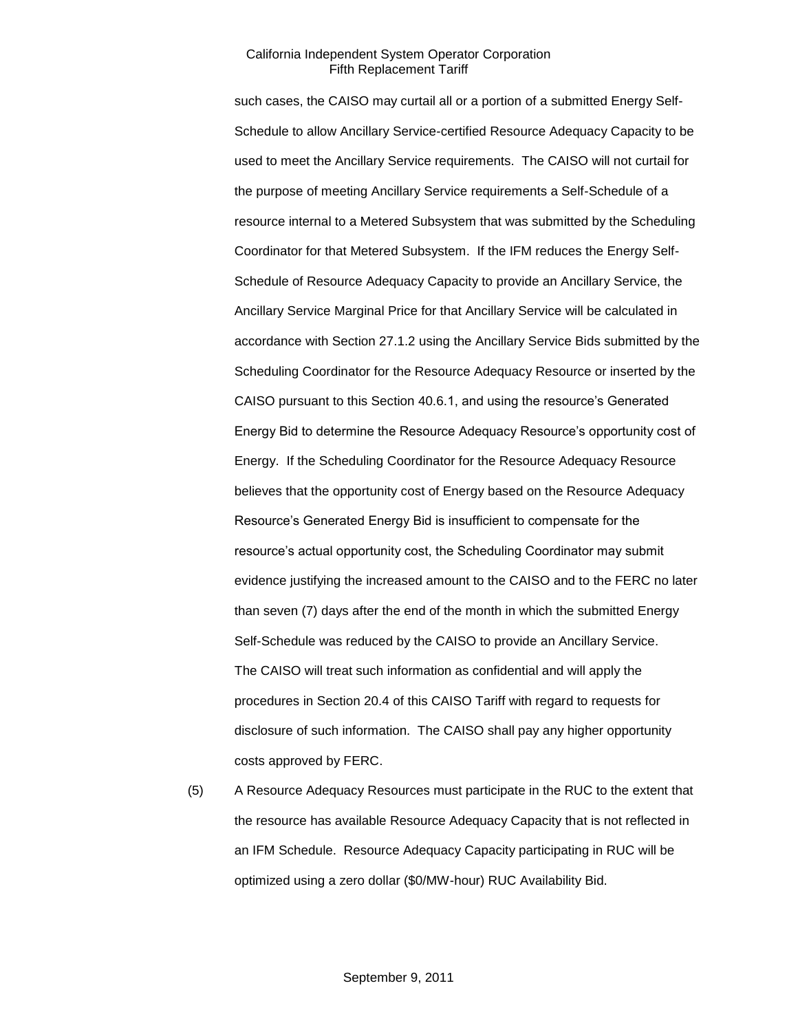such cases, the CAISO may curtail all or a portion of a submitted Energy Self-Schedule to allow Ancillary Service-certified Resource Adequacy Capacity to be used to meet the Ancillary Service requirements. The CAISO will not curtail for the purpose of meeting Ancillary Service requirements a Self-Schedule of a resource internal to a Metered Subsystem that was submitted by the Scheduling Coordinator for that Metered Subsystem. If the IFM reduces the Energy Self-Schedule of Resource Adequacy Capacity to provide an Ancillary Service, the Ancillary Service Marginal Price for that Ancillary Service will be calculated in accordance with Section 27.1.2 using the Ancillary Service Bids submitted by the Scheduling Coordinator for the Resource Adequacy Resource or inserted by the CAISO pursuant to this Section 40.6.1, and using the resource's Generated Energy Bid to determine the Resource Adequacy Resource's opportunity cost of Energy. If the Scheduling Coordinator for the Resource Adequacy Resource believes that the opportunity cost of Energy based on the Resource Adequacy Resource's Generated Energy Bid is insufficient to compensate for the resource's actual opportunity cost, the Scheduling Coordinator may submit evidence justifying the increased amount to the CAISO and to the FERC no later than seven (7) days after the end of the month in which the submitted Energy Self-Schedule was reduced by the CAISO to provide an Ancillary Service. The CAISO will treat such information as confidential and will apply the procedures in Section 20.4 of this CAISO Tariff with regard to requests for disclosure of such information. The CAISO shall pay any higher opportunity costs approved by FERC.

(5) A Resource Adequacy Resources must participate in the RUC to the extent that the resource has available Resource Adequacy Capacity that is not reflected in an IFM Schedule. Resource Adequacy Capacity participating in RUC will be optimized using a zero dollar ($0/MW-hour) RUC Availability Bid.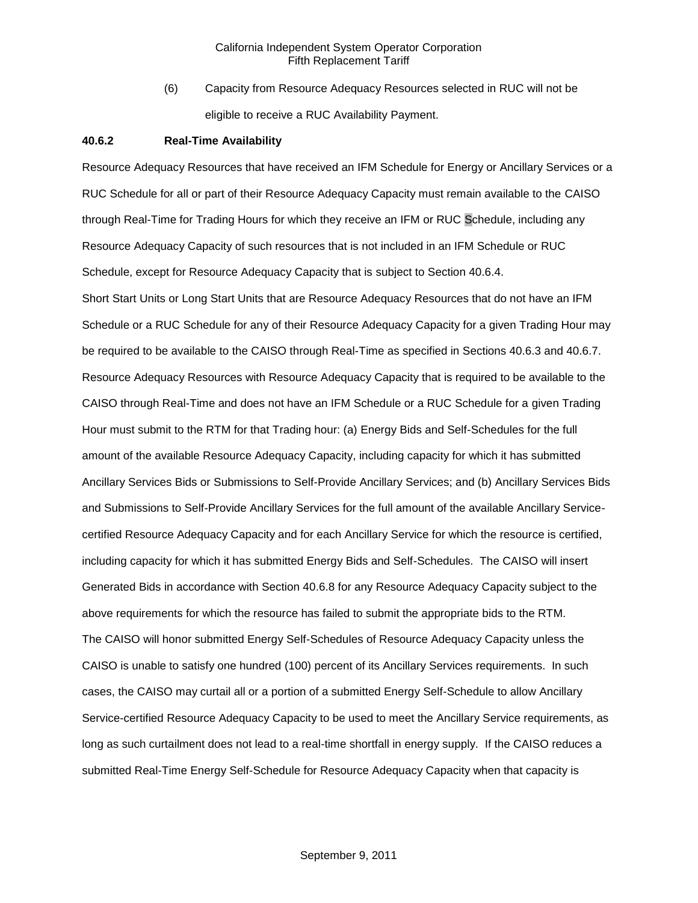(6) Capacity from Resource Adequacy Resources selected in RUC will not be eligible to receive a RUC Availability Payment.

**40.6.2 Real-Time Availability**

Resource Adequacy Resources that have received an IFM Schedule for Energy or Ancillary Services or a RUC Schedule for all or part of their Resource Adequacy Capacity must remain available to the CAISO through Real-Time for Trading Hours for which they receive an IFM or RUC Schedule, including any Resource Adequacy Capacity of such resources that is not included in an IFM Schedule or RUC Schedule, except for Resource Adequacy Capacity that is subject to Section 40.6.4.

Short Start Units or Long Start Units that are Resource Adequacy Resources that do not have an IFM Schedule or a RUC Schedule for any of their Resource Adequacy Capacity for a given Trading Hour may be required to be available to the CAISO through Real-Time as specified in Sections 40.6.3 and 40.6.7. Resource Adequacy Resources with Resource Adequacy Capacity that is required to be available to the CAISO through Real-Time and does not have an IFM Schedule or a RUC Schedule for a given Trading Hour must submit to the RTM for that Trading hour: (a) Energy Bids and Self-Schedules for the full amount of the available Resource Adequacy Capacity, including capacity for which it has submitted Ancillary Services Bids or Submissions to Self-Provide Ancillary Services; and (b) Ancillary Services Bids and Submissions to Self-Provide Ancillary Services for the full amount of the available Ancillary Service-certified Resource Adequacy Capacity and for each Ancillary Service for which the resource is certified, including capacity for which it has submitted Energy Bids and Self-Schedules. The CAISO will insert Generated Bids in accordance with Section 40.6.8 for any Resource Adequacy Capacity subject to the above requirements for which the resource has failed to submit the appropriate bids to the RTM.

The CAISO will honor submitted Energy Self-Schedules of Resource Adequacy Capacity unless the CAISO is unable to satisfy one hundred (100) percent of its Ancillary Services requirements. In such cases, the CAISO may curtail all or a portion of a submitted Energy Self-Schedule to allow Ancillary Service-certified Resource Adequacy Capacity to be used to meet the Ancillary Service requirements, as long as such curtailment does not lead to a real-time shortfall in energy supply. If the CAISO reduces a submitted Real-Time Energy Self-Schedule for Resource Adequacy Capacity when that capacity is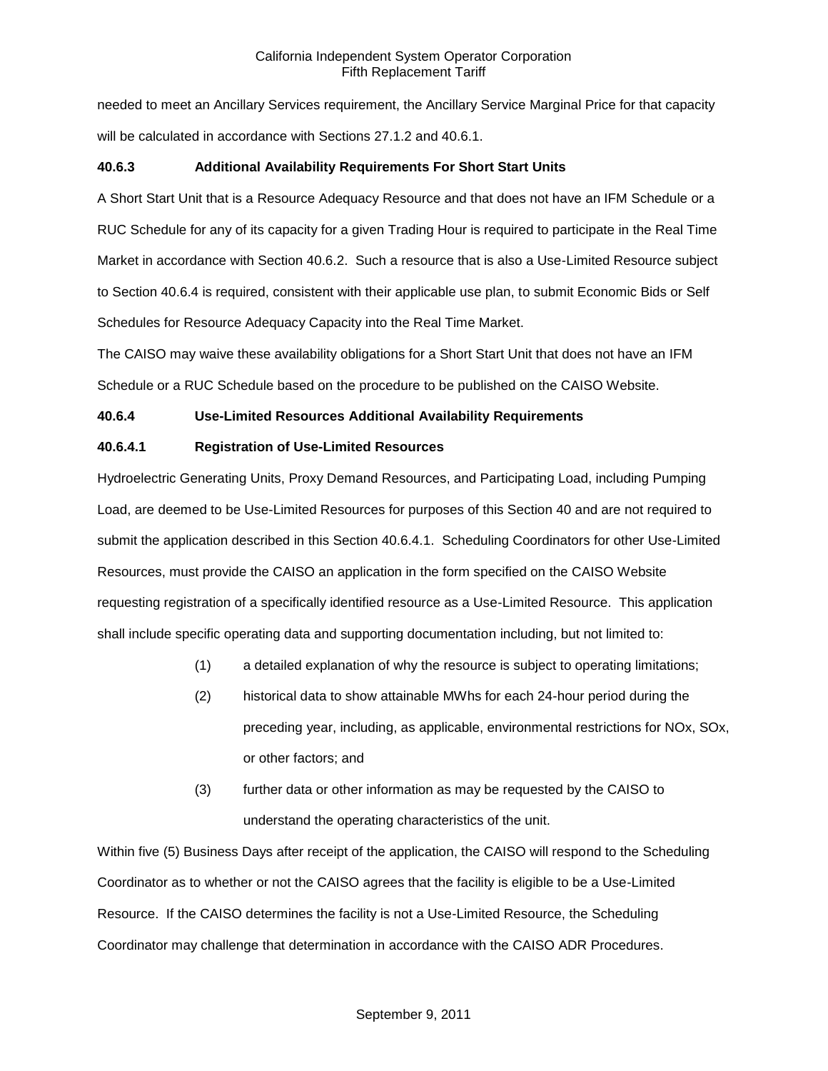needed to meet an Ancillary Services requirement, the Ancillary Service Marginal Price for that capacity will be calculated in accordance with Sections 27.1.2 and 40.6.1.

### 40.6.3 Additional Availability Requirements For Short Start Units

A Short Start Unit that is a Resource Adequacy Resource and that does not have an IFM Schedule or a RUC Schedule for any of its capacity for a given Trading Hour is required to participate in the Real Time Market in accordance with Section 40.6.2. Such a resource that is also a Use-Limited Resource subject to Section 40.6.4 is required, consistent with their applicable use plan, to submit Economic Bids or Self Schedules for Resource Adequacy Capacity into the Real Time Market.

The CAISO may waive these availability obligations for a Short Start Unit that does not have an IFM Schedule or a RUC Schedule based on the procedure to be published on the CAISO Website.

### 40.6.4 Use-Limited Resources Additional Availability Requirements

#### 40.6.4.1 Registration of Use-Limited Resources

Hydroelectric Generating Units, Proxy Demand Resources, and Participating Load, including Pumping Load, are deemed to be Use-Limited Resources for purposes of this Section 40 and are not required to submit the application described in this Section 40.6.4.1. Scheduling Coordinators for other Use-Limited Resources, must provide the CAISO an application in the form specified on the CAISO Website requesting registration of a specifically identified resource as a Use-Limited Resource. This application shall include specific operating data and supporting documentation including, but not limited to:

(1) a detailed explanation of why the resource is subject to operating limitations;

(2) historical data to show attainable MWhs for each 24-hour period during the preceding year, including, as applicable, environmental restrictions for NOx, SOx, or other factors; and

(3) further data or other information as may be requested by the CAISO to understand the operating characteristics of the unit.

Within five (5) Business Days after receipt of the application, the CAISO will respond to the Scheduling Coordinator as to whether or not the CAISO agrees that the facility is eligible to be a Use-Limited Resource. If the CAISO determines the facility is not a Use-Limited Resource, the Scheduling Coordinator may challenge that determination in accordance with the CAISO ADR Procedures.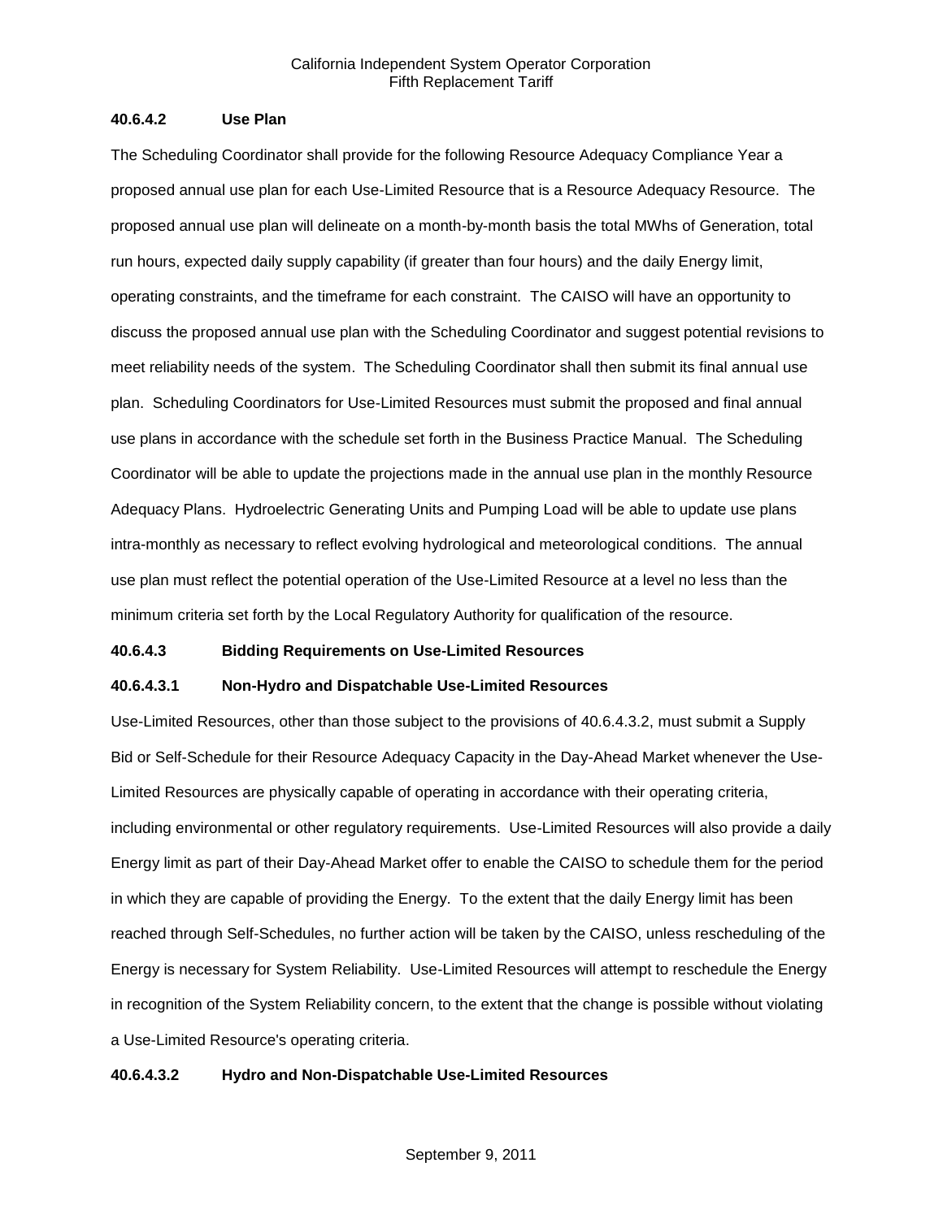#### 40.6.4.2 Use Plan

The Scheduling Coordinator shall provide for the following Resource Adequacy Compliance Year a proposed annual use plan for each Use-Limited Resource that is a Resource Adequacy Resource. The proposed annual use plan will delineate on a month-by-month basis the total MWhs of Generation, total run hours, expected daily supply capability (if greater than four hours) and the daily Energy limit, operating constraints, and the timeframe for each constraint. The CAISO will have an opportunity to discuss the proposed annual use plan with the Scheduling Coordinator and suggest potential revisions to meet reliability needs of the system. The Scheduling Coordinator shall then submit its final annual use plan. Scheduling Coordinators for Use-Limited Resources must submit the proposed and final annual use plans in accordance with the schedule set forth in the Business Practice Manual. The Scheduling Coordinator will be able to update the projections made in the annual use plan in the monthly Resource Adequacy Plans. Hydroelectric Generating Units and Pumping Load will be able to update use plans intra-monthly as necessary to reflect evolving hydrological and meteorological conditions. The annual use plan must reflect the potential operation of the Use-Limited Resource at a level no less than the minimum criteria set forth by the Local Regulatory Authority for qualification of the resource.

#### 40.6.4.3 Bidding Requirements on Use-Limited Resources

##### 40.6.4.3.1 Non-Hydro and Dispatchable Use-Limited Resources

Use-Limited Resources, other than those subject to the provisions of 40.6.4.3.2, must submit a Supply Bid or Self-Schedule for their Resource Adequacy Capacity in the Day-Ahead Market whenever the Use-Limited Resources are physically capable of operating in accordance with their operating criteria, including environmental or other regulatory requirements. Use-Limited Resources will also provide a daily Energy limit as part of their Day-Ahead Market offer to enable the CAISO to schedule them for the period in which they are capable of providing the Energy. To the extent that the daily Energy limit has been reached through Self-Schedules, no further action will be taken by the CAISO, unless rescheduling of the Energy is necessary for System Reliability. Use-Limited Resources will attempt to reschedule the Energy in recognition of the System Reliability concern, to the extent that the change is possible without violating a Use-Limited Resource's operating criteria.

##### 40.6.4.3.2 Hydro and Non-Dispatchable Use-Limited Resources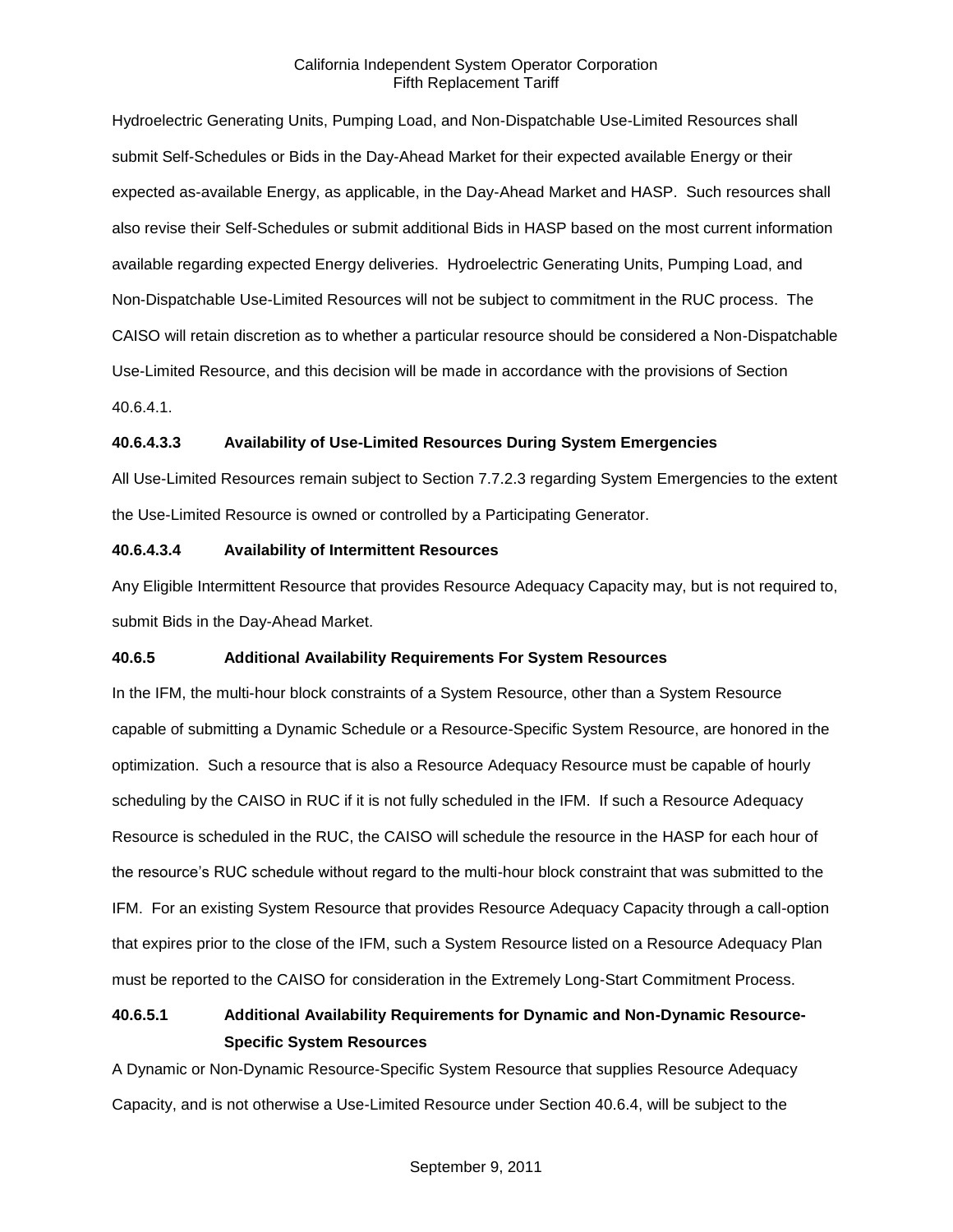Hydroelectric Generating Units, Pumping Load, and Non-Dispatchable Use-Limited Resources shall submit Self-Schedules or Bids in the Day-Ahead Market for their expected available Energy or their expected as-available Energy, as applicable, in the Day-Ahead Market and HASP. Such resources shall also revise their Self-Schedules or submit additional Bids in HASP based on the most current information available regarding expected Energy deliveries. Hydroelectric Generating Units, Pumping Load, and Non-Dispatchable Use-Limited Resources will not be subject to commitment in the RUC process. The CAISO will retain discretion as to whether a particular resource should be considered a Non-Dispatchable Use-Limited Resource, and this decision will be made in accordance with the provisions of Section 40.6.4.1.

**40.6.4.3.3 Availability of Use-Limited Resources During System Emergencies**

All Use-Limited Resources remain subject to Section 7.7.2.3 regarding System Emergencies to the extent the Use-Limited Resource is owned or controlled by a Participating Generator.

**40.6.4.3.4 Availability of Intermittent Resources**

Any Eligible Intermittent Resource that provides Resource Adequacy Capacity may, but is not required to, submit Bids in the Day-Ahead Market.

**40.6.5 Additional Availability Requirements For System Resources**

In the IFM, the multi-hour block constraints of a System Resource, other than a System Resource capable of submitting a Dynamic Schedule or a Resource-Specific System Resource, are honored in the optimization. Such a resource that is also a Resource Adequacy Resource must be capable of hourly scheduling by the CAISO in RUC if it is not fully scheduled in the IFM. If such a Resource Adequacy Resource is scheduled in the RUC, the CAISO will schedule the resource in the HASP for each hour of the resource's RUC schedule without regard to the multi-hour block constraint that was submitted to the IFM. For an existing System Resource that provides Resource Adequacy Capacity through a call-option that expires prior to the close of the IFM, such a System Resource listed on a Resource Adequacy Plan must be reported to the CAISO for consideration in the Extremely Long-Start Commitment Process.

**40.6.5.1 Additional Availability Requirements for Dynamic and Non-Dynamic Resource-Specific System Resources**

A Dynamic or Non-Dynamic Resource-Specific System Resource that supplies Resource Adequacy Capacity, and is not otherwise a Use-Limited Resource under Section 40.6.4, will be subject to the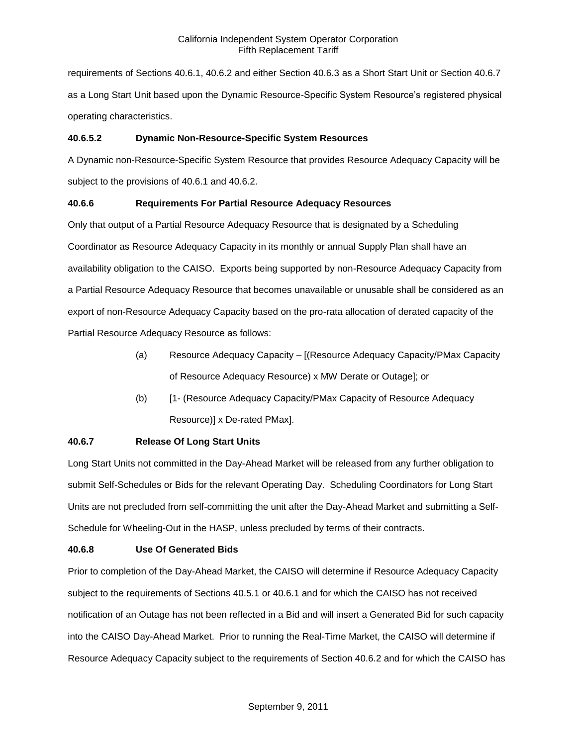requirements of Sections 40.6.1, 40.6.2 and either Section 40.6.3 as a Short Start Unit or Section 40.6.7 as a Long Start Unit based upon the Dynamic Resource-Specific System Resource's registered physical operating characteristics.

**40.6.5.2 Dynamic Non-Resource-Specific System Resources**

A Dynamic non-Resource-Specific System Resource that provides Resource Adequacy Capacity will be subject to the provisions of 40.6.1 and 40.6.2.

**40.6.6 Requirements For Partial Resource Adequacy Resources**

Only that output of a Partial Resource Adequacy Resource that is designated by a Scheduling Coordinator as Resource Adequacy Capacity in its monthly or annual Supply Plan shall have an availability obligation to the CAISO. Exports being supported by non-Resource Adequacy Capacity from a Partial Resource Adequacy Resource that becomes unavailable or unusable shall be considered as an export of non-Resource Adequacy Capacity based on the pro-rata allocation of derated capacity of the Partial Resource Adequacy Resource as follows:

(a) Resource Adequacy Capacity – [(Resource Adequacy Capacity/PMax Capacity of Resource Adequacy Resource) x MW Derate or Outage]; or

(b) [1- (Resource Adequacy Capacity/PMax Capacity of Resource Adequacy Resource)] x De-rated PMax].

**40.6.7 Release Of Long Start Units**

Long Start Units not committed in the Day-Ahead Market will be released from any further obligation to submit Self-Schedules or Bids for the relevant Operating Day. Scheduling Coordinators for Long Start Units are not precluded from self-committing the unit after the Day-Ahead Market and submitting a Self-Schedule for Wheeling-Out in the HASP, unless precluded by terms of their contracts.

**40.6.8 Use Of Generated Bids**

Prior to completion of the Day-Ahead Market, the CAISO will determine if Resource Adequacy Capacity subject to the requirements of Sections 40.5.1 or 40.6.1 and for which the CAISO has not received notification of an Outage has not been reflected in a Bid and will insert a Generated Bid for such capacity into the CAISO Day-Ahead Market. Prior to running the Real-Time Market, the CAISO will determine if Resource Adequacy Capacity subject to the requirements of Section 40.6.2 and for which the CAISO has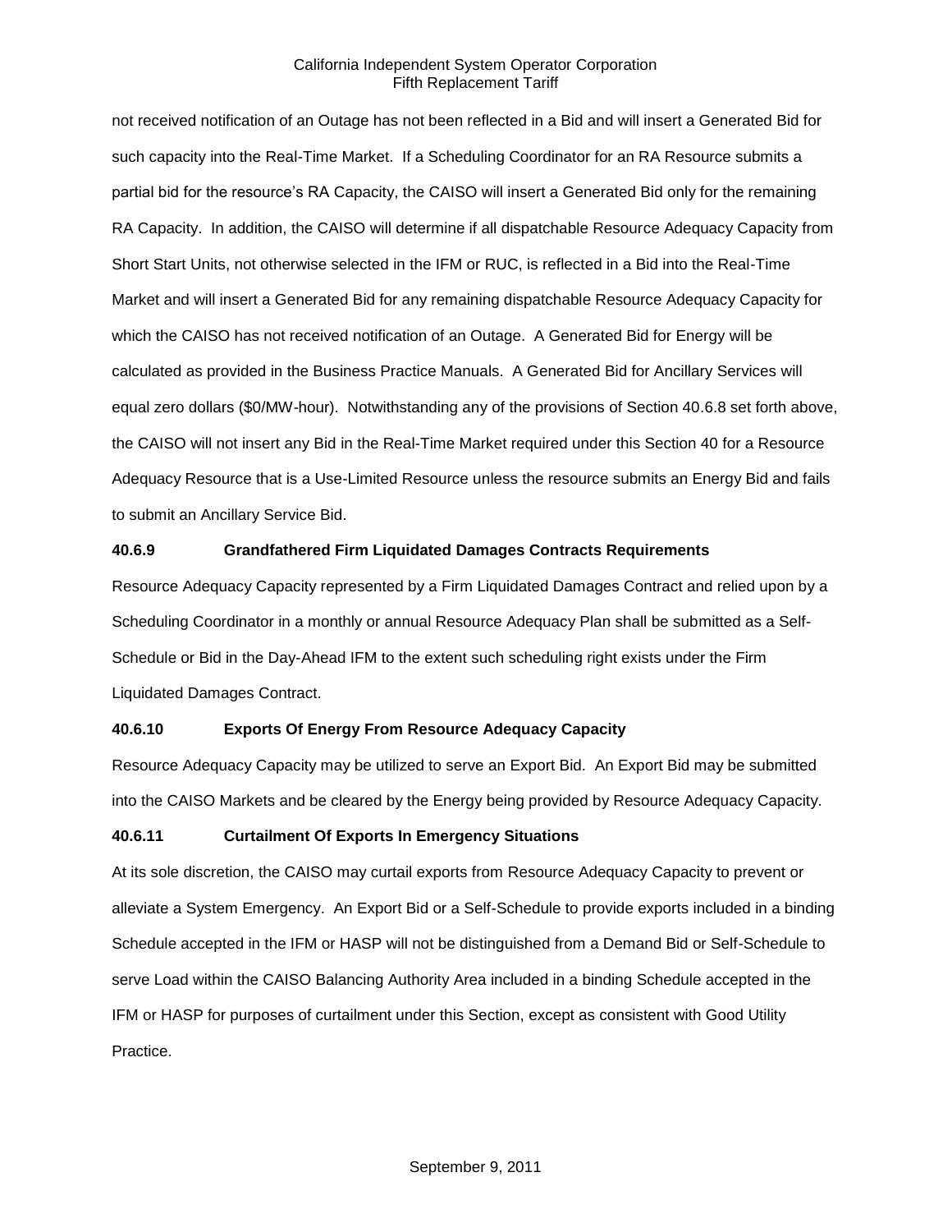not received notification of an Outage has not been reflected in a Bid and will insert a Generated Bid for such capacity into the Real-Time Market. If a Scheduling Coordinator for an RA Resource submits a partial bid for the resource's RA Capacity, the CAISO will insert a Generated Bid only for the remaining RA Capacity. In addition, the CAISO will determine if all dispatchable Resource Adequacy Capacity from Short Start Units, not otherwise selected in the IFM or RUC, is reflected in a Bid into the Real-Time Market and will insert a Generated Bid for any remaining dispatchable Resource Adequacy Capacity for which the CAISO has not received notification of an Outage. A Generated Bid for Energy will be calculated as provided in the Business Practice Manuals. A Generated Bid for Ancillary Services will equal zero dollars ($0/MW-hour). Notwithstanding any of the provisions of Section 40.6.8 set forth above, the CAISO will not insert any Bid in the Real-Time Market required under this Section 40 for a Resource Adequacy Resource that is a Use-Limited Resource unless the resource submits an Energy Bid and fails to submit an Ancillary Service Bid.

**40.6.9 Grandfathered Firm Liquidated Damages Contracts Requirements**

Resource Adequacy Capacity represented by a Firm Liquidated Damages Contract and relied upon by a Scheduling Coordinator in a monthly or annual Resource Adequacy Plan shall be submitted as a Self-Schedule or Bid in the Day-Ahead IFM to the extent such scheduling right exists under the Firm Liquidated Damages Contract.

**40.6.10 Exports Of Energy From Resource Adequacy Capacity**

Resource Adequacy Capacity may be utilized to serve an Export Bid. An Export Bid may be submitted into the CAISO Markets and be cleared by the Energy being provided by Resource Adequacy Capacity.

**40.6.11 Curtailment Of Exports In Emergency Situations**

At its sole discretion, the CAISO may curtail exports from Resource Adequacy Capacity to prevent or alleviate a System Emergency. An Export Bid or a Self-Schedule to provide exports included in a binding Schedule accepted in the IFM or HASP will not be distinguished from a Demand Bid or Self-Schedule to serve Load within the CAISO Balancing Authority Area included in a binding Schedule accepted in the IFM or HASP for purposes of curtailment under this Section, except as consistent with Good Utility Practice.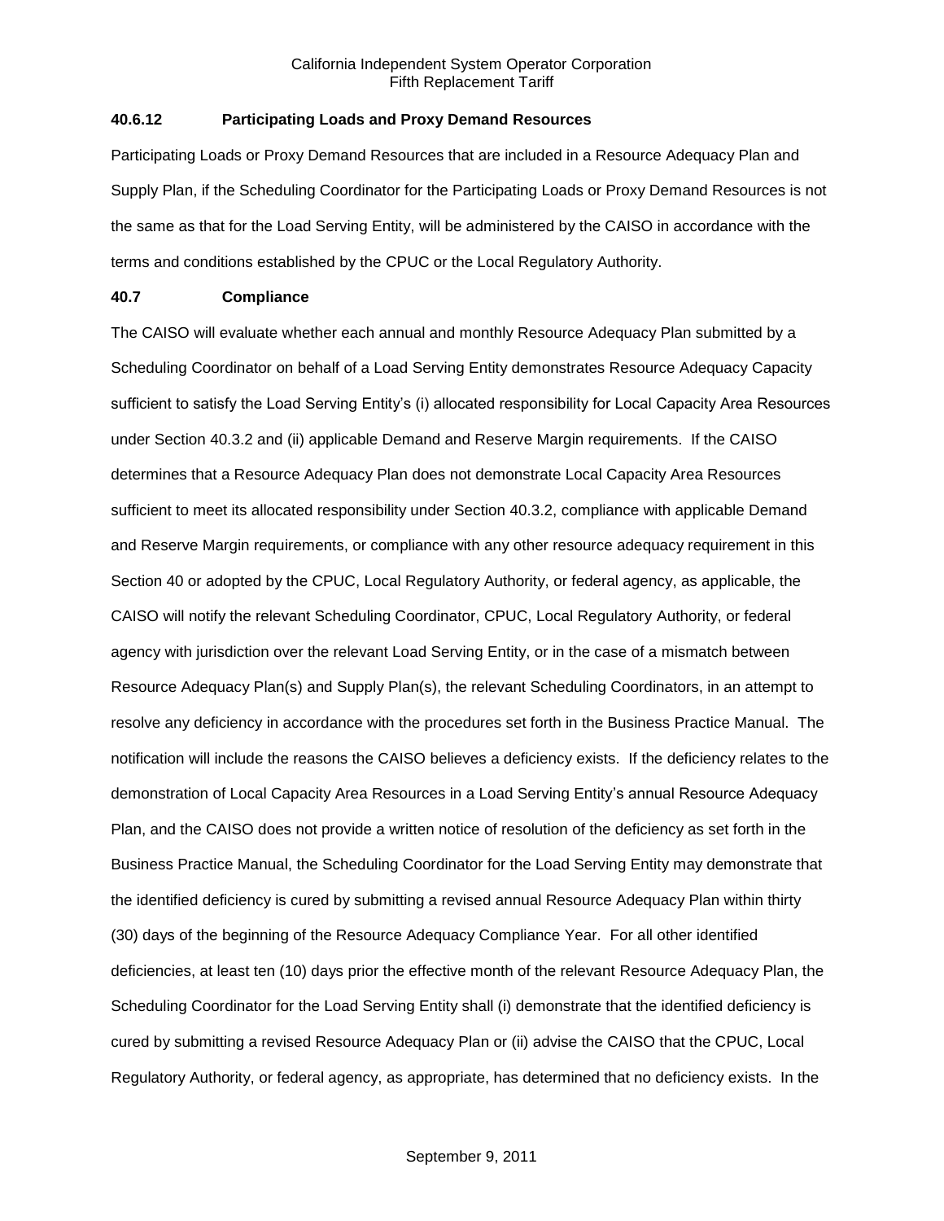**40.6.12 Participating Loads and Proxy Demand Resources**

Participating Loads or Proxy Demand Resources that are included in a Resource Adequacy Plan and Supply Plan, if the Scheduling Coordinator for the Participating Loads or Proxy Demand Resources is not the same as that for the Load Serving Entity, will be administered by the CAISO in accordance with the terms and conditions established by the CPUC or the Local Regulatory Authority.

**40.7 Compliance**

The CAISO will evaluate whether each annual and monthly Resource Adequacy Plan submitted by a Scheduling Coordinator on behalf of a Load Serving Entity demonstrates Resource Adequacy Capacity sufficient to satisfy the Load Serving Entity's (i) allocated responsibility for Local Capacity Area Resources under Section 40.3.2 and (ii) applicable Demand and Reserve Margin requirements. If the CAISO determines that a Resource Adequacy Plan does not demonstrate Local Capacity Area Resources sufficient to meet its allocated responsibility under Section 40.3.2, compliance with applicable Demand and Reserve Margin requirements, or compliance with any other resource adequacy requirement in this Section 40 or adopted by the CPUC, Local Regulatory Authority, or federal agency, as applicable, the CAISO will notify the relevant Scheduling Coordinator, CPUC, Local Regulatory Authority, or federal agency with jurisdiction over the relevant Load Serving Entity, or in the case of a mismatch between Resource Adequacy Plan(s) and Supply Plan(s), the relevant Scheduling Coordinators, in an attempt to resolve any deficiency in accordance with the procedures set forth in the Business Practice Manual. The notification will include the reasons the CAISO believes a deficiency exists. If the deficiency relates to the demonstration of Local Capacity Area Resources in a Load Serving Entity's annual Resource Adequacy Plan, and the CAISO does not provide a written notice of resolution of the deficiency as set forth in the Business Practice Manual, the Scheduling Coordinator for the Load Serving Entity may demonstrate that the identified deficiency is cured by submitting a revised annual Resource Adequacy Plan within thirty (30) days of the beginning of the Resource Adequacy Compliance Year. For all other identified deficiencies, at least ten (10) days prior the effective month of the relevant Resource Adequacy Plan, the Scheduling Coordinator for the Load Serving Entity shall (i) demonstrate that the identified deficiency is cured by submitting a revised Resource Adequacy Plan or (ii) advise the CAISO that the CPUC, Local Regulatory Authority, or federal agency, as appropriate, has determined that no deficiency exists. In the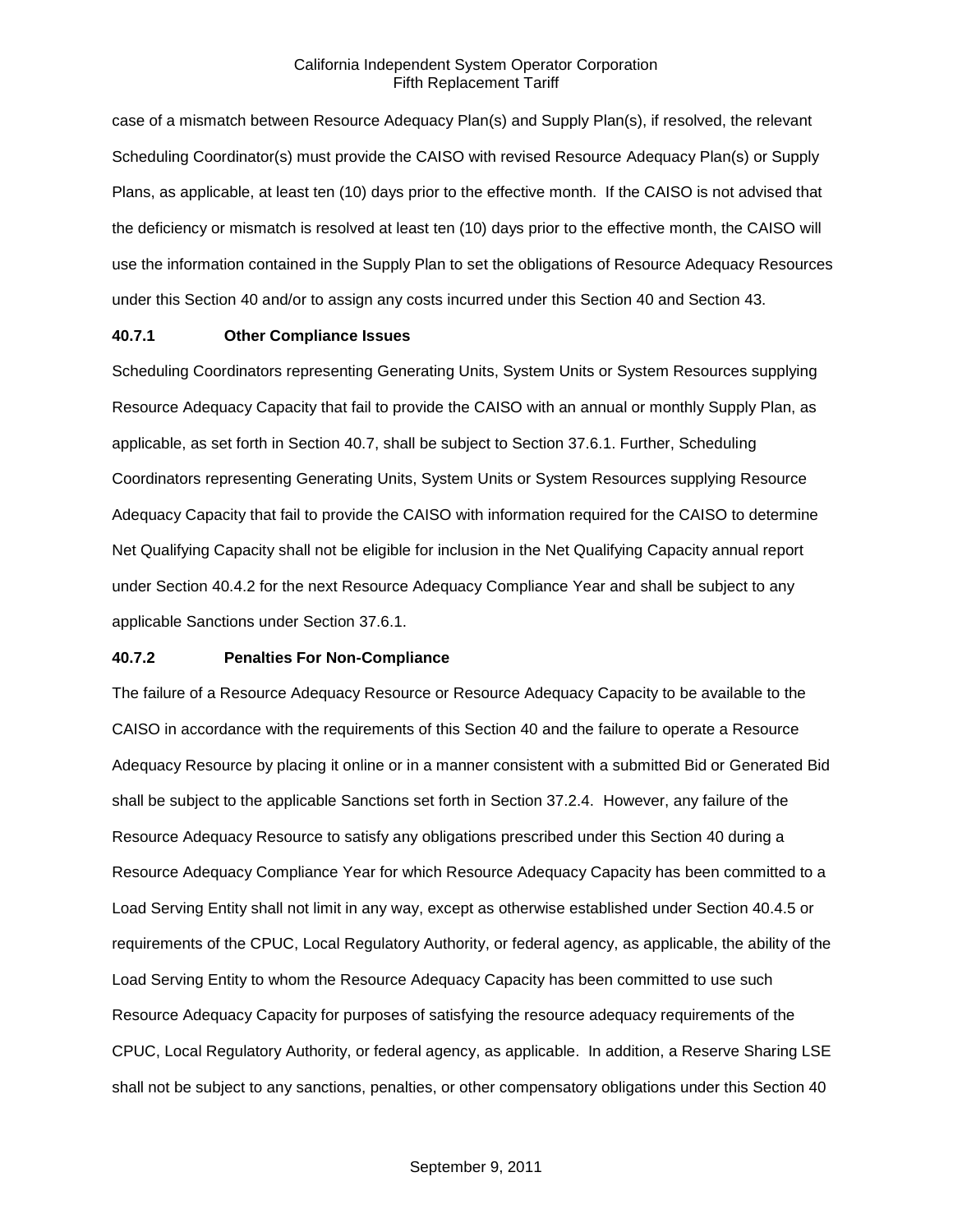case of a mismatch between Resource Adequacy Plan(s) and Supply Plan(s), if resolved, the relevant Scheduling Coordinator(s) must provide the CAISO with revised Resource Adequacy Plan(s) or Supply Plans, as applicable, at least ten (10) days prior to the effective month. If the CAISO is not advised that the deficiency or mismatch is resolved at least ten (10) days prior to the effective month, the CAISO will use the information contained in the Supply Plan to set the obligations of Resource Adequacy Resources under this Section 40 and/or to assign any costs incurred under this Section 40 and Section 43.

### 40.7.1 Other Compliance Issues

Scheduling Coordinators representing Generating Units, System Units or System Resources supplying Resource Adequacy Capacity that fail to provide the CAISO with an annual or monthly Supply Plan, as applicable, as set forth in Section 40.7, shall be subject to Section 37.6.1. Further, Scheduling Coordinators representing Generating Units, System Units or System Resources supplying Resource Adequacy Capacity that fail to provide the CAISO with information required for the CAISO to determine Net Qualifying Capacity shall not be eligible for inclusion in the Net Qualifying Capacity annual report under Section 40.4.2 for the next Resource Adequacy Compliance Year and shall be subject to any applicable Sanctions under Section 37.6.1.

### 40.7.2 Penalties For Non-Compliance

The failure of a Resource Adequacy Resource or Resource Adequacy Capacity to be available to the CAISO in accordance with the requirements of this Section 40 and the failure to operate a Resource Adequacy Resource by placing it online or in a manner consistent with a submitted Bid or Generated Bid shall be subject to the applicable Sanctions set forth in Section 37.2.4. However, any failure of the Resource Adequacy Resource to satisfy any obligations prescribed under this Section 40 during a Resource Adequacy Compliance Year for which Resource Adequacy Capacity has been committed to a Load Serving Entity shall not limit in any way, except as otherwise established under Section 40.4.5 or requirements of the CPUC, Local Regulatory Authority, or federal agency, as applicable, the ability of the Load Serving Entity to whom the Resource Adequacy Capacity has been committed to use such Resource Adequacy Capacity for purposes of satisfying the resource adequacy requirements of the CPUC, Local Regulatory Authority, or federal agency, as applicable. In addition, a Reserve Sharing LSE shall not be subject to any sanctions, penalties, or other compensatory obligations under this Section 40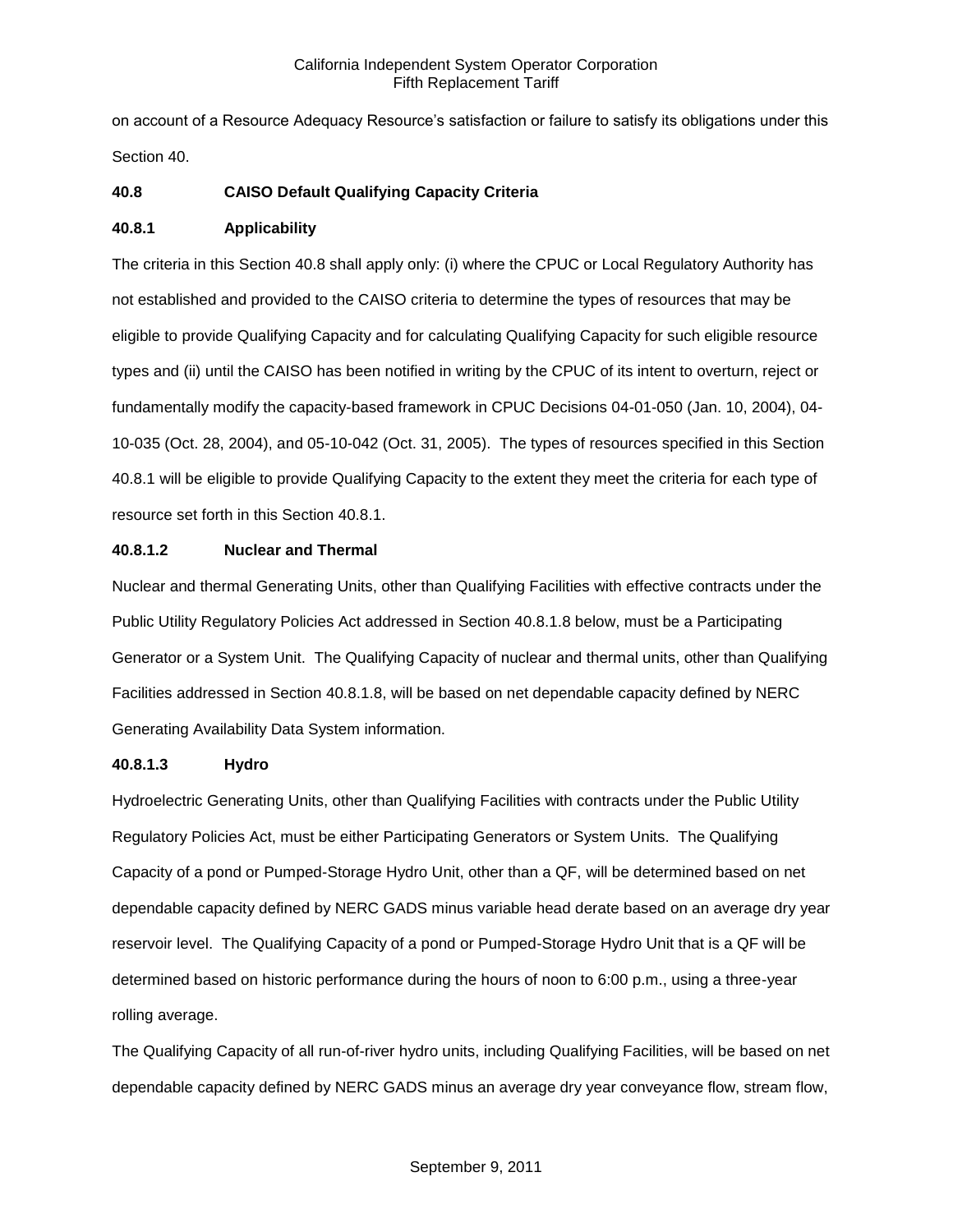on account of a Resource Adequacy Resource's satisfaction or failure to satisfy its obligations under this Section 40.

### 40.8 CAISO Default Qualifying Capacity Criteria

### 40.8.1 Applicability

The criteria in this Section 40.8 shall apply only: (i) where the CPUC or Local Regulatory Authority has not established and provided to the CAISO criteria to determine the types of resources that may be eligible to provide Qualifying Capacity and for calculating Qualifying Capacity for such eligible resource types and (ii) until the CAISO has been notified in writing by the CPUC of its intent to overturn, reject or fundamentally modify the capacity-based framework in CPUC Decisions 04-01-050 (Jan. 10, 2004), 04-10-035 (Oct. 28, 2004), and 05-10-042 (Oct. 31, 2005). The types of resources specified in this Section 40.8.1 will be eligible to provide Qualifying Capacity to the extent they meet the criteria for each type of resource set forth in this Section 40.8.1.

### 40.8.1.2 Nuclear and Thermal

Nuclear and thermal Generating Units, other than Qualifying Facilities with effective contracts under the Public Utility Regulatory Policies Act addressed in Section 40.8.1.8 below, must be a Participating Generator or a System Unit. The Qualifying Capacity of nuclear and thermal units, other than Qualifying Facilities addressed in Section 40.8.1.8, will be based on net dependable capacity defined by NERC Generating Availability Data System information.

### 40.8.1.3 Hydro

Hydroelectric Generating Units, other than Qualifying Facilities with contracts under the Public Utility Regulatory Policies Act, must be either Participating Generators or System Units. The Qualifying Capacity of a pond or Pumped-Storage Hydro Unit, other than a QF, will be determined based on net dependable capacity defined by NERC GADS minus variable head derate based on an average dry year reservoir level. The Qualifying Capacity of a pond or Pumped-Storage Hydro Unit that is a QF will be determined based on historic performance during the hours of noon to 6:00 p.m., using a three-year rolling average.

The Qualifying Capacity of all run-of-river hydro units, including Qualifying Facilities, will be based on net dependable capacity defined by NERC GADS minus an average dry year conveyance flow, stream flow,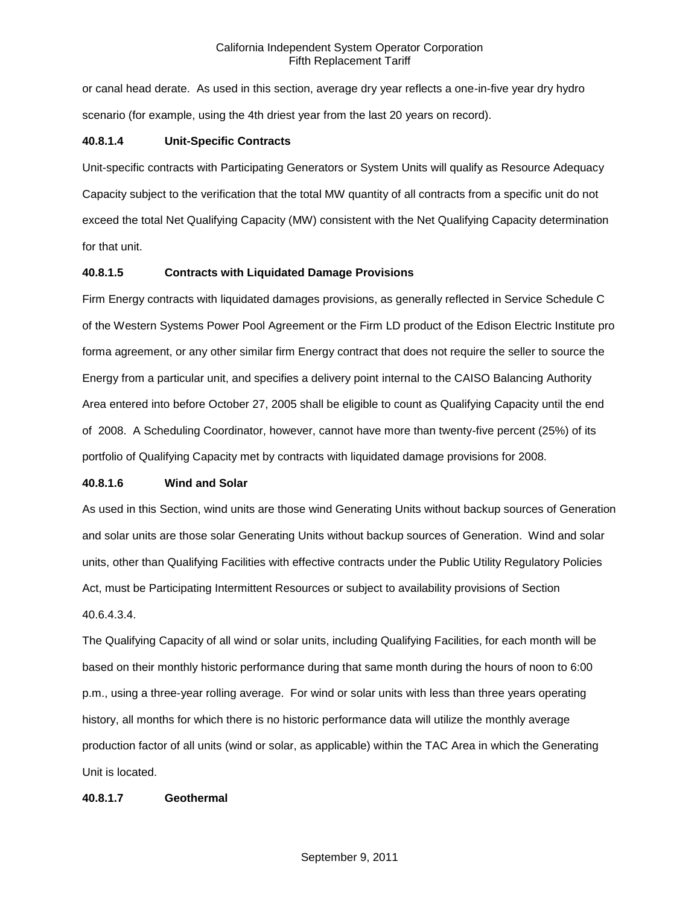or canal head derate. As used in this section, average dry year reflects a one-in-five year dry hydro scenario (for example, using the 4th driest year from the last 20 years on record).

#### 40.8.1.4 Unit-Specific Contracts

Unit-specific contracts with Participating Generators or System Units will qualify as Resource Adequacy Capacity subject to the verification that the total MW quantity of all contracts from a specific unit do not exceed the total Net Qualifying Capacity (MW) consistent with the Net Qualifying Capacity determination for that unit.

#### 40.8.1.5 Contracts with Liquidated Damage Provisions

Firm Energy contracts with liquidated damages provisions, as generally reflected in Service Schedule C of the Western Systems Power Pool Agreement or the Firm LD product of the Edison Electric Institute pro forma agreement, or any other similar firm Energy contract that does not require the seller to source the Energy from a particular unit, and specifies a delivery point internal to the CAISO Balancing Authority Area entered into before October 27, 2005 shall be eligible to count as Qualifying Capacity until the end of 2008. A Scheduling Coordinator, however, cannot have more than twenty-five percent (25%) of its portfolio of Qualifying Capacity met by contracts with liquidated damage provisions for 2008.

#### 40.8.1.6 Wind and Solar

As used in this Section, wind units are those wind Generating Units without backup sources of Generation and solar units are those solar Generating Units without backup sources of Generation. Wind and solar units, other than Qualifying Facilities with effective contracts under the Public Utility Regulatory Policies Act, must be Participating Intermittent Resources or subject to availability provisions of Section 40.6.4.3.4.

The Qualifying Capacity of all wind or solar units, including Qualifying Facilities, for each month will be based on their monthly historic performance during that same month during the hours of noon to 6:00 p.m., using a three-year rolling average. For wind or solar units with less than three years operating history, all months for which there is no historic performance data will utilize the monthly average production factor of all units (wind or solar, as applicable) within the TAC Area in which the Generating Unit is located.

#### 40.8.1.7 Geothermal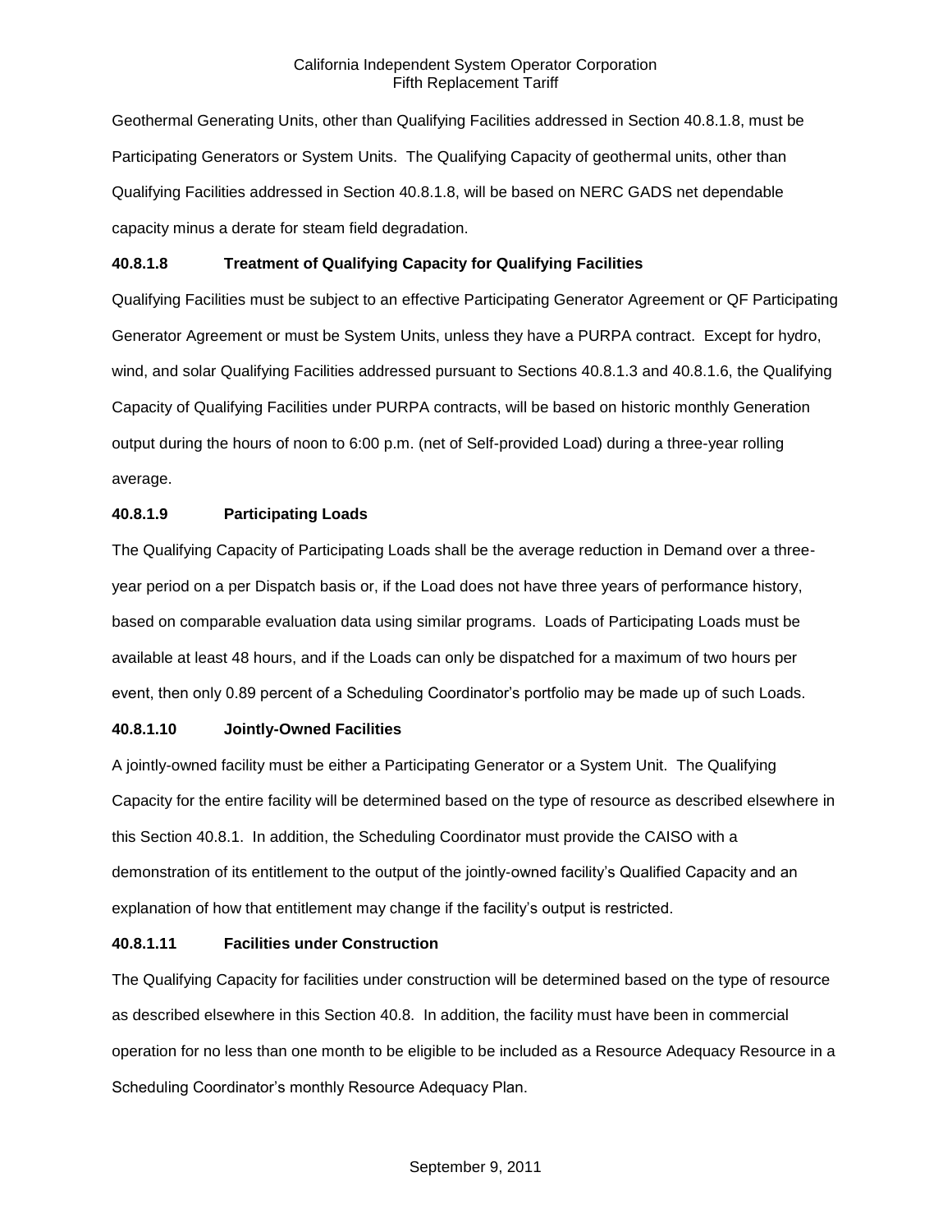Geothermal Generating Units, other than Qualifying Facilities addressed in Section 40.8.1.8, must be Participating Generators or System Units. The Qualifying Capacity of geothermal units, other than Qualifying Facilities addressed in Section 40.8.1.8, will be based on NERC GADS net dependable capacity minus a derate for steam field degradation.

**40.8.1.8 Treatment of Qualifying Capacity for Qualifying Facilities**

Qualifying Facilities must be subject to an effective Participating Generator Agreement or QF Participating Generator Agreement or must be System Units, unless they have a PURPA contract. Except for hydro, wind, and solar Qualifying Facilities addressed pursuant to Sections 40.8.1.3 and 40.8.1.6, the Qualifying Capacity of Qualifying Facilities under PURPA contracts, will be based on historic monthly Generation output during the hours of noon to 6:00 p.m. (net of Self-provided Load) during a three-year rolling average.

**40.8.1.9 Participating Loads**

The Qualifying Capacity of Participating Loads shall be the average reduction in Demand over a three-year period on a per Dispatch basis or, if the Load does not have three years of performance history, based on comparable evaluation data using similar programs. Loads of Participating Loads must be available at least 48 hours, and if the Loads can only be dispatched for a maximum of two hours per event, then only 0.89 percent of a Scheduling Coordinator's portfolio may be made up of such Loads.

**40.8.1.10 Jointly-Owned Facilities**

A jointly-owned facility must be either a Participating Generator or a System Unit. The Qualifying Capacity for the entire facility will be determined based on the type of resource as described elsewhere in this Section 40.8.1. In addition, the Scheduling Coordinator must provide the CAISO with a demonstration of its entitlement to the output of the jointly-owned facility's Qualified Capacity and an explanation of how that entitlement may change if the facility's output is restricted.

**40.8.1.11 Facilities under Construction**

The Qualifying Capacity for facilities under construction will be determined based on the type of resource as described elsewhere in this Section 40.8. In addition, the facility must have been in commercial operation for no less than one month to be eligible to be included as a Resource Adequacy Resource in a Scheduling Coordinator's monthly Resource Adequacy Plan.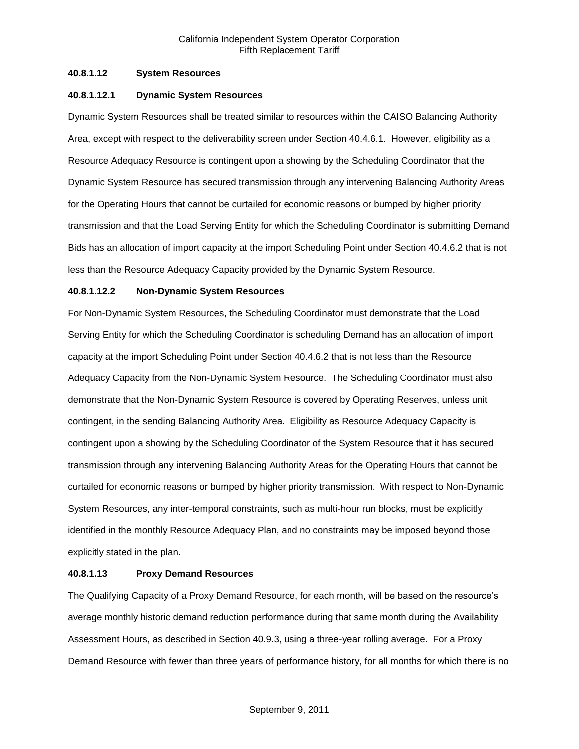**40.8.1.12 System Resources**

**40.8.1.12.1 Dynamic System Resources**

Dynamic System Resources shall be treated similar to resources within the CAISO Balancing Authority Area, except with respect to the deliverability screen under Section 40.4.6.1. However, eligibility as a Resource Adequacy Resource is contingent upon a showing by the Scheduling Coordinator that the Dynamic System Resource has secured transmission through any intervening Balancing Authority Areas for the Operating Hours that cannot be curtailed for economic reasons or bumped by higher priority transmission and that the Load Serving Entity for which the Scheduling Coordinator is submitting Demand Bids has an allocation of import capacity at the import Scheduling Point under Section 40.4.6.2 that is not less than the Resource Adequacy Capacity provided by the Dynamic System Resource.

**40.8.1.12.2 Non-Dynamic System Resources**

For Non-Dynamic System Resources, the Scheduling Coordinator must demonstrate that the Load Serving Entity for which the Scheduling Coordinator is scheduling Demand has an allocation of import capacity at the import Scheduling Point under Section 40.4.6.2 that is not less than the Resource Adequacy Capacity from the Non-Dynamic System Resource. The Scheduling Coordinator must also demonstrate that the Non-Dynamic System Resource is covered by Operating Reserves, unless unit contingent, in the sending Balancing Authority Area. Eligibility as Resource Adequacy Capacity is contingent upon a showing by the Scheduling Coordinator of the System Resource that it has secured transmission through any intervening Balancing Authority Areas for the Operating Hours that cannot be curtailed for economic reasons or bumped by higher priority transmission. With respect to Non-Dynamic System Resources, any inter-temporal constraints, such as multi-hour run blocks, must be explicitly identified in the monthly Resource Adequacy Plan, and no constraints may be imposed beyond those explicitly stated in the plan.

**40.8.1.13 Proxy Demand Resources**

The Qualifying Capacity of a Proxy Demand Resource, for each month, will be based on the resource's average monthly historic demand reduction performance during that same month during the Availability Assessment Hours, as described in Section 40.9.3, using a three-year rolling average. For a Proxy Demand Resource with fewer than three years of performance history, for all months for which there is no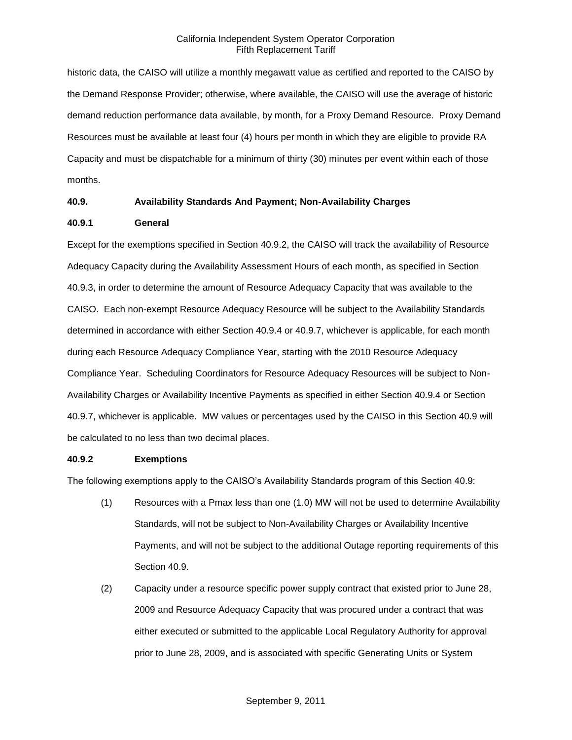historic data, the CAISO will utilize a monthly megawatt value as certified and reported to the CAISO by the Demand Response Provider; otherwise, where available, the CAISO will use the average of historic demand reduction performance data available, by month, for a Proxy Demand Resource. Proxy Demand Resources must be available at least four (4) hours per month in which they are eligible to provide RA Capacity and must be dispatchable for a minimum of thirty (30) minutes per event within each of those months.

### 40.9. Availability Standards And Payment; Non-Availability Charges

#### 40.9.1 General

Except for the exemptions specified in Section 40.9.2, the CAISO will track the availability of Resource Adequacy Capacity during the Availability Assessment Hours of each month, as specified in Section 40.9.3, in order to determine the amount of Resource Adequacy Capacity that was available to the CAISO. Each non-exempt Resource Adequacy Resource will be subject to the Availability Standards determined in accordance with either Section 40.9.4 or 40.9.7, whichever is applicable, for each month during each Resource Adequacy Compliance Year, starting with the 2010 Resource Adequacy Compliance Year. Scheduling Coordinators for Resource Adequacy Resources will be subject to Non-Availability Charges or Availability Incentive Payments as specified in either Section 40.9.4 or Section 40.9.7, whichever is applicable. MW values or percentages used by the CAISO in this Section 40.9 will be calculated to no less than two decimal places.

#### 40.9.2 Exemptions

The following exemptions apply to the CAISO's Availability Standards program of this Section 40.9:

(1) Resources with a Pmax less than one (1.0) MW will not be used to determine Availability Standards, will not be subject to Non-Availability Charges or Availability Incentive Payments, and will not be subject to the additional Outage reporting requirements of this Section 40.9.

(2) Capacity under a resource specific power supply contract that existed prior to June 28, 2009 and Resource Adequacy Capacity that was procured under a contract that was either executed or submitted to the applicable Local Regulatory Authority for approval prior to June 28, 2009, and is associated with specific Generating Units or System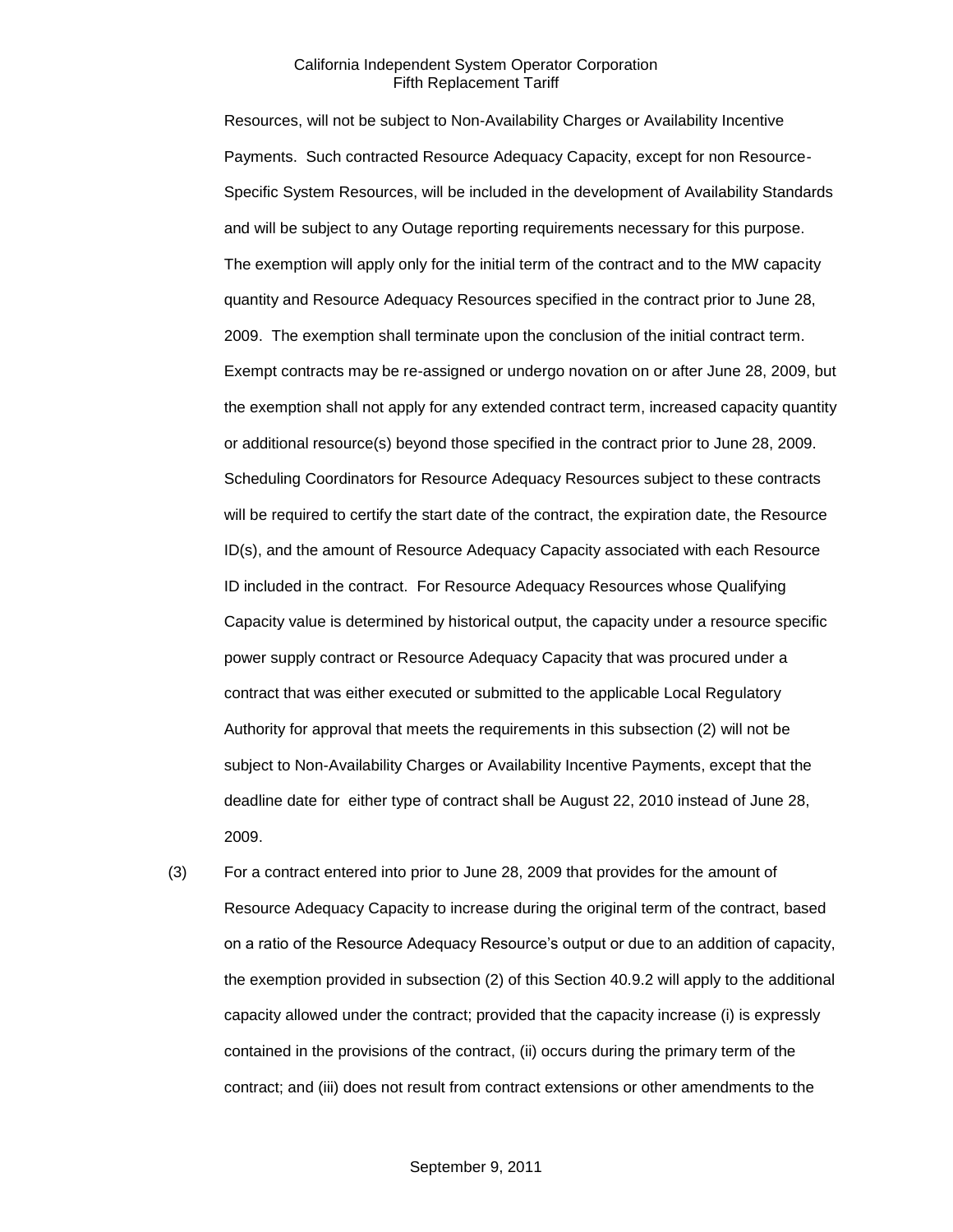Resources, will not be subject to Non-Availability Charges or Availability Incentive Payments. Such contracted Resource Adequacy Capacity, except for non Resource-Specific System Resources, will be included in the development of Availability Standards and will be subject to any Outage reporting requirements necessary for this purpose. The exemption will apply only for the initial term of the contract and to the MW capacity quantity and Resource Adequacy Resources specified in the contract prior to June 28, 2009. The exemption shall terminate upon the conclusion of the initial contract term. Exempt contracts may be re-assigned or undergo novation on or after June 28, 2009, but the exemption shall not apply for any extended contract term, increased capacity quantity or additional resource(s) beyond those specified in the contract prior to June 28, 2009. Scheduling Coordinators for Resource Adequacy Resources subject to these contracts will be required to certify the start date of the contract, the expiration date, the Resource ID(s), and the amount of Resource Adequacy Capacity associated with each Resource ID included in the contract. For Resource Adequacy Resources whose Qualifying Capacity value is determined by historical output, the capacity under a resource specific power supply contract or Resource Adequacy Capacity that was procured under a contract that was either executed or submitted to the applicable Local Regulatory Authority for approval that meets the requirements in this subsection (2) will not be subject to Non-Availability Charges or Availability Incentive Payments, except that the deadline date for either type of contract shall be August 22, 2010 instead of June 28, 2009.

(3) For a contract entered into prior to June 28, 2009 that provides for the amount of Resource Adequacy Capacity to increase during the original term of the contract, based on a ratio of the Resource Adequacy Resource's output or due to an addition of capacity, the exemption provided in subsection (2) of this Section 40.9.2 will apply to the additional capacity allowed under the contract; provided that the capacity increase (i) is expressly contained in the provisions of the contract, (ii) occurs during the primary term of the contract; and (iii) does not result from contract extensions or other amendments to the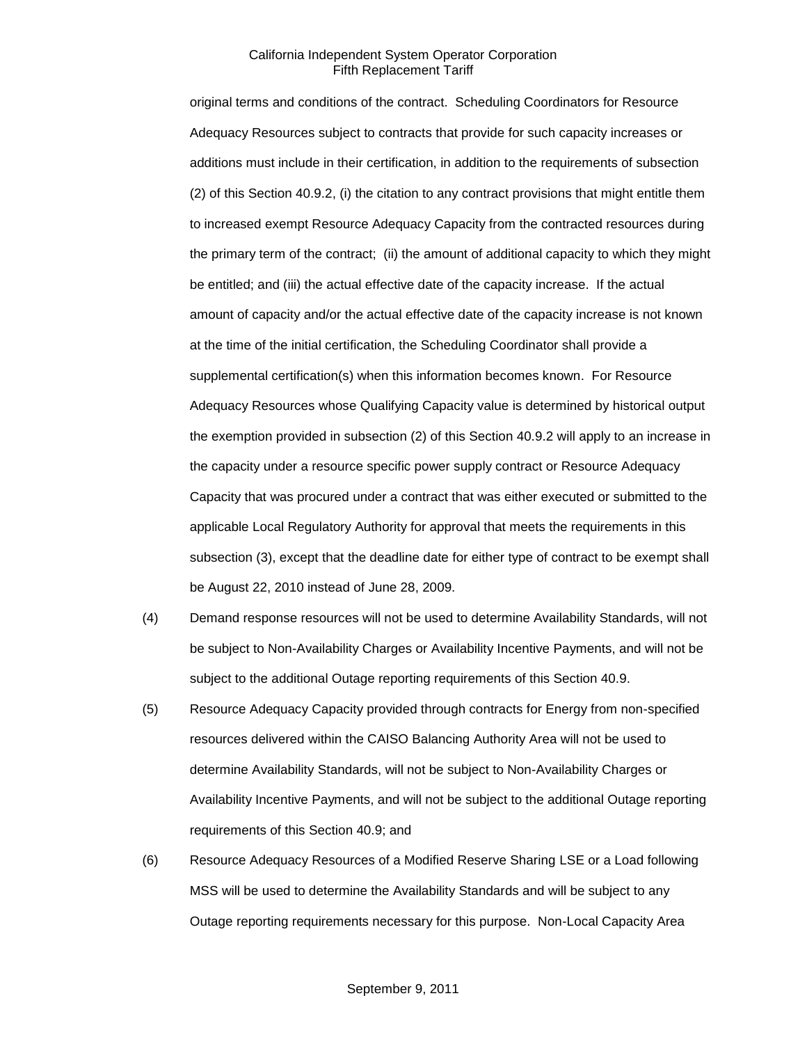original terms and conditions of the contract. Scheduling Coordinators for Resource Adequacy Resources subject to contracts that provide for such capacity increases or additions must include in their certification, in addition to the requirements of subsection (2) of this Section 40.9.2, (i) the citation to any contract provisions that might entitle them to increased exempt Resource Adequacy Capacity from the contracted resources during the primary term of the contract; (ii) the amount of additional capacity to which they might be entitled; and (iii) the actual effective date of the capacity increase. If the actual amount of capacity and/or the actual effective date of the capacity increase is not known at the time of the initial certification, the Scheduling Coordinator shall provide a supplemental certification(s) when this information becomes known. For Resource Adequacy Resources whose Qualifying Capacity value is determined by historical output the exemption provided in subsection (2) of this Section 40.9.2 will apply to an increase in the capacity under a resource specific power supply contract or Resource Adequacy Capacity that was procured under a contract that was either executed or submitted to the applicable Local Regulatory Authority for approval that meets the requirements in this subsection (3), except that the deadline date for either type of contract to be exempt shall be August 22, 2010 instead of June 28, 2009.

(4) Demand response resources will not be used to determine Availability Standards, will not be subject to Non-Availability Charges or Availability Incentive Payments, and will not be subject to the additional Outage reporting requirements of this Section 40.9.

(5) Resource Adequacy Capacity provided through contracts for Energy from non-specified resources delivered within the CAISO Balancing Authority Area will not be used to determine Availability Standards, will not be subject to Non-Availability Charges or Availability Incentive Payments, and will not be subject to the additional Outage reporting requirements of this Section 40.9; and

(6) Resource Adequacy Resources of a Modified Reserve Sharing LSE or a Load following MSS will be used to determine the Availability Standards and will be subject to any Outage reporting requirements necessary for this purpose. Non-Local Capacity Area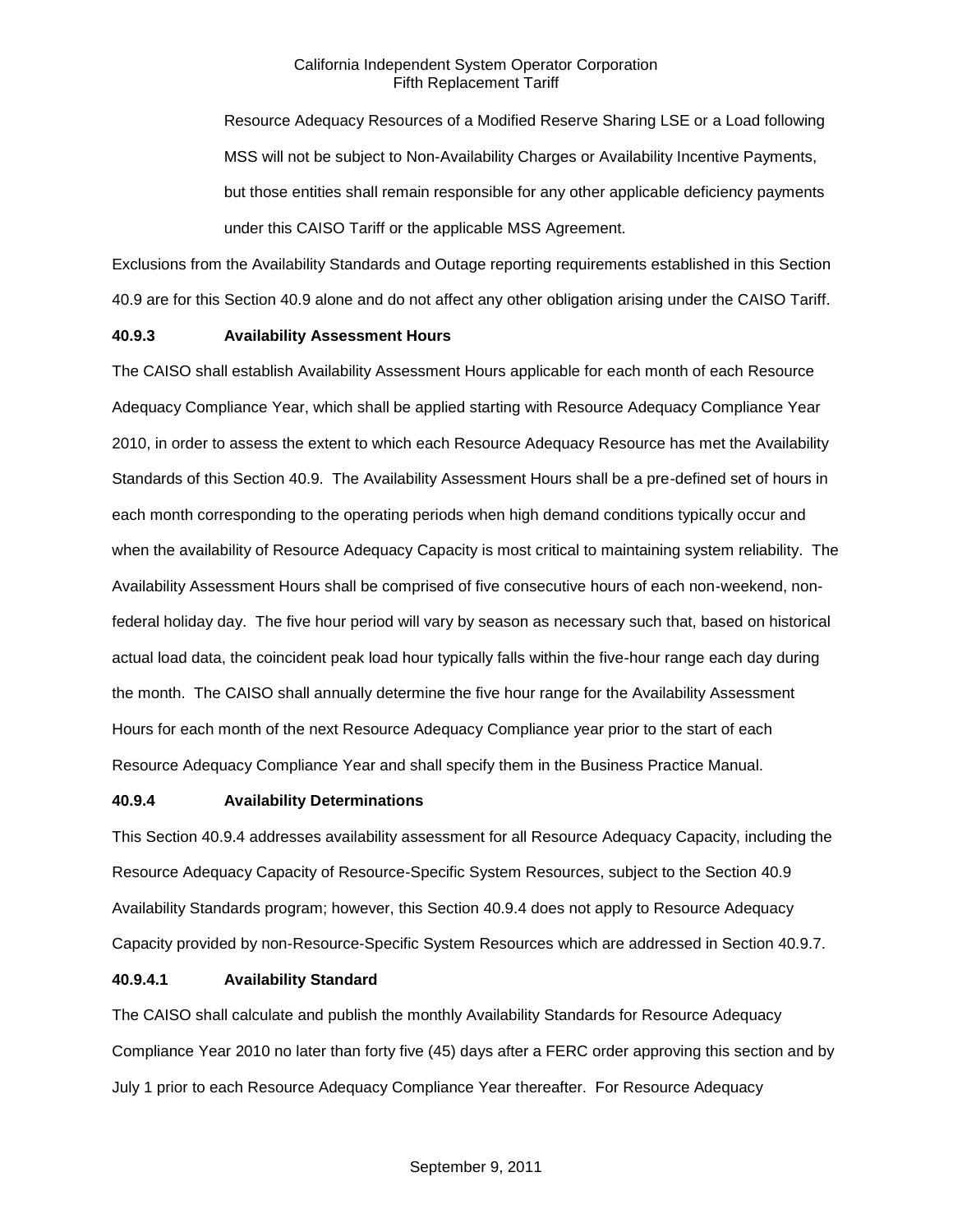Resource Adequacy Resources of a Modified Reserve Sharing LSE or a Load following MSS will not be subject to Non-Availability Charges or Availability Incentive Payments, but those entities shall remain responsible for any other applicable deficiency payments under this CAISO Tariff or the applicable MSS Agreement.

Exclusions from the Availability Standards and Outage reporting requirements established in this Section 40.9 are for this Section 40.9 alone and do not affect any other obligation arising under the CAISO Tariff.

### 40.9.3 Availability Assessment Hours

The CAISO shall establish Availability Assessment Hours applicable for each month of each Resource Adequacy Compliance Year, which shall be applied starting with Resource Adequacy Compliance Year 2010, in order to assess the extent to which each Resource Adequacy Resource has met the Availability Standards of this Section 40.9. The Availability Assessment Hours shall be a pre-defined set of hours in each month corresponding to the operating periods when high demand conditions typically occur and when the availability of Resource Adequacy Capacity is most critical to maintaining system reliability. The Availability Assessment Hours shall be comprised of five consecutive hours of each non-weekend, non-federal holiday day. The five hour period will vary by season as necessary such that, based on historical actual load data, the coincident peak load hour typically falls within the five-hour range each day during the month. The CAISO shall annually determine the five hour range for the Availability Assessment Hours for each month of the next Resource Adequacy Compliance year prior to the start of each Resource Adequacy Compliance Year and shall specify them in the Business Practice Manual.

### 40.9.4 Availability Determinations

This Section 40.9.4 addresses availability assessment for all Resource Adequacy Capacity, including the Resource Adequacy Capacity of Resource-Specific System Resources, subject to the Section 40.9 Availability Standards program; however, this Section 40.9.4 does not apply to Resource Adequacy Capacity provided by non-Resource-Specific System Resources which are addressed in Section 40.9.7.

### 40.9.4.1 Availability Standard

The CAISO shall calculate and publish the monthly Availability Standards for Resource Adequacy Compliance Year 2010 no later than forty five (45) days after a FERC order approving this section and by July 1 prior to each Resource Adequacy Compliance Year thereafter. For Resource Adequacy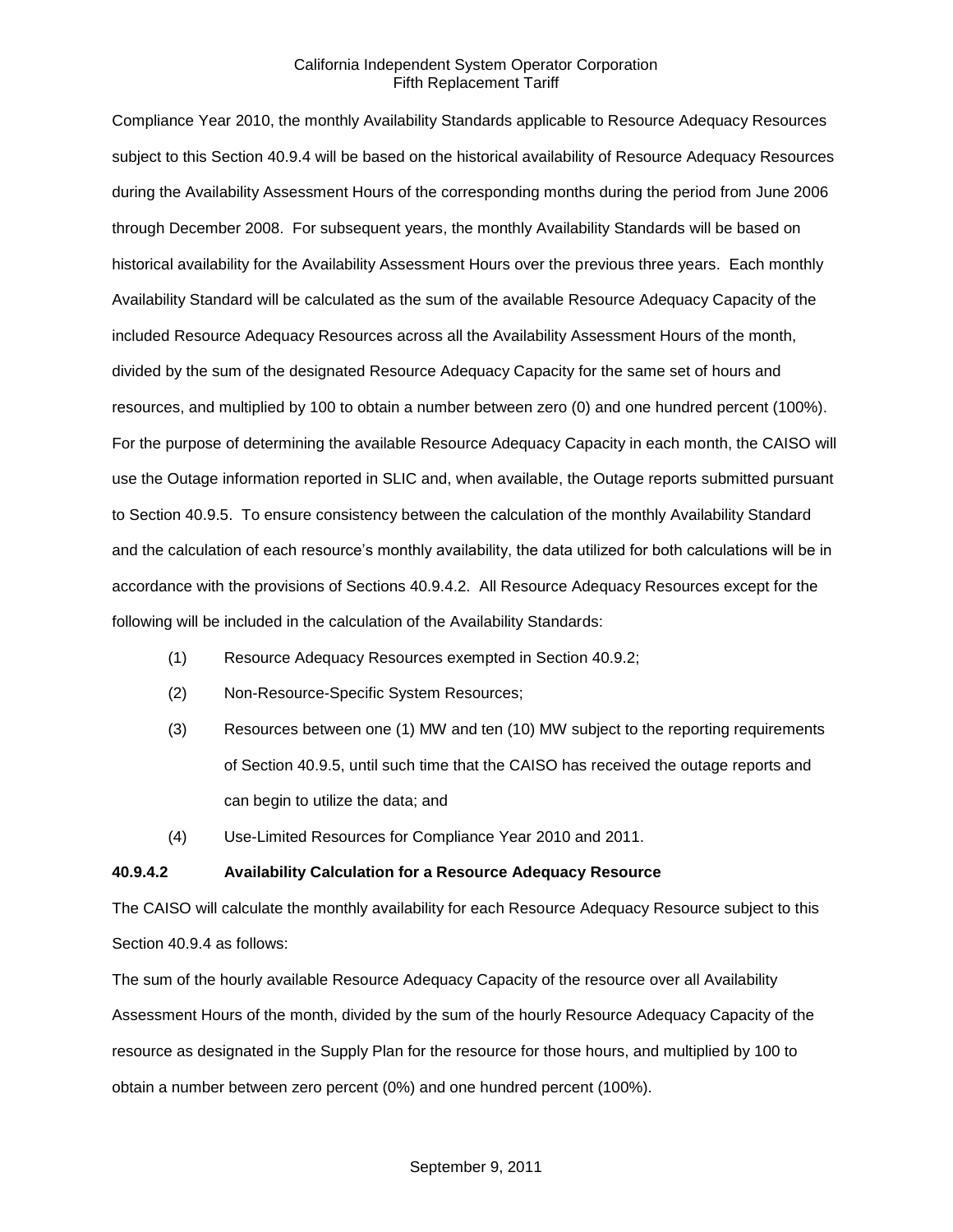Compliance Year 2010, the monthly Availability Standards applicable to Resource Adequacy Resources subject to this Section 40.9.4 will be based on the historical availability of Resource Adequacy Resources during the Availability Assessment Hours of the corresponding months during the period from June 2006 through December 2008. For subsequent years, the monthly Availability Standards will be based on historical availability for the Availability Assessment Hours over the previous three years. Each monthly Availability Standard will be calculated as the sum of the available Resource Adequacy Capacity of the included Resource Adequacy Resources across all the Availability Assessment Hours of the month, divided by the sum of the designated Resource Adequacy Capacity for the same set of hours and resources, and multiplied by 100 to obtain a number between zero (0) and one hundred percent (100%). For the purpose of determining the available Resource Adequacy Capacity in each month, the CAISO will use the Outage information reported in SLIC and, when available, the Outage reports submitted pursuant to Section 40.9.5. To ensure consistency between the calculation of the monthly Availability Standard and the calculation of each resource's monthly availability, the data utilized for both calculations will be in accordance with the provisions of Sections 40.9.4.2. All Resource Adequacy Resources except for the following will be included in the calculation of the Availability Standards:

(1) Resource Adequacy Resources exempted in Section 40.9.2;

(2) Non-Resource-Specific System Resources;

(3) Resources between one (1) MW and ten (10) MW subject to the reporting requirements of Section 40.9.5, until such time that the CAISO has received the outage reports and can begin to utilize the data; and

(4) Use-Limited Resources for Compliance Year 2010 and 2011.

**40.9.4.2 Availability Calculation for a Resource Adequacy Resource**

The CAISO will calculate the monthly availability for each Resource Adequacy Resource subject to this Section 40.9.4 as follows:

The sum of the hourly available Resource Adequacy Capacity of the resource over all Availability Assessment Hours of the month, divided by the sum of the hourly Resource Adequacy Capacity of the resource as designated in the Supply Plan for the resource for those hours, and multiplied by 100 to obtain a number between zero percent (0%) and one hundred percent (100%).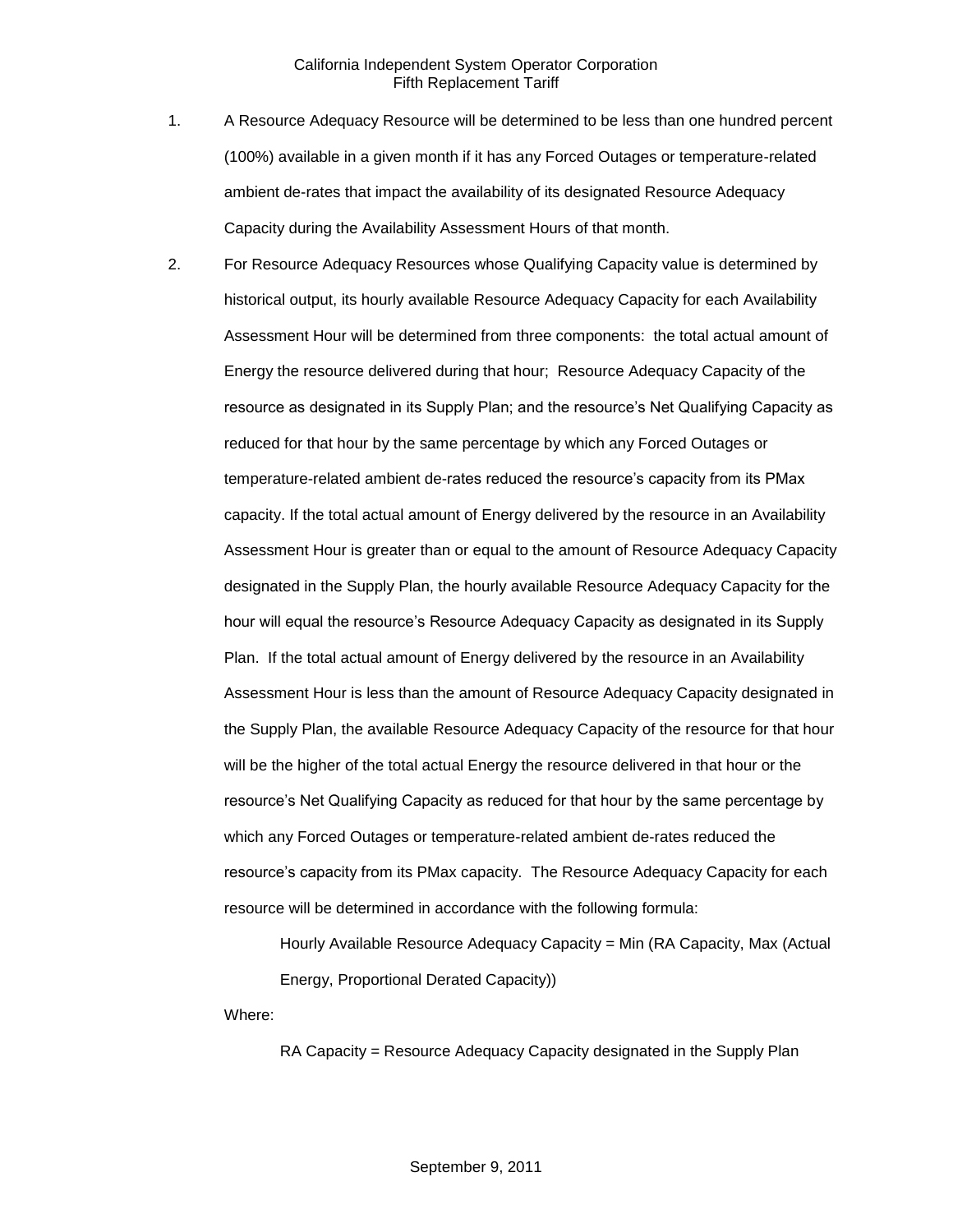1. A Resource Adequacy Resource will be determined to be less than one hundred percent (100%) available in a given month if it has any Forced Outages or temperature-related ambient de-rates that impact the availability of its designated Resource Adequacy Capacity during the Availability Assessment Hours of that month.

2. For Resource Adequacy Resources whose Qualifying Capacity value is determined by historical output, its hourly available Resource Adequacy Capacity for each Availability Assessment Hour will be determined from three components: the total actual amount of Energy the resource delivered during that hour; Resource Adequacy Capacity of the resource as designated in its Supply Plan; and the resource's Net Qualifying Capacity as reduced for that hour by the same percentage by which any Forced Outages or temperature-related ambient de-rates reduced the resource's capacity from its PMax capacity. If the total actual amount of Energy delivered by the resource in an Availability Assessment Hour is greater than or equal to the amount of Resource Adequacy Capacity designated in the Supply Plan, the hourly available Resource Adequacy Capacity for the hour will equal the resource's Resource Adequacy Capacity as designated in its Supply Plan. If the total actual amount of Energy delivered by the resource in an Availability Assessment Hour is less than the amount of Resource Adequacy Capacity designated in the Supply Plan, the available Resource Adequacy Capacity of the resource for that hour will be the higher of the total actual Energy the resource delivered in that hour or the resource's Net Qualifying Capacity as reduced for that hour by the same percentage by which any Forced Outages or temperature-related ambient de-rates reduced the resource's capacity from its PMax capacity. The Resource Adequacy Capacity for each resource will be determined in accordance with the following formula:

   Hourly Available Resource Adequacy Capacity = Min (RA Capacity, Max (Actual Energy, Proportional Derated Capacity))

   Where:

   RA Capacity = Resource Adequacy Capacity designated in the Supply Plan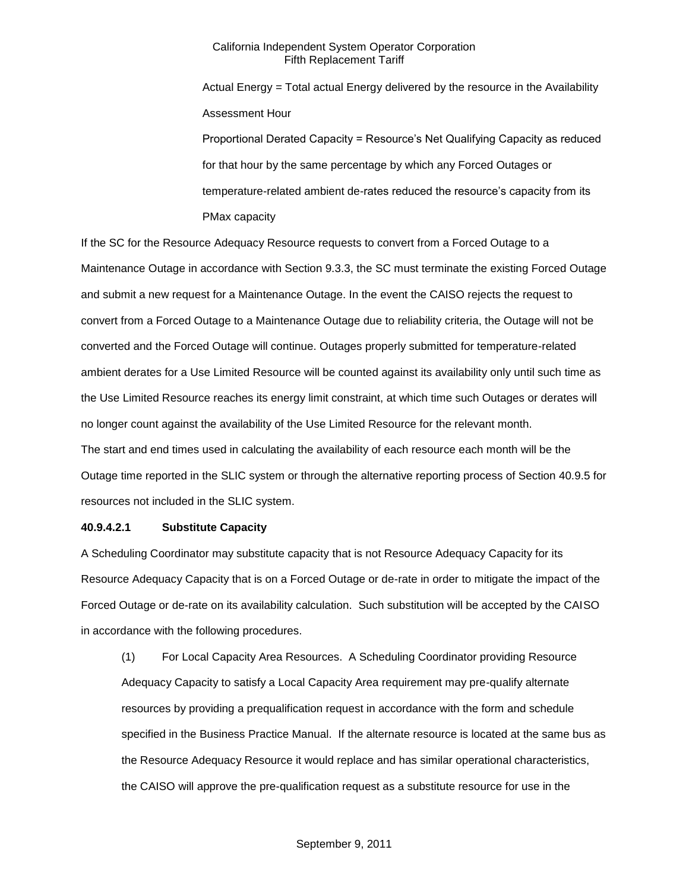Actual Energy = Total actual Energy delivered by the resource in the Availability Assessment Hour

Proportional Derated Capacity = Resource's Net Qualifying Capacity as reduced for that hour by the same percentage by which any Forced Outages or temperature-related ambient de-rates reduced the resource's capacity from its PMax capacity

If the SC for the Resource Adequacy Resource requests to convert from a Forced Outage to a Maintenance Outage in accordance with Section 9.3.3, the SC must terminate the existing Forced Outage and submit a new request for a Maintenance Outage. In the event the CAISO rejects the request to convert from a Forced Outage to a Maintenance Outage due to reliability criteria, the Outage will not be converted and the Forced Outage will continue. Outages properly submitted for temperature-related ambient derates for a Use Limited Resource will be counted against its availability only until such time as the Use Limited Resource reaches its energy limit constraint, at which time such Outages or derates will no longer count against the availability of the Use Limited Resource for the relevant month.

The start and end times used in calculating the availability of each resource each month will be the Outage time reported in the SLIC system or through the alternative reporting process of Section 40.9.5 for resources not included in the SLIC system.

**40.9.4.2.1 Substitute Capacity**

A Scheduling Coordinator may substitute capacity that is not Resource Adequacy Capacity for its Resource Adequacy Capacity that is on a Forced Outage or de-rate in order to mitigate the impact of the Forced Outage or de-rate on its availability calculation. Such substitution will be accepted by the CAISO in accordance with the following procedures.

(1) For Local Capacity Area Resources. A Scheduling Coordinator providing Resource Adequacy Capacity to satisfy a Local Capacity Area requirement may pre-qualify alternate resources by providing a prequalification request in accordance with the form and schedule specified in the Business Practice Manual. If the alternate resource is located at the same bus as the Resource Adequacy Resource it would replace and has similar operational characteristics, the CAISO will approve the pre-qualification request as a substitute resource for use in the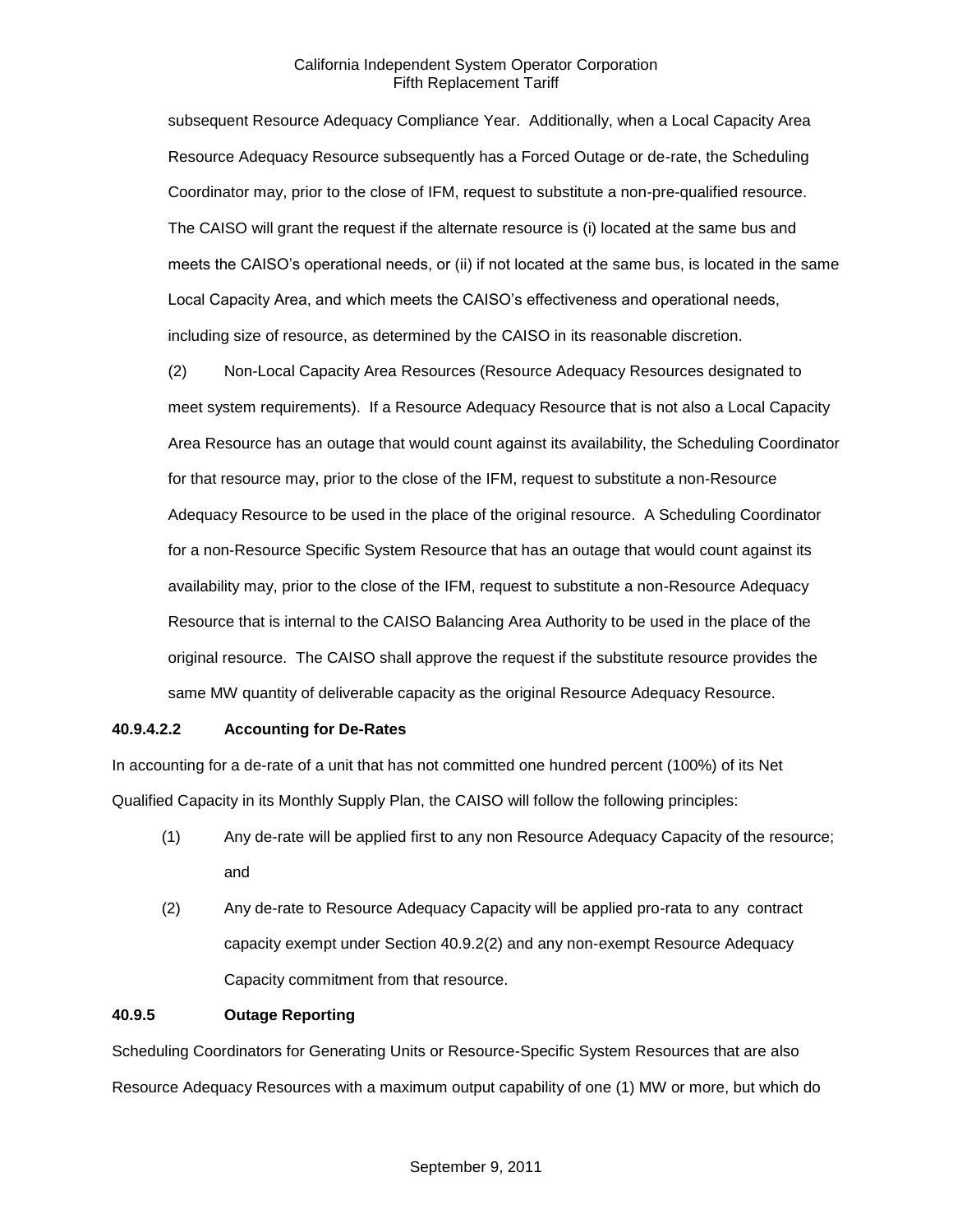subsequent Resource Adequacy Compliance Year. Additionally, when a Local Capacity Area Resource Adequacy Resource subsequently has a Forced Outage or de-rate, the Scheduling Coordinator may, prior to the close of IFM, request to substitute a non-pre-qualified resource. The CAISO will grant the request if the alternate resource is (i) located at the same bus and meets the CAISO's operational needs, or (ii) if not located at the same bus, is located in the same Local Capacity Area, and which meets the CAISO's effectiveness and operational needs, including size of resource, as determined by the CAISO in its reasonable discretion.

(2) Non-Local Capacity Area Resources (Resource Adequacy Resources designated to meet system requirements). If a Resource Adequacy Resource that is not also a Local Capacity Area Resource has an outage that would count against its availability, the Scheduling Coordinator for that resource may, prior to the close of the IFM, request to substitute a non-Resource Adequacy Resource to be used in the place of the original resource. A Scheduling Coordinator for a non-Resource Specific System Resource that has an outage that would count against its availability may, prior to the close of the IFM, request to substitute a non-Resource Adequacy Resource that is internal to the CAISO Balancing Area Authority to be used in the place of the original resource. The CAISO shall approve the request if the substitute resource provides the same MW quantity of deliverable capacity as the original Resource Adequacy Resource.

**40.9.4.2.2 Accounting for De-Rates**

In accounting for a de-rate of a unit that has not committed one hundred percent (100%) of its Net Qualified Capacity in its Monthly Supply Plan, the CAISO will follow the following principles:

(1) Any de-rate will be applied first to any non Resource Adequacy Capacity of the resource; and

(2) Any de-rate to Resource Adequacy Capacity will be applied pro-rata to any contract capacity exempt under Section 40.9.2(2) and any non-exempt Resource Adequacy Capacity commitment from that resource.

**40.9.5 Outage Reporting**

Scheduling Coordinators for Generating Units or Resource-Specific System Resources that are also Resource Adequacy Resources with a maximum output capability of one (1) MW or more, but which do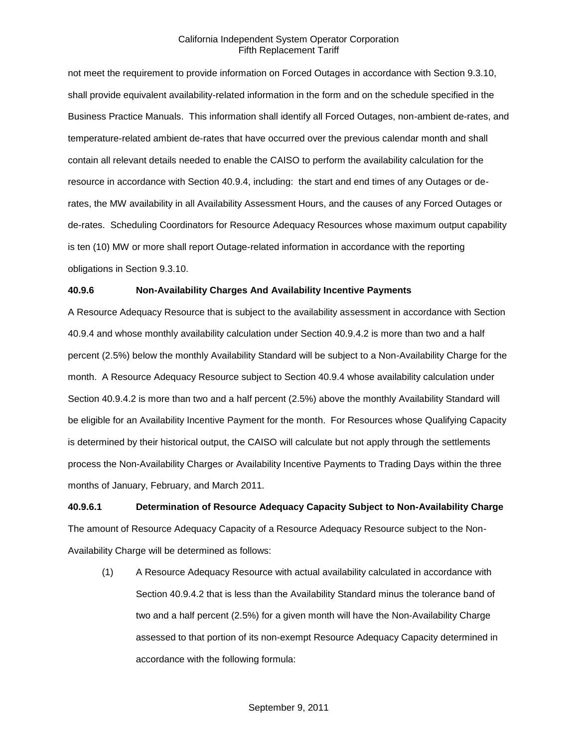not meet the requirement to provide information on Forced Outages in accordance with Section 9.3.10, shall provide equivalent availability-related information in the form and on the schedule specified in the Business Practice Manuals. This information shall identify all Forced Outages, non-ambient de-rates, and temperature-related ambient de-rates that have occurred over the previous calendar month and shall contain all relevant details needed to enable the CAISO to perform the availability calculation for the resource in accordance with Section 40.9.4, including: the start and end times of any Outages or de-rates, the MW availability in all Availability Assessment Hours, and the causes of any Forced Outages or de-rates. Scheduling Coordinators for Resource Adequacy Resources whose maximum output capability is ten (10) MW or more shall report Outage-related information in accordance with the reporting obligations in Section 9.3.10.

**40.9.6 Non-Availability Charges And Availability Incentive Payments**

A Resource Adequacy Resource that is subject to the availability assessment in accordance with Section 40.9.4 and whose monthly availability calculation under Section 40.9.4.2 is more than two and a half percent (2.5%) below the monthly Availability Standard will be subject to a Non-Availability Charge for the month. A Resource Adequacy Resource subject to Section 40.9.4 whose availability calculation under Section 40.9.4.2 is more than two and a half percent (2.5%) above the monthly Availability Standard will be eligible for an Availability Incentive Payment for the month. For Resources whose Qualifying Capacity is determined by their historical output, the CAISO will calculate but not apply through the settlements process the Non-Availability Charges or Availability Incentive Payments to Trading Days within the three months of January, February, and March 2011.

**40.9.6.1 Determination of Resource Adequacy Capacity Subject to Non-Availability Charge**

The amount of Resource Adequacy Capacity of a Resource Adequacy Resource subject to the Non-Availability Charge will be determined as follows:

(1) A Resource Adequacy Resource with actual availability calculated in accordance with Section 40.9.4.2 that is less than the Availability Standard minus the tolerance band of two and a half percent (2.5%) for a given month will have the Non-Availability Charge assessed to that portion of its non-exempt Resource Adequacy Capacity determined in accordance with the following formula: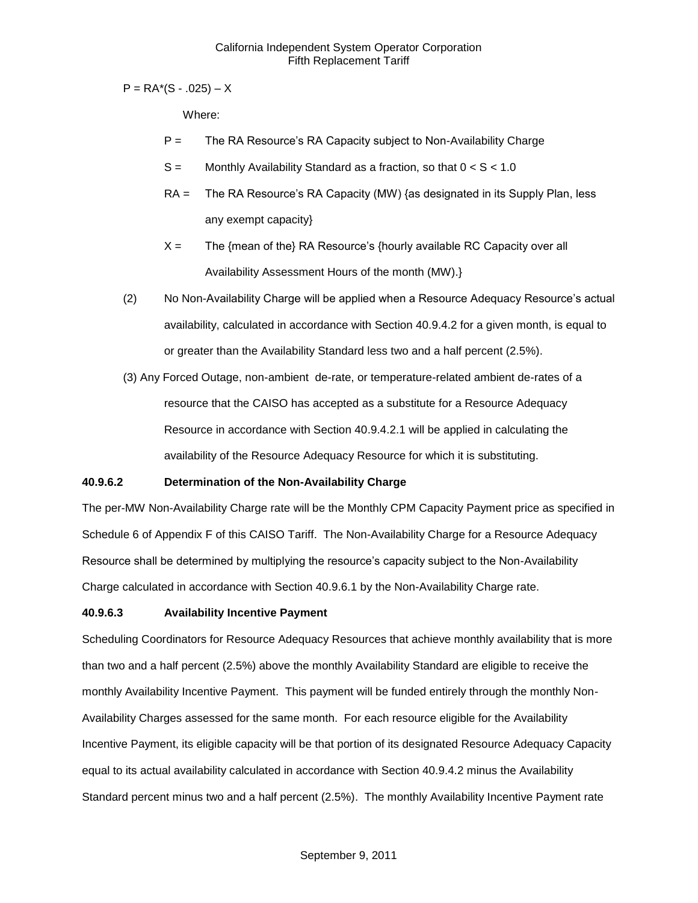$P = RA*(S - .025) – X$

Where:

P = The RA Resource's RA Capacity subject to Non-Availability Charge

S = Monthly Availability Standard as a fraction, so that $0 < S < 1.0$

RA = The RA Resource's RA Capacity (MW) {as designated in its Supply Plan, less any exempt capacity}

X = The {mean of the} RA Resource's {hourly available RC Capacity over all Availability Assessment Hours of the month (MW).}

(2) No Non-Availability Charge will be applied when a Resource Adequacy Resource's actual availability, calculated in accordance with Section 40.9.4.2 for a given month, is equal to or greater than the Availability Standard less two and a half percent (2.5%).

(3) Any Forced Outage, non-ambient de-rate, or temperature-related ambient de-rates of a resource that the CAISO has accepted as a substitute for a Resource Adequacy Resource in accordance with Section 40.9.4.2.1 will be applied in calculating the availability of the Resource Adequacy Resource for which it is substituting.

**40.9.6.2 Determination of the Non-Availability Charge**

The per-MW Non-Availability Charge rate will be the Monthly CPM Capacity Payment price as specified in Schedule 6 of Appendix F of this CAISO Tariff. The Non-Availability Charge for a Resource Adequacy Resource shall be determined by multiplying the resource's capacity subject to the Non-Availability Charge calculated in accordance with Section 40.9.6.1 by the Non-Availability Charge rate.

**40.9.6.3 Availability Incentive Payment**

Scheduling Coordinators for Resource Adequacy Resources that achieve monthly availability that is more than two and a half percent (2.5%) above the monthly Availability Standard are eligible to receive the monthly Availability Incentive Payment. This payment will be funded entirely through the monthly Non-Availability Charges assessed for the same month. For each resource eligible for the Availability Incentive Payment, its eligible capacity will be that portion of its designated Resource Adequacy Capacity equal to its actual availability calculated in accordance with Section 40.9.4.2 minus the Availability Standard percent minus two and a half percent (2.5%). The monthly Availability Incentive Payment rate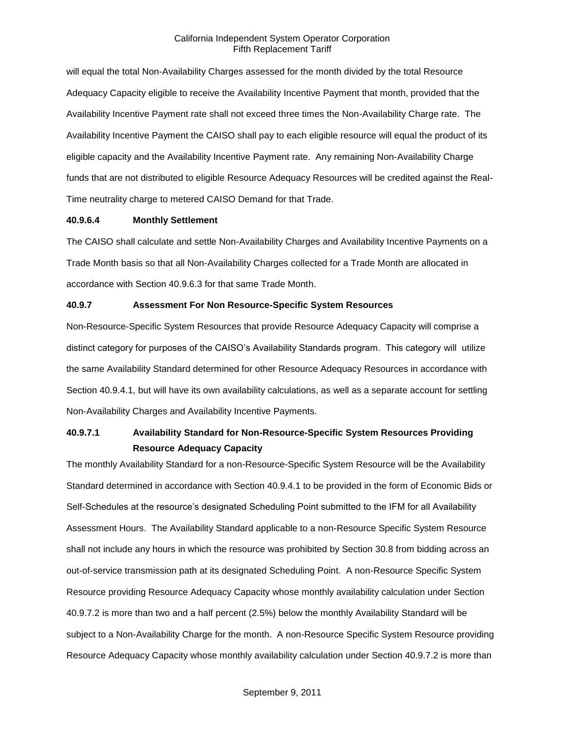will equal the total Non-Availability Charges assessed for the month divided by the total Resource Adequacy Capacity eligible to receive the Availability Incentive Payment that month, provided that the Availability Incentive Payment rate shall not exceed three times the Non-Availability Charge rate. The Availability Incentive Payment the CAISO shall pay to each eligible resource will equal the product of its eligible capacity and the Availability Incentive Payment rate. Any remaining Non-Availability Charge funds that are not distributed to eligible Resource Adequacy Resources will be credited against the Real-Time neutrality charge to metered CAISO Demand for that Trade.

#### 40.9.6.4 Monthly Settlement

The CAISO shall calculate and settle Non-Availability Charges and Availability Incentive Payments on a Trade Month basis so that all Non-Availability Charges collected for a Trade Month are allocated in accordance with Section 40.9.6.3 for that same Trade Month.

### 40.9.7 Assessment For Non Resource-Specific System Resources

Non-Resource-Specific System Resources that provide Resource Adequacy Capacity will comprise a distinct category for purposes of the CAISO's Availability Standards program. This category will utilize the same Availability Standard determined for other Resource Adequacy Resources in accordance with Section 40.9.4.1, but will have its own availability calculations, as well as a separate account for settling Non-Availability Charges and Availability Incentive Payments.

#### 40.9.7.1 Availability Standard for Non-Resource-Specific System Resources Providing Resource Adequacy Capacity

The monthly Availability Standard for a non-Resource-Specific System Resource will be the Availability Standard determined in accordance with Section 40.9.4.1 to be provided in the form of Economic Bids or Self-Schedules at the resource's designated Scheduling Point submitted to the IFM for all Availability Assessment Hours. The Availability Standard applicable to a non-Resource Specific System Resource shall not include any hours in which the resource was prohibited by Section 30.8 from bidding across an out-of-service transmission path at its designated Scheduling Point. A non-Resource Specific System Resource providing Resource Adequacy Capacity whose monthly availability calculation under Section 40.9.7.2 is more than two and a half percent (2.5%) below the monthly Availability Standard will be subject to a Non-Availability Charge for the month. A non-Resource Specific System Resource providing Resource Adequacy Capacity whose monthly availability calculation under Section 40.9.7.2 is more than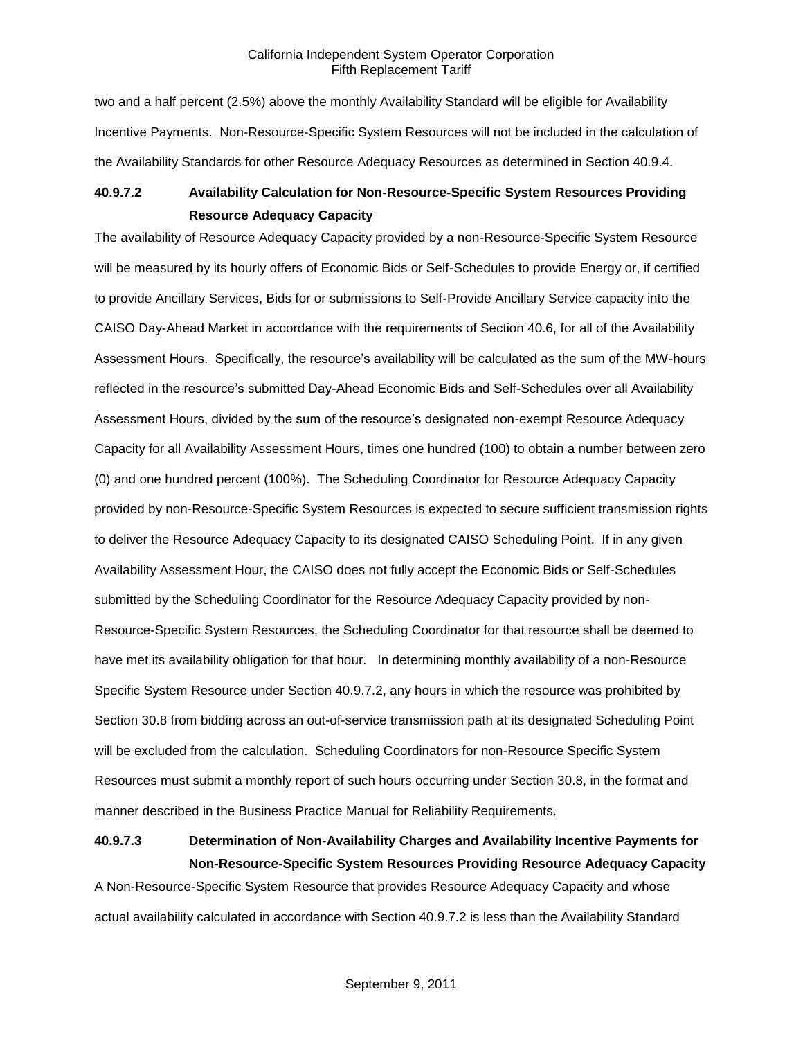two and a half percent (2.5%) above the monthly Availability Standard will be eligible for Availability Incentive Payments. Non-Resource-Specific System Resources will not be included in the calculation of the Availability Standards for other Resource Adequacy Resources as determined in Section 40.9.4.

### 40.9.7.2 Availability Calculation for Non-Resource-Specific System Resources Providing Resource Adequacy Capacity

The availability of Resource Adequacy Capacity provided by a non-Resource-Specific System Resource will be measured by its hourly offers of Economic Bids or Self-Schedules to provide Energy or, if certified to provide Ancillary Services, Bids for or submissions to Self-Provide Ancillary Service capacity into the CAISO Day-Ahead Market in accordance with the requirements of Section 40.6, for all of the Availability Assessment Hours. Specifically, the resource's availability will be calculated as the sum of the MW-hours reflected in the resource's submitted Day-Ahead Economic Bids and Self-Schedules over all Availability Assessment Hours, divided by the sum of the resource's designated non-exempt Resource Adequacy Capacity for all Availability Assessment Hours, times one hundred (100) to obtain a number between zero (0) and one hundred percent (100%). The Scheduling Coordinator for Resource Adequacy Capacity provided by non-Resource-Specific System Resources is expected to secure sufficient transmission rights to deliver the Resource Adequacy Capacity to its designated CAISO Scheduling Point. If in any given Availability Assessment Hour, the CAISO does not fully accept the Economic Bids or Self-Schedules submitted by the Scheduling Coordinator for the Resource Adequacy Capacity provided by non-Resource-Specific System Resources, the Scheduling Coordinator for that resource shall be deemed to have met its availability obligation for that hour. In determining monthly availability of a non-Resource Specific System Resource under Section 40.9.7.2, any hours in which the resource was prohibited by Section 30.8 from bidding across an out-of-service transmission path at its designated Scheduling Point will be excluded from the calculation. Scheduling Coordinators for non-Resource Specific System Resources must submit a monthly report of such hours occurring under Section 30.8, in the format and manner described in the Business Practice Manual for Reliability Requirements.

### 40.9.7.3 Determination of Non-Availability Charges and Availability Incentive Payments for Non-Resource-Specific System Resources Providing Resource Adequacy Capacity

A Non-Resource-Specific System Resource that provides Resource Adequacy Capacity and whose actual availability calculated in accordance with Section 40.9.7.2 is less than the Availability Standard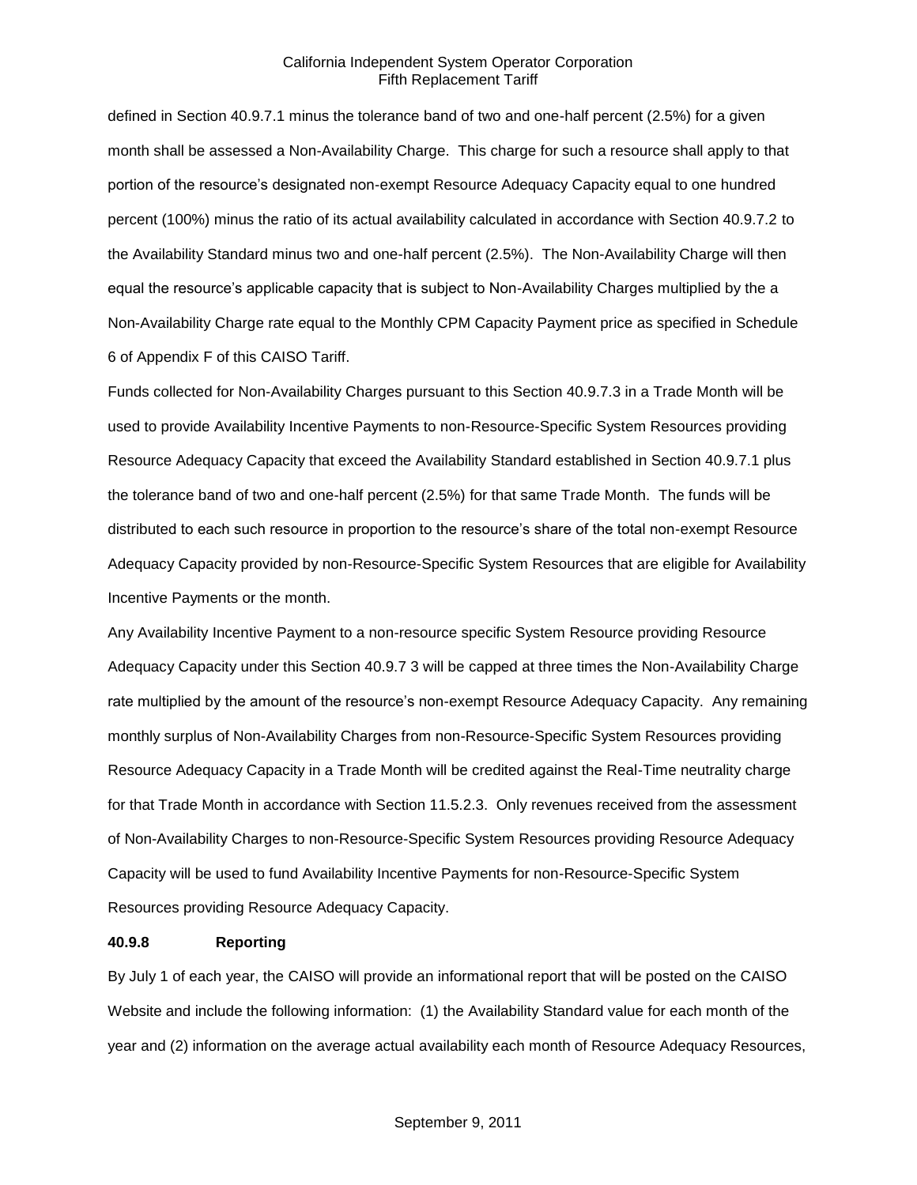defined in Section 40.9.7.1 minus the tolerance band of two and one-half percent (2.5%) for a given month shall be assessed a Non-Availability Charge. This charge for such a resource shall apply to that portion of the resource's designated non-exempt Resource Adequacy Capacity equal to one hundred percent (100%) minus the ratio of its actual availability calculated in accordance with Section 40.9.7.2 to the Availability Standard minus two and one-half percent (2.5%). The Non-Availability Charge will then equal the resource's applicable capacity that is subject to Non-Availability Charges multiplied by the a Non-Availability Charge rate equal to the Monthly CPM Capacity Payment price as specified in Schedule 6 of Appendix F of this CAISO Tariff.

Funds collected for Non-Availability Charges pursuant to this Section 40.9.7.3 in a Trade Month will be used to provide Availability Incentive Payments to non-Resource-Specific System Resources providing Resource Adequacy Capacity that exceed the Availability Standard established in Section 40.9.7.1 plus the tolerance band of two and one-half percent (2.5%) for that same Trade Month. The funds will be distributed to each such resource in proportion to the resource's share of the total non-exempt Resource Adequacy Capacity provided by non-Resource-Specific System Resources that are eligible for Availability Incentive Payments or the month.

Any Availability Incentive Payment to a non-resource specific System Resource providing Resource Adequacy Capacity under this Section 40.9.7 3 will be capped at three times the Non-Availability Charge rate multiplied by the amount of the resource's non-exempt Resource Adequacy Capacity. Any remaining monthly surplus of Non-Availability Charges from non-Resource-Specific System Resources providing Resource Adequacy Capacity in a Trade Month will be credited against the Real-Time neutrality charge for that Trade Month in accordance with Section 11.5.2.3. Only revenues received from the assessment of Non-Availability Charges to non-Resource-Specific System Resources providing Resource Adequacy Capacity will be used to fund Availability Incentive Payments for non-Resource-Specific System Resources providing Resource Adequacy Capacity.

**40.9.8 Reporting**

By July 1 of each year, the CAISO will provide an informational report that will be posted on the CAISO Website and include the following information: (1) the Availability Standard value for each month of the year and (2) information on the average actual availability each month of Resource Adequacy Resources,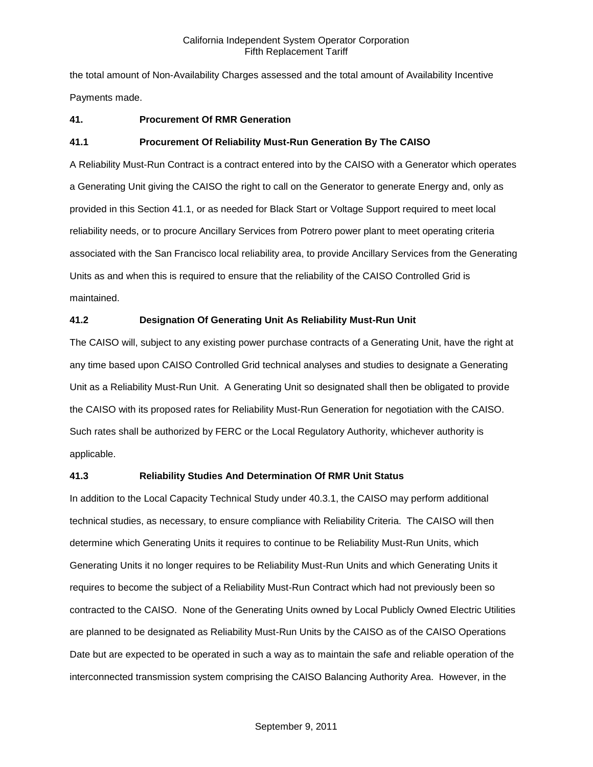the total amount of Non-Availability Charges assessed and the total amount of Availability Incentive Payments made.

## 41. Procurement Of RMR Generation

### 41.1 Procurement Of Reliability Must-Run Generation By The CAISO

A Reliability Must-Run Contract is a contract entered into by the CAISO with a Generator which operates a Generating Unit giving the CAISO the right to call on the Generator to generate Energy and, only as provided in this Section 41.1, or as needed for Black Start or Voltage Support required to meet local reliability needs, or to procure Ancillary Services from Potrero power plant to meet operating criteria associated with the San Francisco local reliability area, to provide Ancillary Services from the Generating Units as and when this is required to ensure that the reliability of the CAISO Controlled Grid is maintained.

### 41.2 Designation Of Generating Unit As Reliability Must-Run Unit

The CAISO will, subject to any existing power purchase contracts of a Generating Unit, have the right at any time based upon CAISO Controlled Grid technical analyses and studies to designate a Generating Unit as a Reliability Must-Run Unit. A Generating Unit so designated shall then be obligated to provide the CAISO with its proposed rates for Reliability Must-Run Generation for negotiation with the CAISO. Such rates shall be authorized by FERC or the Local Regulatory Authority, whichever authority is applicable.

### 41.3 Reliability Studies And Determination Of RMR Unit Status

In addition to the Local Capacity Technical Study under 40.3.1, the CAISO may perform additional technical studies, as necessary, to ensure compliance with Reliability Criteria. The CAISO will then determine which Generating Units it requires to continue to be Reliability Must-Run Units, which Generating Units it no longer requires to be Reliability Must-Run Units and which Generating Units it requires to become the subject of a Reliability Must-Run Contract which had not previously been so contracted to the CAISO. None of the Generating Units owned by Local Publicly Owned Electric Utilities are planned to be designated as Reliability Must-Run Units by the CAISO as of the CAISO Operations Date but are expected to be operated in such a way as to maintain the safe and reliable operation of the interconnected transmission system comprising the CAISO Balancing Authority Area. However, in the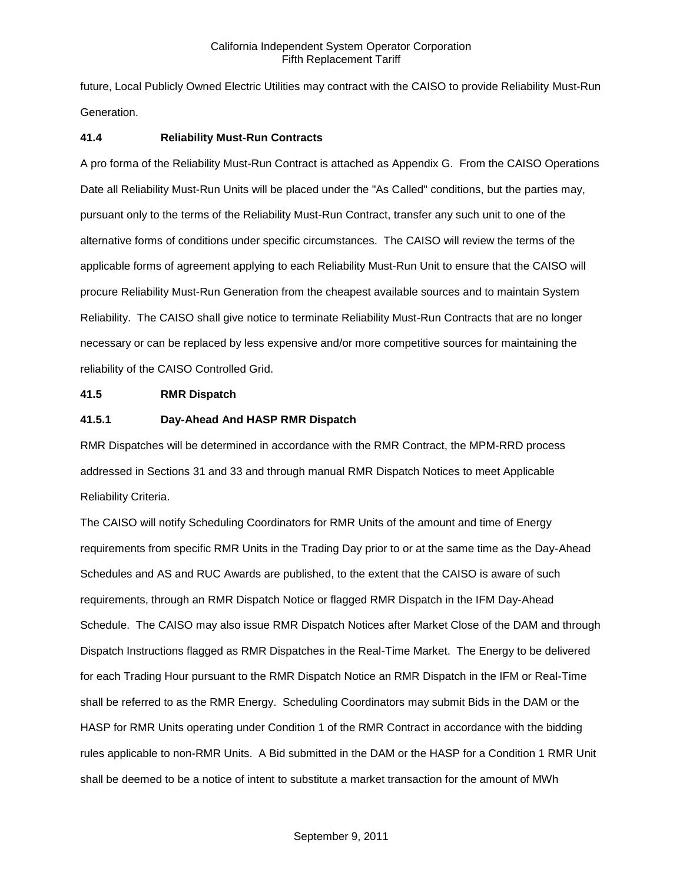future, Local Publicly Owned Electric Utilities may contract with the CAISO to provide Reliability Must-Run Generation.

### 41.4 Reliability Must-Run Contracts

A pro forma of the Reliability Must-Run Contract is attached as Appendix G. From the CAISO Operations Date all Reliability Must-Run Units will be placed under the "As Called" conditions, but the parties may, pursuant only to the terms of the Reliability Must-Run Contract, transfer any such unit to one of the alternative forms of conditions under specific circumstances. The CAISO will review the terms of the applicable forms of agreement applying to each Reliability Must-Run Unit to ensure that the CAISO will procure Reliability Must-Run Generation from the cheapest available sources and to maintain System Reliability. The CAISO shall give notice to terminate Reliability Must-Run Contracts that are no longer necessary or can be replaced by less expensive and/or more competitive sources for maintaining the reliability of the CAISO Controlled Grid.

### 41.5 RMR Dispatch

#### 41.5.1 Day-Ahead And HASP RMR Dispatch

RMR Dispatches will be determined in accordance with the RMR Contract, the MPM-RRD process addressed in Sections 31 and 33 and through manual RMR Dispatch Notices to meet Applicable Reliability Criteria.

The CAISO will notify Scheduling Coordinators for RMR Units of the amount and time of Energy requirements from specific RMR Units in the Trading Day prior to or at the same time as the Day-Ahead Schedules and AS and RUC Awards are published, to the extent that the CAISO is aware of such requirements, through an RMR Dispatch Notice or flagged RMR Dispatch in the IFM Day-Ahead Schedule. The CAISO may also issue RMR Dispatch Notices after Market Close of the DAM and through Dispatch Instructions flagged as RMR Dispatches in the Real-Time Market. The Energy to be delivered for each Trading Hour pursuant to the RMR Dispatch Notice an RMR Dispatch in the IFM or Real-Time shall be referred to as the RMR Energy. Scheduling Coordinators may submit Bids in the DAM or the HASP for RMR Units operating under Condition 1 of the RMR Contract in accordance with the bidding rules applicable to non-RMR Units. A Bid submitted in the DAM or the HASP for a Condition 1 RMR Unit shall be deemed to be a notice of intent to substitute a market transaction for the amount of MWh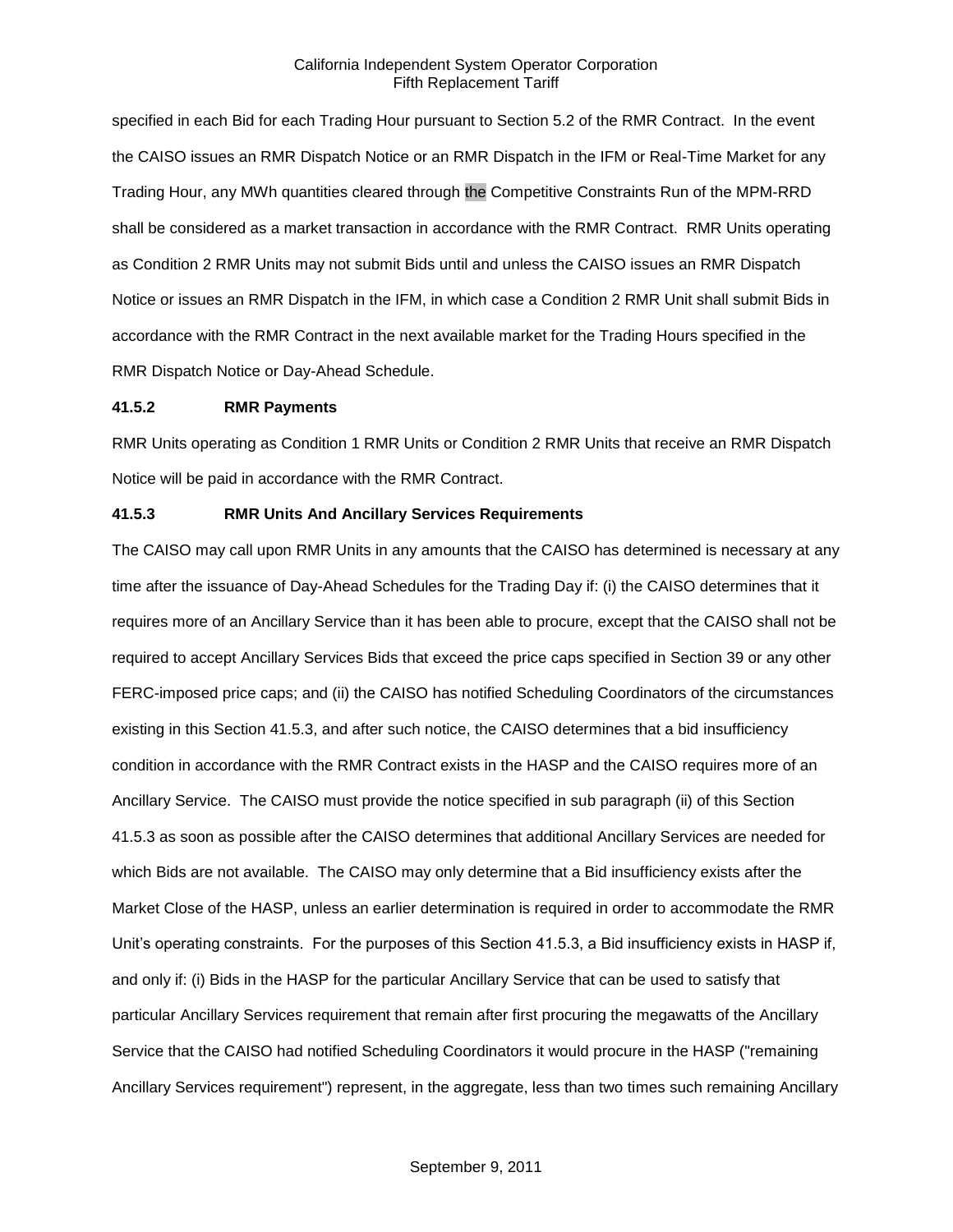specified in each Bid for each Trading Hour pursuant to Section 5.2 of the RMR Contract. In the event the CAISO issues an RMR Dispatch Notice or an RMR Dispatch in the IFM or Real-Time Market for any Trading Hour, any MWh quantities cleared through the Competitive Constraints Run of the MPM-RRD shall be considered as a market transaction in accordance with the RMR Contract. RMR Units operating as Condition 2 RMR Units may not submit Bids until and unless the CAISO issues an RMR Dispatch Notice or issues an RMR Dispatch in the IFM, in which case a Condition 2 RMR Unit shall submit Bids in accordance with the RMR Contract in the next available market for the Trading Hours specified in the RMR Dispatch Notice or Day-Ahead Schedule.

**41.5.2 RMR Payments**

RMR Units operating as Condition 1 RMR Units or Condition 2 RMR Units that receive an RMR Dispatch Notice will be paid in accordance with the RMR Contract.

**41.5.3 RMR Units And Ancillary Services Requirements**

The CAISO may call upon RMR Units in any amounts that the CAISO has determined is necessary at any time after the issuance of Day-Ahead Schedules for the Trading Day if: (i) the CAISO determines that it requires more of an Ancillary Service than it has been able to procure, except that the CAISO shall not be required to accept Ancillary Services Bids that exceed the price caps specified in Section 39 or any other FERC-imposed price caps; and (ii) the CAISO has notified Scheduling Coordinators of the circumstances existing in this Section 41.5.3, and after such notice, the CAISO determines that a bid insufficiency condition in accordance with the RMR Contract exists in the HASP and the CAISO requires more of an Ancillary Service. The CAISO must provide the notice specified in sub paragraph (ii) of this Section 41.5.3 as soon as possible after the CAISO determines that additional Ancillary Services are needed for which Bids are not available. The CAISO may only determine that a Bid insufficiency exists after the Market Close of the HASP, unless an earlier determination is required in order to accommodate the RMR Unit's operating constraints. For the purposes of this Section 41.5.3, a Bid insufficiency exists in HASP if, and only if: (i) Bids in the HASP for the particular Ancillary Service that can be used to satisfy that particular Ancillary Services requirement that remain after first procuring the megawatts of the Ancillary Service that the CAISO had notified Scheduling Coordinators it would procure in the HASP ("remaining Ancillary Services requirement") represent, in the aggregate, less than two times such remaining Ancillary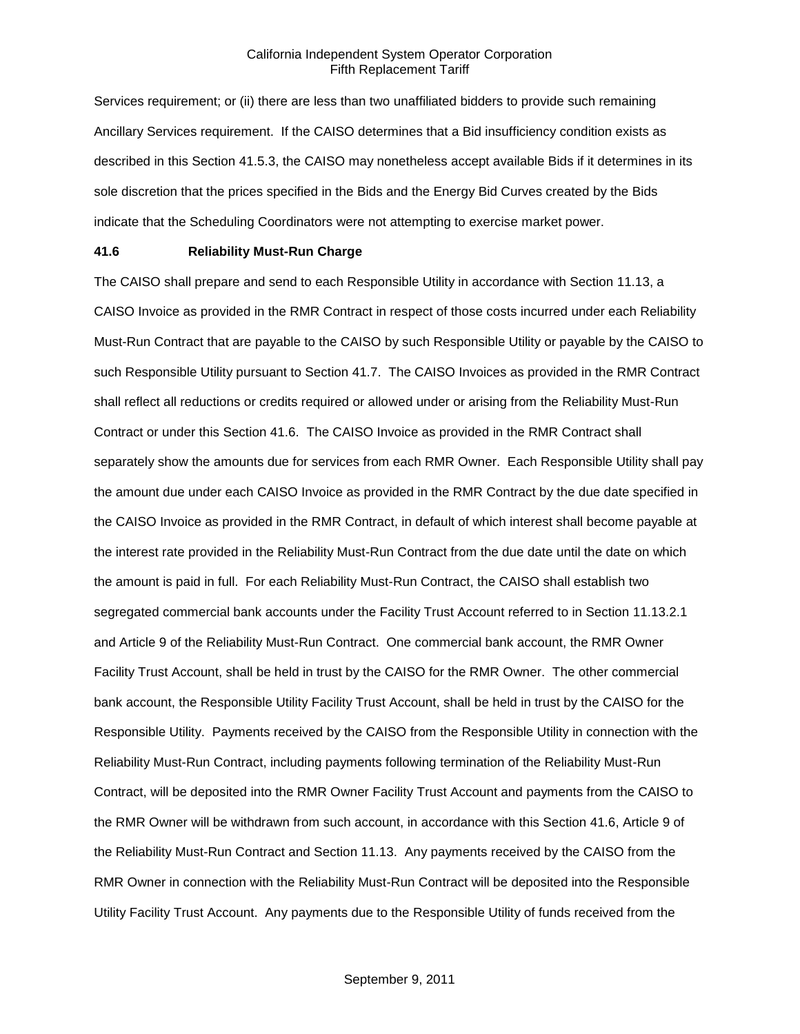Services requirement; or (ii) there are less than two unaffiliated bidders to provide such remaining Ancillary Services requirement. If the CAISO determines that a Bid insufficiency condition exists as described in this Section 41.5.3, the CAISO may nonetheless accept available Bids if it determines in its sole discretion that the prices specified in the Bids and the Energy Bid Curves created by the Bids indicate that the Scheduling Coordinators were not attempting to exercise market power.

**41.6 Reliability Must-Run Charge**

The CAISO shall prepare and send to each Responsible Utility in accordance with Section 11.13, a CAISO Invoice as provided in the RMR Contract in respect of those costs incurred under each Reliability Must-Run Contract that are payable to the CAISO by such Responsible Utility or payable by the CAISO to such Responsible Utility pursuant to Section 41.7. The CAISO Invoices as provided in the RMR Contract shall reflect all reductions or credits required or allowed under or arising from the Reliability Must-Run Contract or under this Section 41.6. The CAISO Invoice as provided in the RMR Contract shall separately show the amounts due for services from each RMR Owner. Each Responsible Utility shall pay the amount due under each CAISO Invoice as provided in the RMR Contract by the due date specified in the CAISO Invoice as provided in the RMR Contract, in default of which interest shall become payable at the interest rate provided in the Reliability Must-Run Contract from the due date until the date on which the amount is paid in full. For each Reliability Must-Run Contract, the CAISO shall establish two segregated commercial bank accounts under the Facility Trust Account referred to in Section 11.13.2.1 and Article 9 of the Reliability Must-Run Contract. One commercial bank account, the RMR Owner Facility Trust Account, shall be held in trust by the CAISO for the RMR Owner. The other commercial bank account, the Responsible Utility Facility Trust Account, shall be held in trust by the CAISO for the Responsible Utility. Payments received by the CAISO from the Responsible Utility in connection with the Reliability Must-Run Contract, including payments following termination of the Reliability Must-Run Contract, will be deposited into the RMR Owner Facility Trust Account and payments from the CAISO to the RMR Owner will be withdrawn from such account, in accordance with this Section 41.6, Article 9 of the Reliability Must-Run Contract and Section 11.13. Any payments received by the CAISO from the RMR Owner in connection with the Reliability Must-Run Contract will be deposited into the Responsible Utility Facility Trust Account. Any payments due to the Responsible Utility of funds received from the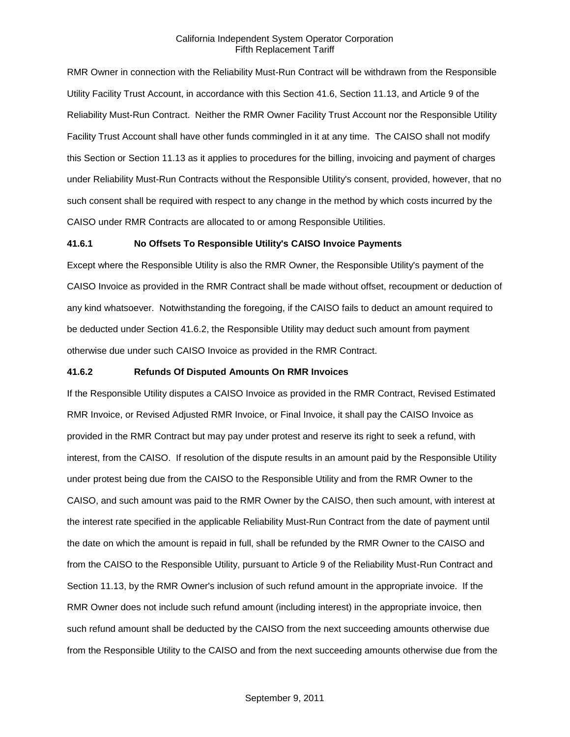RMR Owner in connection with the Reliability Must-Run Contract will be withdrawn from the Responsible Utility Facility Trust Account, in accordance with this Section 41.6, Section 11.13, and Article 9 of the Reliability Must-Run Contract. Neither the RMR Owner Facility Trust Account nor the Responsible Utility Facility Trust Account shall have other funds commingled in it at any time. The CAISO shall not modify this Section or Section 11.13 as it applies to procedures for the billing, invoicing and payment of charges under Reliability Must-Run Contracts without the Responsible Utility's consent, provided, however, that no such consent shall be required with respect to any change in the method by which costs incurred by the CAISO under RMR Contracts are allocated to or among Responsible Utilities.

### 41.6.1 No Offsets To Responsible Utility's CAISO Invoice Payments

Except where the Responsible Utility is also the RMR Owner, the Responsible Utility's payment of the CAISO Invoice as provided in the RMR Contract shall be made without offset, recoupment or deduction of any kind whatsoever. Notwithstanding the foregoing, if the CAISO fails to deduct an amount required to be deducted under Section 41.6.2, the Responsible Utility may deduct such amount from payment otherwise due under such CAISO Invoice as provided in the RMR Contract.

### 41.6.2 Refunds Of Disputed Amounts On RMR Invoices

If the Responsible Utility disputes a CAISO Invoice as provided in the RMR Contract, Revised Estimated RMR Invoice, or Revised Adjusted RMR Invoice, or Final Invoice, it shall pay the CAISO Invoice as provided in the RMR Contract but may pay under protest and reserve its right to seek a refund, with interest, from the CAISO. If resolution of the dispute results in an amount paid by the Responsible Utility under protest being due from the CAISO to the Responsible Utility and from the RMR Owner to the CAISO, and such amount was paid to the RMR Owner by the CAISO, then such amount, with interest at the interest rate specified in the applicable Reliability Must-Run Contract from the date of payment until the date on which the amount is repaid in full, shall be refunded by the RMR Owner to the CAISO and from the CAISO to the Responsible Utility, pursuant to Article 9 of the Reliability Must-Run Contract and Section 11.13, by the RMR Owner's inclusion of such refund amount in the appropriate invoice. If the RMR Owner does not include such refund amount (including interest) in the appropriate invoice, then such refund amount shall be deducted by the CAISO from the next succeeding amounts otherwise due from the Responsible Utility to the CAISO and from the next succeeding amounts otherwise due from the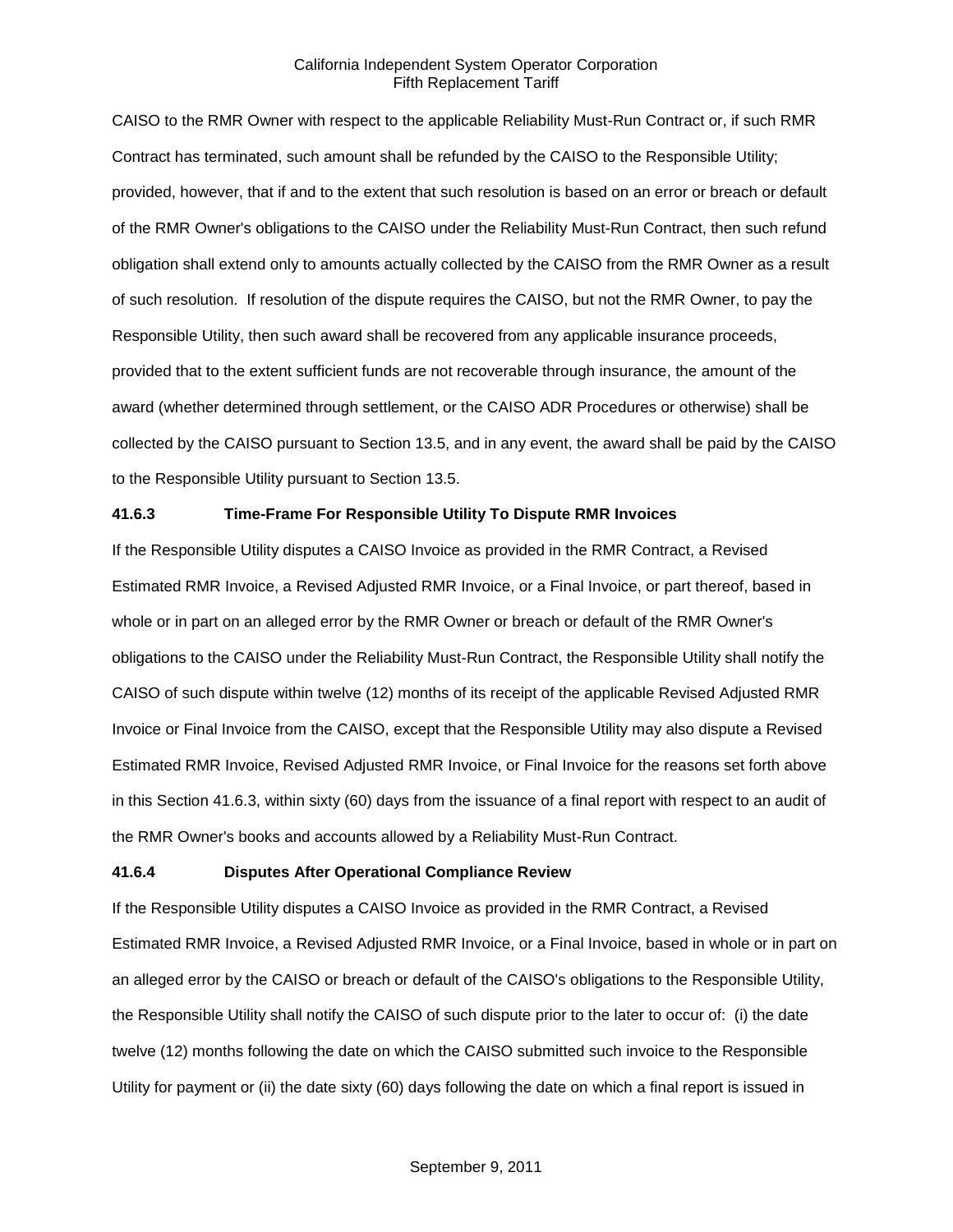CAISO to the RMR Owner with respect to the applicable Reliability Must-Run Contract or, if such RMR Contract has terminated, such amount shall be refunded by the CAISO to the Responsible Utility; provided, however, that if and to the extent that such resolution is based on an error or breach or default of the RMR Owner's obligations to the CAISO under the Reliability Must-Run Contract, then such refund obligation shall extend only to amounts actually collected by the CAISO from the RMR Owner as a result of such resolution. If resolution of the dispute requires the CAISO, but not the RMR Owner, to pay the Responsible Utility, then such award shall be recovered from any applicable insurance proceeds, provided that to the extent sufficient funds are not recoverable through insurance, the amount of the award (whether determined through settlement, or the CAISO ADR Procedures or otherwise) shall be collected by the CAISO pursuant to Section 13.5, and in any event, the award shall be paid by the CAISO to the Responsible Utility pursuant to Section 13.5.

**41.6.3 Time-Frame For Responsible Utility To Dispute RMR Invoices**

If the Responsible Utility disputes a CAISO Invoice as provided in the RMR Contract, a Revised Estimated RMR Invoice, a Revised Adjusted RMR Invoice, or a Final Invoice, or part thereof, based in whole or in part on an alleged error by the RMR Owner or breach or default of the RMR Owner's obligations to the CAISO under the Reliability Must-Run Contract, the Responsible Utility shall notify the CAISO of such dispute within twelve (12) months of its receipt of the applicable Revised Adjusted RMR Invoice or Final Invoice from the CAISO, except that the Responsible Utility may also dispute a Revised Estimated RMR Invoice, Revised Adjusted RMR Invoice, or Final Invoice for the reasons set forth above in this Section 41.6.3, within sixty (60) days from the issuance of a final report with respect to an audit of the RMR Owner's books and accounts allowed by a Reliability Must-Run Contract.

**41.6.4 Disputes After Operational Compliance Review**

If the Responsible Utility disputes a CAISO Invoice as provided in the RMR Contract, a Revised Estimated RMR Invoice, a Revised Adjusted RMR Invoice, or a Final Invoice, based in whole or in part on an alleged error by the CAISO or breach or default of the CAISO's obligations to the Responsible Utility, the Responsible Utility shall notify the CAISO of such dispute prior to the later to occur of: (i) the date twelve (12) months following the date on which the CAISO submitted such invoice to the Responsible Utility for payment or (ii) the date sixty (60) days following the date on which a final report is issued in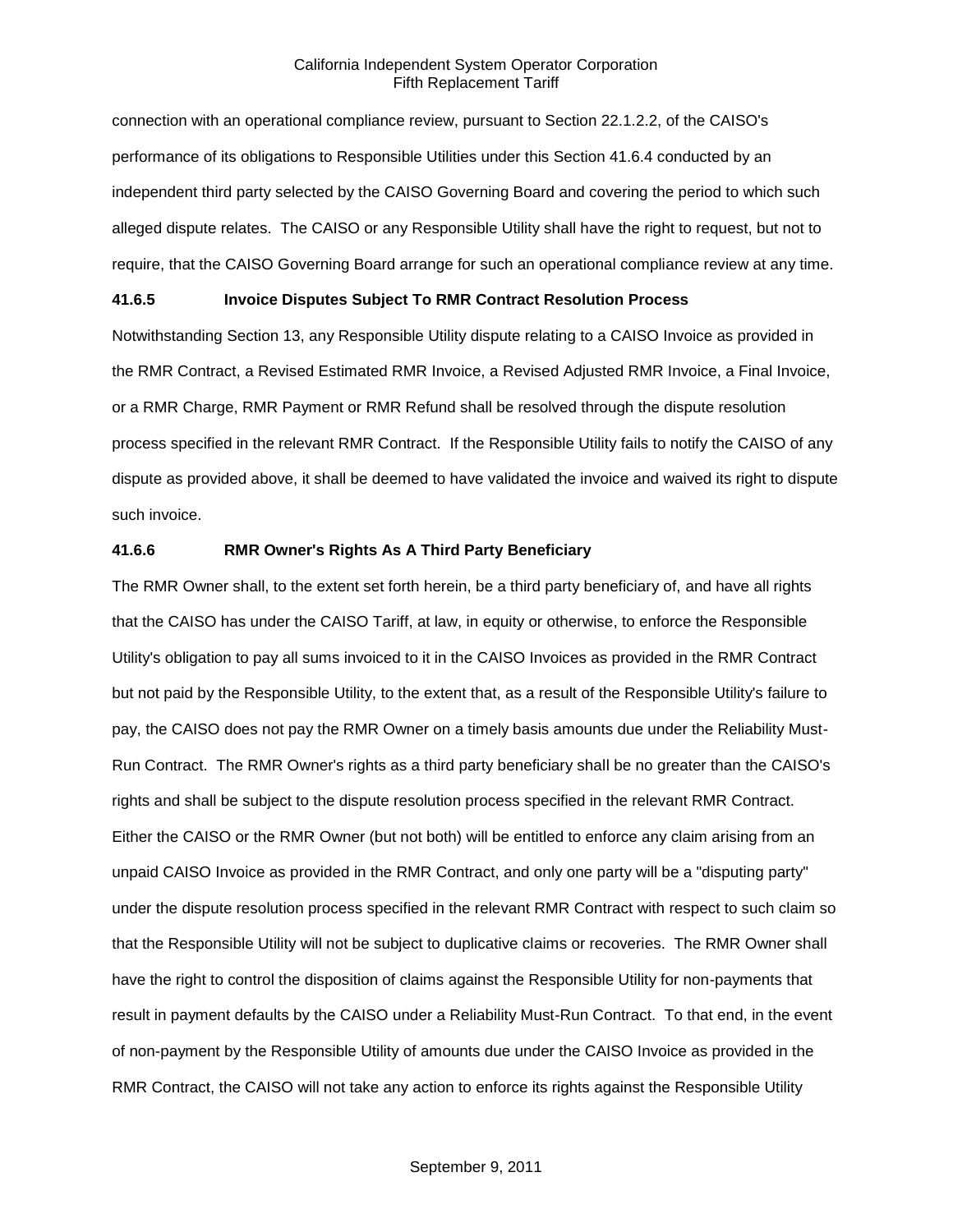connection with an operational compliance review, pursuant to Section 22.1.2.2, of the CAISO's performance of its obligations to Responsible Utilities under this Section 41.6.4 conducted by an independent third party selected by the CAISO Governing Board and covering the period to which such alleged dispute relates. The CAISO or any Responsible Utility shall have the right to request, but not to require, that the CAISO Governing Board arrange for such an operational compliance review at any time.

**41.6.5 Invoice Disputes Subject To RMR Contract Resolution Process**

Notwithstanding Section 13, any Responsible Utility dispute relating to a CAISO Invoice as provided in the RMR Contract, a Revised Estimated RMR Invoice, a Revised Adjusted RMR Invoice, a Final Invoice, or a RMR Charge, RMR Payment or RMR Refund shall be resolved through the dispute resolution process specified in the relevant RMR Contract. If the Responsible Utility fails to notify the CAISO of any dispute as provided above, it shall be deemed to have validated the invoice and waived its right to dispute such invoice.

**41.6.6 RMR Owner's Rights As A Third Party Beneficiary**

The RMR Owner shall, to the extent set forth herein, be a third party beneficiary of, and have all rights that the CAISO has under the CAISO Tariff, at law, in equity or otherwise, to enforce the Responsible Utility's obligation to pay all sums invoiced to it in the CAISO Invoices as provided in the RMR Contract but not paid by the Responsible Utility, to the extent that, as a result of the Responsible Utility's failure to pay, the CAISO does not pay the RMR Owner on a timely basis amounts due under the Reliability Must-Run Contract. The RMR Owner's rights as a third party beneficiary shall be no greater than the CAISO's rights and shall be subject to the dispute resolution process specified in the relevant RMR Contract. Either the CAISO or the RMR Owner (but not both) will be entitled to enforce any claim arising from an unpaid CAISO Invoice as provided in the RMR Contract, and only one party will be a "disputing party" under the dispute resolution process specified in the relevant RMR Contract with respect to such claim so that the Responsible Utility will not be subject to duplicative claims or recoveries. The RMR Owner shall have the right to control the disposition of claims against the Responsible Utility for non-payments that result in payment defaults by the CAISO under a Reliability Must-Run Contract. To that end, in the event of non-payment by the Responsible Utility of amounts due under the CAISO Invoice as provided in the RMR Contract, the CAISO will not take any action to enforce its rights against the Responsible Utility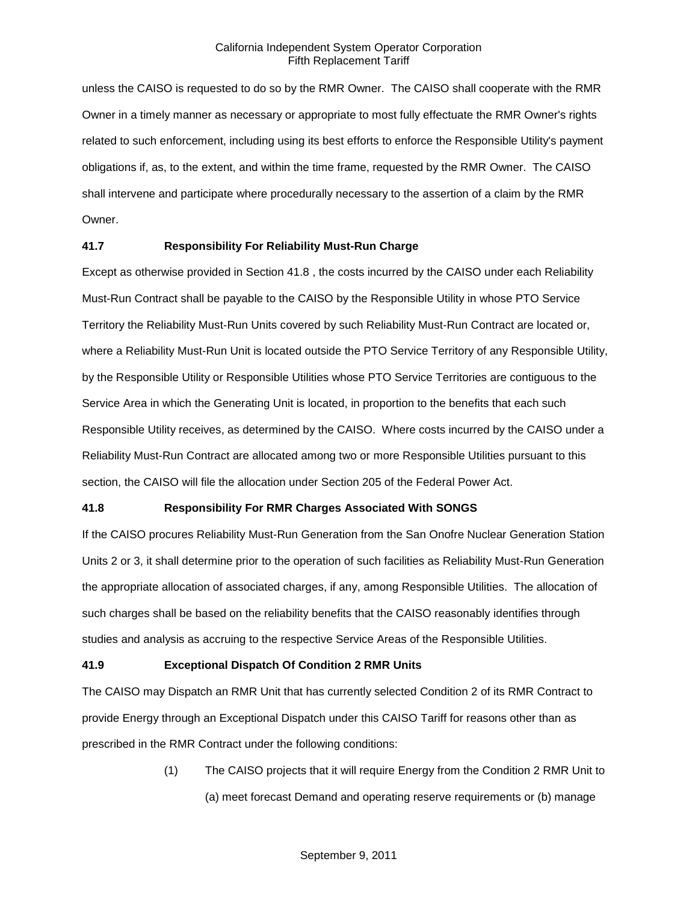unless the CAISO is requested to do so by the RMR Owner. The CAISO shall cooperate with the RMR Owner in a timely manner as necessary or appropriate to most fully effectuate the RMR Owner's rights related to such enforcement, including using its best efforts to enforce the Responsible Utility's payment obligations if, as, to the extent, and within the time frame, requested by the RMR Owner. The CAISO shall intervene and participate where procedurally necessary to the assertion of a claim by the RMR Owner.

### 41.7 Responsibility For Reliability Must-Run Charge

Except as otherwise provided in Section 41.8 , the costs incurred by the CAISO under each Reliability Must-Run Contract shall be payable to the CAISO by the Responsible Utility in whose PTO Service Territory the Reliability Must-Run Units covered by such Reliability Must-Run Contract are located or, where a Reliability Must-Run Unit is located outside the PTO Service Territory of any Responsible Utility, by the Responsible Utility or Responsible Utilities whose PTO Service Territories are contiguous to the Service Area in which the Generating Unit is located, in proportion to the benefits that each such Responsible Utility receives, as determined by the CAISO. Where costs incurred by the CAISO under a Reliability Must-Run Contract are allocated among two or more Responsible Utilities pursuant to this section, the CAISO will file the allocation under Section 205 of the Federal Power Act.

### 41.8 Responsibility For RMR Charges Associated With SONGS

If the CAISO procures Reliability Must-Run Generation from the San Onofre Nuclear Generation Station Units 2 or 3, it shall determine prior to the operation of such facilities as Reliability Must-Run Generation the appropriate allocation of associated charges, if any, among Responsible Utilities. The allocation of such charges shall be based on the reliability benefits that the CAISO reasonably identifies through studies and analysis as accruing to the respective Service Areas of the Responsible Utilities.

### 41.9 Exceptional Dispatch Of Condition 2 RMR Units

The CAISO may Dispatch an RMR Unit that has currently selected Condition 2 of its RMR Contract to provide Energy through an Exceptional Dispatch under this CAISO Tariff for reasons other than as prescribed in the RMR Contract under the following conditions:

(1) The CAISO projects that it will require Energy from the Condition 2 RMR Unit to (a) meet forecast Demand and operating reserve requirements or (b) manage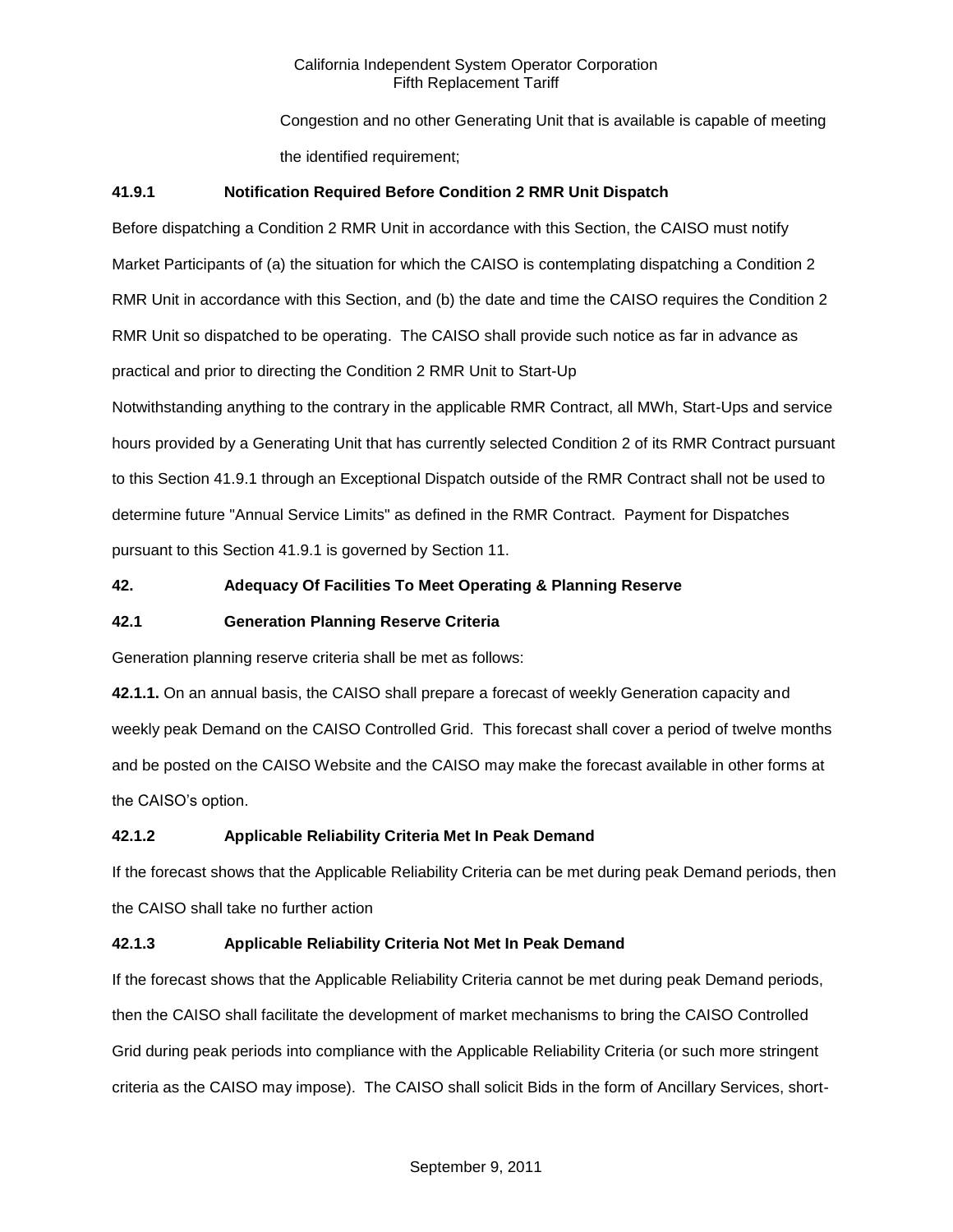Congestion and no other Generating Unit that is available is capable of meeting the identified requirement;

**41.9.1 Notification Required Before Condition 2 RMR Unit Dispatch**

Before dispatching a Condition 2 RMR Unit in accordance with this Section, the CAISO must notify Market Participants of (a) the situation for which the CAISO is contemplating dispatching a Condition 2 RMR Unit in accordance with this Section, and (b) the date and time the CAISO requires the Condition 2 RMR Unit so dispatched to be operating. The CAISO shall provide such notice as far in advance as practical and prior to directing the Condition 2 RMR Unit to Start-Up

Notwithstanding anything to the contrary in the applicable RMR Contract, all MWh, Start-Ups and service hours provided by a Generating Unit that has currently selected Condition 2 of its RMR Contract pursuant to this Section 41.9.1 through an Exceptional Dispatch outside of the RMR Contract shall not be used to determine future "Annual Service Limits" as defined in the RMR Contract. Payment for Dispatches pursuant to this Section 41.9.1 is governed by Section 11.

**42. Adequacy Of Facilities To Meet Operating & Planning Reserve**

**42.1 Generation Planning Reserve Criteria**

Generation planning reserve criteria shall be met as follows:

**42.1.1.** On an annual basis, the CAISO shall prepare a forecast of weekly Generation capacity and weekly peak Demand on the CAISO Controlled Grid. This forecast shall cover a period of twelve months and be posted on the CAISO Website and the CAISO may make the forecast available in other forms at the CAISO's option.

**42.1.2 Applicable Reliability Criteria Met In Peak Demand**

If the forecast shows that the Applicable Reliability Criteria can be met during peak Demand periods, then the CAISO shall take no further action

**42.1.3 Applicable Reliability Criteria Not Met In Peak Demand**

If the forecast shows that the Applicable Reliability Criteria cannot be met during peak Demand periods, then the CAISO shall facilitate the development of market mechanisms to bring the CAISO Controlled Grid during peak periods into compliance with the Applicable Reliability Criteria (or such more stringent criteria as the CAISO may impose). The CAISO shall solicit Bids in the form of Ancillary Services, short-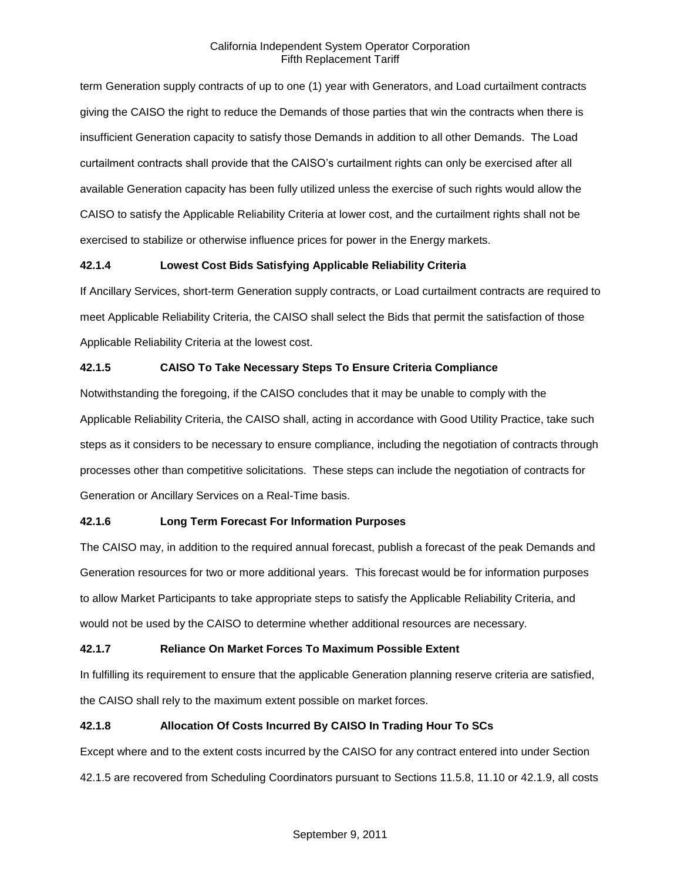term Generation supply contracts of up to one (1) year with Generators, and Load curtailment contracts giving the CAISO the right to reduce the Demands of those parties that win the contracts when there is insufficient Generation capacity to satisfy those Demands in addition to all other Demands. The Load curtailment contracts shall provide that the CAISO's curtailment rights can only be exercised after all available Generation capacity has been fully utilized unless the exercise of such rights would allow the CAISO to satisfy the Applicable Reliability Criteria at lower cost, and the curtailment rights shall not be exercised to stabilize or otherwise influence prices for power in the Energy markets.

**42.1.4 Lowest Cost Bids Satisfying Applicable Reliability Criteria**

If Ancillary Services, short-term Generation supply contracts, or Load curtailment contracts are required to meet Applicable Reliability Criteria, the CAISO shall select the Bids that permit the satisfaction of those Applicable Reliability Criteria at the lowest cost.

**42.1.5 CAISO To Take Necessary Steps To Ensure Criteria Compliance**

Notwithstanding the foregoing, if the CAISO concludes that it may be unable to comply with the Applicable Reliability Criteria, the CAISO shall, acting in accordance with Good Utility Practice, take such steps as it considers to be necessary to ensure compliance, including the negotiation of contracts through processes other than competitive solicitations. These steps can include the negotiation of contracts for Generation or Ancillary Services on a Real-Time basis.

**42.1.6 Long Term Forecast For Information Purposes**

The CAISO may, in addition to the required annual forecast, publish a forecast of the peak Demands and Generation resources for two or more additional years. This forecast would be for information purposes to allow Market Participants to take appropriate steps to satisfy the Applicable Reliability Criteria, and would not be used by the CAISO to determine whether additional resources are necessary.

**42.1.7 Reliance On Market Forces To Maximum Possible Extent**

In fulfilling its requirement to ensure that the applicable Generation planning reserve criteria are satisfied, the CAISO shall rely to the maximum extent possible on market forces.

**42.1.8 Allocation Of Costs Incurred By CAISO In Trading Hour To SCs**

Except where and to the extent costs incurred by the CAISO for any contract entered into under Section 42.1.5 are recovered from Scheduling Coordinators pursuant to Sections 11.5.8, 11.10 or 42.1.9, all costs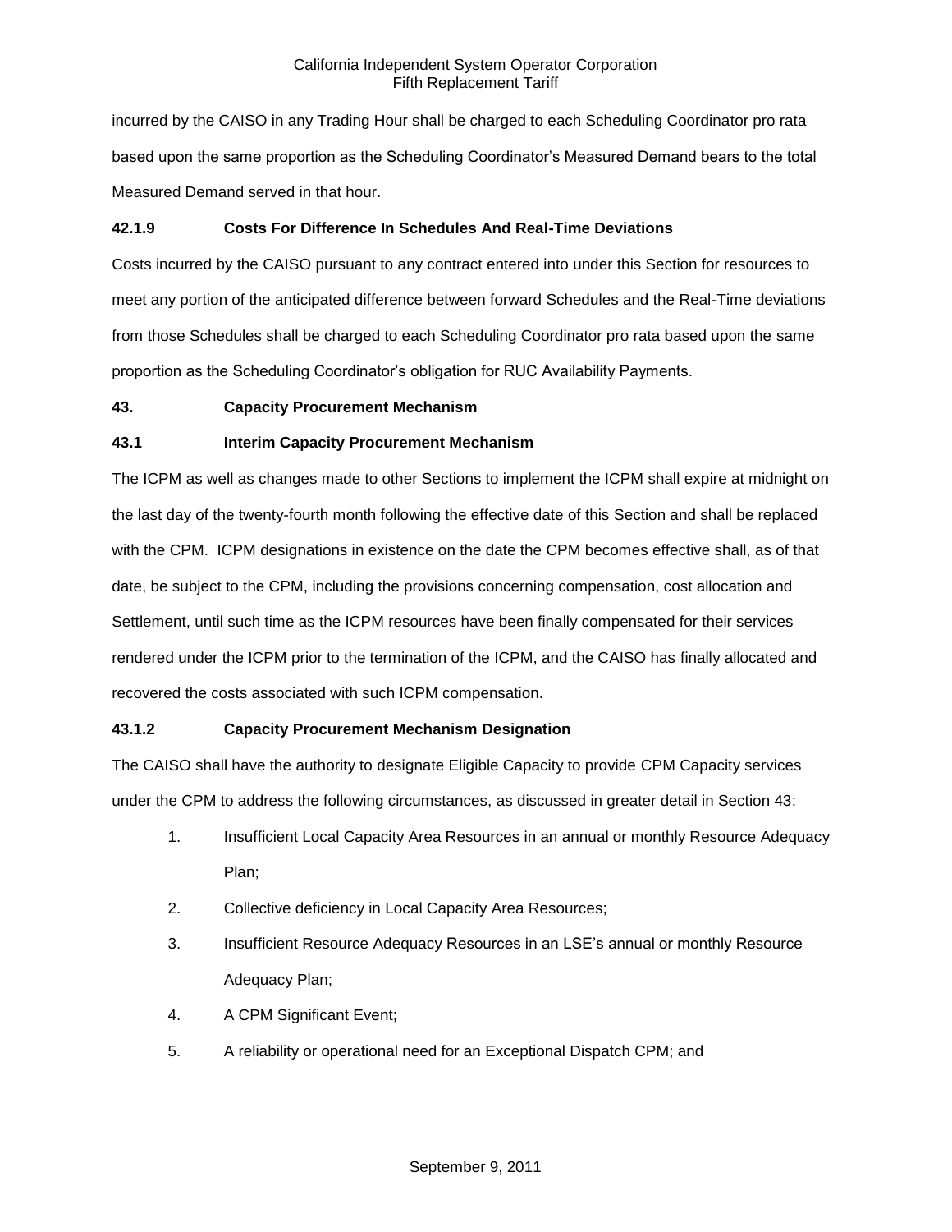incurred by the CAISO in any Trading Hour shall be charged to each Scheduling Coordinator pro rata based upon the same proportion as the Scheduling Coordinator's Measured Demand bears to the total Measured Demand served in that hour.

**42.1.9 Costs For Difference In Schedules And Real-Time Deviations**

Costs incurred by the CAISO pursuant to any contract entered into under this Section for resources to meet any portion of the anticipated difference between forward Schedules and the Real-Time deviations from those Schedules shall be charged to each Scheduling Coordinator pro rata based upon the same proportion as the Scheduling Coordinator's obligation for RUC Availability Payments.

**43. Capacity Procurement Mechanism**

**43.1 Interim Capacity Procurement Mechanism**

The ICPM as well as changes made to other Sections to implement the ICPM shall expire at midnight on the last day of the twenty-fourth month following the effective date of this Section and shall be replaced with the CPM. ICPM designations in existence on the date the CPM becomes effective shall, as of that date, be subject to the CPM, including the provisions concerning compensation, cost allocation and Settlement, until such time as the ICPM resources have been finally compensated for their services rendered under the ICPM prior to the termination of the ICPM, and the CAISO has finally allocated and recovered the costs associated with such ICPM compensation.

**43.1.2 Capacity Procurement Mechanism Designation**

The CAISO shall have the authority to designate Eligible Capacity to provide CPM Capacity services under the CPM to address the following circumstances, as discussed in greater detail in Section 43:

1. Insufficient Local Capacity Area Resources in an annual or monthly Resource Adequacy Plan;
2. Collective deficiency in Local Capacity Area Resources;
3. Insufficient Resource Adequacy Resources in an LSE's annual or monthly Resource Adequacy Plan;
4. A CPM Significant Event;
5. A reliability or operational need for an Exceptional Dispatch CPM; and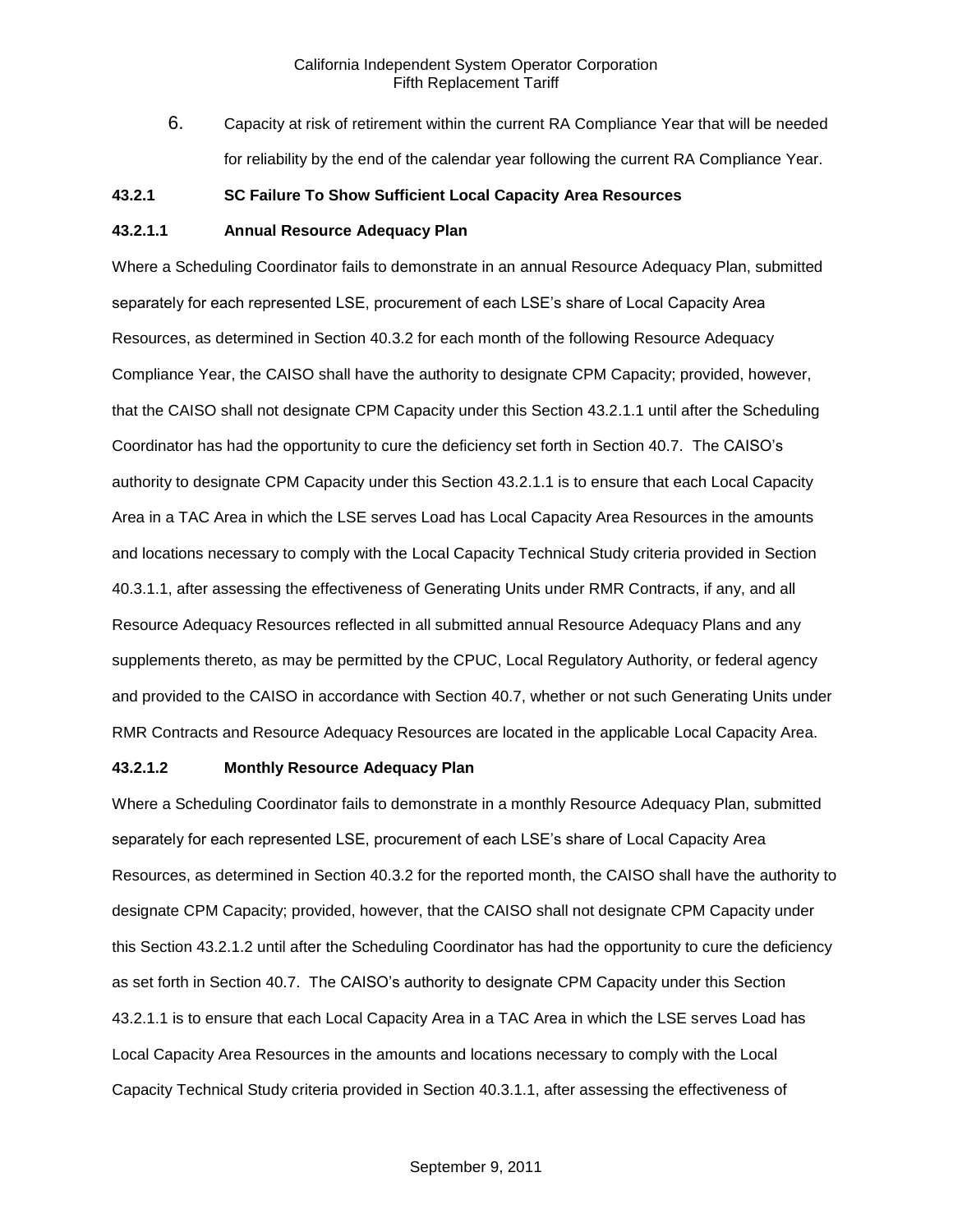6. Capacity at risk of retirement within the current RA Compliance Year that will be needed for reliability by the end of the calendar year following the current RA Compliance Year.

### 43.2.1 SC Failure To Show Sufficient Local Capacity Area Resources

#### 43.2.1.1 Annual Resource Adequacy Plan

Where a Scheduling Coordinator fails to demonstrate in an annual Resource Adequacy Plan, submitted separately for each represented LSE, procurement of each LSE's share of Local Capacity Area Resources, as determined in Section 40.3.2 for each month of the following Resource Adequacy Compliance Year, the CAISO shall have the authority to designate CPM Capacity; provided, however, that the CAISO shall not designate CPM Capacity under this Section 43.2.1.1 until after the Scheduling Coordinator has had the opportunity to cure the deficiency set forth in Section 40.7. The CAISO's authority to designate CPM Capacity under this Section 43.2.1.1 is to ensure that each Local Capacity Area in a TAC Area in which the LSE serves Load has Local Capacity Area Resources in the amounts and locations necessary to comply with the Local Capacity Technical Study criteria provided in Section 40.3.1.1, after assessing the effectiveness of Generating Units under RMR Contracts, if any, and all Resource Adequacy Resources reflected in all submitted annual Resource Adequacy Plans and any supplements thereto, as may be permitted by the CPUC, Local Regulatory Authority, or federal agency and provided to the CAISO in accordance with Section 40.7, whether or not such Generating Units under RMR Contracts and Resource Adequacy Resources are located in the applicable Local Capacity Area.

#### 43.2.1.2 Monthly Resource Adequacy Plan

Where a Scheduling Coordinator fails to demonstrate in a monthly Resource Adequacy Plan, submitted separately for each represented LSE, procurement of each LSE's share of Local Capacity Area Resources, as determined in Section 40.3.2 for the reported month, the CAISO shall have the authority to designate CPM Capacity; provided, however, that the CAISO shall not designate CPM Capacity under this Section 43.2.1.2 until after the Scheduling Coordinator has had the opportunity to cure the deficiency as set forth in Section 40.7. The CAISO's authority to designate CPM Capacity under this Section 43.2.1.1 is to ensure that each Local Capacity Area in a TAC Area in which the LSE serves Load has Local Capacity Area Resources in the amounts and locations necessary to comply with the Local Capacity Technical Study criteria provided in Section 40.3.1.1, after assessing the effectiveness of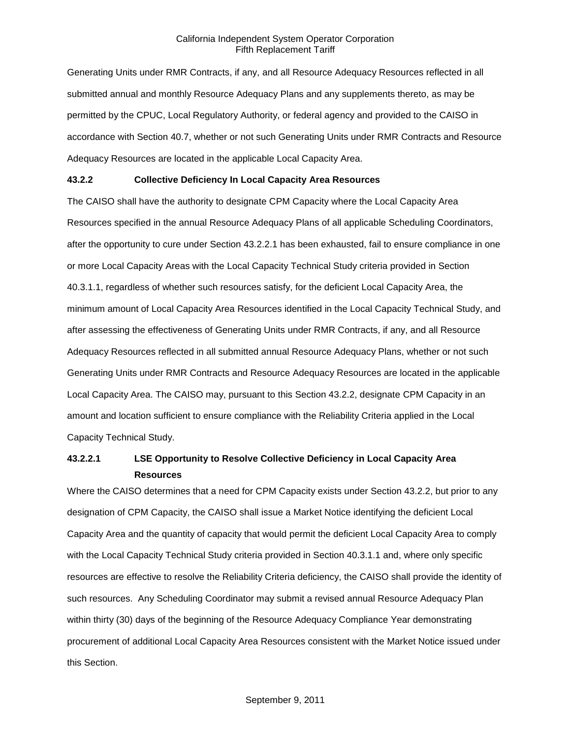Generating Units under RMR Contracts, if any, and all Resource Adequacy Resources reflected in all submitted annual and monthly Resource Adequacy Plans and any supplements thereto, as may be permitted by the CPUC, Local Regulatory Authority, or federal agency and provided to the CAISO in accordance with Section 40.7, whether or not such Generating Units under RMR Contracts and Resource Adequacy Resources are located in the applicable Local Capacity Area.

**43.2.2 Collective Deficiency In Local Capacity Area Resources**

The CAISO shall have the authority to designate CPM Capacity where the Local Capacity Area Resources specified in the annual Resource Adequacy Plans of all applicable Scheduling Coordinators, after the opportunity to cure under Section 43.2.2.1 has been exhausted, fail to ensure compliance in one or more Local Capacity Areas with the Local Capacity Technical Study criteria provided in Section 40.3.1.1, regardless of whether such resources satisfy, for the deficient Local Capacity Area, the minimum amount of Local Capacity Area Resources identified in the Local Capacity Technical Study, and after assessing the effectiveness of Generating Units under RMR Contracts, if any, and all Resource Adequacy Resources reflected in all submitted annual Resource Adequacy Plans, whether or not such Generating Units under RMR Contracts and Resource Adequacy Resources are located in the applicable Local Capacity Area. The CAISO may, pursuant to this Section 43.2.2, designate CPM Capacity in an amount and location sufficient to ensure compliance with the Reliability Criteria applied in the Local Capacity Technical Study.

**43.2.2.1 LSE Opportunity to Resolve Collective Deficiency in Local Capacity Area Resources**

Where the CAISO determines that a need for CPM Capacity exists under Section 43.2.2, but prior to any designation of CPM Capacity, the CAISO shall issue a Market Notice identifying the deficient Local Capacity Area and the quantity of capacity that would permit the deficient Local Capacity Area to comply with the Local Capacity Technical Study criteria provided in Section 40.3.1.1 and, where only specific resources are effective to resolve the Reliability Criteria deficiency, the CAISO shall provide the identity of such resources. Any Scheduling Coordinator may submit a revised annual Resource Adequacy Plan within thirty (30) days of the beginning of the Resource Adequacy Compliance Year demonstrating procurement of additional Local Capacity Area Resources consistent with the Market Notice issued under this Section.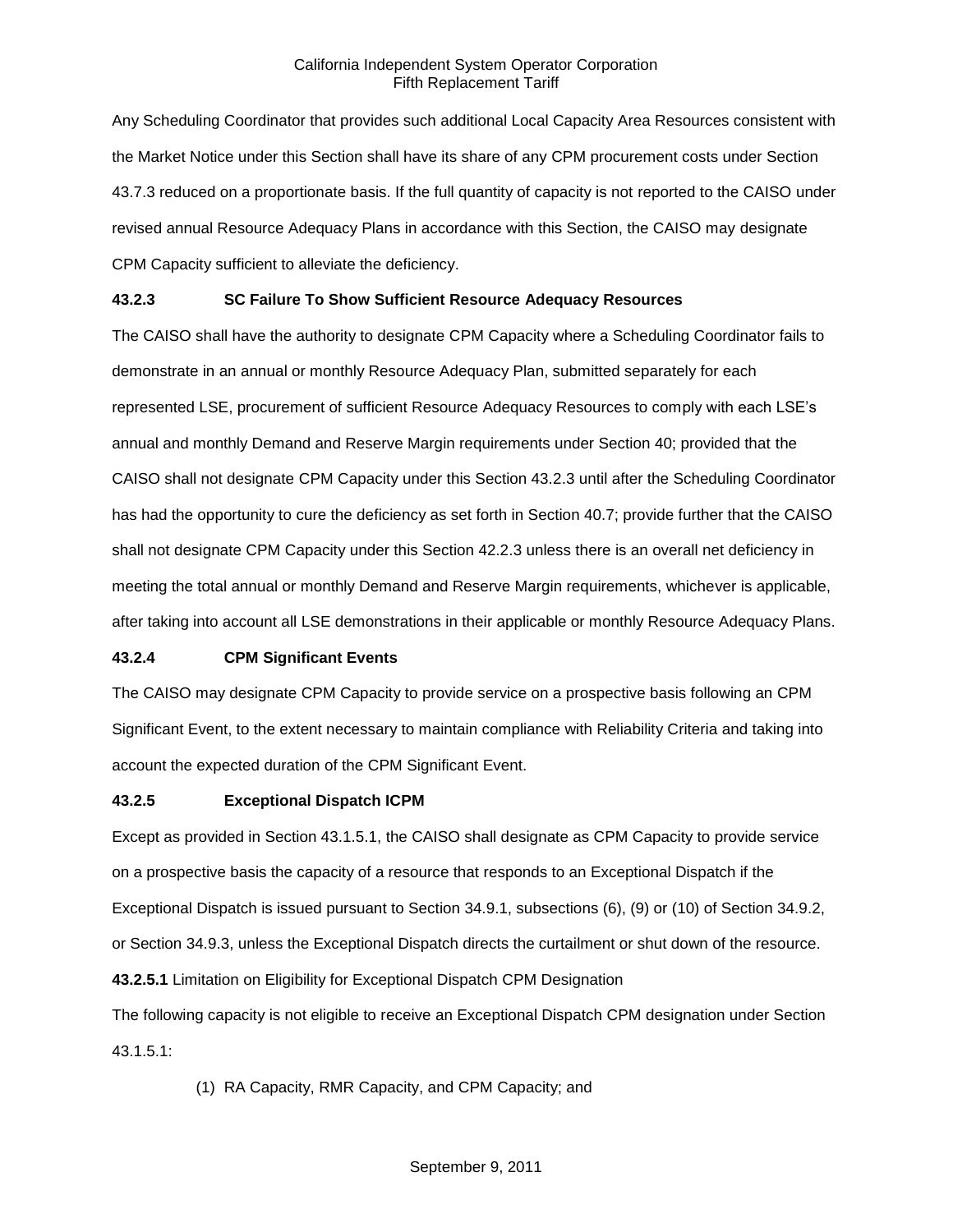Any Scheduling Coordinator that provides such additional Local Capacity Area Resources consistent with the Market Notice under this Section shall have its share of any CPM procurement costs under Section 43.7.3 reduced on a proportionate basis. If the full quantity of capacity is not reported to the CAISO under revised annual Resource Adequacy Plans in accordance with this Section, the CAISO may designate CPM Capacity sufficient to alleviate the deficiency.

### 43.2.3 SC Failure To Show Sufficient Resource Adequacy Resources

The CAISO shall have the authority to designate CPM Capacity where a Scheduling Coordinator fails to demonstrate in an annual or monthly Resource Adequacy Plan, submitted separately for each represented LSE, procurement of sufficient Resource Adequacy Resources to comply with each LSE's annual and monthly Demand and Reserve Margin requirements under Section 40; provided that the CAISO shall not designate CPM Capacity under this Section 43.2.3 until after the Scheduling Coordinator has had the opportunity to cure the deficiency as set forth in Section 40.7; provide further that the CAISO shall not designate CPM Capacity under this Section 42.2.3 unless there is an overall net deficiency in meeting the total annual or monthly Demand and Reserve Margin requirements, whichever is applicable, after taking into account all LSE demonstrations in their applicable or monthly Resource Adequacy Plans.

### 43.2.4 CPM Significant Events

The CAISO may designate CPM Capacity to provide service on a prospective basis following an CPM Significant Event, to the extent necessary to maintain compliance with Reliability Criteria and taking into account the expected duration of the CPM Significant Event.

### 43.2.5 Exceptional Dispatch ICPM

Except as provided in Section 43.1.5.1, the CAISO shall designate as CPM Capacity to provide service on a prospective basis the capacity of a resource that responds to an Exceptional Dispatch if the Exceptional Dispatch is issued pursuant to Section 34.9.1, subsections (6), (9) or (10) of Section 34.9.2, or Section 34.9.3, unless the Exceptional Dispatch directs the curtailment or shut down of the resource.

**43.2.5.1** Limitation on Eligibility for Exceptional Dispatch CPM Designation

The following capacity is not eligible to receive an Exceptional Dispatch CPM designation under Section 43.1.5.1:

(1) RA Capacity, RMR Capacity, and CPM Capacity; and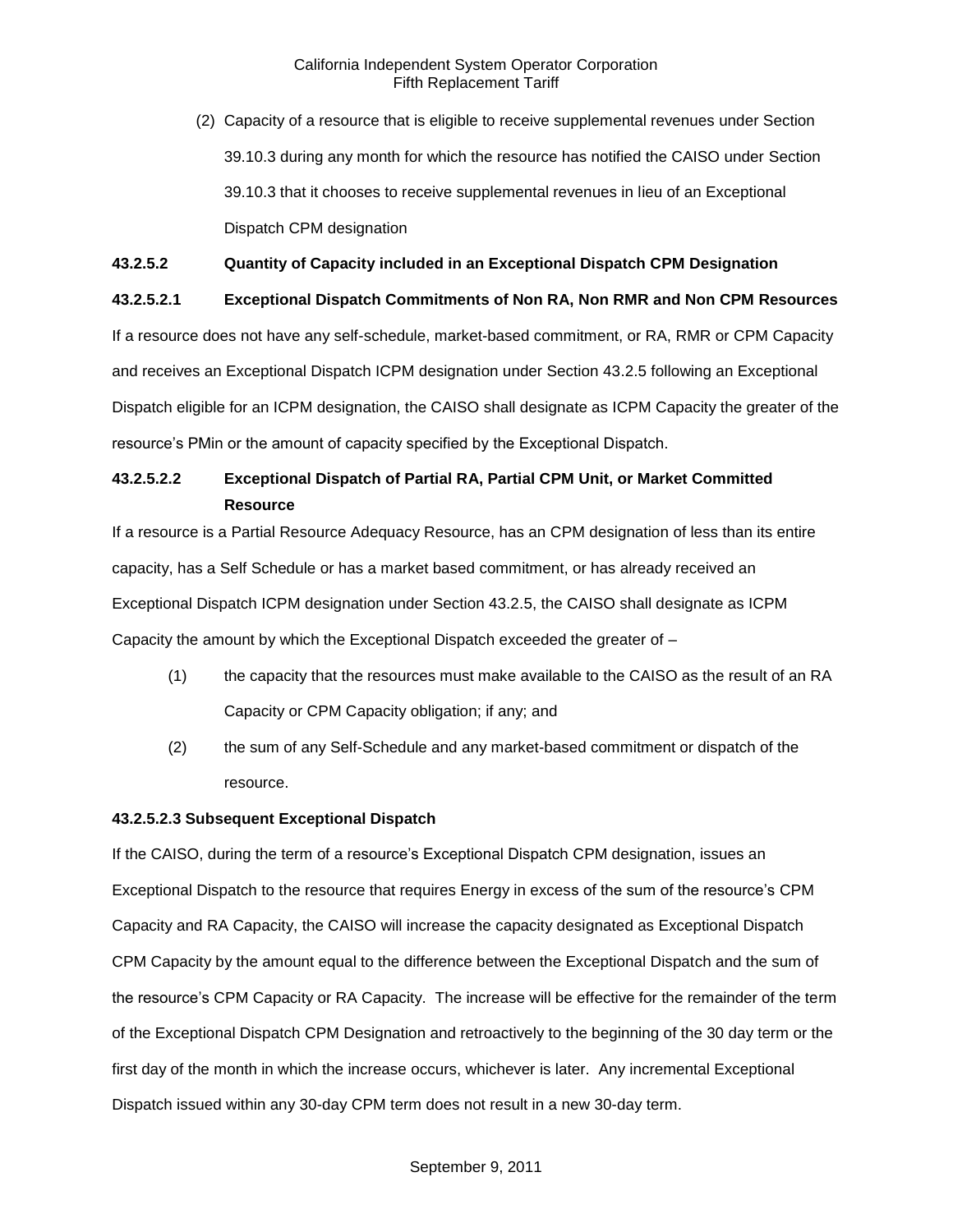(2) Capacity of a resource that is eligible to receive supplemental revenues under Section 39.10.3 during any month for which the resource has notified the CAISO under Section 39.10.3 that it chooses to receive supplemental revenues in lieu of an Exceptional Dispatch CPM designation

**43.2.5.2 Quantity of Capacity included in an Exceptional Dispatch CPM Designation**

**43.2.5.2.1 Exceptional Dispatch Commitments of Non RA, Non RMR and Non CPM Resources**

If a resource does not have any self-schedule, market-based commitment, or RA, RMR or CPM Capacity and receives an Exceptional Dispatch ICPM designation under Section 43.2.5 following an Exceptional Dispatch eligible for an ICPM designation, the CAISO shall designate as ICPM Capacity the greater of the resource's PMin or the amount of capacity specified by the Exceptional Dispatch.

**43.2.5.2.2 Exceptional Dispatch of Partial RA, Partial CPM Unit, or Market Committed Resource**

If a resource is a Partial Resource Adequacy Resource, has an CPM designation of less than its entire capacity, has a Self Schedule or has a market based commitment, or has already received an Exceptional Dispatch ICPM designation under Section 43.2.5, the CAISO shall designate as ICPM Capacity the amount by which the Exceptional Dispatch exceeded the greater of –

(1) the capacity that the resources must make available to the CAISO as the result of an RA Capacity or CPM Capacity obligation; if any; and

(2) the sum of any Self-Schedule and any market-based commitment or dispatch of the resource.

**43.2.5.2.3 Subsequent Exceptional Dispatch**

If the CAISO, during the term of a resource's Exceptional Dispatch CPM designation, issues an Exceptional Dispatch to the resource that requires Energy in excess of the sum of the resource's CPM Capacity and RA Capacity, the CAISO will increase the capacity designated as Exceptional Dispatch CPM Capacity by the amount equal to the difference between the Exceptional Dispatch and the sum of the resource's CPM Capacity or RA Capacity. The increase will be effective for the remainder of the term of the Exceptional Dispatch CPM Designation and retroactively to the beginning of the 30 day term or the first day of the month in which the increase occurs, whichever is later. Any incremental Exceptional Dispatch issued within any 30-day CPM term does not result in a new 30-day term.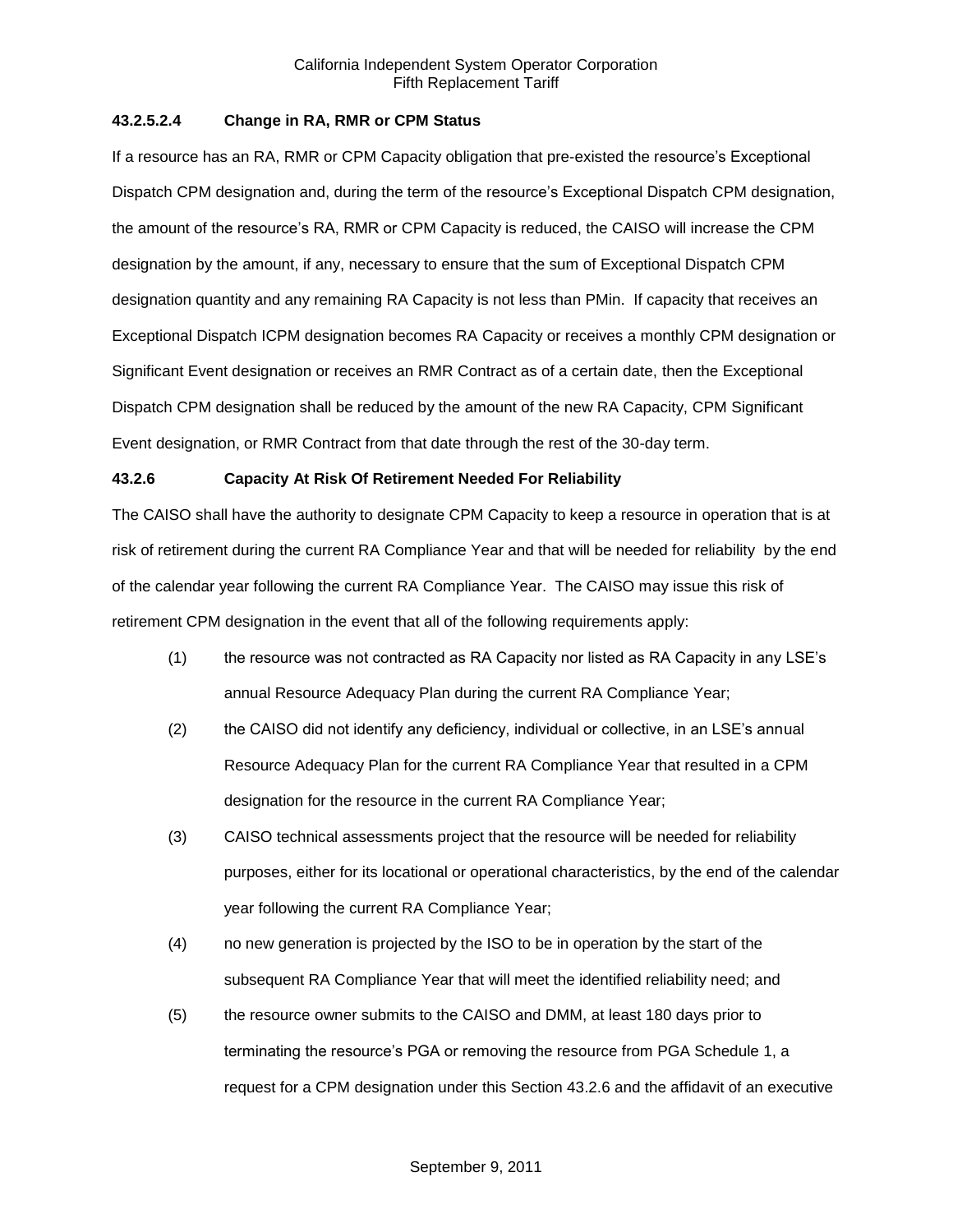**43.2.5.2.4 Change in RA, RMR or CPM Status**

If a resource has an RA, RMR or CPM Capacity obligation that pre-existed the resource's Exceptional Dispatch CPM designation and, during the term of the resource's Exceptional Dispatch CPM designation, the amount of the resource's RA, RMR or CPM Capacity is reduced, the CAISO will increase the CPM designation by the amount, if any, necessary to ensure that the sum of Exceptional Dispatch CPM designation quantity and any remaining RA Capacity is not less than PMin. If capacity that receives an Exceptional Dispatch ICPM designation becomes RA Capacity or receives a monthly CPM designation or Significant Event designation or receives an RMR Contract as of a certain date, then the Exceptional Dispatch CPM designation shall be reduced by the amount of the new RA Capacity, CPM Significant Event designation, or RMR Contract from that date through the rest of the 30-day term.

**43.2.6 Capacity At Risk Of Retirement Needed For Reliability**

The CAISO shall have the authority to designate CPM Capacity to keep a resource in operation that is at risk of retirement during the current RA Compliance Year and that will be needed for reliability by the end of the calendar year following the current RA Compliance Year. The CAISO may issue this risk of retirement CPM designation in the event that all of the following requirements apply:

(1) the resource was not contracted as RA Capacity nor listed as RA Capacity in any LSE's annual Resource Adequacy Plan during the current RA Compliance Year;

(2) the CAISO did not identify any deficiency, individual or collective, in an LSE's annual Resource Adequacy Plan for the current RA Compliance Year that resulted in a CPM designation for the resource in the current RA Compliance Year;

(3) CAISO technical assessments project that the resource will be needed for reliability purposes, either for its locational or operational characteristics, by the end of the calendar year following the current RA Compliance Year;

(4) no new generation is projected by the ISO to be in operation by the start of the subsequent RA Compliance Year that will meet the identified reliability need; and

(5) the resource owner submits to the CAISO and DMM, at least 180 days prior to terminating the resource's PGA or removing the resource from PGA Schedule 1, a request for a CPM designation under this Section 43.2.6 and the affidavit of an executive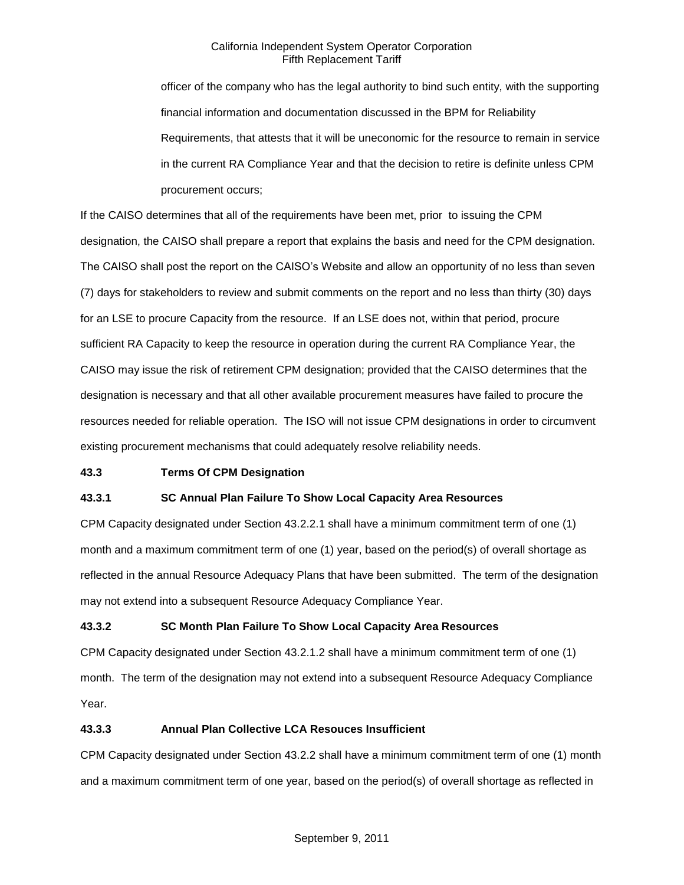officer of the company who has the legal authority to bind such entity, with the supporting financial information and documentation discussed in the BPM for Reliability Requirements, that attests that it will be uneconomic for the resource to remain in service in the current RA Compliance Year and that the decision to retire is definite unless CPM procurement occurs;

If the CAISO determines that all of the requirements have been met, prior to issuing the CPM designation, the CAISO shall prepare a report that explains the basis and need for the CPM designation. The CAISO shall post the report on the CAISO's Website and allow an opportunity of no less than seven (7) days for stakeholders to review and submit comments on the report and no less than thirty (30) days for an LSE to procure Capacity from the resource. If an LSE does not, within that period, procure sufficient RA Capacity to keep the resource in operation during the current RA Compliance Year, the CAISO may issue the risk of retirement CPM designation; provided that the CAISO determines that the designation is necessary and that all other available procurement measures have failed to procure the resources needed for reliable operation. The ISO will not issue CPM designations in order to circumvent existing procurement mechanisms that could adequately resolve reliability needs.

**43.3 Terms Of CPM Designation**

**43.3.1 SC Annual Plan Failure To Show Local Capacity Area Resources**

CPM Capacity designated under Section 43.2.2.1 shall have a minimum commitment term of one (1) month and a maximum commitment term of one (1) year, based on the period(s) of overall shortage as reflected in the annual Resource Adequacy Plans that have been submitted. The term of the designation may not extend into a subsequent Resource Adequacy Compliance Year.

**43.3.2 SC Month Plan Failure To Show Local Capacity Area Resources**

CPM Capacity designated under Section 43.2.1.2 shall have a minimum commitment term of one (1) month. The term of the designation may not extend into a subsequent Resource Adequacy Compliance Year.

**43.3.3 Annual Plan Collective LCA Resouces Insufficient**

CPM Capacity designated under Section 43.2.2 shall have a minimum commitment term of one (1) month and a maximum commitment term of one year, based on the period(s) of overall shortage as reflected in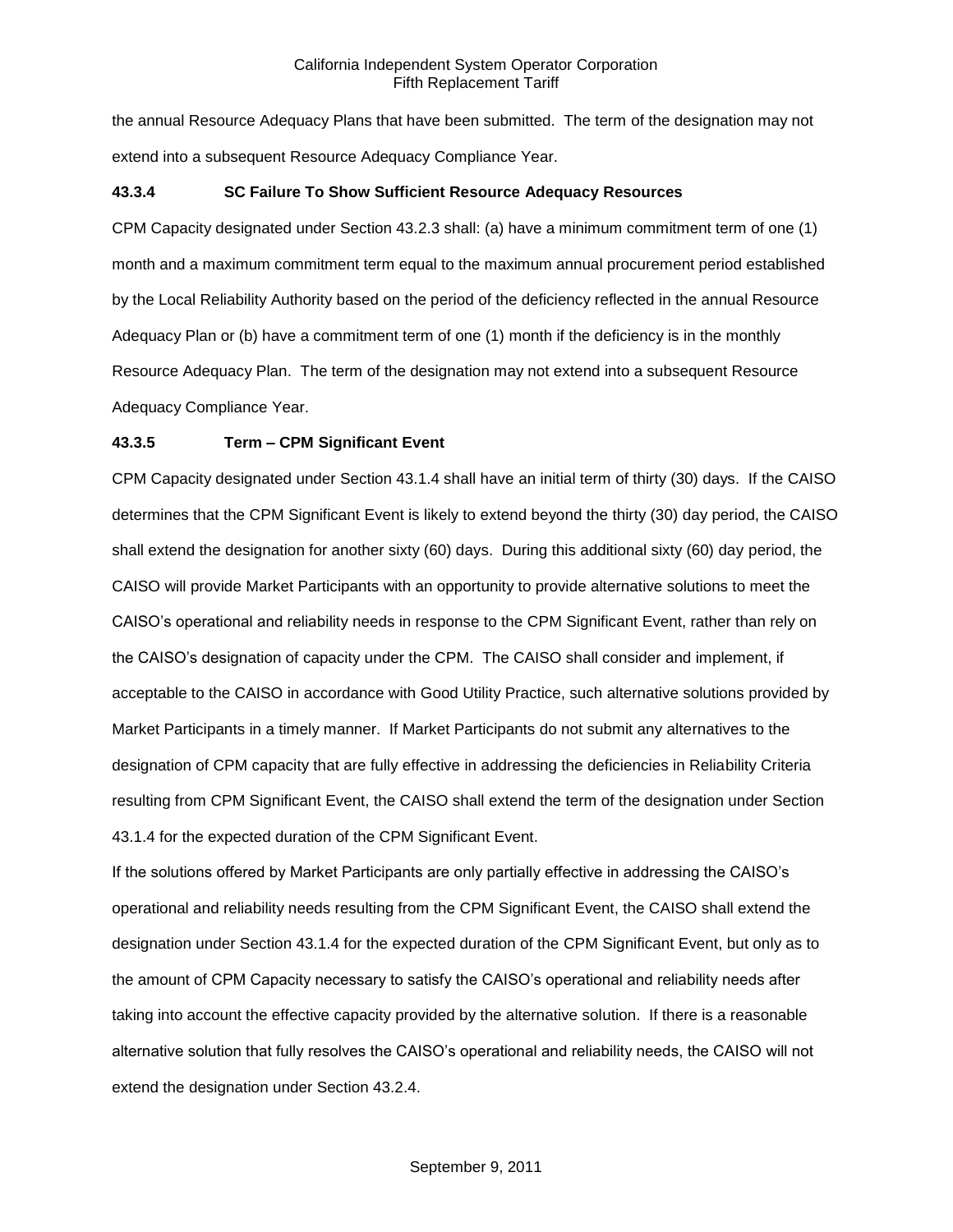the annual Resource Adequacy Plans that have been submitted. The term of the designation may not extend into a subsequent Resource Adequacy Compliance Year.

### 43.3.4 SC Failure To Show Sufficient Resource Adequacy Resources

CPM Capacity designated under Section 43.2.3 shall: (a) have a minimum commitment term of one (1) month and a maximum commitment term equal to the maximum annual procurement period established by the Local Reliability Authority based on the period of the deficiency reflected in the annual Resource Adequacy Plan or (b) have a commitment term of one (1) month if the deficiency is in the monthly Resource Adequacy Plan. The term of the designation may not extend into a subsequent Resource Adequacy Compliance Year.

### 43.3.5 Term – CPM Significant Event

CPM Capacity designated under Section 43.1.4 shall have an initial term of thirty (30) days. If the CAISO determines that the CPM Significant Event is likely to extend beyond the thirty (30) day period, the CAISO shall extend the designation for another sixty (60) days. During this additional sixty (60) day period, the CAISO will provide Market Participants with an opportunity to provide alternative solutions to meet the CAISO's operational and reliability needs in response to the CPM Significant Event, rather than rely on the CAISO's designation of capacity under the CPM. The CAISO shall consider and implement, if acceptable to the CAISO in accordance with Good Utility Practice, such alternative solutions provided by Market Participants in a timely manner. If Market Participants do not submit any alternatives to the designation of CPM capacity that are fully effective in addressing the deficiencies in Reliability Criteria resulting from CPM Significant Event, the CAISO shall extend the term of the designation under Section 43.1.4 for the expected duration of the CPM Significant Event.

If the solutions offered by Market Participants are only partially effective in addressing the CAISO's operational and reliability needs resulting from the CPM Significant Event, the CAISO shall extend the designation under Section 43.1.4 for the expected duration of the CPM Significant Event, but only as to the amount of CPM Capacity necessary to satisfy the CAISO's operational and reliability needs after taking into account the effective capacity provided by the alternative solution. If there is a reasonable alternative solution that fully resolves the CAISO's operational and reliability needs, the CAISO will not extend the designation under Section 43.2.4.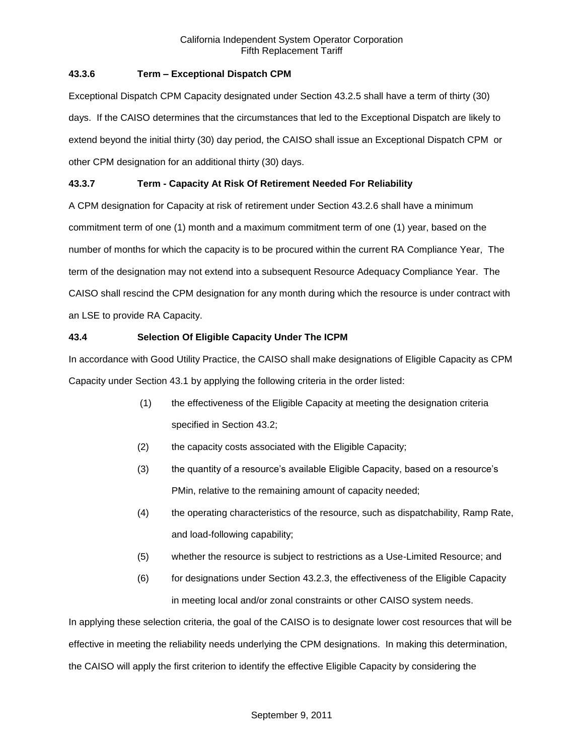### 43.3.6 Term – Exceptional Dispatch CPM

Exceptional Dispatch CPM Capacity designated under Section 43.2.5 shall have a term of thirty (30) days. If the CAISO determines that the circumstances that led to the Exceptional Dispatch are likely to extend beyond the initial thirty (30) day period, the CAISO shall issue an Exceptional Dispatch CPM or other CPM designation for an additional thirty (30) days.

### 43.3.7 Term - Capacity At Risk Of Retirement Needed For Reliability

A CPM designation for Capacity at risk of retirement under Section 43.2.6 shall have a minimum commitment term of one (1) month and a maximum commitment term of one (1) year, based on the number of months for which the capacity is to be procured within the current RA Compliance Year, The term of the designation may not extend into a subsequent Resource Adequacy Compliance Year. The CAISO shall rescind the CPM designation for any month during which the resource is under contract with an LSE to provide RA Capacity.

### 43.4 Selection Of Eligible Capacity Under The ICPM

In accordance with Good Utility Practice, the CAISO shall make designations of Eligible Capacity as CPM Capacity under Section 43.1 by applying the following criteria in the order listed:

(1) the effectiveness of the Eligible Capacity at meeting the designation criteria specified in Section 43.2;

(2) the capacity costs associated with the Eligible Capacity;

(3) the quantity of a resource's available Eligible Capacity, based on a resource's PMin, relative to the remaining amount of capacity needed;

(4) the operating characteristics of the resource, such as dispatchability, Ramp Rate, and load-following capability;

(5) whether the resource is subject to restrictions as a Use-Limited Resource; and

(6) for designations under Section 43.2.3, the effectiveness of the Eligible Capacity in meeting local and/or zonal constraints or other CAISO system needs.

In applying these selection criteria, the goal of the CAISO is to designate lower cost resources that will be effective in meeting the reliability needs underlying the CPM designations. In making this determination, the CAISO will apply the first criterion to identify the effective Eligible Capacity by considering the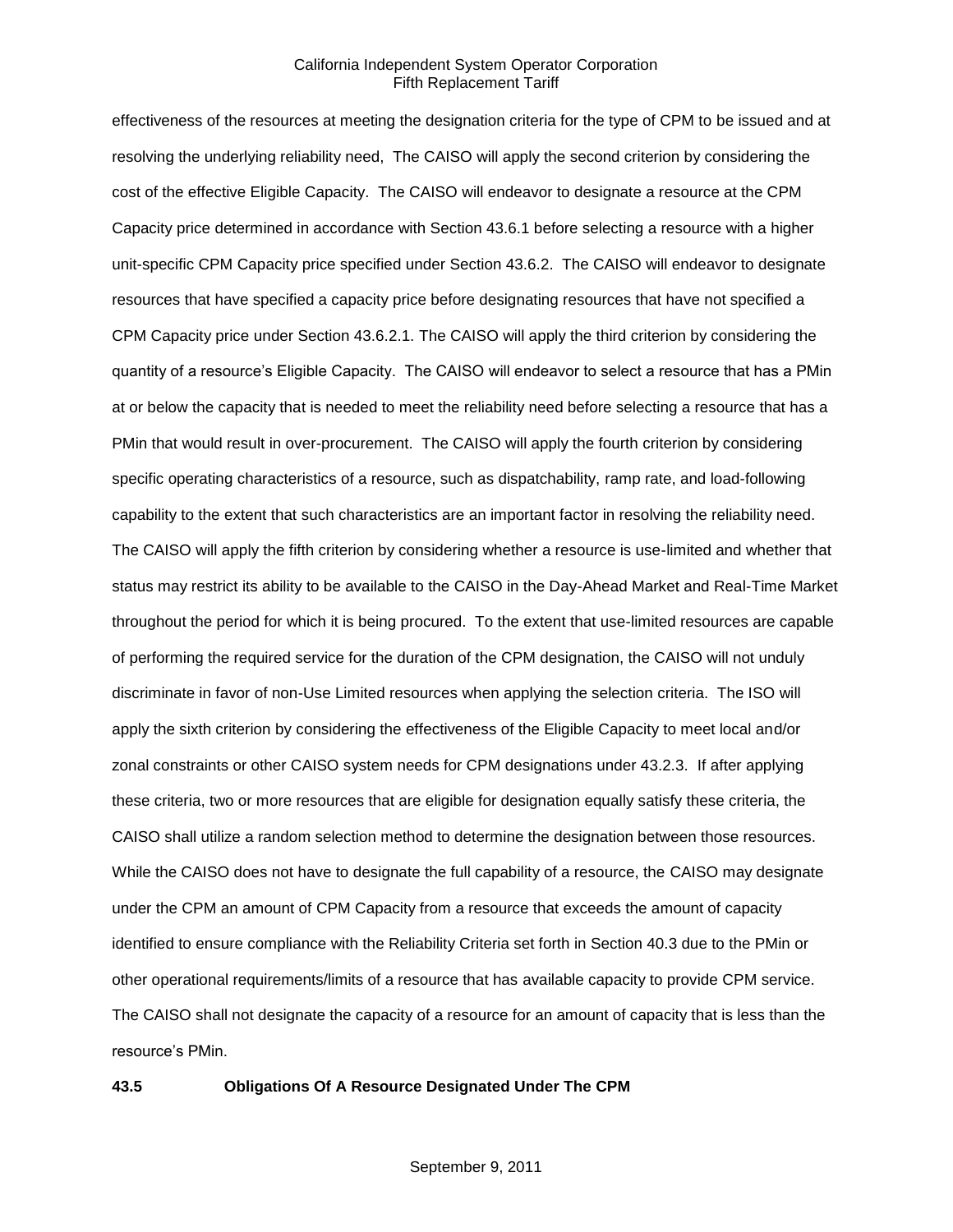effectiveness of the resources at meeting the designation criteria for the type of CPM to be issued and at resolving the underlying reliability need, The CAISO will apply the second criterion by considering the cost of the effective Eligible Capacity. The CAISO will endeavor to designate a resource at the CPM Capacity price determined in accordance with Section 43.6.1 before selecting a resource with a higher unit-specific CPM Capacity price specified under Section 43.6.2. The CAISO will endeavor to designate resources that have specified a capacity price before designating resources that have not specified a CPM Capacity price under Section 43.6.2.1. The CAISO will apply the third criterion by considering the quantity of a resource's Eligible Capacity. The CAISO will endeavor to select a resource that has a PMin at or below the capacity that is needed to meet the reliability need before selecting a resource that has a PMin that would result in over-procurement. The CAISO will apply the fourth criterion by considering specific operating characteristics of a resource, such as dispatchability, ramp rate, and load-following capability to the extent that such characteristics are an important factor in resolving the reliability need. The CAISO will apply the fifth criterion by considering whether a resource is use-limited and whether that status may restrict its ability to be available to the CAISO in the Day-Ahead Market and Real-Time Market throughout the period for which it is being procured. To the extent that use-limited resources are capable of performing the required service for the duration of the CPM designation, the CAISO will not unduly discriminate in favor of non-Use Limited resources when applying the selection criteria. The ISO will apply the sixth criterion by considering the effectiveness of the Eligible Capacity to meet local and/or zonal constraints or other CAISO system needs for CPM designations under 43.2.3. If after applying these criteria, two or more resources that are eligible for designation equally satisfy these criteria, the CAISO shall utilize a random selection method to determine the designation between those resources. While the CAISO does not have to designate the full capability of a resource, the CAISO may designate under the CPM an amount of CPM Capacity from a resource that exceeds the amount of capacity identified to ensure compliance with the Reliability Criteria set forth in Section 40.3 due to the PMin or other operational requirements/limits of a resource that has available capacity to provide CPM service. The CAISO shall not designate the capacity of a resource for an amount of capacity that is less than the resource's PMin.

**43.5 Obligations Of A Resource Designated Under The CPM**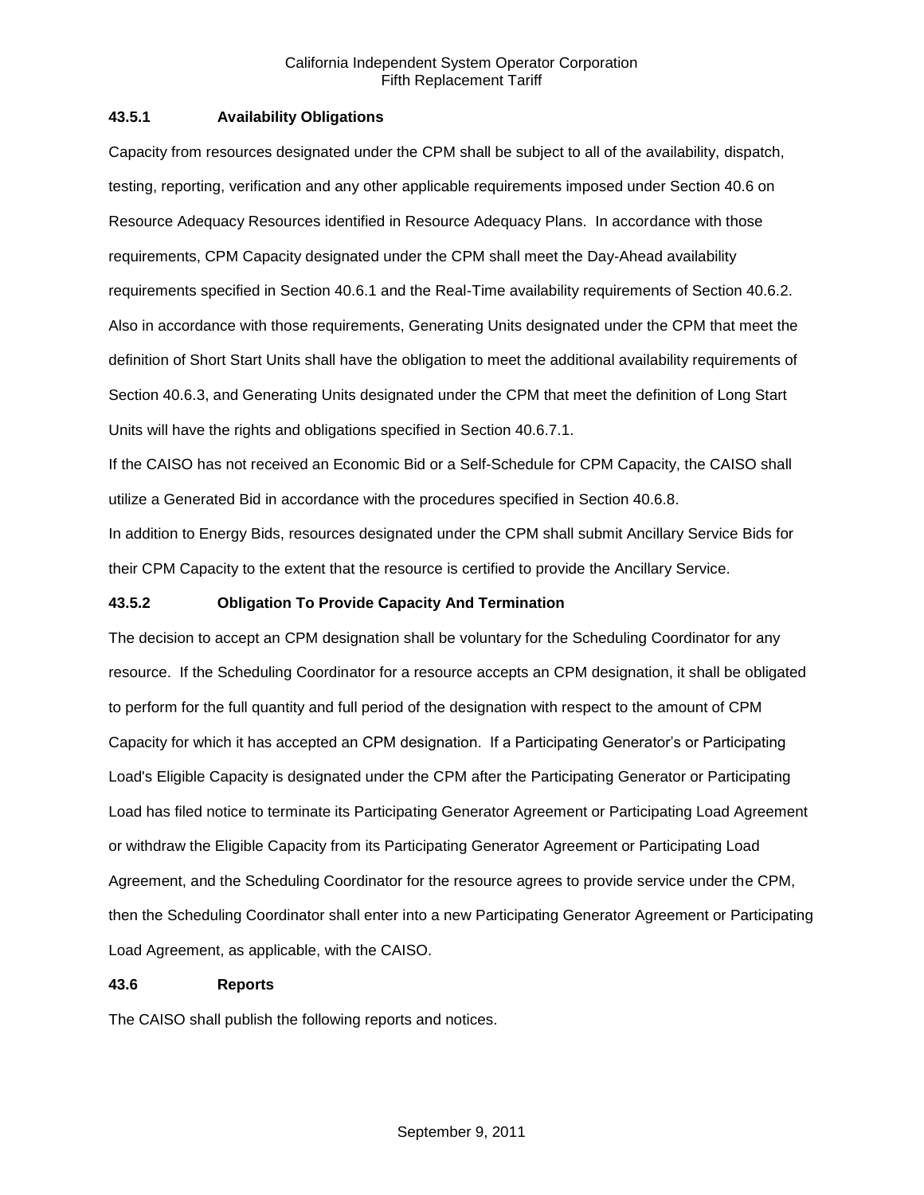**43.5.1 Availability Obligations**

Capacity from resources designated under the CPM shall be subject to all of the availability, dispatch, testing, reporting, verification and any other applicable requirements imposed under Section 40.6 on Resource Adequacy Resources identified in Resource Adequacy Plans. In accordance with those requirements, CPM Capacity designated under the CPM shall meet the Day-Ahead availability requirements specified in Section 40.6.1 and the Real-Time availability requirements of Section 40.6.2. Also in accordance with those requirements, Generating Units designated under the CPM that meet the definition of Short Start Units shall have the obligation to meet the additional availability requirements of Section 40.6.3, and Generating Units designated under the CPM that meet the definition of Long Start Units will have the rights and obligations specified in Section 40.6.7.1.

If the CAISO has not received an Economic Bid or a Self-Schedule for CPM Capacity, the CAISO shall utilize a Generated Bid in accordance with the procedures specified in Section 40.6.8.

In addition to Energy Bids, resources designated under the CPM shall submit Ancillary Service Bids for their CPM Capacity to the extent that the resource is certified to provide the Ancillary Service.

**43.5.2 Obligation To Provide Capacity And Termination**

The decision to accept an CPM designation shall be voluntary for the Scheduling Coordinator for any resource. If the Scheduling Coordinator for a resource accepts an CPM designation, it shall be obligated to perform for the full quantity and full period of the designation with respect to the amount of CPM Capacity for which it has accepted an CPM designation. If a Participating Generator's or Participating Load's Eligible Capacity is designated under the CPM after the Participating Generator or Participating Load has filed notice to terminate its Participating Generator Agreement or Participating Load Agreement or withdraw the Eligible Capacity from its Participating Generator Agreement or Participating Load Agreement, and the Scheduling Coordinator for the resource agrees to provide service under the CPM, then the Scheduling Coordinator shall enter into a new Participating Generator Agreement or Participating Load Agreement, as applicable, with the CAISO.

**43.6 Reports**

The CAISO shall publish the following reports and notices.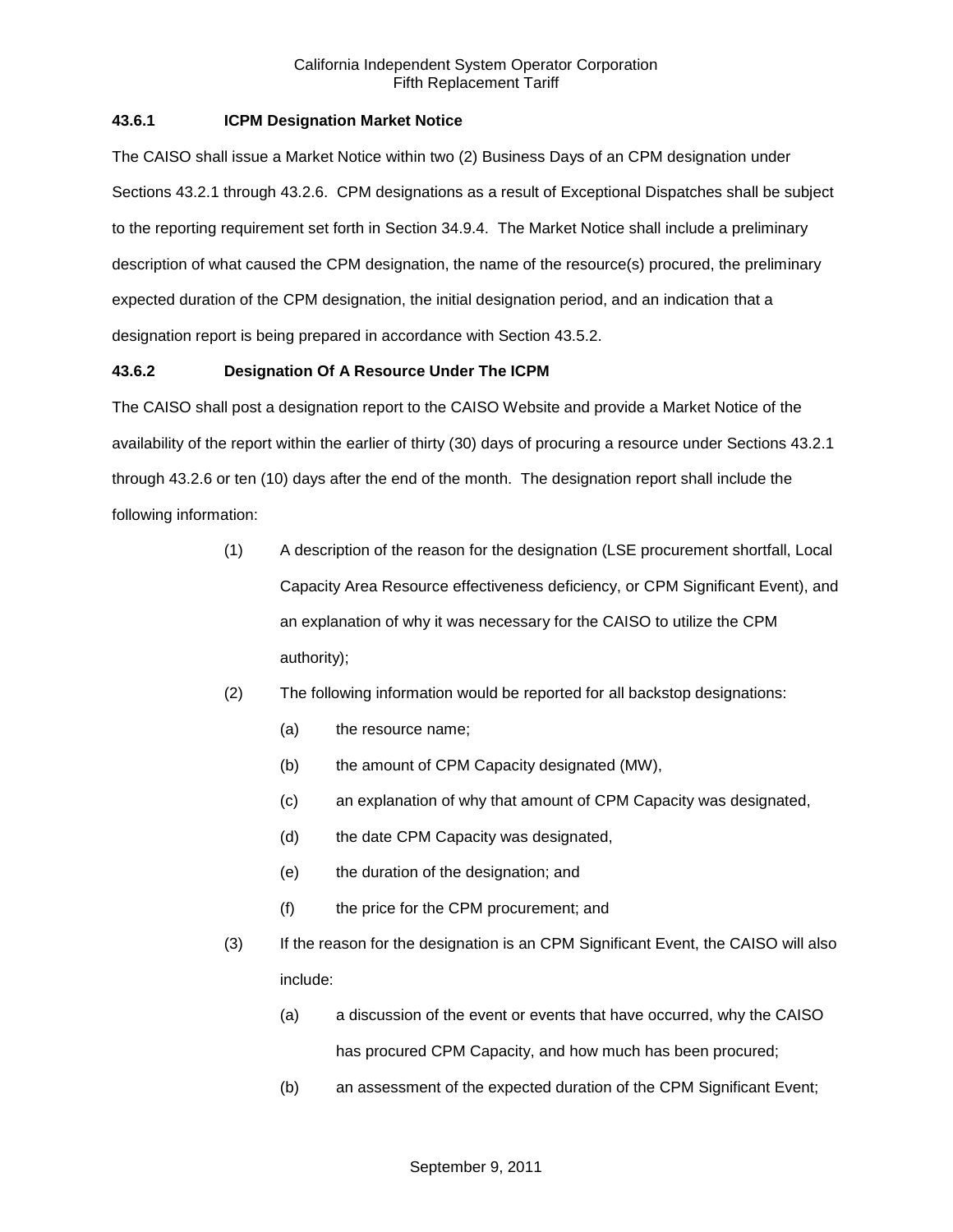### 43.6.1 ICPM Designation Market Notice

The CAISO shall issue a Market Notice within two (2) Business Days of an CPM designation under Sections 43.2.1 through 43.2.6. CPM designations as a result of Exceptional Dispatches shall be subject to the reporting requirement set forth in Section 34.9.4. The Market Notice shall include a preliminary description of what caused the CPM designation, the name of the resource(s) procured, the preliminary expected duration of the CPM designation, the initial designation period, and an indication that a designation report is being prepared in accordance with Section 43.5.2.

### 43.6.2 Designation Of A Resource Under The ICPM

The CAISO shall post a designation report to the CAISO Website and provide a Market Notice of the availability of the report within the earlier of thirty (30) days of procuring a resource under Sections 43.2.1 through 43.2.6 or ten (10) days after the end of the month. The designation report shall include the following information:

(1) A description of the reason for the designation (LSE procurement shortfall, Local Capacity Area Resource effectiveness deficiency, or CPM Significant Event), and an explanation of why it was necessary for the CAISO to utilize the CPM authority);

(2) The following information would be reported for all backstop designations:

   (a) the resource name;

   (b) the amount of CPM Capacity designated (MW),

   (c) an explanation of why that amount of CPM Capacity was designated,

   (d) the date CPM Capacity was designated,

   (e) the duration of the designation; and

   (f) the price for the CPM procurement; and

(3) If the reason for the designation is an CPM Significant Event, the CAISO will also include:

   (a) a discussion of the event or events that have occurred, why the CAISO has procured CPM Capacity, and how much has been procured;

   (b) an assessment of the expected duration of the CPM Significant Event;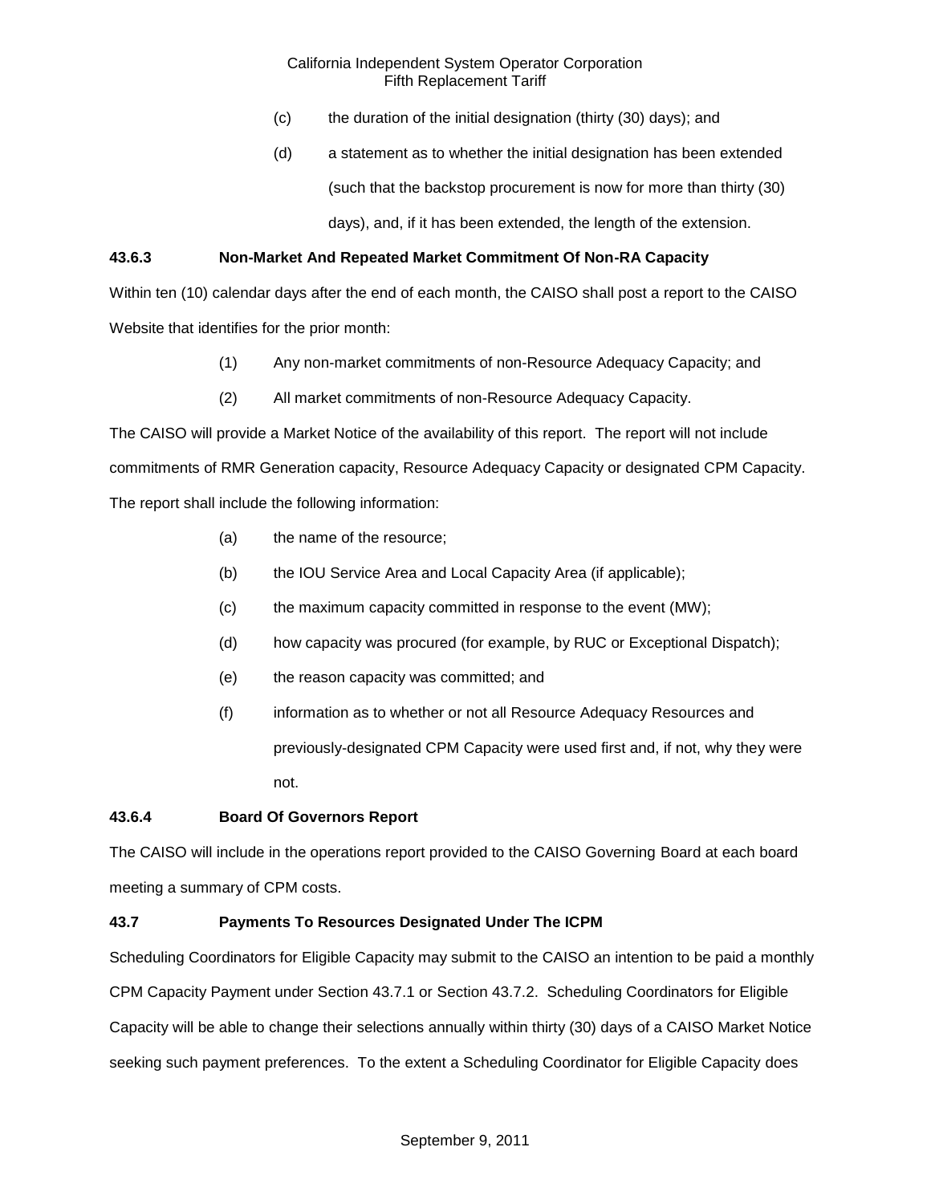(c) the duration of the initial designation (thirty (30) days); and

(d) a statement as to whether the initial designation has been extended (such that the backstop procurement is now for more than thirty (30) days), and, if it has been extended, the length of the extension.

**43.6.3 Non-Market And Repeated Market Commitment Of Non-RA Capacity**

Within ten (10) calendar days after the end of each month, the CAISO shall post a report to the CAISO Website that identifies for the prior month:

(1) Any non-market commitments of non-Resource Adequacy Capacity; and

(2) All market commitments of non-Resource Adequacy Capacity.

The CAISO will provide a Market Notice of the availability of this report. The report will not include commitments of RMR Generation capacity, Resource Adequacy Capacity or designated CPM Capacity. The report shall include the following information:

(a) the name of the resource;

(b) the IOU Service Area and Local Capacity Area (if applicable);

(c) the maximum capacity committed in response to the event (MW);

(d) how capacity was procured (for example, by RUC or Exceptional Dispatch);

(e) the reason capacity was committed; and

(f) information as to whether or not all Resource Adequacy Resources and previously-designated CPM Capacity were used first and, if not, why they were not.

**43.6.4 Board Of Governors Report**

The CAISO will include in the operations report provided to the CAISO Governing Board at each board meeting a summary of CPM costs.

**43.7 Payments To Resources Designated Under The ICPM**

Scheduling Coordinators for Eligible Capacity may submit to the CAISO an intention to be paid a monthly CPM Capacity Payment under Section 43.7.1 or Section 43.7.2. Scheduling Coordinators for Eligible Capacity will be able to change their selections annually within thirty (30) days of a CAISO Market Notice seeking such payment preferences. To the extent a Scheduling Coordinator for Eligible Capacity does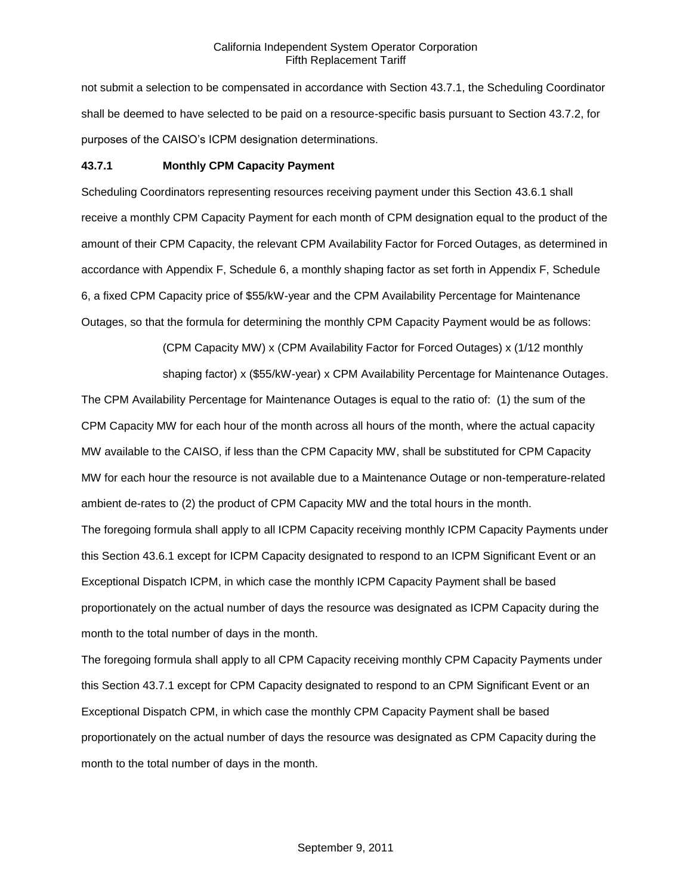not submit a selection to be compensated in accordance with Section 43.7.1, the Scheduling Coordinator shall be deemed to have selected to be paid on a resource-specific basis pursuant to Section 43.7.2, for purposes of the CAISO's ICPM designation determinations.

**43.7.1 Monthly CPM Capacity Payment**

Scheduling Coordinators representing resources receiving payment under this Section 43.6.1 shall receive a monthly CPM Capacity Payment for each month of CPM designation equal to the product of the amount of their CPM Capacity, the relevant CPM Availability Factor for Forced Outages, as determined in accordance with Appendix F, Schedule 6, a monthly shaping factor as set forth in Appendix F, Schedule 6, a fixed CPM Capacity price of $55/kW-year and the CPM Availability Percentage for Maintenance Outages, so that the formula for determining the monthly CPM Capacity Payment would be as follows:

(CPM Capacity MW) x (CPM Availability Factor for Forced Outages) x (1/12 monthly shaping factor) x ($55/kW-year) x CPM Availability Percentage for Maintenance Outages.

The CPM Availability Percentage for Maintenance Outages is equal to the ratio of: (1) the sum of the CPM Capacity MW for each hour of the month across all hours of the month, where the actual capacity MW available to the CAISO, if less than the CPM Capacity MW, shall be substituted for CPM Capacity MW for each hour the resource is not available due to a Maintenance Outage or non-temperature-related ambient de-rates to (2) the product of CPM Capacity MW and the total hours in the month.

The foregoing formula shall apply to all ICPM Capacity receiving monthly ICPM Capacity Payments under this Section 43.6.1 except for ICPM Capacity designated to respond to an ICPM Significant Event or an Exceptional Dispatch ICPM, in which case the monthly ICPM Capacity Payment shall be based proportionately on the actual number of days the resource was designated as ICPM Capacity during the month to the total number of days in the month.

The foregoing formula shall apply to all CPM Capacity receiving monthly CPM Capacity Payments under this Section 43.7.1 except for CPM Capacity designated to respond to an CPM Significant Event or an Exceptional Dispatch CPM, in which case the monthly CPM Capacity Payment shall be based proportionately on the actual number of days the resource was designated as CPM Capacity during the month to the total number of days in the month.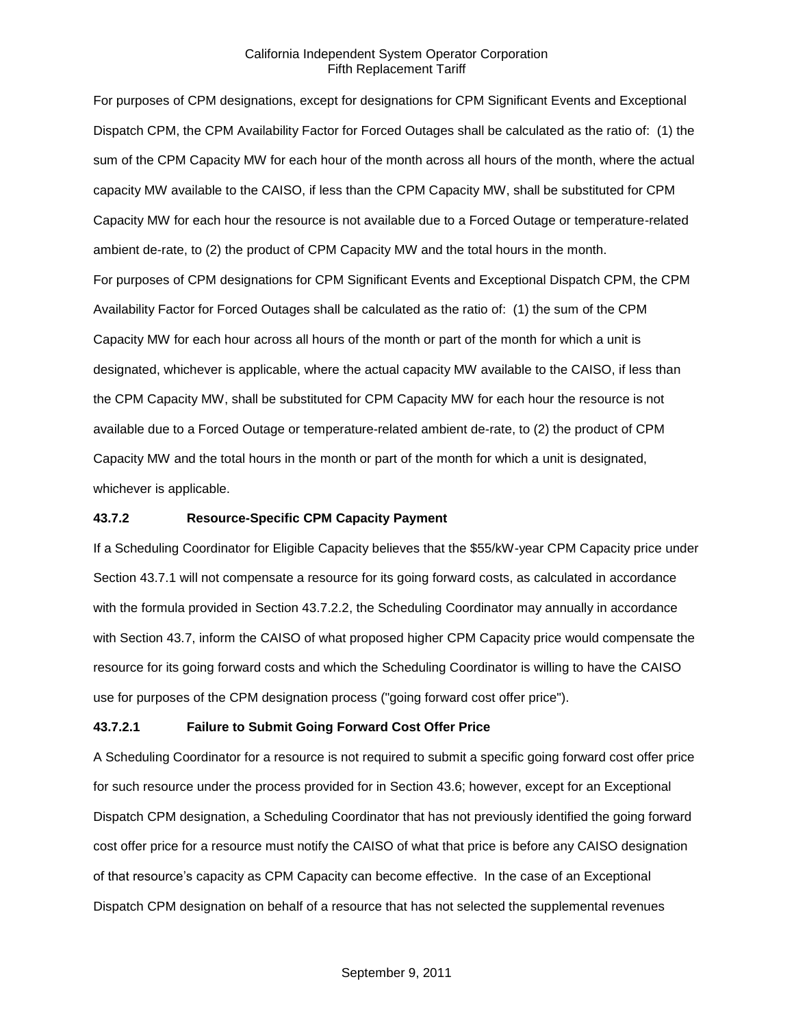For purposes of CPM designations, except for designations for CPM Significant Events and Exceptional Dispatch CPM, the CPM Availability Factor for Forced Outages shall be calculated as the ratio of: (1) the sum of the CPM Capacity MW for each hour of the month across all hours of the month, where the actual capacity MW available to the CAISO, if less than the CPM Capacity MW, shall be substituted for CPM Capacity MW for each hour the resource is not available due to a Forced Outage or temperature-related ambient de-rate, to (2) the product of CPM Capacity MW and the total hours in the month.

For purposes of CPM designations for CPM Significant Events and Exceptional Dispatch CPM, the CPM Availability Factor for Forced Outages shall be calculated as the ratio of: (1) the sum of the CPM Capacity MW for each hour across all hours of the month or part of the month for which a unit is designated, whichever is applicable, where the actual capacity MW available to the CAISO, if less than the CPM Capacity MW, shall be substituted for CPM Capacity MW for each hour the resource is not available due to a Forced Outage or temperature-related ambient de-rate, to (2) the product of CPM Capacity MW and the total hours in the month or part of the month for which a unit is designated, whichever is applicable.

**43.7.2 Resource-Specific CPM Capacity Payment**

If a Scheduling Coordinator for Eligible Capacity believes that the $55/kW-year CPM Capacity price under Section 43.7.1 will not compensate a resource for its going forward costs, as calculated in accordance with the formula provided in Section 43.7.2.2, the Scheduling Coordinator may annually in accordance with Section 43.7, inform the CAISO of what proposed higher CPM Capacity price would compensate the resource for its going forward costs and which the Scheduling Coordinator is willing to have the CAISO use for purposes of the CPM designation process ("going forward cost offer price").

**43.7.2.1 Failure to Submit Going Forward Cost Offer Price**

A Scheduling Coordinator for a resource is not required to submit a specific going forward cost offer price for such resource under the process provided for in Section 43.6; however, except for an Exceptional Dispatch CPM designation, a Scheduling Coordinator that has not previously identified the going forward cost offer price for a resource must notify the CAISO of what that price is before any CAISO designation of that resource's capacity as CPM Capacity can become effective. In the case of an Exceptional Dispatch CPM designation on behalf of a resource that has not selected the supplemental revenues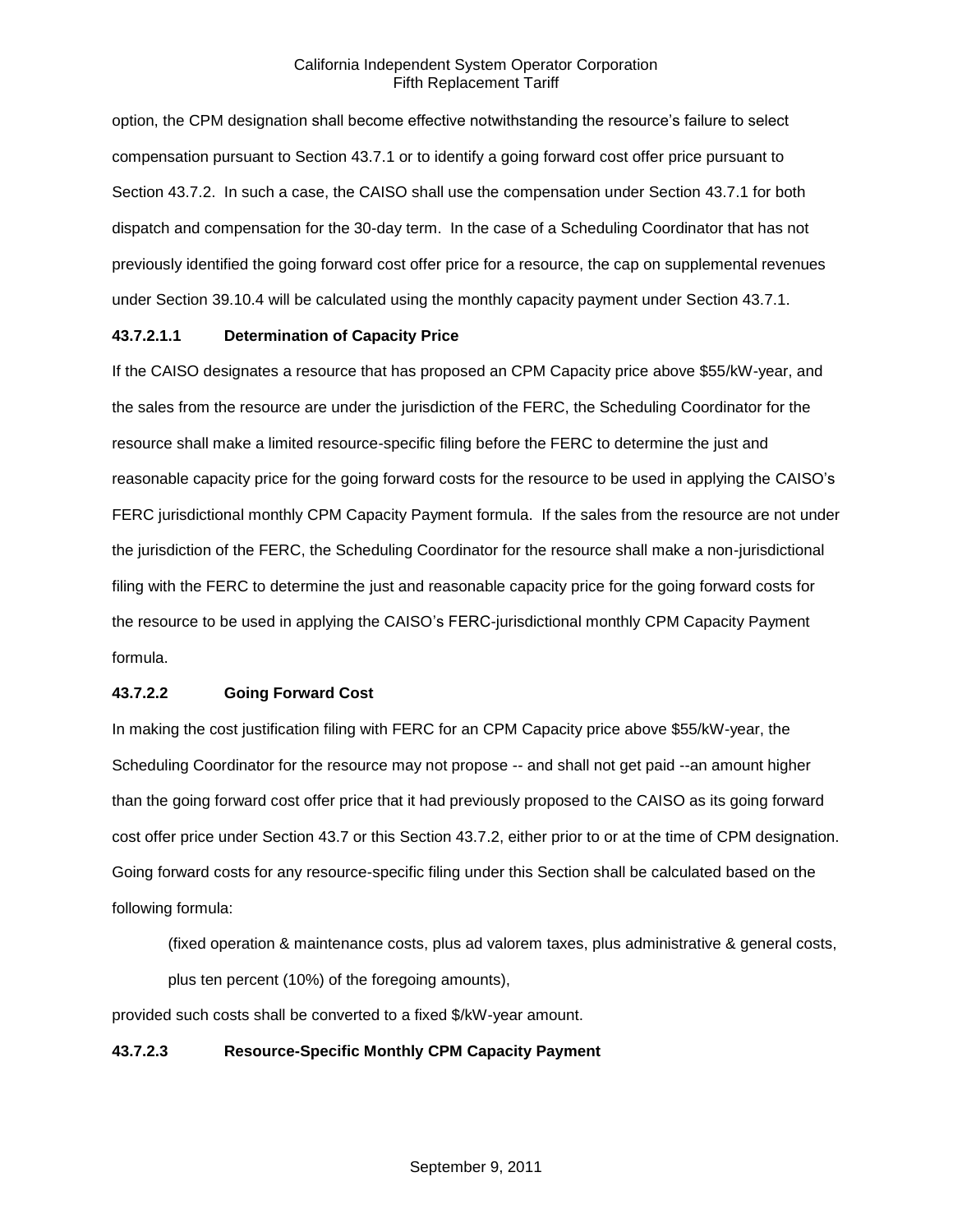option, the CPM designation shall become effective notwithstanding the resource's failure to select compensation pursuant to Section 43.7.1 or to identify a going forward cost offer price pursuant to Section 43.7.2. In such a case, the CAISO shall use the compensation under Section 43.7.1 for both dispatch and compensation for the 30-day term. In the case of a Scheduling Coordinator that has not previously identified the going forward cost offer price for a resource, the cap on supplemental revenues under Section 39.10.4 will be calculated using the monthly capacity payment under Section 43.7.1.

**43.7.2.1.1 Determination of Capacity Price**

If the CAISO designates a resource that has proposed an CPM Capacity price above $55/kW-year, and the sales from the resource are under the jurisdiction of the FERC, the Scheduling Coordinator for the resource shall make a limited resource-specific filing before the FERC to determine the just and reasonable capacity price for the going forward costs for the resource to be used in applying the CAISO's FERC jurisdictional monthly CPM Capacity Payment formula. If the sales from the resource are not under the jurisdiction of the FERC, the Scheduling Coordinator for the resource shall make a non-jurisdictional filing with the FERC to determine the just and reasonable capacity price for the going forward costs for the resource to be used in applying the CAISO's FERC-jurisdictional monthly CPM Capacity Payment formula.

**43.7.2.2 Going Forward Cost**

In making the cost justification filing with FERC for an CPM Capacity price above $55/kW-year, the Scheduling Coordinator for the resource may not propose -- and shall not get paid --an amount higher than the going forward cost offer price that it had previously proposed to the CAISO as its going forward cost offer price under Section 43.7 or this Section 43.7.2, either prior to or at the time of CPM designation. Going forward costs for any resource-specific filing under this Section shall be calculated based on the following formula:

> (fixed operation & maintenance costs, plus ad valorem taxes, plus administrative & general costs, plus ten percent (10%) of the foregoing amounts),

provided such costs shall be converted to a fixed $/kW-year amount.

**43.7.2.3 Resource-Specific Monthly CPM Capacity Payment**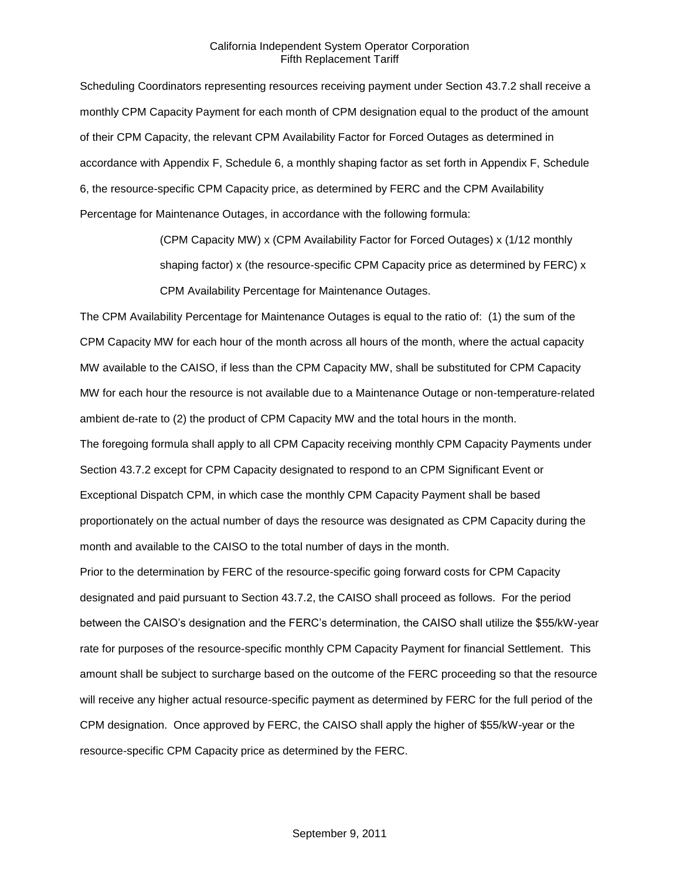Scheduling Coordinators representing resources receiving payment under Section 43.7.2 shall receive a monthly CPM Capacity Payment for each month of CPM designation equal to the product of the amount of their CPM Capacity, the relevant CPM Availability Factor for Forced Outages as determined in accordance with Appendix F, Schedule 6, a monthly shaping factor as set forth in Appendix F, Schedule 6, the resource-specific CPM Capacity price, as determined by FERC and the CPM Availability Percentage for Maintenance Outages, in accordance with the following formula:

> (CPM Capacity MW) x (CPM Availability Factor for Forced Outages) x (1/12 monthly shaping factor) x (the resource-specific CPM Capacity price as determined by FERC) x CPM Availability Percentage for Maintenance Outages.

The CPM Availability Percentage for Maintenance Outages is equal to the ratio of: (1) the sum of the CPM Capacity MW for each hour of the month across all hours of the month, where the actual capacity MW available to the CAISO, if less than the CPM Capacity MW, shall be substituted for CPM Capacity MW for each hour the resource is not available due to a Maintenance Outage or non-temperature-related ambient de-rate to (2) the product of CPM Capacity MW and the total hours in the month.

The foregoing formula shall apply to all CPM Capacity receiving monthly CPM Capacity Payments under Section 43.7.2 except for CPM Capacity designated to respond to an CPM Significant Event or Exceptional Dispatch CPM, in which case the monthly CPM Capacity Payment shall be based proportionately on the actual number of days the resource was designated as CPM Capacity during the month and available to the CAISO to the total number of days in the month.

Prior to the determination by FERC of the resource-specific going forward costs for CPM Capacity designated and paid pursuant to Section 43.7.2, the CAISO shall proceed as follows. For the period between the CAISO's designation and the FERC's determination, the CAISO shall utilize the $55/kW-year rate for purposes of the resource-specific monthly CPM Capacity Payment for financial Settlement. This amount shall be subject to surcharge based on the outcome of the FERC proceeding so that the resource will receive any higher actual resource-specific payment as determined by FERC for the full period of the CPM designation. Once approved by FERC, the CAISO shall apply the higher of $55/kW-year or the resource-specific CPM Capacity price as determined by the FERC.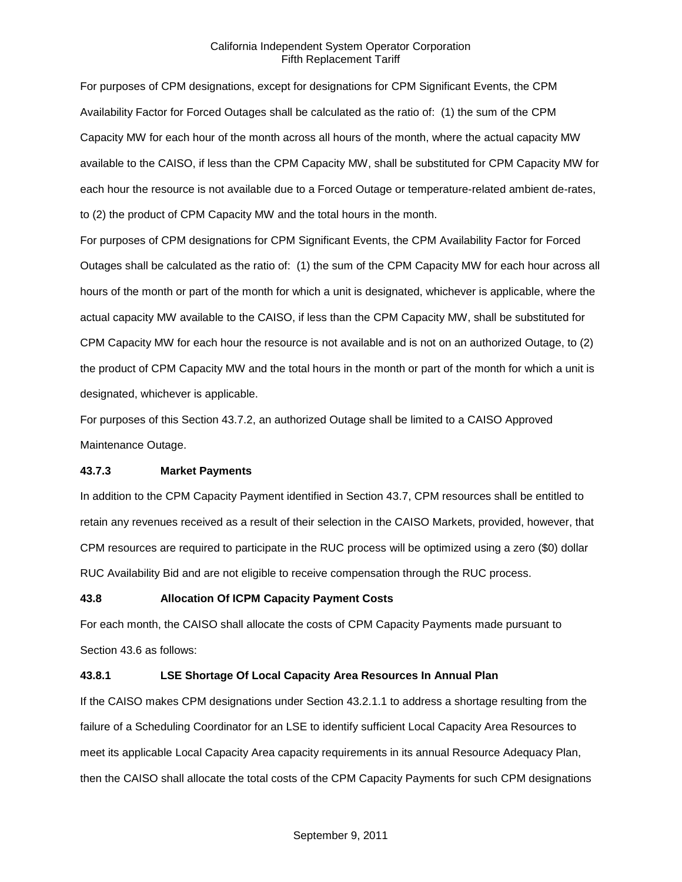For purposes of CPM designations, except for designations for CPM Significant Events, the CPM Availability Factor for Forced Outages shall be calculated as the ratio of: (1) the sum of the CPM Capacity MW for each hour of the month across all hours of the month, where the actual capacity MW available to the CAISO, if less than the CPM Capacity MW, shall be substituted for CPM Capacity MW for each hour the resource is not available due to a Forced Outage or temperature-related ambient de-rates, to (2) the product of CPM Capacity MW and the total hours in the month.

For purposes of CPM designations for CPM Significant Events, the CPM Availability Factor for Forced Outages shall be calculated as the ratio of: (1) the sum of the CPM Capacity MW for each hour across all hours of the month or part of the month for which a unit is designated, whichever is applicable, where the actual capacity MW available to the CAISO, if less than the CPM Capacity MW, shall be substituted for CPM Capacity MW for each hour the resource is not available and is not on an authorized Outage, to (2) the product of CPM Capacity MW and the total hours in the month or part of the month for which a unit is designated, whichever is applicable.

For purposes of this Section 43.7.2, an authorized Outage shall be limited to a CAISO Approved Maintenance Outage.

### 43.7.3 Market Payments

In addition to the CPM Capacity Payment identified in Section 43.7, CPM resources shall be entitled to retain any revenues received as a result of their selection in the CAISO Markets, provided, however, that CPM resources are required to participate in the RUC process will be optimized using a zero ($0) dollar RUC Availability Bid and are not eligible to receive compensation through the RUC process.

## 43.8 Allocation Of ICPM Capacity Payment Costs

For each month, the CAISO shall allocate the costs of CPM Capacity Payments made pursuant to Section 43.6 as follows:

### 43.8.1 LSE Shortage Of Local Capacity Area Resources In Annual Plan

If the CAISO makes CPM designations under Section 43.2.1.1 to address a shortage resulting from the failure of a Scheduling Coordinator for an LSE to identify sufficient Local Capacity Area Resources to meet its applicable Local Capacity Area capacity requirements in its annual Resource Adequacy Plan, then the CAISO shall allocate the total costs of the CPM Capacity Payments for such CPM designations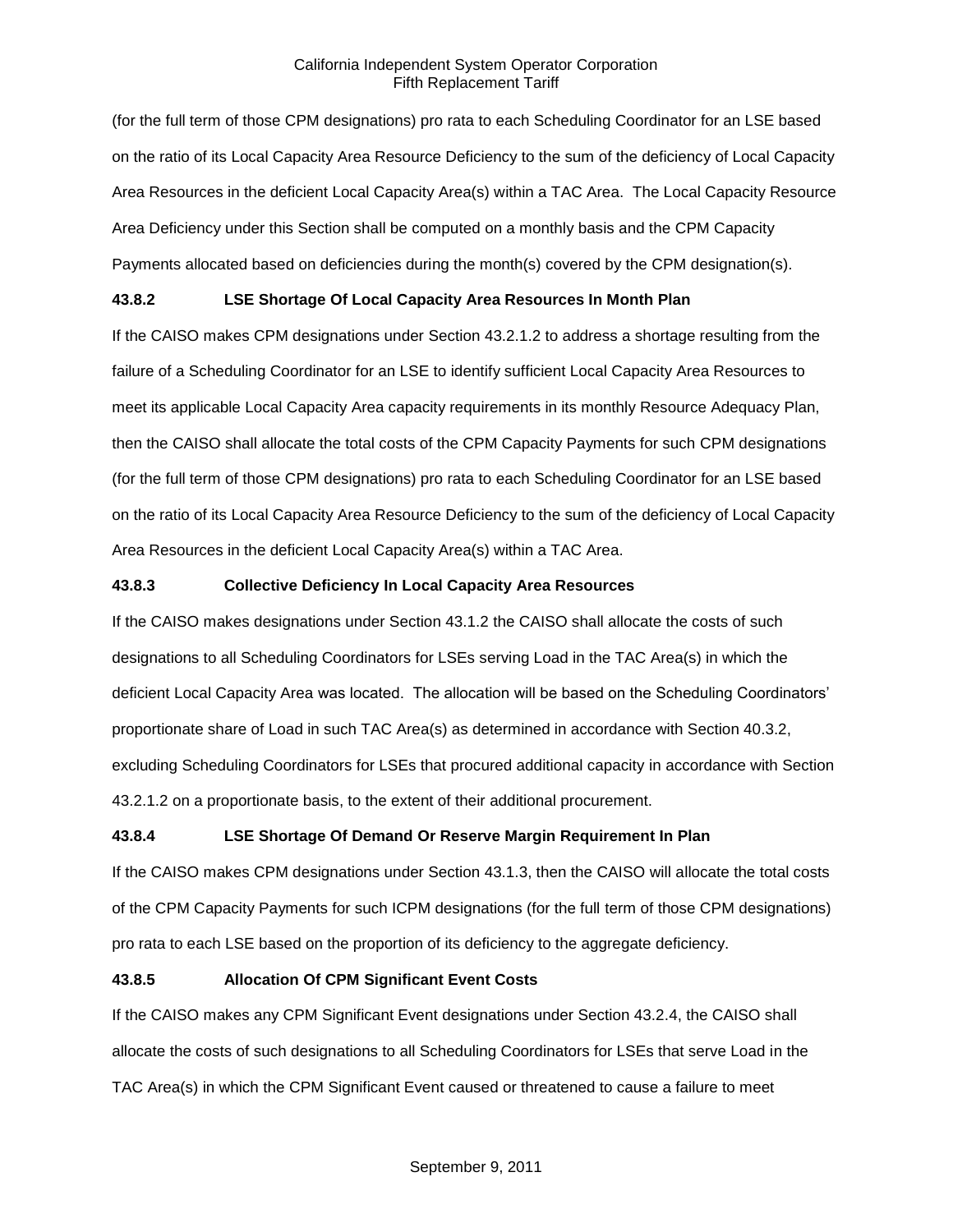(for the full term of those CPM designations) pro rata to each Scheduling Coordinator for an LSE based on the ratio of its Local Capacity Area Resource Deficiency to the sum of the deficiency of Local Capacity Area Resources in the deficient Local Capacity Area(s) within a TAC Area. The Local Capacity Resource Area Deficiency under this Section shall be computed on a monthly basis and the CPM Capacity Payments allocated based on deficiencies during the month(s) covered by the CPM designation(s).

**43.8.2 LSE Shortage Of Local Capacity Area Resources In Month Plan**

If the CAISO makes CPM designations under Section 43.2.1.2 to address a shortage resulting from the failure of a Scheduling Coordinator for an LSE to identify sufficient Local Capacity Area Resources to meet its applicable Local Capacity Area capacity requirements in its monthly Resource Adequacy Plan, then the CAISO shall allocate the total costs of the CPM Capacity Payments for such CPM designations (for the full term of those CPM designations) pro rata to each Scheduling Coordinator for an LSE based on the ratio of its Local Capacity Area Resource Deficiency to the sum of the deficiency of Local Capacity Area Resources in the deficient Local Capacity Area(s) within a TAC Area.

**43.8.3 Collective Deficiency In Local Capacity Area Resources**

If the CAISO makes designations under Section 43.1.2 the CAISO shall allocate the costs of such designations to all Scheduling Coordinators for LSEs serving Load in the TAC Area(s) in which the deficient Local Capacity Area was located. The allocation will be based on the Scheduling Coordinators' proportionate share of Load in such TAC Area(s) as determined in accordance with Section 40.3.2, excluding Scheduling Coordinators for LSEs that procured additional capacity in accordance with Section 43.2.1.2 on a proportionate basis, to the extent of their additional procurement.

**43.8.4 LSE Shortage Of Demand Or Reserve Margin Requirement In Plan**

If the CAISO makes CPM designations under Section 43.1.3, then the CAISO will allocate the total costs of the CPM Capacity Payments for such ICPM designations (for the full term of those CPM designations) pro rata to each LSE based on the proportion of its deficiency to the aggregate deficiency.

**43.8.5 Allocation Of CPM Significant Event Costs**

If the CAISO makes any CPM Significant Event designations under Section 43.2.4, the CAISO shall allocate the costs of such designations to all Scheduling Coordinators for LSEs that serve Load in the TAC Area(s) in which the CPM Significant Event caused or threatened to cause a failure to meet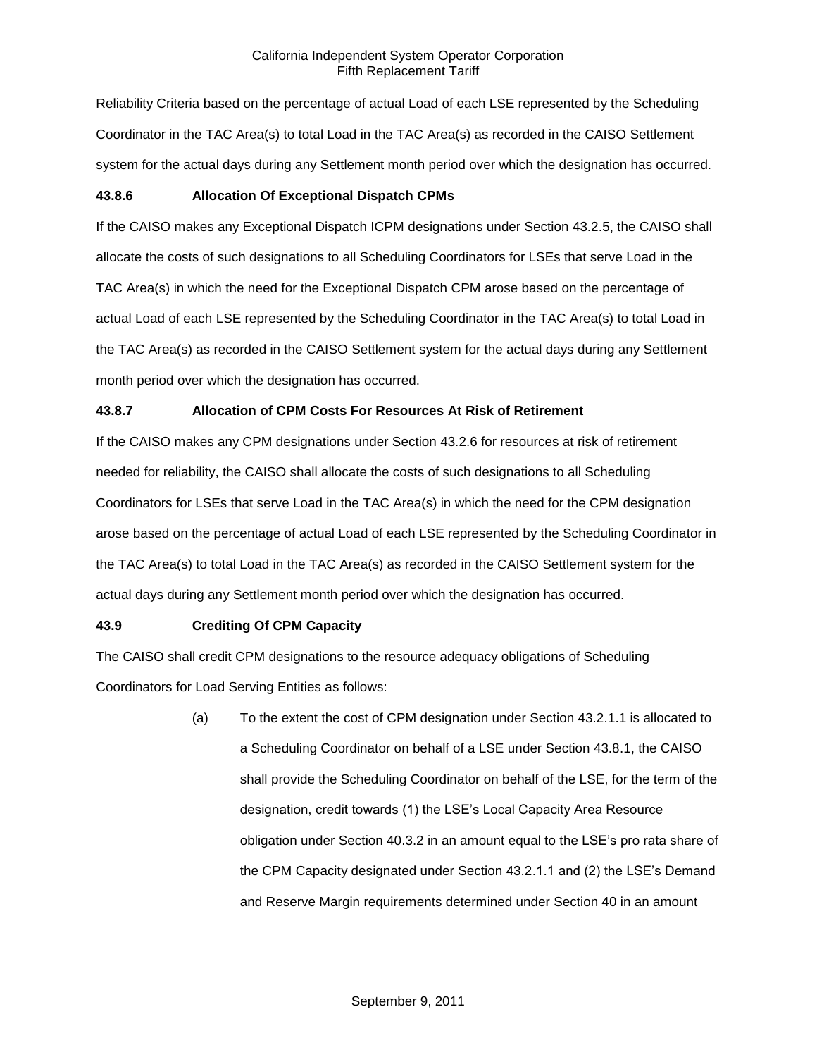Reliability Criteria based on the percentage of actual Load of each LSE represented by the Scheduling Coordinator in the TAC Area(s) to total Load in the TAC Area(s) as recorded in the CAISO Settlement system for the actual days during any Settlement month period over which the designation has occurred.

### 43.8.6 Allocation Of Exceptional Dispatch CPMs

If the CAISO makes any Exceptional Dispatch ICPM designations under Section 43.2.5, the CAISO shall allocate the costs of such designations to all Scheduling Coordinators for LSEs that serve Load in the TAC Area(s) in which the need for the Exceptional Dispatch CPM arose based on the percentage of actual Load of each LSE represented by the Scheduling Coordinator in the TAC Area(s) to total Load in the TAC Area(s) as recorded in the CAISO Settlement system for the actual days during any Settlement month period over which the designation has occurred.

### 43.8.7 Allocation of CPM Costs For Resources At Risk of Retirement

If the CAISO makes any CPM designations under Section 43.2.6 for resources at risk of retirement needed for reliability, the CAISO shall allocate the costs of such designations to all Scheduling Coordinators for LSEs that serve Load in the TAC Area(s) in which the need for the CPM designation arose based on the percentage of actual Load of each LSE represented by the Scheduling Coordinator in the TAC Area(s) to total Load in the TAC Area(s) as recorded in the CAISO Settlement system for the actual days during any Settlement month period over which the designation has occurred.

### 43.9 Crediting Of CPM Capacity

The CAISO shall credit CPM designations to the resource adequacy obligations of Scheduling Coordinators for Load Serving Entities as follows:

(a) To the extent the cost of CPM designation under Section 43.2.1.1 is allocated to a Scheduling Coordinator on behalf of a LSE under Section 43.8.1, the CAISO shall provide the Scheduling Coordinator on behalf of the LSE, for the term of the designation, credit towards (1) the LSE's Local Capacity Area Resource obligation under Section 40.3.2 in an amount equal to the LSE's pro rata share of the CPM Capacity designated under Section 43.2.1.1 and (2) the LSE's Demand and Reserve Margin requirements determined under Section 40 in an amount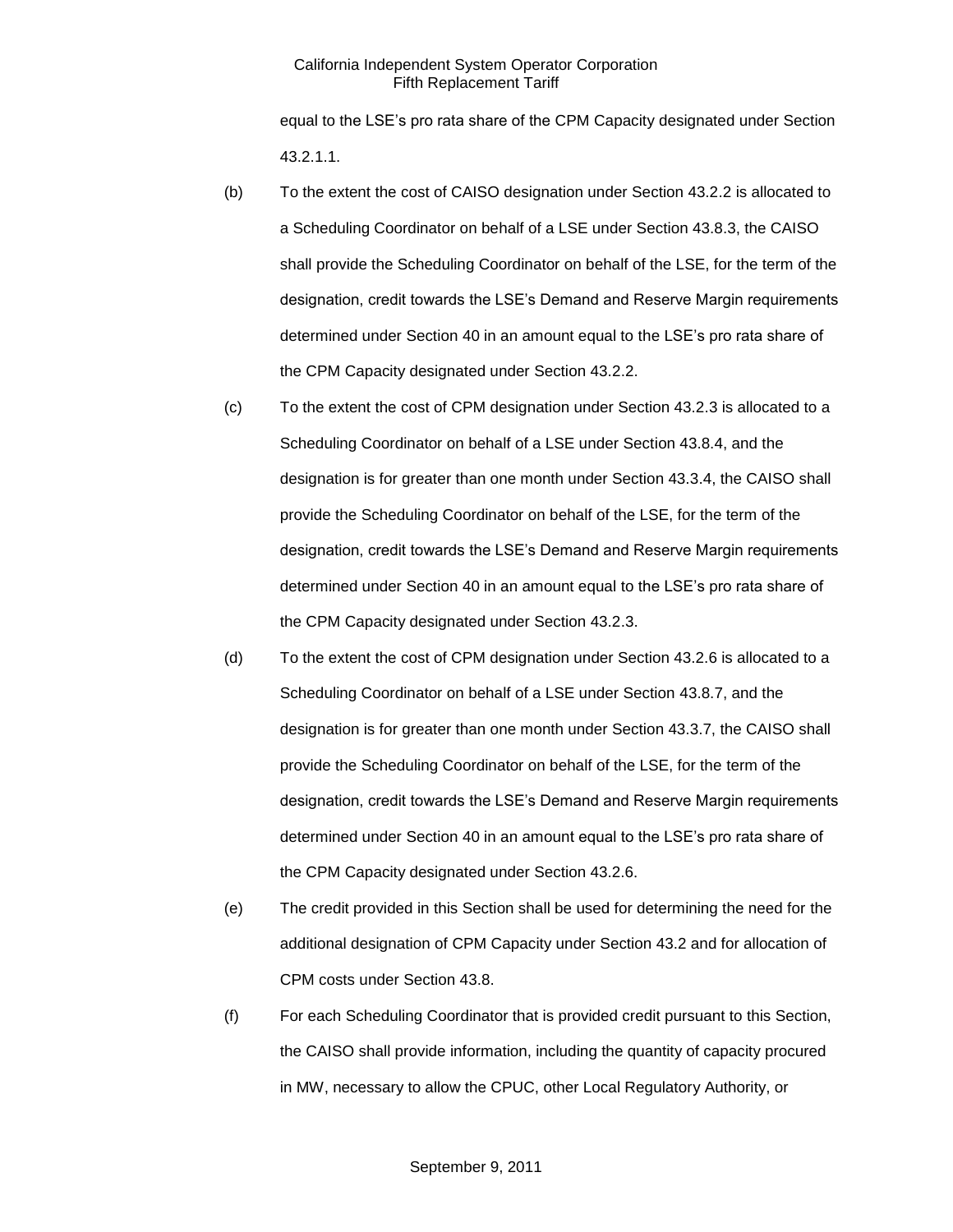equal to the LSE's pro rata share of the CPM Capacity designated under Section 43.2.1.1.

(b) To the extent the cost of CAISO designation under Section 43.2.2 is allocated to a Scheduling Coordinator on behalf of a LSE under Section 43.8.3, the CAISO shall provide the Scheduling Coordinator on behalf of the LSE, for the term of the designation, credit towards the LSE's Demand and Reserve Margin requirements determined under Section 40 in an amount equal to the LSE's pro rata share of the CPM Capacity designated under Section 43.2.2.

(c) To the extent the cost of CPM designation under Section 43.2.3 is allocated to a Scheduling Coordinator on behalf of a LSE under Section 43.8.4, and the designation is for greater than one month under Section 43.3.4, the CAISO shall provide the Scheduling Coordinator on behalf of the LSE, for the term of the designation, credit towards the LSE's Demand and Reserve Margin requirements determined under Section 40 in an amount equal to the LSE's pro rata share of the CPM Capacity designated under Section 43.2.3.

(d) To the extent the cost of CPM designation under Section 43.2.6 is allocated to a Scheduling Coordinator on behalf of a LSE under Section 43.8.7, and the designation is for greater than one month under Section 43.3.7, the CAISO shall provide the Scheduling Coordinator on behalf of the LSE, for the term of the designation, credit towards the LSE's Demand and Reserve Margin requirements determined under Section 40 in an amount equal to the LSE's pro rata share of the CPM Capacity designated under Section 43.2.6.

(e) The credit provided in this Section shall be used for determining the need for the additional designation of CPM Capacity under Section 43.2 and for allocation of CPM costs under Section 43.8.

(f) For each Scheduling Coordinator that is provided credit pursuant to this Section, the CAISO shall provide information, including the quantity of capacity procured in MW, necessary to allow the CPUC, other Local Regulatory Authority, or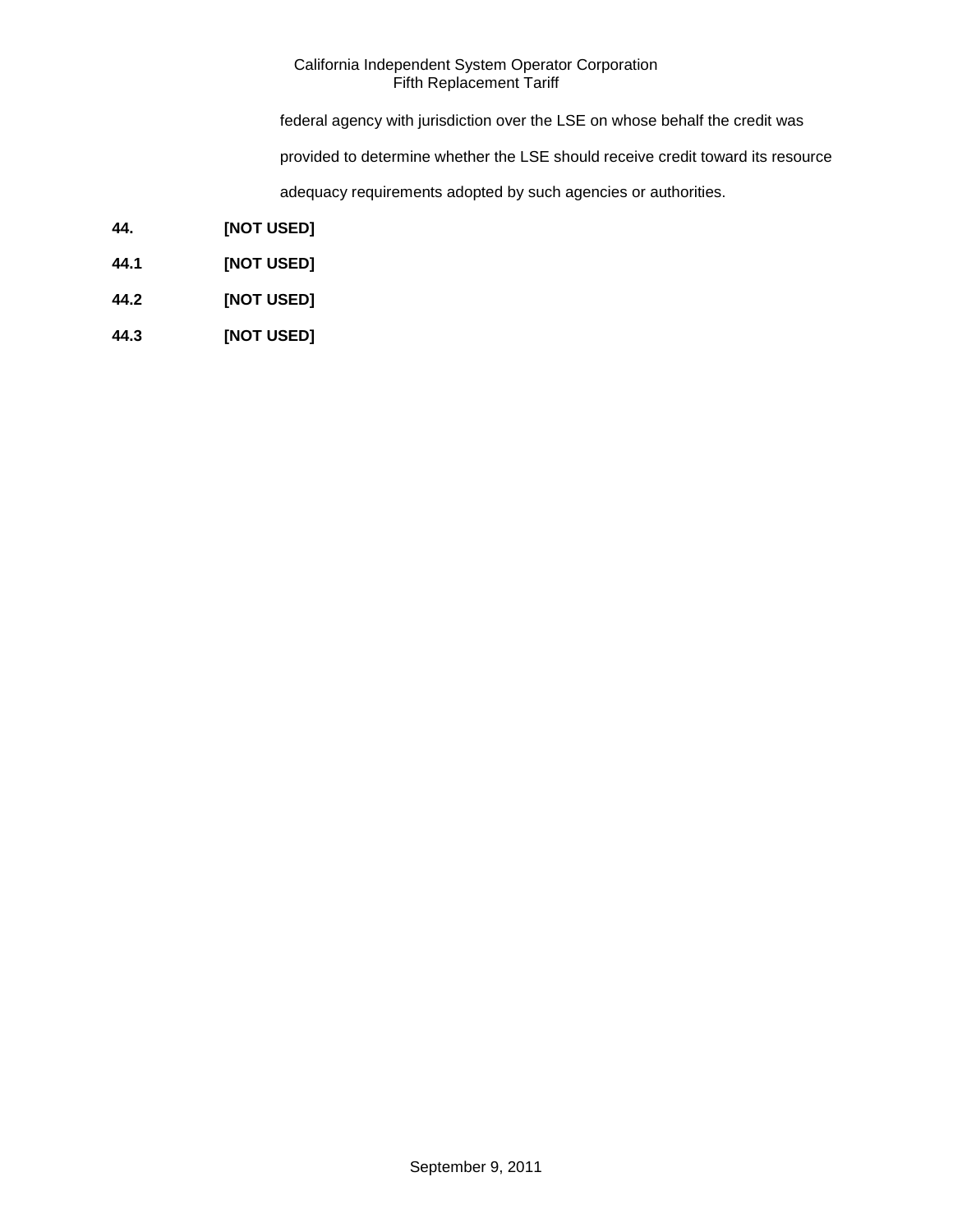federal agency with jurisdiction over the LSE on whose behalf the credit was provided to determine whether the LSE should receive credit toward its resource adequacy requirements adopted by such agencies or authorities.

**44. [NOT USED]**

**44.1 [NOT USED]**

**44.2 [NOT USED]**

**44.3 [NOT USED]**